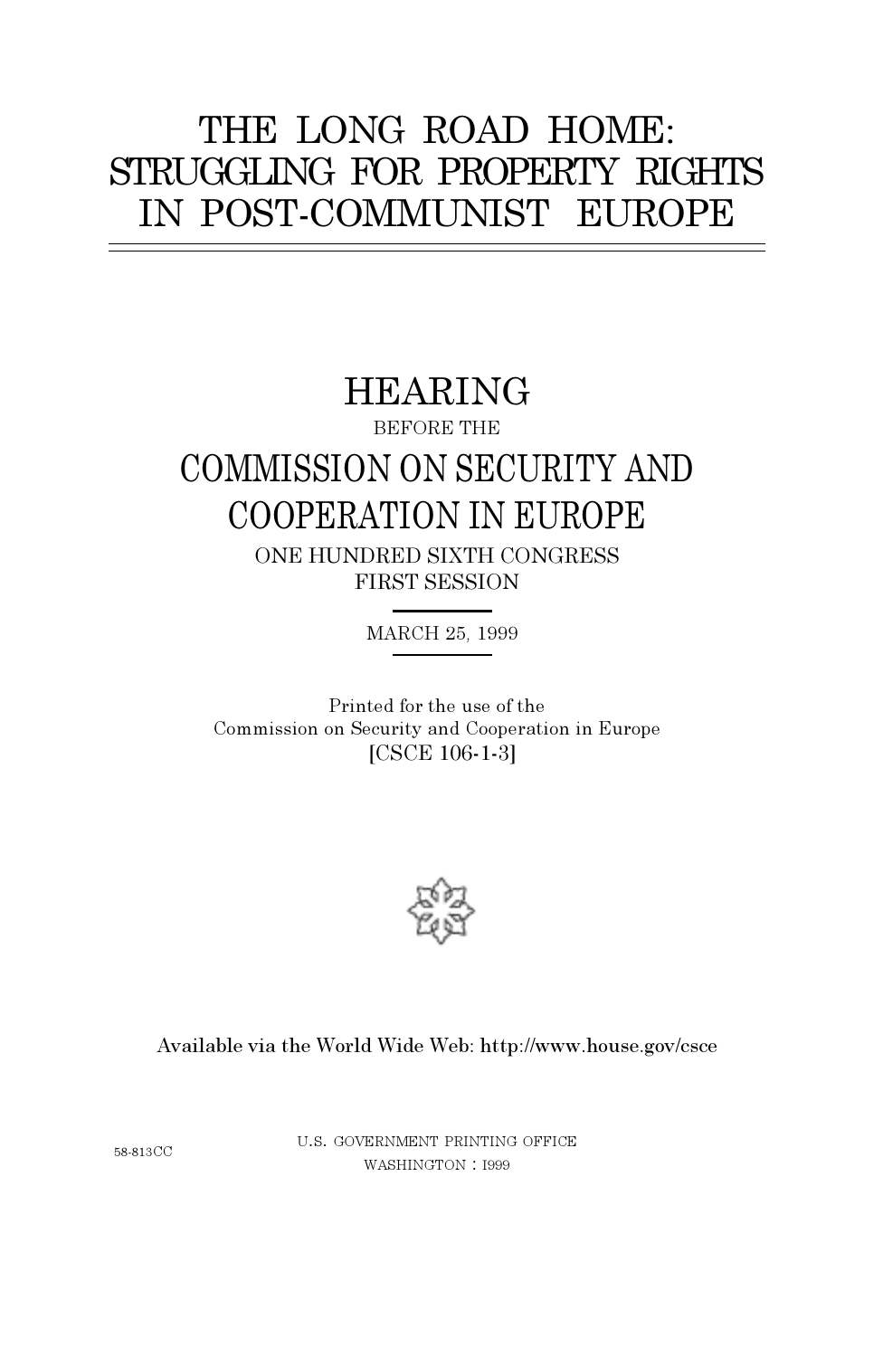# THE LONG ROAD HOME: STRUGGLING FOR PROPERTY RIGHTS IN POST-COMMUNIST EUROPE

## HEARING

BEFORE THE

## COMMISSION ON SECURITY AND COOPERATION IN EUROPE

ONE HUNDRED SIXTH CONGRESS
FIRST SESSION

MARCH 25, 1999

Printed for the use of the
Commission on Security and Cooperation in Europe
[CSCE 106-1-3]

Available via the World Wide Web: http://www.house.gov/csce

58-813CC

U.S. GOVERNMENT PRINTING OFFICE
WASHINGTON : 1999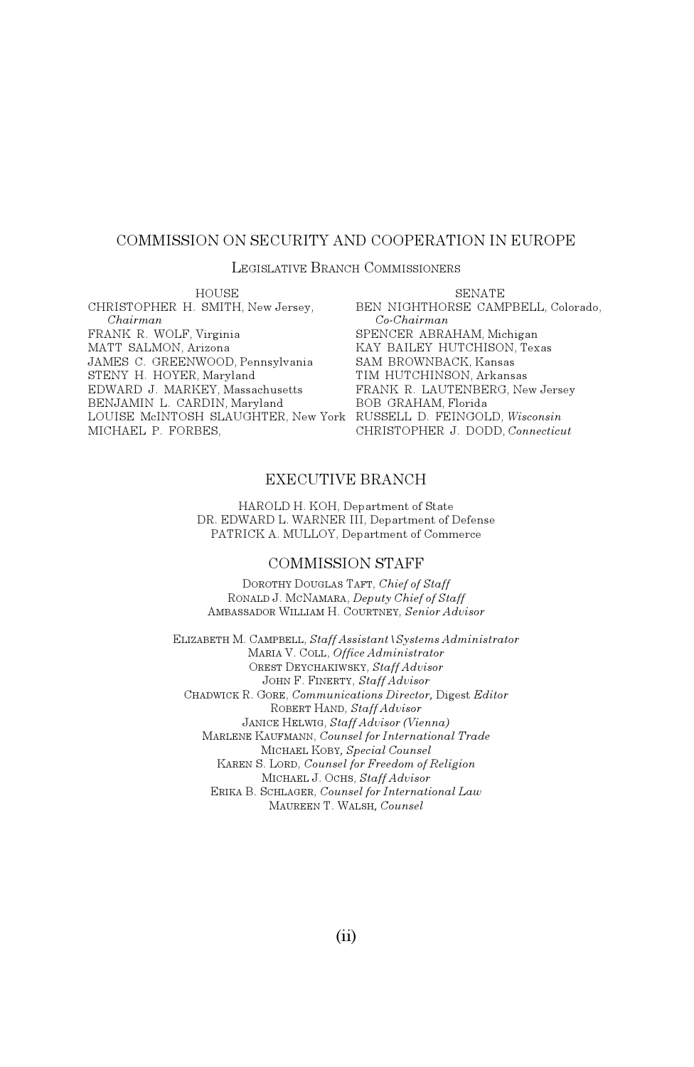## COMMISSION ON SECURITY AND COOPERATION IN EUROPE

### Legislative Branch Commissioners

| HOUSE | SENATE |
|---|---|
| CHRISTOPHER H. SMITH, New Jersey, *Chairman* | BEN NIGHTHORSE CAMPBELL, Colorado, *Co-Chairman* |
| FRANK R. WOLF, Virginia | SPENCER ABRAHAM, Michigan |
| MATT SALMON, Arizona | KAY BAILEY HUTCHISON, Texas |
| JAMES C. GREENWOOD, Pennsylvania | SAM BROWNBACK, Kansas |
| STENY H. HOYER, Maryland | TIM HUTCHINSON, Arkansas |
| EDWARD J. MARKEY, Massachusetts | FRANK R. LAUTENBERG, New Jersey |
| BENJAMIN L. CARDIN, Maryland | BOB GRAHAM, Florida |
| LOUISE McINTOSH SLAUGHTER, New York | RUSSELL D. FEINGOLD, *Wisconsin* |
| MICHAEL P. FORBES, | CHRISTOPHER J. DODD, *Connecticut* |

## EXECUTIVE BRANCH

HAROLD H. KOH, Department of State
DR. EDWARD L. WARNER III, Department of Defense
PATRICK A. MULLOY, Department of Commerce

## COMMISSION STAFF

Dorothy Douglas Taft, *Chief of Staff*
Ronald J. McNamara, *Deputy Chief of Staff*
Ambassador William H. Courtney, *Senior Advisor*

Elizabeth M. Campbell, *Staff Assistant \ Systems Administrator*
Maria V. Coll, *Office Administrator*
Orest Deychakiwsky, *Staff Advisor*
John F. Finerty, *Staff Advisor*
Chadwick R. Gore, *Communications Director, Digest Editor*
Robert Hand, *Staff Advisor*
Janice Helwig, *Staff Advisor (Vienna)*
Marlene Kaufmann, *Counsel for International Trade*
Michael Koby, *Special Counsel*
Karen S. Lord, *Counsel for Freedom of Religion*
Michael J. Ochs, *Staff Advisor*
Erika B. Schlager, *Counsel for International Law*
Maureen T. Walsh, *Counsel*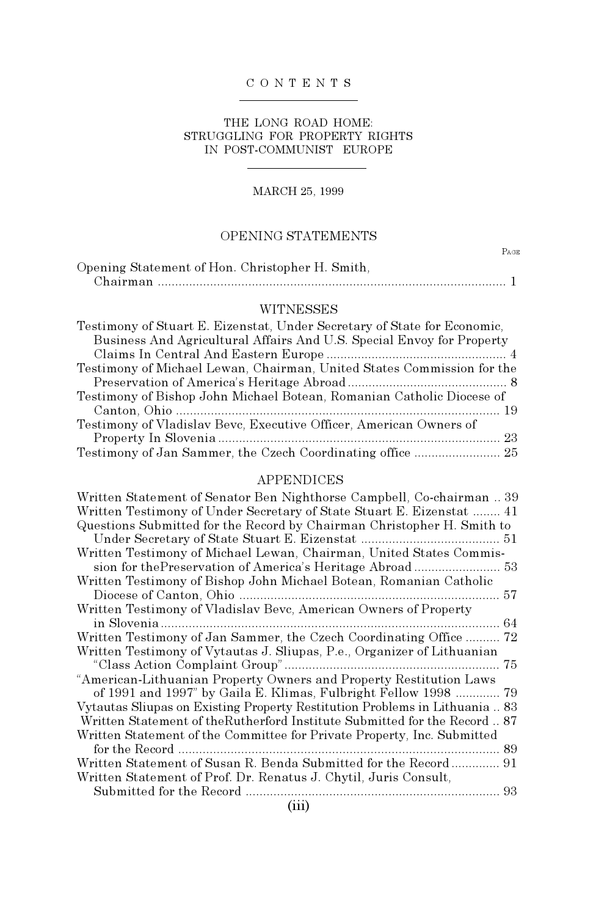# CONTENTS

## THE LONG ROAD HOME: STRUGGLING FOR PROPERTY RIGHTS IN POST-COMMUNIST EUROPE

MARCH 25, 1999

### OPENING STATEMENTS

| | Page |
|---|---|
| Opening Statement of Hon. Christopher H. Smith, Chairman | 1 |

### WITNESSES

| | |
|---|---|
| Testimony of Stuart E. Eizenstat, Under Secretary of State for Economic, Business And Agricultural Affairs And U.S. Special Envoy for Property Claims In Central And Eastern Europe | 4 |
| Testimony of Michael Lewan, Chairman, United States Commission for the Preservation of America's Heritage Abroad | 8 |
| Testimony of Bishop John Michael Botean, Romanian Catholic Diocese of Canton, Ohio | 19 |
| Testimony of Vladislav Bevc, Executive Officer, American Owners of Property In Slovenia | 23 |
| Testimony of Jan Sammer, the Czech Coordinating office | 25 |

### APPENDICES

| | |
|---|---|
| Written Statement of Senator Ben Nighthorse Campbell, Co-chairman | 39 |
| Written Testimony of Under Secretary of State Stuart E. Eizenstat | 41 |
| Questions Submitted for the Record by Chairman Christopher H. Smith to Under Secretary of State Stuart E. Eizenstat | 51 |
| Written Testimony of Michael Lewan, Chairman, United States Commission for thePreservation of America's Heritage Abroad | 53 |
| Written Testimony of Bishop John Michael Botean, Romanian Catholic Diocese of Canton, Ohio | 57 |
| Written Testimony of Vladislav Bevc, American Owners of Property in Slovenia | 64 |
| Written Testimony of Jan Sammer, the Czech Coordinating Office | 72 |
| Written Testimony of Vytautas J. Sliupas, P.e., Organizer of Lithuanian "Class Action Complaint Group" | 75 |
| "American-Lithuanian Property Owners and Property Restitution Laws of 1991 and 1997" by Gaila E. Klimas, Fulbright Fellow 1998 | 79 |
| Vytautas Sliupas on Existing Property Restitution Problems in Lithuania | 83 |
| Written Statement of theRutherford Institute Submitted for the Record | 87 |
| Written Statement of the Committee for Private Property, Inc. Submitted for the Record | 89 |
| Written Statement of Susan R. Benda Submitted for the Record | 91 |
| Written Statement of Prof. Dr. Renatus J. Chytil, Juris Consult, Submitted for the Record | 93 |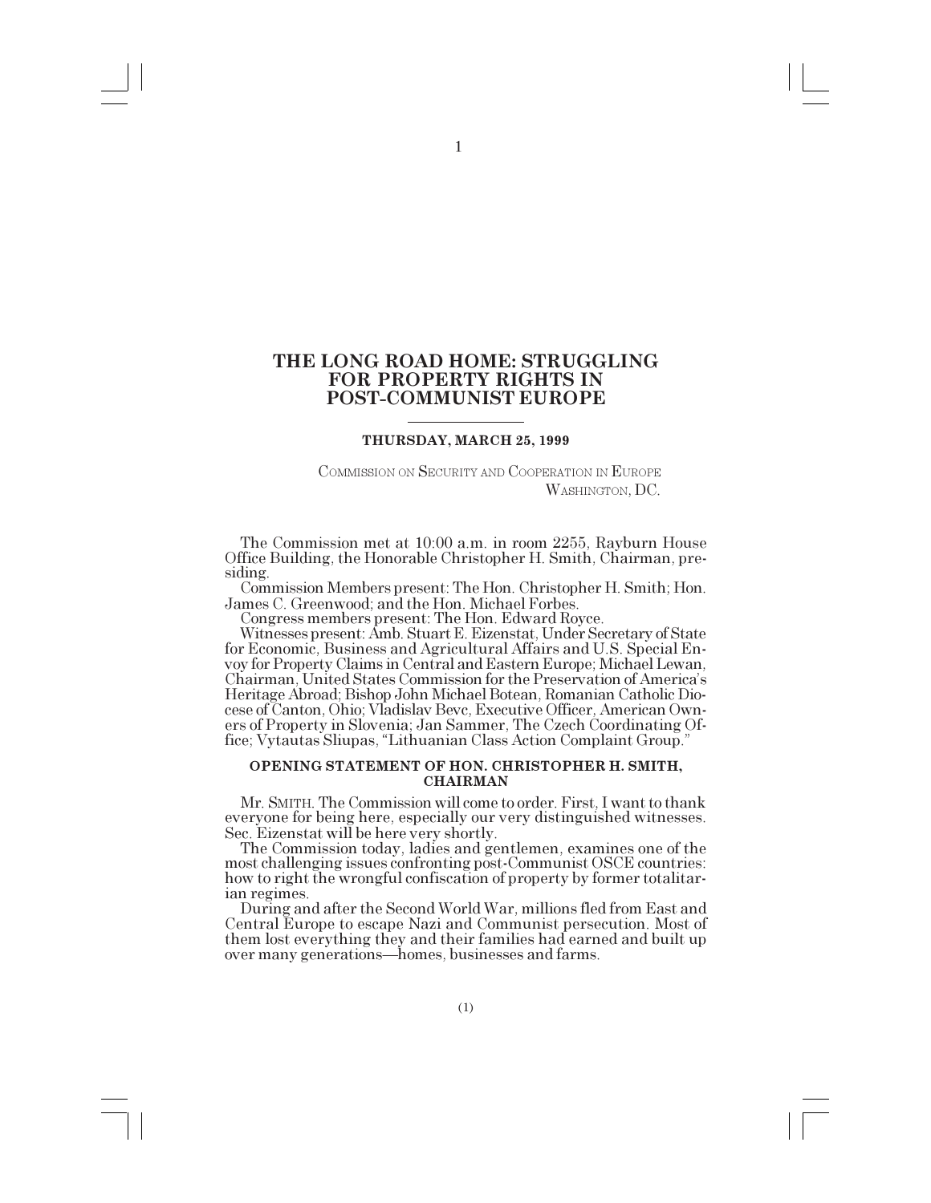# THE LONG ROAD HOME: STRUGGLING FOR PROPERTY RIGHTS IN POST-COMMUNIST EUROPE

**THURSDAY, MARCH 25, 1999**

COMMISSION ON SECURITY AND COOPERATION IN EUROPE
WASHINGTON, DC.

The Commission met at 10:00 a.m. in room 2255, Rayburn House Office Building, the Honorable Christopher H. Smith, Chairman, presiding.

Commission Members present: The Hon. Christopher H. Smith; Hon. James C. Greenwood; and the Hon. Michael Forbes.

Congress members present: The Hon. Edward Royce.

Witnesses present: Amb. Stuart E. Eizenstat, Under Secretary of State for Economic, Business and Agricultural Affairs and U.S. Special Envoy for Property Claims in Central and Eastern Europe; Michael Lewan, Chairman, United States Commission for the Preservation of America's Heritage Abroad; Bishop John Michael Botean, Romanian Catholic Diocese of Canton, Ohio; Vladislav Bevc, Executive Officer, American Owners of Property in Slovenia; Jan Sammer, The Czech Coordinating Office; Vytautas Sliupas, "Lithuanian Class Action Complaint Group."

## OPENING STATEMENT OF HON. CHRISTOPHER H. SMITH, CHAIRMAN

Mr. SMITH. The Commission will come to order. First, I want to thank everyone for being here, especially our very distinguished witnesses. Sec. Eizenstat will be here very shortly.

The Commission today, ladies and gentlemen, examines one of the most challenging issues confronting post-Communist OSCE countries: how to right the wrongful confiscation of property by former totalitarian regimes.

During and after the Second World War, millions fled from East and Central Europe to escape Nazi and Communist persecution. Most of them lost everything they and their families had earned and built up over many generations—homes, businesses and farms.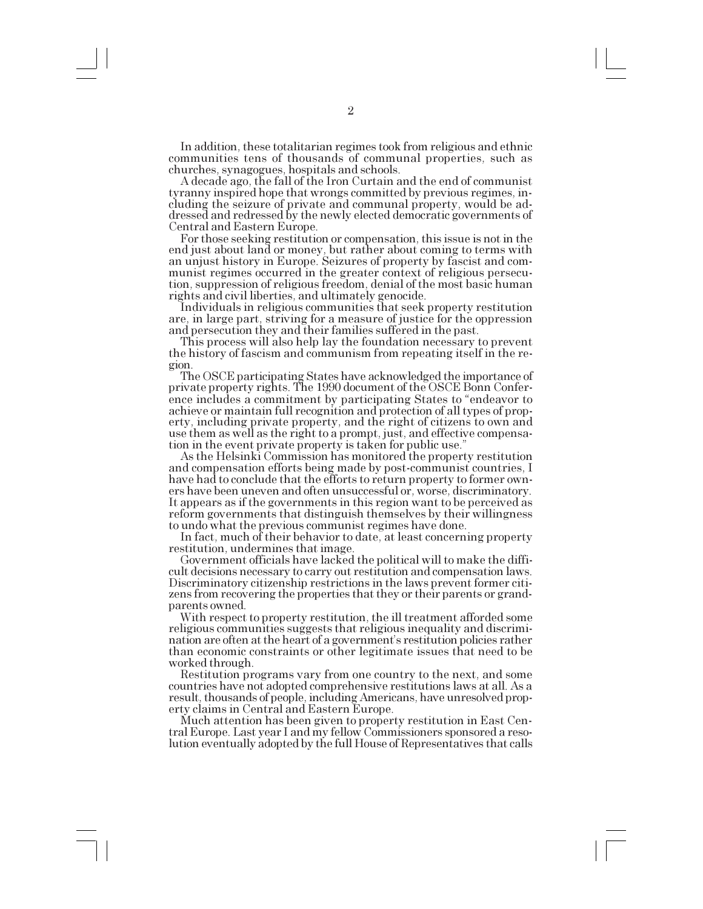In addition, these totalitarian regimes took from religious and ethnic communities tens of thousands of communal properties, such as churches, synagogues, hospitals and schools.

A decade ago, the fall of the Iron Curtain and the end of communist tyranny inspired hope that wrongs committed by previous regimes, including the seizure of private and communal property, would be addressed and redressed by the newly elected democratic governments of Central and Eastern Europe.

For those seeking restitution or compensation, this issue is not in the end just about land or money, but rather about coming to terms with an unjust history in Europe. Seizures of property by fascist and communist regimes occurred in the greater context of religious persecution, suppression of religious freedom, denial of the most basic human rights and civil liberties, and ultimately genocide.

Individuals in religious communities that seek property restitution are, in large part, striving for a measure of justice for the oppression and persecution they and their families suffered in the past.

This process will also help lay the foundation necessary to prevent the history of fascism and communism from repeating itself in the region.

The OSCE participating States have acknowledged the importance of private property rights. The 1990 document of the OSCE Bonn Conference includes a commitment by participating States to "endeavor to achieve or maintain full recognition and protection of all types of property, including private property, and the right of citizens to own and use them as well as the right to a prompt, just, and effective compensation in the event private property is taken for public use."

As the Helsinki Commission has monitored the property restitution and compensation efforts being made by post-communist countries, I have had to conclude that the efforts to return property to former owners have been uneven and often unsuccessful or, worse, discriminatory. It appears as if the governments in this region want to be perceived as reform governments that distinguish themselves by their willingness to undo what the previous communist regimes have done.

In fact, much of their behavior to date, at least concerning property restitution, undermines that image.

Government officials have lacked the political will to make the difficult decisions necessary to carry out restitution and compensation laws. Discriminatory citizenship restrictions in the laws prevent former citizens from recovering the properties that they or their parents or grandparents owned.

With respect to property restitution, the ill treatment afforded some religious communities suggests that religious inequality and discrimination are often at the heart of a government's restitution policies rather than economic constraints or other legitimate issues that need to be worked through.

Restitution programs vary from one country to the next, and some countries have not adopted comprehensive restitutions laws at all. As a result, thousands of people, including Americans, have unresolved property claims in Central and Eastern Europe.

Much attention has been given to property restitution in East Central Europe. Last year I and my fellow Commissioners sponsored a resolution eventually adopted by the full House of Representatives that calls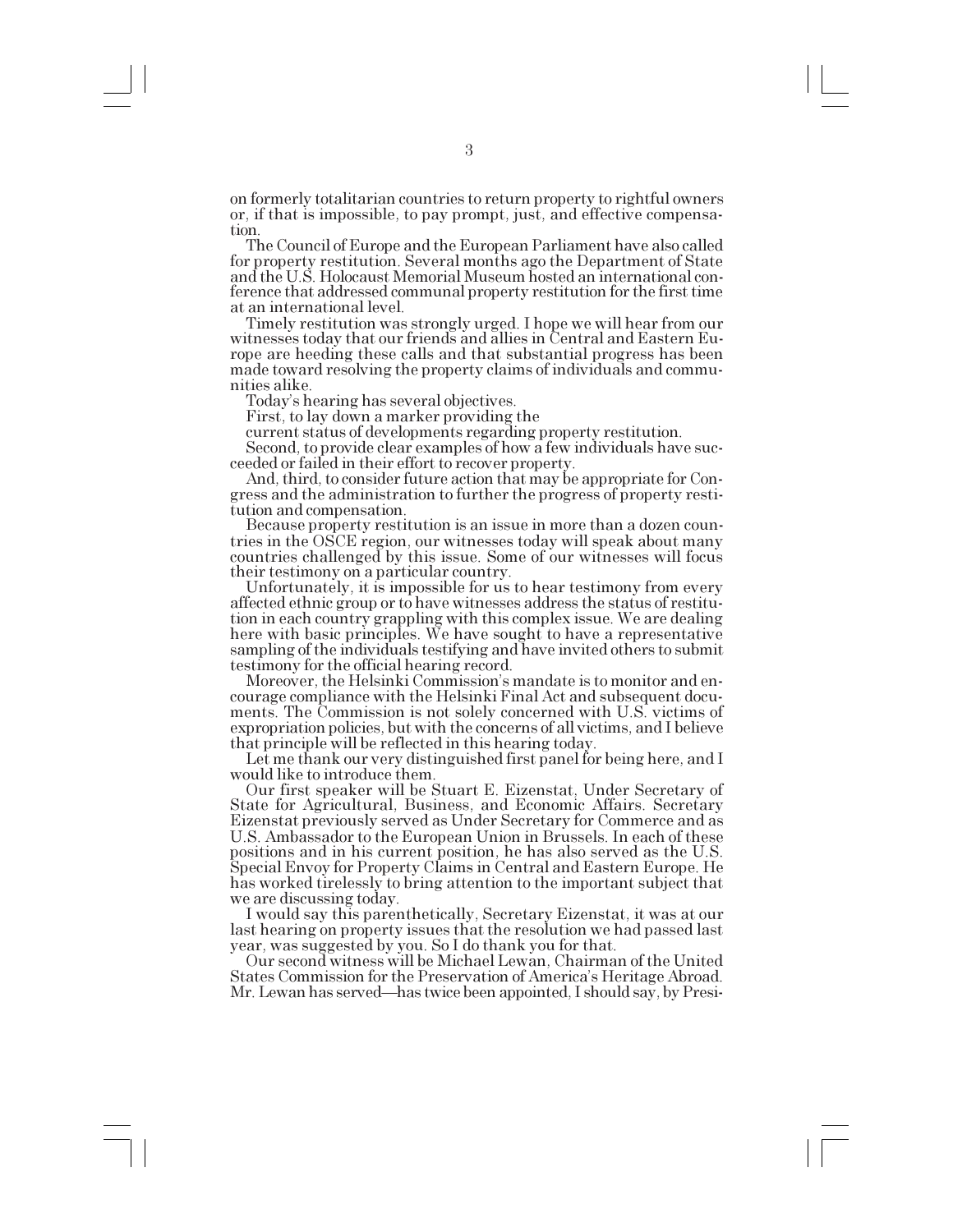on formerly totalitarian countries to return property to rightful owners or, if that is impossible, to pay prompt, just, and effective compensation.

The Council of Europe and the European Parliament have also called for property restitution. Several months ago the Department of State and the U.S. Holocaust Memorial Museum hosted an international conference that addressed communal property restitution for the first time at an international level.

Timely restitution was strongly urged. I hope we will hear from our witnesses today that our friends and allies in Central and Eastern Europe are heeding these calls and that substantial progress has been made toward resolving the property claims of individuals and communities alike.

Today's hearing has several objectives.

First, to lay down a marker providing the

current status of developments regarding property restitution.

Second, to provide clear examples of how a few individuals have succeeded or failed in their effort to recover property.

And, third, to consider future action that may be appropriate for Congress and the administration to further the progress of property restitution and compensation.

Because property restitution is an issue in more than a dozen countries in the OSCE region, our witnesses today will speak about many countries challenged by this issue. Some of our witnesses will focus their testimony on a particular country.

Unfortunately, it is impossible for us to hear testimony from every affected ethnic group or to have witnesses address the status of restitution in each country grappling with this complex issue. We are dealing here with basic principles. We have sought to have a representative sampling of the individuals testifying and have invited others to submit testimony for the official hearing record.

Moreover, the Helsinki Commission's mandate is to monitor and encourage compliance with the Helsinki Final Act and subsequent documents. The Commission is not solely concerned with U.S. victims of expropriation policies, but with the concerns of all victims, and I believe that principle will be reflected in this hearing today.

Let me thank our very distinguished first panel for being here, and I would like to introduce them.

Our first speaker will be Stuart E. Eizenstat, Under Secretary of State for Agricultural, Business, and Economic Affairs. Secretary Eizenstat previously served as Under Secretary for Commerce and as U.S. Ambassador to the European Union in Brussels. In each of these positions and in his current position, he has also served as the U.S. Special Envoy for Property Claims in Central and Eastern Europe. He has worked tirelessly to bring attention to the important subject that we are discussing today.

I would say this parenthetically, Secretary Eizenstat, it was at our last hearing on property issues that the resolution we had passed last year, was suggested by you. So I do thank you for that.

Our second witness will be Michael Lewan, Chairman of the United States Commission for the Preservation of America's Heritage Abroad. Mr. Lewan has served—has twice been appointed, I should say, by Presi-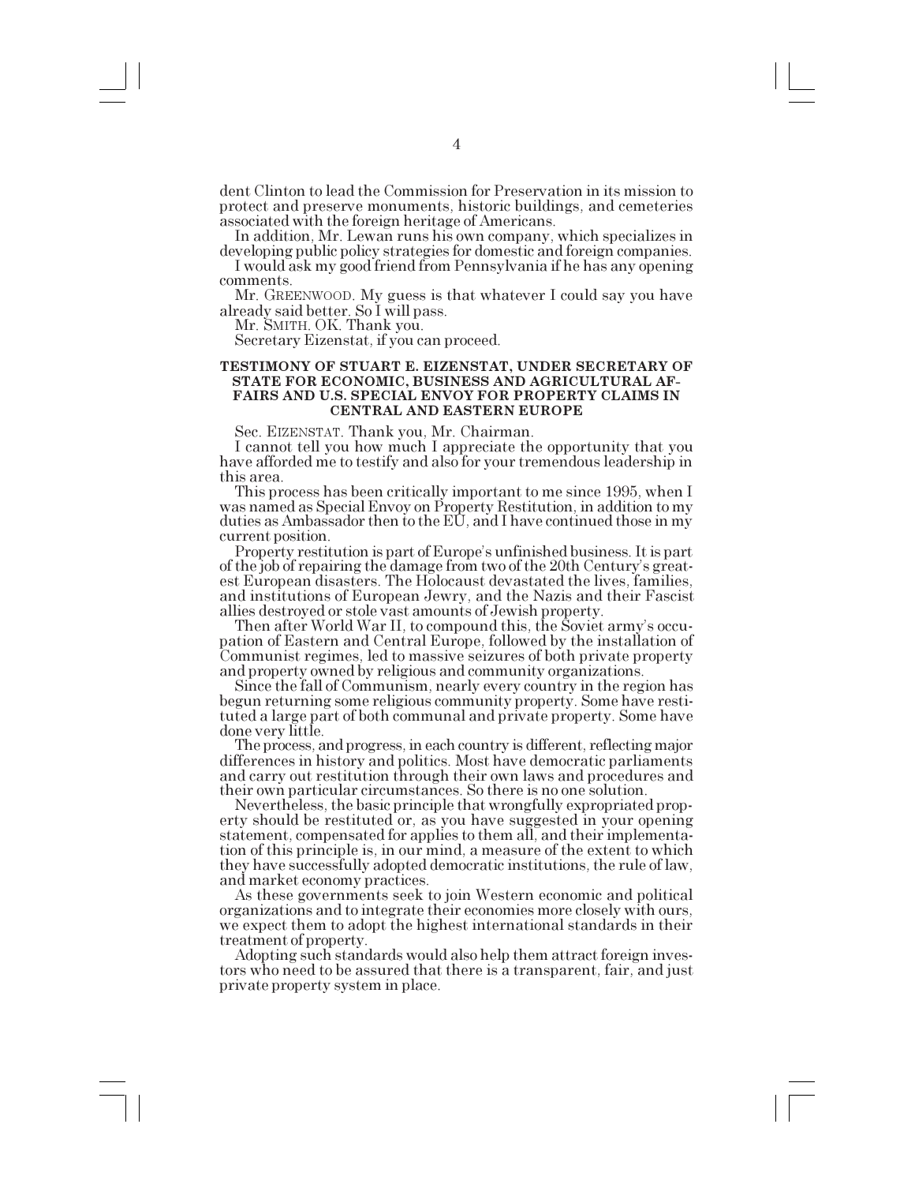dent Clinton to lead the Commission for Preservation in its mission to protect and preserve monuments, historic buildings, and cemeteries associated with the foreign heritage of Americans.

In addition, Mr. Lewan runs his own company, which specializes in developing public policy strategies for domestic and foreign companies.

I would ask my good friend from Pennsylvania if he has any opening comments.

Mr. GREENWOOD. My guess is that whatever I could say you have already said better. So I will pass.

Mr. SMITH. OK. Thank you.

Secretary Eizenstat, if you can proceed.

### TESTIMONY OF STUART E. EIZENSTAT, UNDER SECRETARY OF STATE FOR ECONOMIC, BUSINESS AND AGRICULTURAL AFFAIRS AND U.S. SPECIAL ENVOY FOR PROPERTY CLAIMS IN CENTRAL AND EASTERN EUROPE

Sec. EIZENSTAT. Thank you, Mr. Chairman.

I cannot tell you how much I appreciate the opportunity that you have afforded me to testify and also for your tremendous leadership in this area.

This process has been critically important to me since 1995, when I was named as Special Envoy on Property Restitution, in addition to my duties as Ambassador then to the EU, and I have continued those in my current position.

Property restitution is part of Europe's unfinished business. It is part of the job of repairing the damage from two of the 20th Century's greatest European disasters. The Holocaust devastated the lives, families, and institutions of European Jewry, and the Nazis and their Fascist allies destroyed or stole vast amounts of Jewish property.

Then after World War II, to compound this, the Soviet army's occupation of Eastern and Central Europe, followed by the installation of Communist regimes, led to massive seizures of both private property and property owned by religious and community organizations.

Since the fall of Communism, nearly every country in the region has begun returning some religious community property. Some have restituted a large part of both communal and private property. Some have done very little.

The process, and progress, in each country is different, reflecting major differences in history and politics. Most have democratic parliaments and carry out restitution through their own laws and procedures and their own particular circumstances. So there is no one solution.

Nevertheless, the basic principle that wrongfully expropriated property should be restituted or, as you have suggested in your opening statement, compensated for applies to them all, and their implementation of this principle is, in our mind, a measure of the extent to which they have successfully adopted democratic institutions, the rule of law, and market economy practices.

As these governments seek to join Western economic and political organizations and to integrate their economies more closely with ours, we expect them to adopt the highest international standards in their treatment of property.

Adopting such standards would also help them attract foreign investors who need to be assured that there is a transparent, fair, and just private property system in place.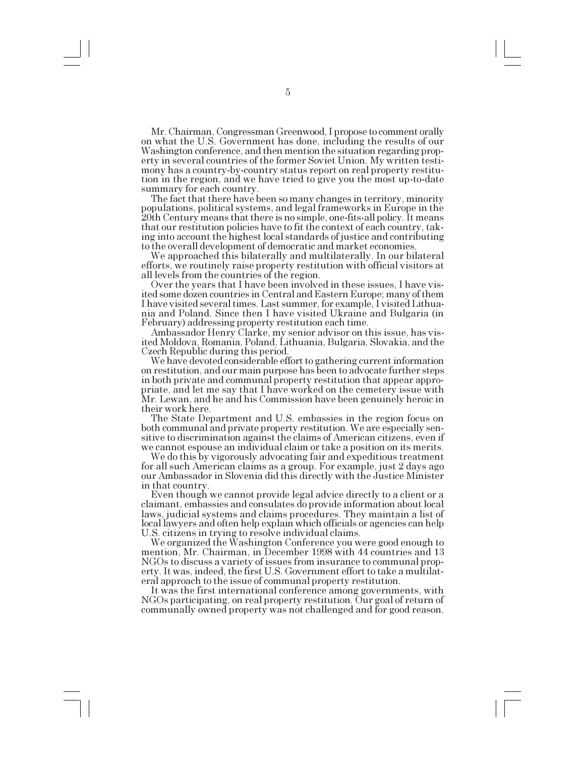Mr. Chairman, Congressman Greenwood, I propose to comment orally on what the U.S. Government has done, including the results of our Washington conference, and then mention the situation regarding property in several countries of the former Soviet Union. My written testimony has a country-by-country status report on real property restitution in the region, and we have tried to give you the most up-to-date summary for each country.

The fact that there have been so many changes in territory, minority populations, political systems, and legal frameworks in Europe in the 20th Century means that there is no simple, one-fits-all policy. It means that our restitution policies have to fit the context of each country, taking into account the highest local standards of justice and contributing to the overall development of democratic and market economies.

We approached this bilaterally and multilaterally. In our bilateral efforts, we routinely raise property restitution with official visitors at all levels from the countries of the region.

Over the years that I have been involved in these issues, I have visited some dozen countries in Central and Eastern Europe; many of them I have visited several times. Last summer, for example, I visited Lithuania and Poland. Since then I have visited Ukraine and Bulgaria (in February) addressing property restitution each time.

Ambassador Henry Clarke, my senior advisor on this issue, has visited Moldova, Romania, Poland, Lithuania, Bulgaria, Slovakia, and the Czech Republic during this period.

We have devoted considerable effort to gathering current information on restitution, and our main purpose has been to advocate further steps in both private and communal property restitution that appear appropriate, and let me say that I have worked on the cemetery issue with Mr. Lewan, and he and his Commission have been genuinely heroic in their work here.

The State Department and U.S. embassies in the region focus on both communal and private property restitution. We are especially sensitive to discrimination against the claims of American citizens, even if we cannot espouse an individual claim or take a position on its merits.

We do this by vigorously advocating fair and expeditious treatment for all such American claims as a group. For example, just 2 days ago our Ambassador in Slovenia did this directly with the Justice Minister in that country.

Even though we cannot provide legal advice directly to a client or a claimant, embassies and consulates do provide information about local laws, judicial systems and claims procedures. They maintain a list of local lawyers and often help explain which officials or agencies can help U.S. citizens in trying to resolve individual claims.

We organized the Washington Conference you were good enough to mention, Mr. Chairman, in December 1998 with 44 countries and 13 NGOs to discuss a variety of issues from insurance to communal property. It was, indeed, the first U.S. Government effort to take a multilateral approach to the issue of communal property restitution.

It was the first international conference among governments, with NGOs participating, on real property restitution. Our goal of return of communally owned property was not challenged and for good reason.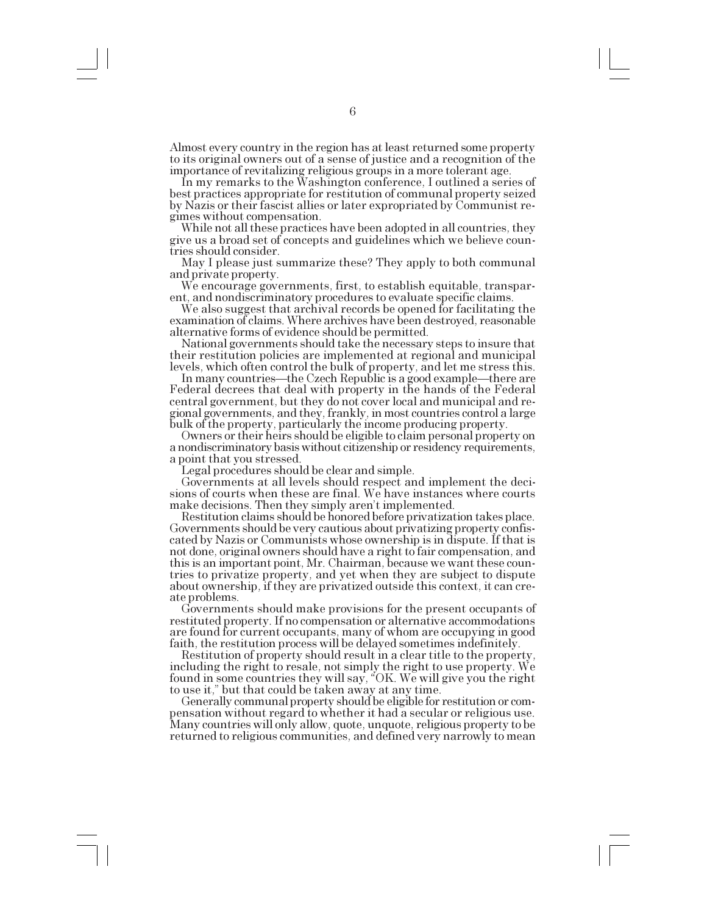Almost every country in the region has at least returned some property to its original owners out of a sense of justice and a recognition of the importance of revitalizing religious groups in a more tolerant age.

In my remarks to the Washington conference, I outlined a series of best practices appropriate for restitution of communal property seized by Nazis or their fascist allies or later expropriated by Communist regimes without compensation.

While not all these practices have been adopted in all countries, they give us a broad set of concepts and guidelines which we believe countries should consider.

May I please just summarize these? They apply to both communal and private property.

We encourage governments, first, to establish equitable, transparent, and nondiscriminatory procedures to evaluate specific claims.

We also suggest that archival records be opened for facilitating the examination of claims. Where archives have been destroyed, reasonable alternative forms of evidence should be permitted.

National governments should take the necessary steps to insure that their restitution policies are implemented at regional and municipal levels, which often control the bulk of property, and let me stress this.

In many countries—the Czech Republic is a good example—there are Federal decrees that deal with property in the hands of the Federal central government, but they do not cover local and municipal and regional governments, and they, frankly, in most countries control a large bulk of the property, particularly the income producing property.

Owners or their heirs should be eligible to claim personal property on a nondiscriminatory basis without citizenship or residency requirements, a point that you stressed.

Legal procedures should be clear and simple.

Governments at all levels should respect and implement the decisions of courts when these are final. We have instances where courts make decisions. Then they simply aren't implemented.

Restitution claims should be honored before privatization takes place. Governments should be very cautious about privatizing property confiscated by Nazis or Communists whose ownership is in dispute. If that is not done, original owners should have a right to fair compensation, and this is an important point, Mr. Chairman, because we want these countries to privatize property, and yet when they are subject to dispute about ownership, if they are privatized outside this context, it can create problems.

Governments should make provisions for the present occupants of restituted property. If no compensation or alternative accommodations are found for current occupants, many of whom are occupying in good faith, the restitution process will be delayed sometimes indefinitely.

Restitution of property should result in a clear title to the property, including the right to resale, not simply the right to use property. We found in some countries they will say, "OK. We will give you the right to use it," but that could be taken away at any time.

Generally communal property should be eligible for restitution or compensation without regard to whether it had a secular or religious use. Many countries will only allow, quote, unquote, religious property to be returned to religious communities, and defined very narrowly to mean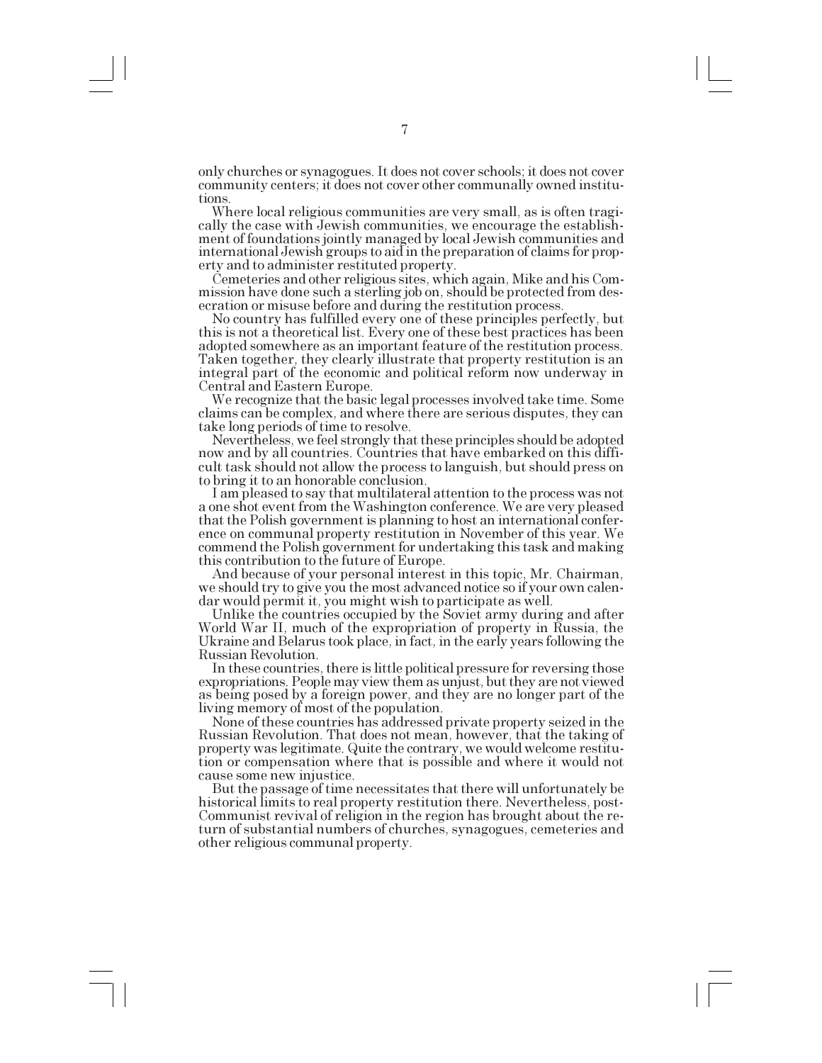only churches or synagogues. It does not cover schools; it does not cover community centers; it does not cover other communally owned institutions.

Where local religious communities are very small, as is often tragically the case with Jewish communities, we encourage the establishment of foundations jointly managed by local Jewish communities and international Jewish groups to aid in the preparation of claims for property and to administer restituted property.

Cemeteries and other religious sites, which again, Mike and his Commission have done such a sterling job on, should be protected from desecration or misuse before and during the restitution process.

No country has fulfilled every one of these principles perfectly, but this is not a theoretical list. Every one of these best practices has been adopted somewhere as an important feature of the restitution process. Taken together, they clearly illustrate that property restitution is an integral part of the economic and political reform now underway in Central and Eastern Europe.

We recognize that the basic legal processes involved take time. Some claims can be complex, and where there are serious disputes, they can take long periods of time to resolve.

Nevertheless, we feel strongly that these principles should be adopted now and by all countries. Countries that have embarked on this difficult task should not allow the process to languish, but should press on to bring it to an honorable conclusion.

I am pleased to say that multilateral attention to the process was not a one shot event from the Washington conference. We are very pleased that the Polish government is planning to host an international conference on communal property restitution in November of this year. We commend the Polish government for undertaking this task and making this contribution to the future of Europe.

And because of your personal interest in this topic, Mr. Chairman, we should try to give you the most advanced notice so if your own calendar would permit it, you might wish to participate as well.

Unlike the countries occupied by the Soviet army during and after World War II, much of the expropriation of property in Russia, the Ukraine and Belarus took place, in fact, in the early years following the Russian Revolution.

In these countries, there is little political pressure for reversing those expropriations. People may view them as unjust, but they are not viewed as being posed by a foreign power, and they are no longer part of the living memory of most of the population.

None of these countries has addressed private property seized in the Russian Revolution. That does not mean, however, that the taking of property was legitimate. Quite the contrary, we would welcome restitution or compensation where that is possible and where it would not cause some new injustice.

But the passage of time necessitates that there will unfortunately be historical limits to real property restitution there. Nevertheless, post-Communist revival of religion in the region has brought about the return of substantial numbers of churches, synagogues, cemeteries and other religious communal property.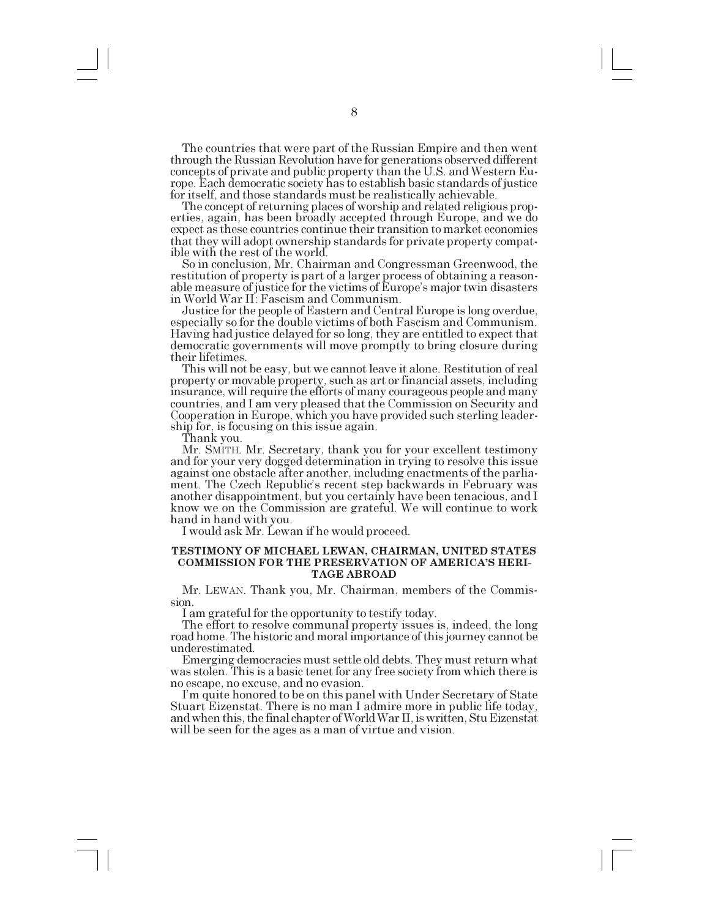The countries that were part of the Russian Empire and then went through the Russian Revolution have for generations observed different concepts of private and public property than the U.S. and Western Europe. Each democratic society has to establish basic standards of justice for itself, and those standards must be realistically achievable.

The concept of returning places of worship and related religious properties, again, has been broadly accepted through Europe, and we do expect as these countries continue their transition to market economies that they will adopt ownership standards for private property compatible with the rest of the world.

So in conclusion, Mr. Chairman and Congressman Greenwood, the restitution of property is part of a larger process of obtaining a reasonable measure of justice for the victims of Europe's major twin disasters in World War II: Fascism and Communism.

Justice for the people of Eastern and Central Europe is long overdue, especially so for the double victims of both Fascism and Communism. Having had justice delayed for so long, they are entitled to expect that democratic governments will move promptly to bring closure during their lifetimes.

This will not be easy, but we cannot leave it alone. Restitution of real property or movable property, such as art or financial assets, including insurance, will require the efforts of many courageous people and many countries, and I am very pleased that the Commission on Security and Cooperation in Europe, which you have provided such sterling leadership for, is focusing on this issue again.

Thank you.

Mr. SMITH. Mr. Secretary, thank you for your excellent testimony and for your very dogged determination in trying to resolve this issue against one obstacle after another, including enactments of the parliament. The Czech Republic's recent step backwards in February was another disappointment, but you certainly have been tenacious, and I know we on the Commission are grateful. We will continue to work hand in hand with you.

I would ask Mr. Lewan if he would proceed.

### TESTIMONY OF MICHAEL LEWAN, CHAIRMAN, UNITED STATES COMMISSION FOR THE PRESERVATION OF AMERICA'S HERITAGE ABROAD

Mr. LEWAN. Thank you, Mr. Chairman, members of the Commission.

I am grateful for the opportunity to testify today.

The effort to resolve communal property issues is, indeed, the long road home. The historic and moral importance of this journey cannot be underestimated.

Emerging democracies must settle old debts. They must return what was stolen. This is a basic tenet for any free society from which there is no escape, no excuse, and no evasion.

I'm quite honored to be on this panel with Under Secretary of State Stuart Eizenstat. There is no man I admire more in public life today, and when this, the final chapter of World War II, is written, Stu Eizenstat will be seen for the ages as a man of virtue and vision.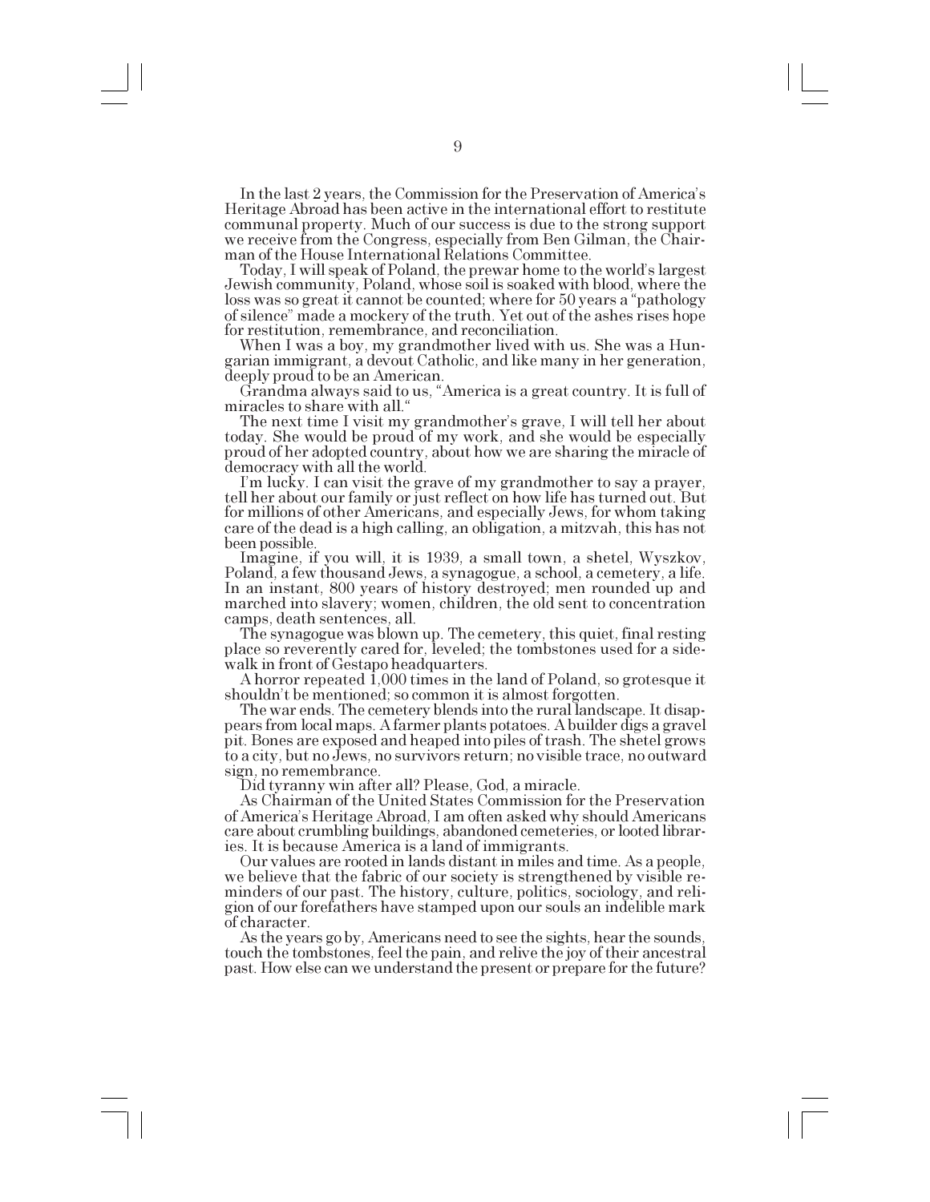In the last 2 years, the Commission for the Preservation of America's Heritage Abroad has been active in the international effort to restitute communal property. Much of our success is due to the strong support we receive from the Congress, especially from Ben Gilman, the Chairman of the House International Relations Committee.

Today, I will speak of Poland, the prewar home to the world's largest Jewish community, Poland, whose soil is soaked with blood, where the loss was so great it cannot be counted; where for 50 years a "pathology of silence" made a mockery of the truth. Yet out of the ashes rises hope for restitution, remembrance, and reconciliation.

When I was a boy, my grandmother lived with us. She was a Hungarian immigrant, a devout Catholic, and like many in her generation, deeply proud to be an American.

Grandma always said to us, "America is a great country. It is full of miracles to share with all."

The next time I visit my grandmother's grave, I will tell her about today. She would be proud of my work, and she would be especially proud of her adopted country, about how we are sharing the miracle of democracy with all the world.

I'm lucky. I can visit the grave of my grandmother to say a prayer, tell her about our family or just reflect on how life has turned out. But for millions of other Americans, and especially Jews, for whom taking care of the dead is a high calling, an obligation, a mitzvah, this has not been possible.

Imagine, if you will, it is 1939, a small town, a shetel, Wyszkov, Poland, a few thousand Jews, a synagogue, a school, a cemetery, a life. In an instant, 800 years of history destroyed; men rounded up and marched into slavery; women, children, the old sent to concentration camps, death sentences, all.

The synagogue was blown up. The cemetery, this quiet, final resting place so reverently cared for, leveled; the tombstones used for a sidewalk in front of Gestapo headquarters.

A horror repeated 1,000 times in the land of Poland, so grotesque it shouldn't be mentioned; so common it is almost forgotten.

The war ends. The cemetery blends into the rural landscape. It disappears from local maps. A farmer plants potatoes. A builder digs a gravel pit. Bones are exposed and heaped into piles of trash. The shetel grows to a city, but no Jews, no survivors return; no visible trace, no outward sign, no remembrance.

Did tyranny win after all? Please, God, a miracle.

As Chairman of the United States Commission for the Preservation of America's Heritage Abroad, I am often asked why should Americans care about crumbling buildings, abandoned cemeteries, or looted libraries. It is because America is a land of immigrants.

Our values are rooted in lands distant in miles and time. As a people, we believe that the fabric of our society is strengthened by visible reminders of our past. The history, culture, politics, sociology, and religion of our forefathers have stamped upon our souls an indelible mark of character.

As the years go by, Americans need to see the sights, hear the sounds, touch the tombstones, feel the pain, and relive the joy of their ancestral past. How else can we understand the present or prepare for the future?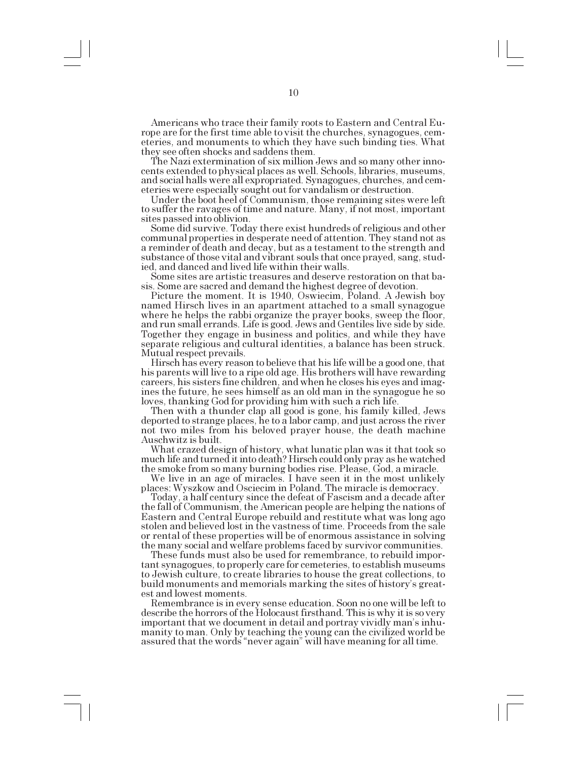Americans who trace their family roots to Eastern and Central Europe are for the first time able to visit the churches, synagogues, cemeteries, and monuments to which they have such binding ties. What they see often shocks and saddens them.

The Nazi extermination of six million Jews and so many other innocents extended to physical places as well. Schools, libraries, museums, and social halls were all expropriated. Synagogues, churches, and cemeteries were especially sought out for vandalism or destruction.

Under the boot heel of Communism, those remaining sites were left to suffer the ravages of time and nature. Many, if not most, important sites passed into oblivion.

Some did survive. Today there exist hundreds of religious and other communal properties in desperate need of attention. They stand not as a reminder of death and decay, but as a testament to the strength and substance of those vital and vibrant souls that once prayed, sang, studied, and danced and lived life within their walls.

Some sites are artistic treasures and deserve restoration on that basis. Some are sacred and demand the highest degree of devotion.

Picture the moment. It is 1940, Oswiecim, Poland. A Jewish boy named Hirsch lives in an apartment attached to a small synagogue where he helps the rabbi organize the prayer books, sweep the floor, and run small errands. Life is good. Jews and Gentiles live side by side. Together they engage in business and politics, and while they have separate religious and cultural identities, a balance has been struck. Mutual respect prevails.

Hirsch has every reason to believe that his life will be a good one, that his parents will live to a ripe old age. His brothers will have rewarding careers, his sisters fine children, and when he closes his eyes and imagines the future, he sees himself as an old man in the synagogue he so loves, thanking God for providing him with such a rich life.

Then with a thunder clap all good is gone, his family killed, Jews deported to strange places, he to a labor camp, and just across the river not two miles from his beloved prayer house, the death machine Auschwitz is built.

What crazed design of history, what lunatic plan was it that took so much life and turned it into death? Hirsch could only pray as he watched the smoke from so many burning bodies rise. Please, God, a miracle.

We live in an age of miracles. I have seen it in the most unlikely places: Wyszkow and Osciecim in Poland. The miracle is democracy.

Today, a half century since the defeat of Fascism and a decade after the fall of Communism, the American people are helping the nations of Eastern and Central Europe rebuild and restitute what was long ago stolen and believed lost in the vastness of time. Proceeds from the sale or rental of these properties will be of enormous assistance in solving the many social and welfare problems faced by survivor communities.

These funds must also be used for remembrance, to rebuild important synagogues, to properly care for cemeteries, to establish museums to Jewish culture, to create libraries to house the great collections, to build monuments and memorials marking the sites of history's greatest and lowest moments.

Remembrance is in every sense education. Soon no one will be left to describe the horrors of the Holocaust firsthand. This is why it is so very important that we document in detail and portray vividly man's inhumanity to man. Only by teaching the young can the civilized world be assured that the words "never again" will have meaning for all time.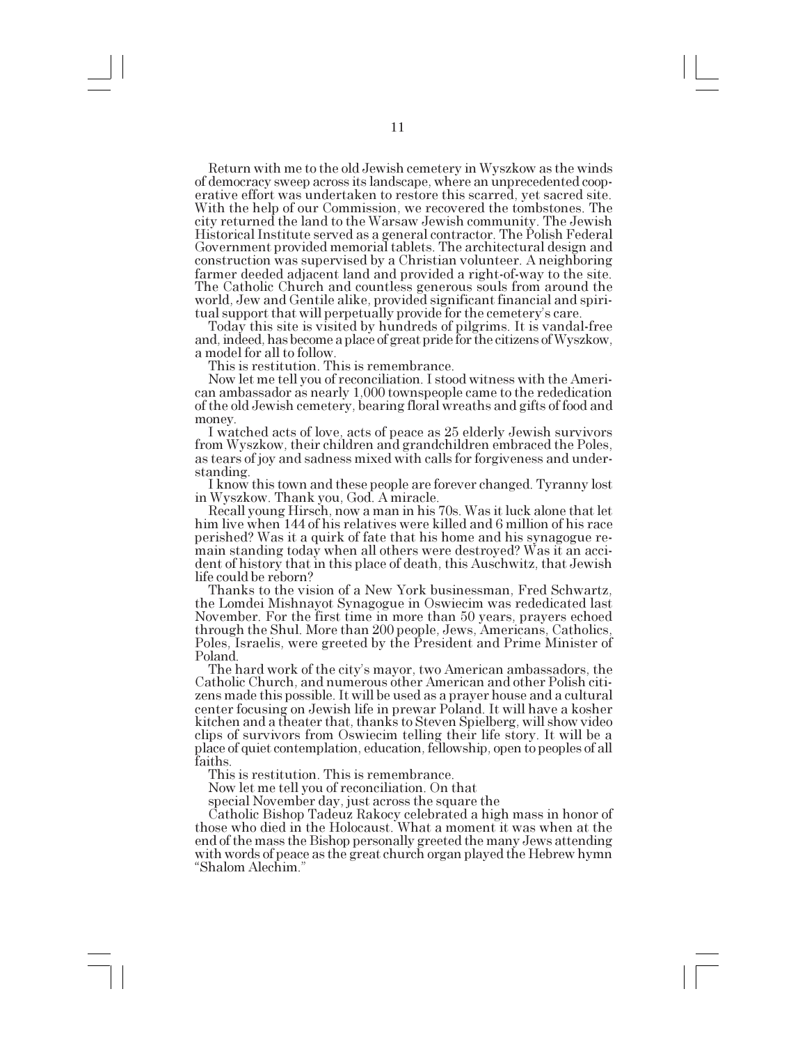Return with me to the old Jewish cemetery in Wyszkow as the winds of democracy sweep across its landscape, where an unprecedented cooperative effort was undertaken to restore this scarred, yet sacred site. With the help of our Commission, we recovered the tombstones. The city returned the land to the Warsaw Jewish community. The Jewish Historical Institute served as a general contractor. The Polish Federal Government provided memorial tablets. The architectural design and construction was supervised by a Christian volunteer. A neighboring farmer deeded adjacent land and provided a right-of-way to the site. The Catholic Church and countless generous souls from around the world, Jew and Gentile alike, provided significant financial and spiritual support that will perpetually provide for the cemetery's care.

Today this site is visited by hundreds of pilgrims. It is vandal-free and, indeed, has become a place of great pride for the citizens of Wyszkow, a model for all to follow.

This is restitution. This is remembrance.

Now let me tell you of reconciliation. I stood witness with the American ambassador as nearly 1,000 townspeople came to the rededication of the old Jewish cemetery, bearing floral wreaths and gifts of food and money.

I watched acts of love, acts of peace as 25 elderly Jewish survivors from Wyszkow, their children and grandchildren embraced the Poles, as tears of joy and sadness mixed with calls for forgiveness and understanding.

I know this town and these people are forever changed. Tyranny lost in Wyszkow. Thank you, God. A miracle.

Recall young Hirsch, now a man in his 70s. Was it luck alone that let him live when 144 of his relatives were killed and 6 million of his race perished? Was it a quirk of fate that his home and his synagogue remain standing today when all others were destroyed? Was it an accident of history that in this place of death, this Auschwitz, that Jewish life could be reborn?

Thanks to the vision of a New York businessman, Fred Schwartz, the Lomdei Mishnayot Synagogue in Oswiecim was rededicated last November. For the first time in more than 50 years, prayers echoed through the Shul. More than 200 people, Jews, Americans, Catholics, Poles, Israelis, were greeted by the President and Prime Minister of Poland.

The hard work of the city's mayor, two American ambassadors, the Catholic Church, and numerous other American and other Polish citizens made this possible. It will be used as a prayer house and a cultural center focusing on Jewish life in prewar Poland. It will have a kosher kitchen and a theater that, thanks to Steven Spielberg, will show video clips of survivors from Oswiecim telling their life story. It will be a place of quiet contemplation, education, fellowship, open to peoples of all faiths.

This is restitution. This is remembrance.

Now let me tell you of reconciliation. On that special November day, just across the square the Catholic Bishop Tadeuz Rakocy celebrated a high mass in honor of those who died in the Holocaust. What a moment it was when at the end of the mass the Bishop personally greeted the many Jews attending with words of peace as the great church organ played the Hebrew hymn "Shalom Alechim."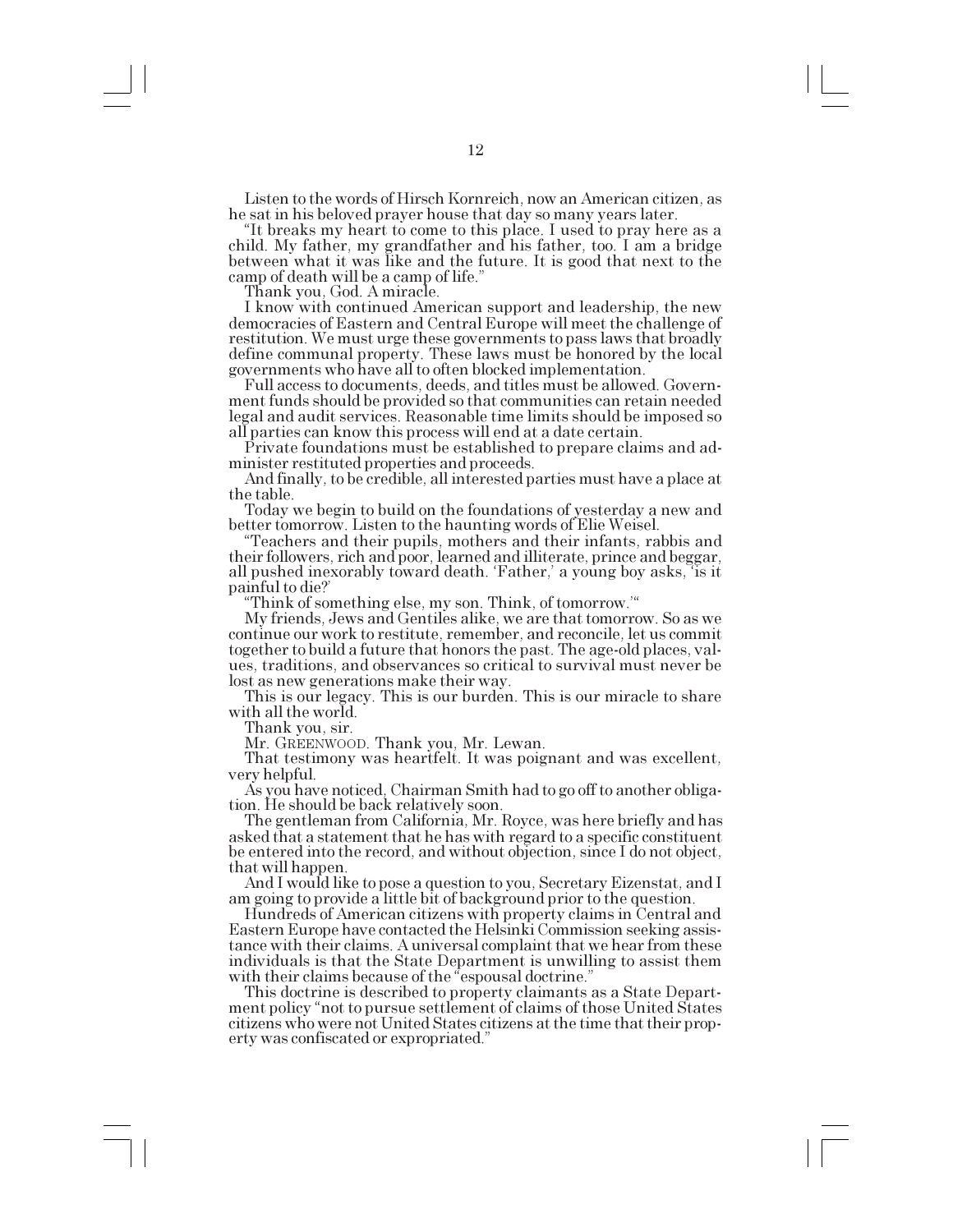Listen to the words of Hirsch Kornreich, now an American citizen, as he sat in his beloved prayer house that day so many years later.

"It breaks my heart to come to this place. I used to pray here as a child. My father, my grandfather and his father, too. I am a bridge between what it was like and the future. It is good that next to the camp of death will be a camp of life."

Thank you, God. A miracle.

I know with continued American support and leadership, the new democracies of Eastern and Central Europe will meet the challenge of restitution. We must urge these governments to pass laws that broadly define communal property. These laws must be honored by the local governments who have all to often blocked implementation.

Full access to documents, deeds, and titles must be allowed. Government funds should be provided so that communities can retain needed legal and audit services. Reasonable time limits should be imposed so all parties can know this process will end at a date certain.

Private foundations must be established to prepare claims and administer restituted properties and proceeds.

And finally, to be credible, all interested parties must have a place at the table.

Today we begin to build on the foundations of yesterday a new and better tomorrow. Listen to the haunting words of Elie Weisel.

"Teachers and their pupils, mothers and their infants, rabbis and their followers, rich and poor, learned and illiterate, prince and beggar, all pushed inexorably toward death. 'Father,' a young boy asks, 'is it painful to die?'

"Think of something else, my son. Think, of tomorrow.'"

My friends, Jews and Gentiles alike, we are that tomorrow. So as we continue our work to restitute, remember, and reconcile, let us commit together to build a future that honors the past. The age-old places, values, traditions, and observances so critical to survival must never be lost as new generations make their way.

This is our legacy. This is our burden. This is our miracle to share with all the world.

Thank you, sir.

Mr. GREENWOOD. Thank you, Mr. Lewan.

That testimony was heartfelt. It was poignant and was excellent, very helpful.

As you have noticed, Chairman Smith had to go off to another obligation. He should be back relatively soon.

The gentleman from California, Mr. Royce, was here briefly and has asked that a statement that he has with regard to a specific constituent be entered into the record, and without objection, since I do not object, that will happen.

And I would like to pose a question to you, Secretary Eizenstat, and I am going to provide a little bit of background prior to the question.

Hundreds of American citizens with property claims in Central and Eastern Europe have contacted the Helsinki Commission seeking assistance with their claims. A universal complaint that we hear from these individuals is that the State Department is unwilling to assist them with their claims because of the "espousal doctrine."

This doctrine is described to property claimants as a State Department policy "not to pursue settlement of claims of those United States citizens who were not United States citizens at the time that their property was confiscated or expropriated."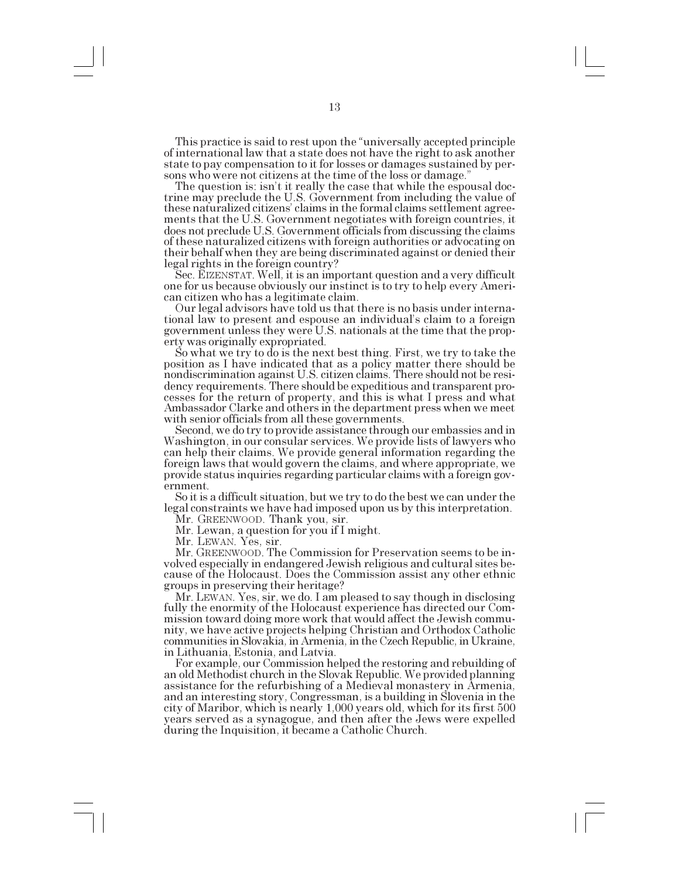This practice is said to rest upon the "universally accepted principle of international law that a state does not have the right to ask another state to pay compensation to it for losses or damages sustained by persons who were not citizens at the time of the loss or damage."

The question is: isn't it really the case that while the espousal doctrine may preclude the U.S. Government from including the value of these naturalized citizens' claims in the formal claims settlement agreements that the U.S. Government negotiates with foreign countries, it does not preclude U.S. Government officials from discussing the claims of these naturalized citizens with foreign authorities or advocating on their behalf when they are being discriminated against or denied their legal rights in the foreign country?

Sec. EIZENSTAT. Well, it is an important question and a very difficult one for us because obviously our instinct is to try to help every American citizen who has a legitimate claim.

Our legal advisors have told us that there is no basis under international law to present and espouse an individual's claim to a foreign government unless they were U.S. nationals at the time that the property was originally expropriated.

So what we try to do is the next best thing. First, we try to take the position as I have indicated that as a policy matter there should be nondiscrimination against U.S. citizen claims. There should not be residency requirements. There should be expeditious and transparent processes for the return of property, and this is what I press and what Ambassador Clarke and others in the department press when we meet with senior officials from all these governments.

Second, we do try to provide assistance through our embassies and in Washington, in our consular services. We provide lists of lawyers who can help their claims. We provide general information regarding the foreign laws that would govern the claims, and where appropriate, we provide status inquiries regarding particular claims with a foreign government.

So it is a difficult situation, but we try to do the best we can under the legal constraints we have had imposed upon us by this interpretation.

Mr. GREENWOOD. Thank you, sir.

Mr. Lewan, a question for you if I might.

Mr. LEWAN. Yes, sir.

Mr. GREENWOOD. The Commission for Preservation seems to be involved especially in endangered Jewish religious and cultural sites because of the Holocaust. Does the Commission assist any other ethnic groups in preserving their heritage?

Mr. LEWAN. Yes, sir, we do. I am pleased to say though in disclosing fully the enormity of the Holocaust experience has directed our Commission toward doing more work that would affect the Jewish community, we have active projects helping Christian and Orthodox Catholic communities in Slovakia, in Armenia, in the Czech Republic, in Ukraine, in Lithuania, Estonia, and Latvia.

For example, our Commission helped the restoring and rebuilding of an old Methodist church in the Slovak Republic. We provided planning assistance for the refurbishing of a Medieval monastery in Armenia, and an interesting story, Congressman, is a building in Slovenia in the city of Maribor, which is nearly 1,000 years old, which for its first 500 years served as a synagogue, and then after the Jews were expelled during the Inquisition, it became a Catholic Church.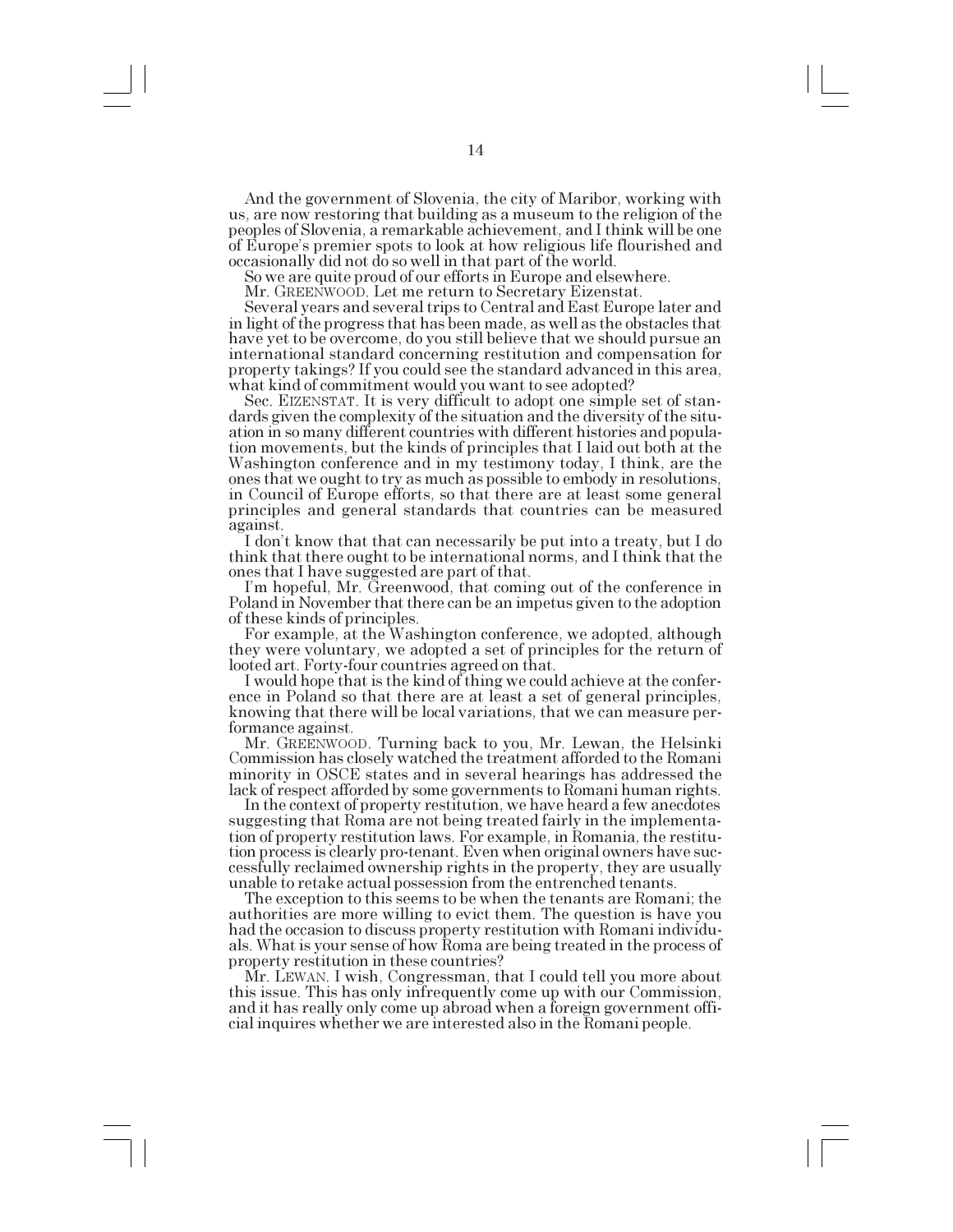And the government of Slovenia, the city of Maribor, working with us, are now restoring that building as a museum to the religion of the peoples of Slovenia, a remarkable achievement, and I think will be one of Europe's premier spots to look at how religious life flourished and occasionally did not do so well in that part of the world.

So we are quite proud of our efforts in Europe and elsewhere.

Mr. GREENWOOD. Let me return to Secretary Eizenstat.

Several years and several trips to Central and East Europe later and in light of the progress that has been made, as well as the obstacles that have yet to be overcome, do you still believe that we should pursue an international standard concerning restitution and compensation for property takings? If you could see the standard advanced in this area, what kind of commitment would you want to see adopted?

Sec. EIZENSTAT. It is very difficult to adopt one simple set of standards given the complexity of the situation and the diversity of the situation in so many different countries with different histories and population movements, but the kinds of principles that I laid out both at the Washington conference and in my testimony today, I think, are the ones that we ought to try as much as possible to embody in resolutions, in Council of Europe efforts, so that there are at least some general principles and general standards that countries can be measured against.

I don't know that that can necessarily be put into a treaty, but I do think that there ought to be international norms, and I think that the ones that I have suggested are part of that.

I'm hopeful, Mr. Greenwood, that coming out of the conference in Poland in November that there can be an impetus given to the adoption of these kinds of principles.

For example, at the Washington conference, we adopted, although they were voluntary, we adopted a set of principles for the return of looted art. Forty-four countries agreed on that.

I would hope that is the kind of thing we could achieve at the conference in Poland so that there are at least a set of general principles, knowing that there will be local variations, that we can measure performance against.

Mr. GREENWOOD. Turning back to you, Mr. Lewan, the Helsinki Commission has closely watched the treatment afforded to the Romani minority in OSCE states and in several hearings has addressed the lack of respect afforded by some governments to Romani human rights.

In the context of property restitution, we have heard a few anecdotes suggesting that Roma are not being treated fairly in the implementation of property restitution laws. For example, in Romania, the restitution process is clearly pro-tenant. Even when original owners have successfully reclaimed ownership rights in the property, they are usually unable to retake actual possession from the entrenched tenants.

The exception to this seems to be when the tenants are Romani; the authorities are more willing to evict them. The question is have you had the occasion to discuss property restitution with Romani individuals. What is your sense of how Roma are being treated in the process of property restitution in these countries?

Mr. LEWAN. I wish, Congressman, that I could tell you more about this issue. This has only infrequently come up with our Commission, and it has really only come up abroad when a foreign government official inquires whether we are interested also in the Romani people.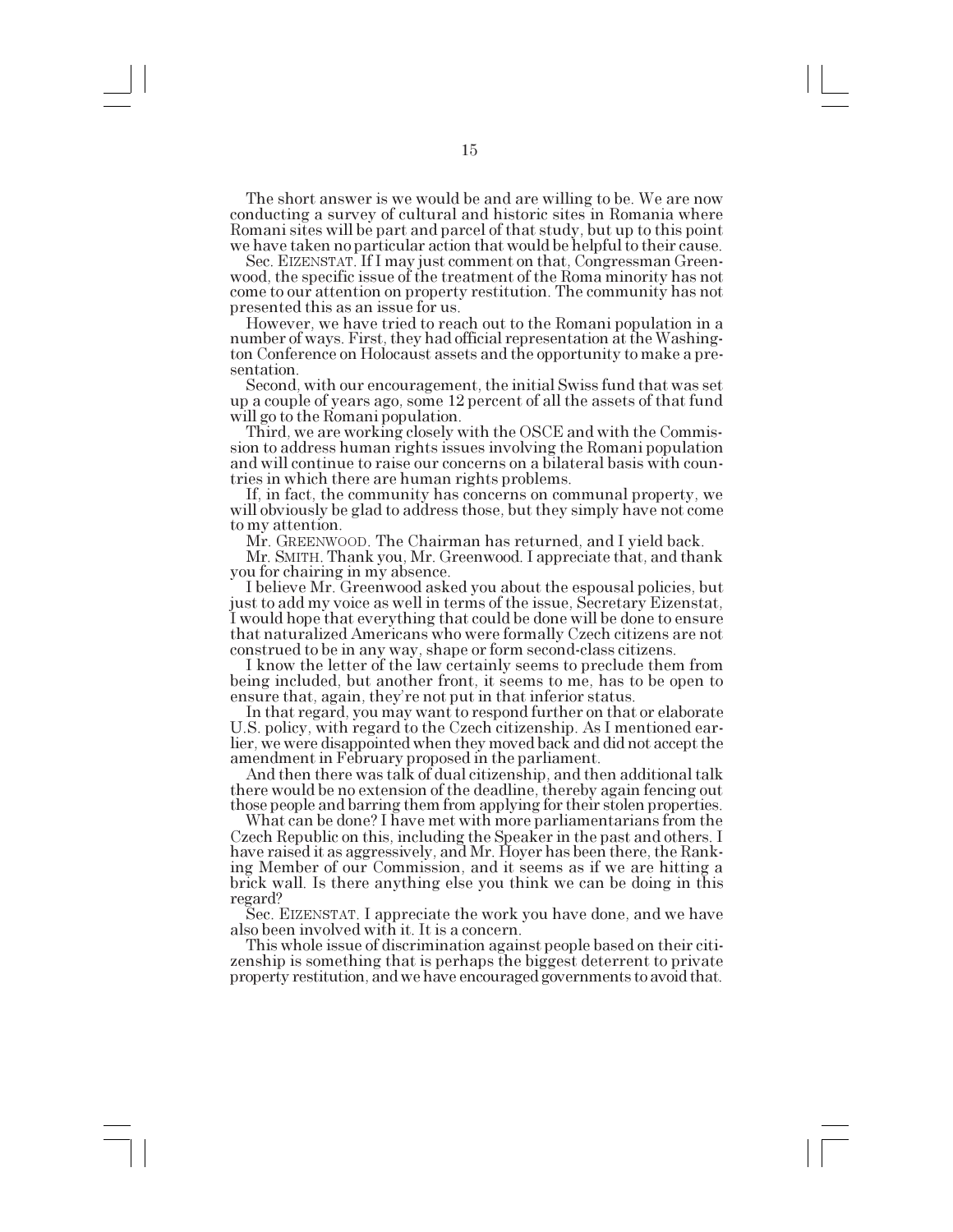The short answer is we would be and are willing to be. We are now conducting a survey of cultural and historic sites in Romania where Romani sites will be part and parcel of that study, but up to this point we have taken no particular action that would be helpful to their cause.

Sec. EIZENSTAT. If I may just comment on that, Congressman Greenwood, the specific issue of the treatment of the Roma minority has not come to our attention on property restitution. The community has not presented this as an issue for us.

However, we have tried to reach out to the Romani population in a number of ways. First, they had official representation at the Washington Conference on Holocaust assets and the opportunity to make a presentation.

Second, with our encouragement, the initial Swiss fund that was set up a couple of years ago, some 12 percent of all the assets of that fund will go to the Romani population.

Third, we are working closely with the OSCE and with the Commission to address human rights issues involving the Romani population and will continue to raise our concerns on a bilateral basis with countries in which there are human rights problems.

If, in fact, the community has concerns on communal property, we will obviously be glad to address those, but they simply have not come to my attention.

Mr. GREENWOOD. The Chairman has returned, and I yield back.

Mr. SMITH. Thank you, Mr. Greenwood. I appreciate that, and thank you for chairing in my absence.

I believe Mr. Greenwood asked you about the espousal policies, but just to add my voice as well in terms of the issue, Secretary Eizenstat, I would hope that everything that could be done will be done to ensure that naturalized Americans who were formally Czech citizens are not construed to be in any way, shape or form second-class citizens.

I know the letter of the law certainly seems to preclude them from being included, but another front, it seems to me, has to be open to ensure that, again, they're not put in that inferior status.

In that regard, you may want to respond further on that or elaborate U.S. policy, with regard to the Czech citizenship. As I mentioned earlier, we were disappointed when they moved back and did not accept the amendment in February proposed in the parliament.

And then there was talk of dual citizenship, and then additional talk there would be no extension of the deadline, thereby again fencing out those people and barring them from applying for their stolen properties.

What can be done? I have met with more parliamentarians from the Czech Republic on this, including the Speaker in the past and others. I have raised it as aggressively, and Mr. Hoyer has been there, the Ranking Member of our Commission, and it seems as if we are hitting a brick wall. Is there anything else you think we can be doing in this regard?

Sec. EIZENSTAT. I appreciate the work you have done, and we have also been involved with it. It is a concern.

This whole issue of discrimination against people based on their citizenship is something that is perhaps the biggest deterrent to private property restitution, and we have encouraged governments to avoid that.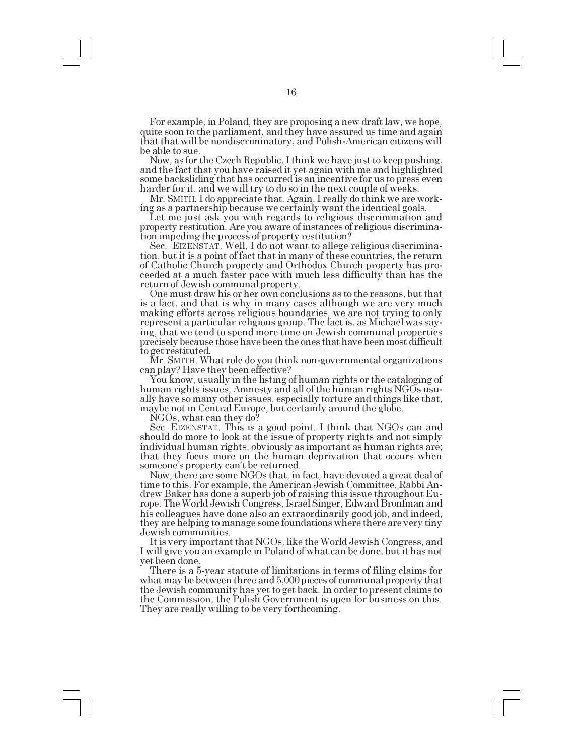For example, in Poland, they are proposing a new draft law, we hope, quite soon to the parliament, and they have assured us time and again that that will be nondiscriminatory, and Polish-American citizens will be able to sue.

Now, as for the Czech Republic, I think we have just to keep pushing, and the fact that you have raised it yet again with me and highlighted some backsliding that has occurred is an incentive for us to press even harder for it, and we will try to do so in the next couple of weeks.

Mr. SMITH. I do appreciate that. Again, I really do think we are working as a partnership because we certainly want the identical goals.

Let me just ask you with regards to religious discrimination and property restitution. Are you aware of instances of religious discrimination impeding the process of property restitution?

Sec. EIZENSTAT. Well, I do not want to allege religious discrimination, but it is a point of fact that in many of these countries, the return of Catholic Church property and Orthodox Church property has proceeded at a much faster pace with much less difficulty than has the return of Jewish communal property.

One must draw his or her own conclusions as to the reasons, but that is a fact, and that is why in many cases although we are very much making efforts across religious boundaries, we are not trying to only represent a particular religious group. The fact is, as Michael was saying, that we tend to spend more time on Jewish communal properties precisely because those have been the ones that have been most difficult to get restituted.

Mr. SMITH. What role do you think non-governmental organizations can play? Have they been effective?

You know, usually in the listing of human rights or the cataloging of human rights issues, Amnesty and all of the human rights NGOs usually have so many other issues, especially torture and things like that, maybe not in Central Europe, but certainly around the globe.

NGOs, what can they do?

Sec. EIZENSTAT. This is a good point. I think that NGOs can and should do more to look at the issue of property rights and not simply individual human rights, obviously as important as human rights are; that they focus more on the human deprivation that occurs when someone's property can't be returned.

Now, there are some NGOs that, in fact, have devoted a great deal of time to this. For example, the American Jewish Committee, Rabbi Andrew Baker has done a superb job of raising this issue throughout Europe. The World Jewish Congress, Israel Singer, Edward Bronfman and his colleagues have done also an extraordinarily good job, and indeed, they are helping to manage some foundations where there are very tiny Jewish communities.

It is very important that NGOs, like the World Jewish Congress, and I will give you an example in Poland of what can be done, but it has not yet been done.

There is a 5-year statute of limitations in terms of filing claims for what may be between three and 5,000 pieces of communal property that the Jewish community has yet to get back. In order to present claims to the Commission, the Polish Government is open for business on this. They are really willing to be very forthcoming.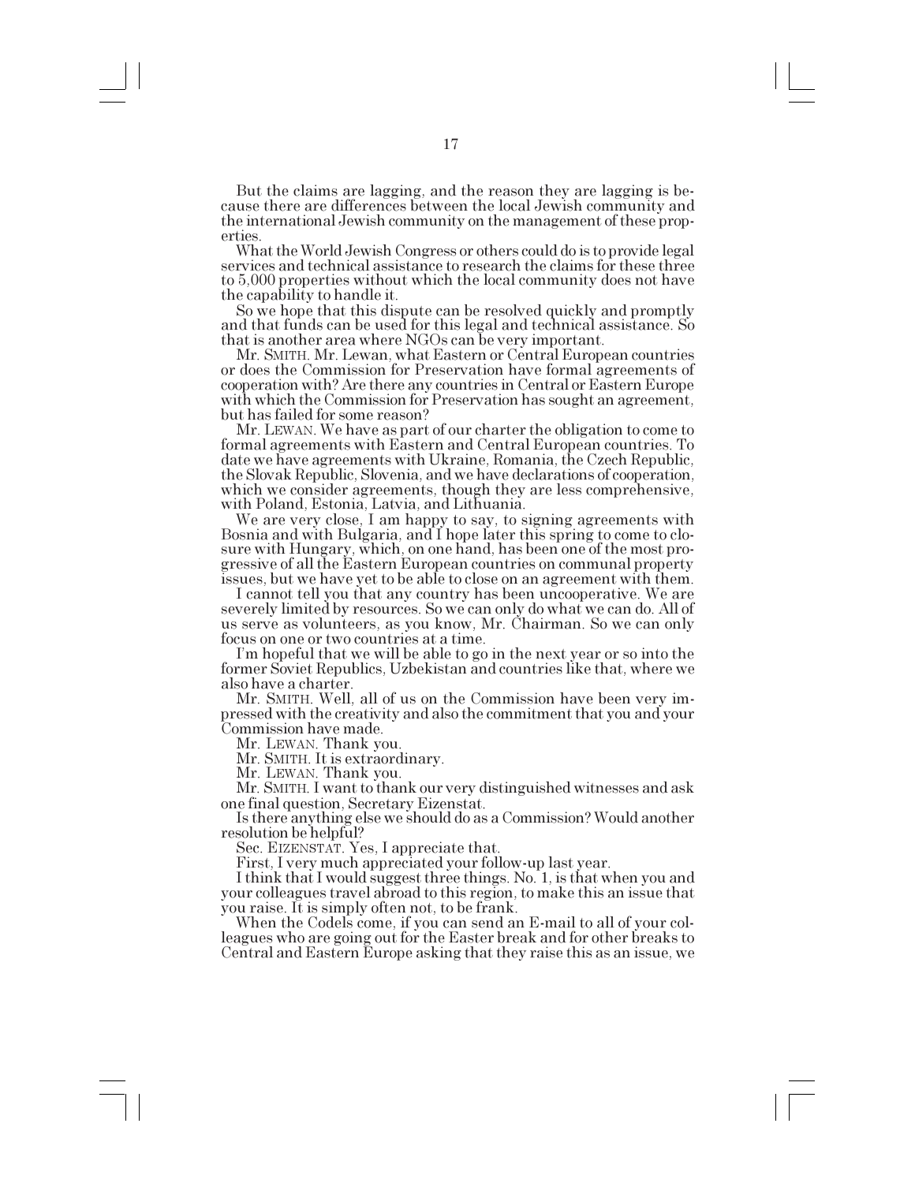But the claims are lagging, and the reason they are lagging is because there are differences between the local Jewish community and the international Jewish community on the management of these properties.

What the World Jewish Congress or others could do is to provide legal services and technical assistance to research the claims for these three to 5,000 properties without which the local community does not have the capability to handle it.

So we hope that this dispute can be resolved quickly and promptly and that funds can be used for this legal and technical assistance. So that is another area where NGOs can be very important.

Mr. SMITH. Mr. Lewan, what Eastern or Central European countries or does the Commission for Preservation have formal agreements of cooperation with? Are there any countries in Central or Eastern Europe with which the Commission for Preservation has sought an agreement, but has failed for some reason?

Mr. LEWAN. We have as part of our charter the obligation to come to formal agreements with Eastern and Central European countries. To date we have agreements with Ukraine, Romania, the Czech Republic, the Slovak Republic, Slovenia, and we have declarations of cooperation, which we consider agreements, though they are less comprehensive, with Poland, Estonia, Latvia, and Lithuania.

We are very close, I am happy to say, to signing agreements with Bosnia and with Bulgaria, and I hope later this spring to come to closure with Hungary, which, on one hand, has been one of the most progressive of all the Eastern European countries on communal property issues, but we have yet to be able to close on an agreement with them.

I cannot tell you that any country has been uncooperative. We are severely limited by resources. So we can only do what we can do. All of us serve as volunteers, as you know, Mr. Chairman. So we can only focus on one or two countries at a time.

I'm hopeful that we will be able to go in the next year or so into the former Soviet Republics, Uzbekistan and countries like that, where we also have a charter.

Mr. SMITH. Well, all of us on the Commission have been very impressed with the creativity and also the commitment that you and your Commission have made.

Mr. LEWAN. Thank you.

Mr. SMITH. It is extraordinary.

Mr. LEWAN. Thank you.

Mr. SMITH. I want to thank our very distinguished witnesses and ask one final question, Secretary Eizenstat.

Is there anything else we should do as a Commission? Would another resolution be helpful?

Sec. EIZENSTAT. Yes, I appreciate that.

First, I very much appreciated your follow-up last year.

I think that I would suggest three things. No. 1, is that when you and your colleagues travel abroad to this region, to make this an issue that you raise. It is simply often not, to be frank.

When the Codels come, if you can send an E-mail to all of your colleagues who are going out for the Easter break and for other breaks to Central and Eastern Europe asking that they raise this as an issue, we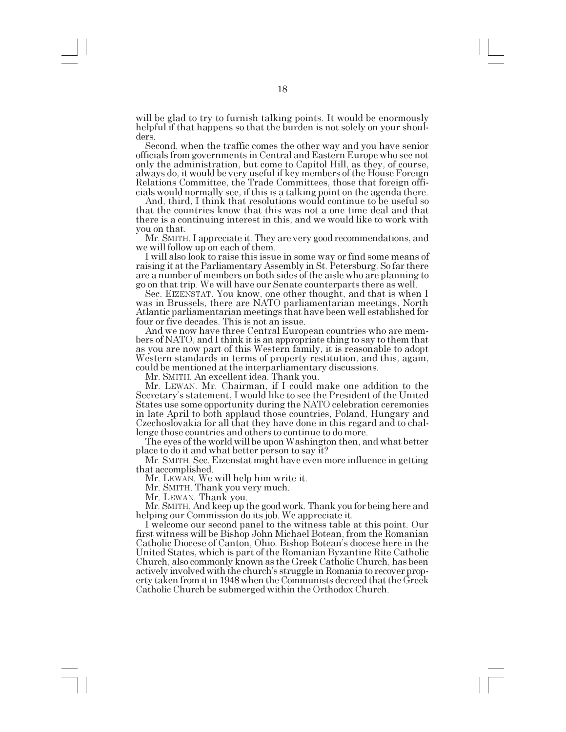will be glad to try to furnish talking points. It would be enormously helpful if that happens so that the burden is not solely on your shoulders.

Second, when the traffic comes the other way and you have senior officials from governments in Central and Eastern Europe who see not only the administration, but come to Capitol Hill, as they, of course, always do, it would be very useful if key members of the House Foreign Relations Committee, the Trade Committees, those that foreign officials would normally see, if this is a talking point on the agenda there.

And, third, I think that resolutions would continue to be useful so that the countries know that this was not a one time deal and that there is a continuing interest in this, and we would like to work with you on that.

Mr. SMITH. I appreciate it. They are very good recommendations, and we will follow up on each of them.

I will also look to raise this issue in some way or find some means of raising it at the Parliamentary Assembly in St. Petersburg. So far there are a number of members on both sides of the aisle who are planning to go on that trip. We will have our Senate counterparts there as well.

Sec. EIZENSTAT. You know, one other thought, and that is when I was in Brussels, there are NATO parliamentarian meetings, North Atlantic parliamentarian meetings that have been well established for four or five decades. This is not an issue.

And we now have three Central European countries who are members of NATO, and I think it is an appropriate thing to say to them that as you are now part of this Western family, it is reasonable to adopt Western standards in terms of property restitution, and this, again, could be mentioned at the interparliamentary discussions.

Mr. SMITH. An excellent idea. Thank you.

Mr. LEWAN. Mr. Chairman, if I could make one addition to the Secretary's statement, I would like to see the President of the United States use some opportunity during the NATO celebration ceremonies in late April to both applaud those countries, Poland, Hungary and Czechoslovakia for all that they have done in this regard and to challenge those countries and others to continue to do more.

The eyes of the world will be upon Washington then, and what better place to do it and what better person to say it?

Mr. SMITH. Sec. Eizenstat might have even more influence in getting that accomplished.

Mr. LEWAN. We will help him write it.

Mr. SMITH. Thank you very much.

Mr. LEWAN. Thank you.

Mr. SMITH. And keep up the good work. Thank you for being here and helping our Commission do its job. We appreciate it.

I welcome our second panel to the witness table at this point. Our first witness will be Bishop John Michael Botean, from the Romanian Catholic Diocese of Canton, Ohio. Bishop Botean's diocese here in the United States, which is part of the Romanian Byzantine Rite Catholic Church, also commonly known as the Greek Catholic Church, has been actively involved with the church's struggle in Romania to recover property taken from it in 1948 when the Communists decreed that the Greek Catholic Church be submerged within the Orthodox Church.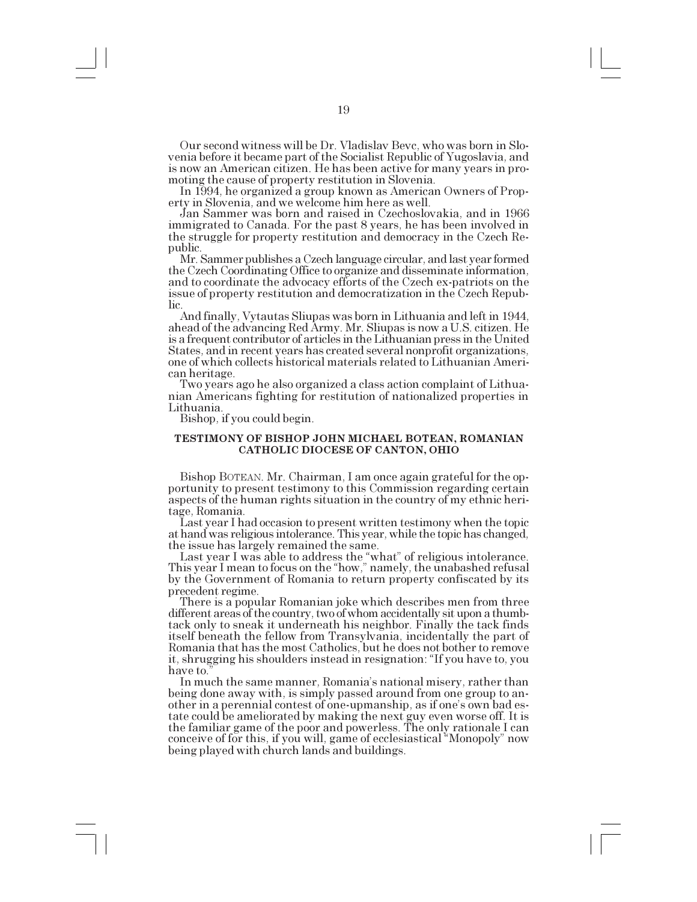Our second witness will be Dr. Vladislav Bevc, who was born in Slovenia before it became part of the Socialist Republic of Yugoslavia, and is now an American citizen. He has been active for many years in promoting the cause of property restitution in Slovenia.

In 1994, he organized a group known as American Owners of Property in Slovenia, and we welcome him here as well.

Jan Sammer was born and raised in Czechoslovakia, and in 1966 immigrated to Canada. For the past 8 years, he has been involved in the struggle for property restitution and democracy in the Czech Republic.

Mr. Sammer publishes a Czech language circular, and last year formed the Czech Coordinating Office to organize and disseminate information, and to coordinate the advocacy efforts of the Czech ex-patriots on the issue of property restitution and democratization in the Czech Republic.

And finally, Vytautas Sliupas was born in Lithuania and left in 1944, ahead of the advancing Red Army. Mr. Sliupas is now a U.S. citizen. He is a frequent contributor of articles in the Lithuanian press in the United States, and in recent years has created several nonprofit organizations, one of which collects historical materials related to Lithuanian American heritage.

Two years ago he also organized a class action complaint of Lithuanian Americans fighting for restitution of nationalized properties in Lithuania.

Bishop, if you could begin.

## TESTIMONY OF BISHOP JOHN MICHAEL BOTEAN, ROMANIAN CATHOLIC DIOCESE OF CANTON, OHIO

Bishop BOTEAN. Mr. Chairman, I am once again grateful for the opportunity to present testimony to this Commission regarding certain aspects of the human rights situation in the country of my ethnic heritage, Romania.

Last year I had occasion to present written testimony when the topic at hand was religious intolerance. This year, while the topic has changed, the issue has largely remained the same.

Last year I was able to address the "what" of religious intolerance. This year I mean to focus on the "how," namely, the unabashed refusal by the Government of Romania to return property confiscated by its precedent regime.

There is a popular Romanian joke which describes men from three different areas of the country, two of whom accidentally sit upon a thumbtack only to sneak it underneath his neighbor. Finally the tack finds itself beneath the fellow from Transylvania, incidentally the part of Romania that has the most Catholics, but he does not bother to remove it, shrugging his shoulders instead in resignation: "If you have to, you have to."

In much the same manner, Romania's national misery, rather than being done away with, is simply passed around from one group to another in a perennial contest of one-upmanship, as if one's own bad estate could be ameliorated by making the next guy even worse off. It is the familiar game of the poor and powerless. The only rationale I can conceive of for this, if you will, game of ecclesiastical "Monopoly" now being played with church lands and buildings.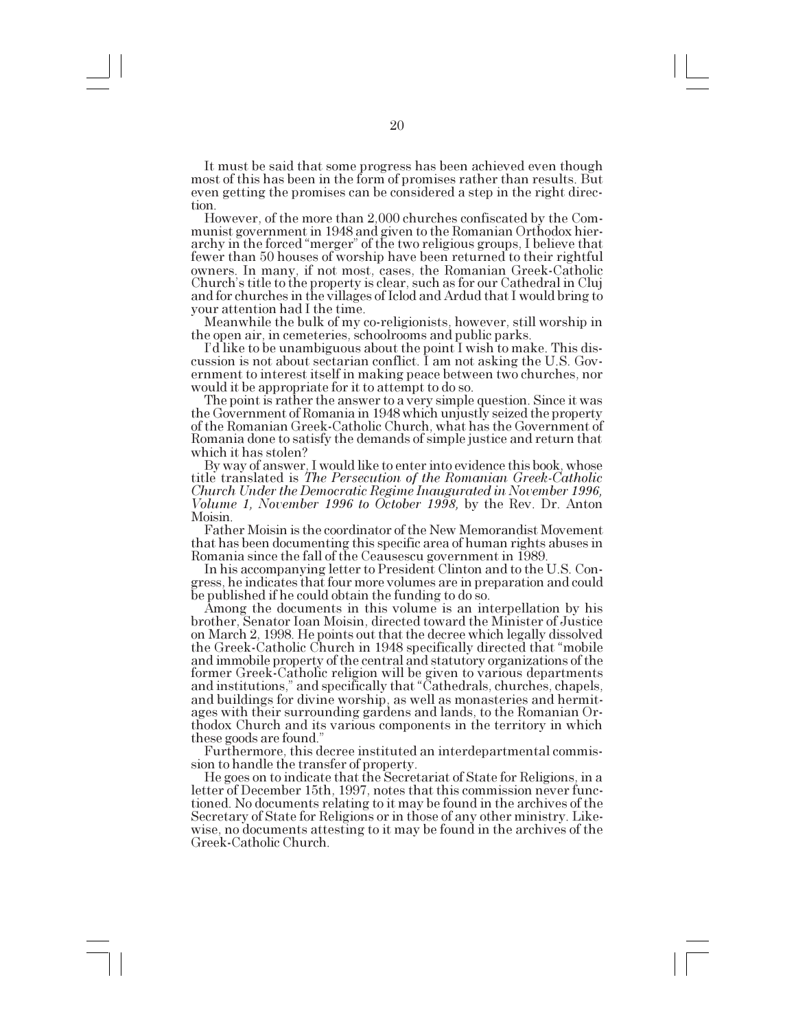It must be said that some progress has been achieved even though most of this has been in the form of promises rather than results. But even getting the promises can be considered a step in the right direction.

However, of the more than 2,000 churches confiscated by the Communist government in 1948 and given to the Romanian Orthodox hierarchy in the forced "merger" of the two religious groups, I believe that fewer than 50 houses of worship have been returned to their rightful owners. In many, if not most, cases, the Romanian Greek-Catholic Church's title to the property is clear, such as for our Cathedral in Cluj and for churches in the villages of Iclod and Ardud that I would bring to your attention had I the time.

Meanwhile the bulk of my co-religionists, however, still worship in the open air, in cemeteries, schoolrooms and public parks.

I'd like to be unambiguous about the point I wish to make. This discussion is not about sectarian conflict. I am not asking the U.S. Government to interest itself in making peace between two churches, nor would it be appropriate for it to attempt to do so.

The point is rather the answer to a very simple question. Since it was the Government of Romania in 1948 which unjustly seized the property of the Romanian Greek-Catholic Church, what has the Government of Romania done to satisfy the demands of simple justice and return that which it has stolen?

By way of answer, I would like to enter into evidence this book, whose title translated is *The Persecution of the Romanian Greek-Catholic Church Under the Democratic Regime Inaugurated in November 1996, Volume 1, November 1996 to October 1998,* by the Rev. Dr. Anton Moisin.

Father Moisin is the coordinator of the New Memorandist Movement that has been documenting this specific area of human rights abuses in Romania since the fall of the Ceausescu government in 1989.

In his accompanying letter to President Clinton and to the U.S. Congress, he indicates that four more volumes are in preparation and could be published if he could obtain the funding to do so.

Among the documents in this volume is an interpellation by his brother, Senator Ioan Moisin, directed toward the Minister of Justice on March 2, 1998. He points out that the decree which legally dissolved the Greek-Catholic Church in 1948 specifically directed that "mobile and immobile property of the central and statutory organizations of the former Greek-Catholic religion will be given to various departments and institutions," and specifically that "Cathedrals, churches, chapels, and buildings for divine worship, as well as monasteries and hermitages with their surrounding gardens and lands, to the Romanian Orthodox Church and its various components in the territory in which these goods are found."

Furthermore, this decree instituted an interdepartmental commission to handle the transfer of property.

He goes on to indicate that the Secretariat of State for Religions, in a letter of December 15th, 1997, notes that this commission never functioned. No documents relating to it may be found in the archives of the Secretary of State for Religions or in those of any other ministry. Likewise, no documents attesting to it may be found in the archives of the Greek-Catholic Church.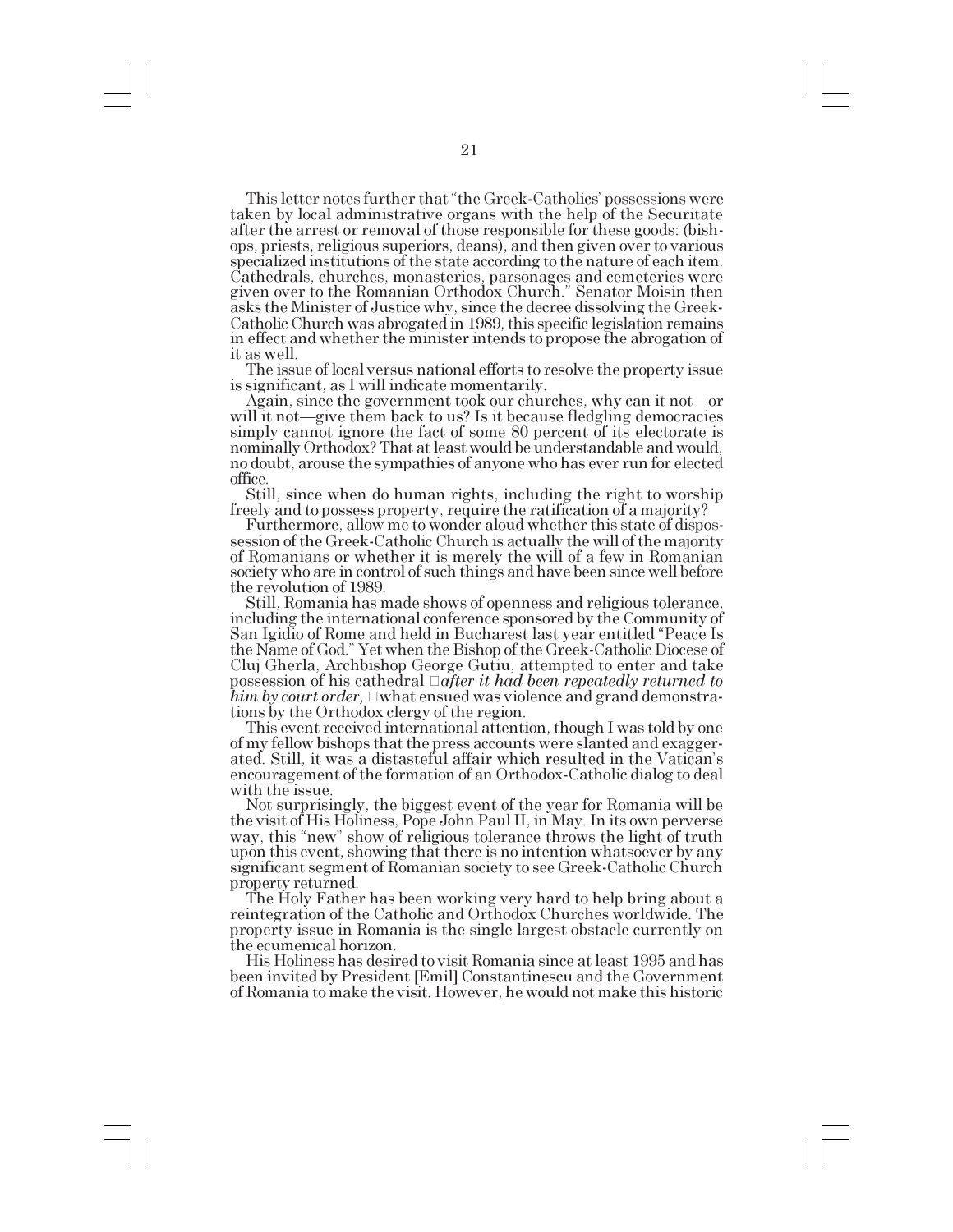This letter notes further that "the Greek-Catholics' possessions were taken by local administrative organs with the help of the Securitate after the arrest or removal of those responsible for these goods: (bishops, priests, religious superiors, deans), and then given over to various specialized institutions of the state according to the nature of each item. Cathedrals, churches, monasteries, parsonages and cemeteries were given over to the Romanian Orthodox Church." Senator Moisin then asks the Minister of Justice why, since the decree dissolving the Greek-Catholic Church was abrogated in 1989, this specific legislation remains in effect and whether the minister intends to propose the abrogation of it as well.

The issue of local versus national efforts to resolve the property issue is significant, as I will indicate momentarily.

Again, since the government took our churches, why can it not—or will it not—give them back to us? Is it because fledgling democracies simply cannot ignore the fact of some 80 percent of its electorate is nominally Orthodox? That at least would be understandable and would, no doubt, arouse the sympathies of anyone who has ever run for elected office.

Still, since when do human rights, including the right to worship freely and to possess property, require the ratification of a majority?

Furthermore, allow me to wonder aloud whether this state of dispossession of the Greek-Catholic Church is actually the will of the majority of Romanians or whether it is merely the will of a few in Romanian society who are in control of such things and have been since well before the revolution of 1989.

Still, Romania has made shows of openness and religious tolerance, including the international conference sponsored by the Community of San Igidio of Rome and held in Bucharest last year entitled "Peace Is the Name of God." Yet when the Bishop of the Greek-Catholic Diocese of Cluj Gherla, Archbishop George Gutiu, attempted to enter and take possession of his cathedral *after it had been repeatedly returned to him by court order,* what ensued was violence and grand demonstrations by the Orthodox clergy of the region.

This event received international attention, though I was told by one of my fellow bishops that the press accounts were slanted and exaggerated. Still, it was a distasteful affair which resulted in the Vatican's encouragement of the formation of an Orthodox-Catholic dialog to deal with the issue.

Not surprisingly, the biggest event of the year for Romania will be the visit of His Holiness, Pope John Paul II, in May. In its own perverse way, this "new" show of religious tolerance throws the light of truth upon this event, showing that there is no intention whatsoever by any significant segment of Romanian society to see Greek-Catholic Church property returned.

The Holy Father has been working very hard to help bring about a reintegration of the Catholic and Orthodox Churches worldwide. The property issue in Romania is the single largest obstacle currently on the ecumenical horizon.

His Holiness has desired to visit Romania since at least 1995 and has been invited by President [Emil] Constantinescu and the Government of Romania to make the visit. However, he would not make this historic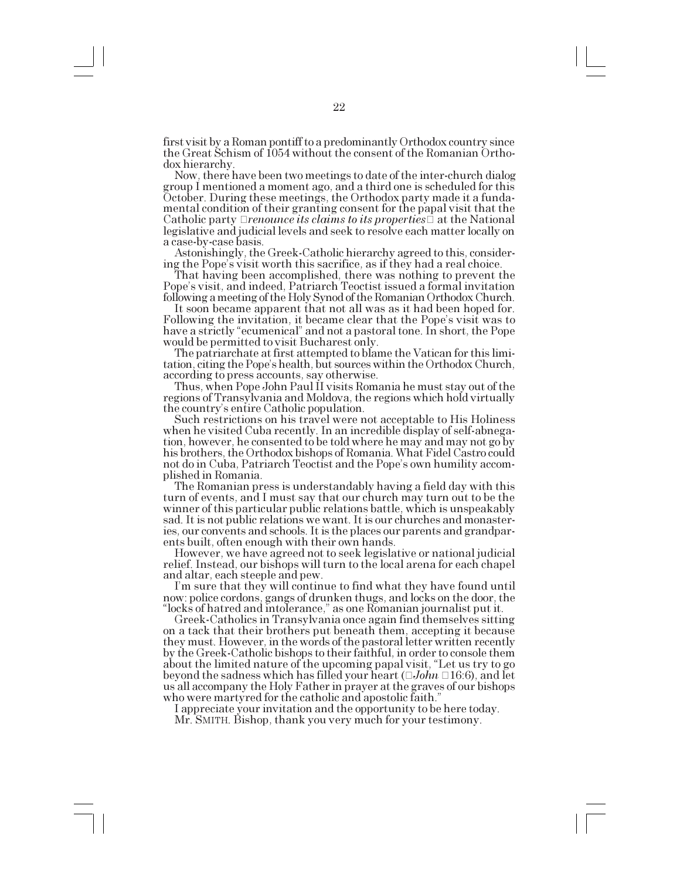first visit by a Roman pontiff to a predominantly Orthodox country since the Great Schism of 1054 without the consent of the Romanian Orthodox hierarchy.

Now, there have been two meetings to date of the inter-church dialog group I mentioned a moment ago, and a third one is scheduled for this October. During these meetings, the Orthodox party made it a fundamental condition of their granting consent for the papal visit that the Catholic party *renounce its claims to its properties* at the National legislative and judicial levels and seek to resolve each matter locally on a case-by-case basis.

Astonishingly, the Greek-Catholic hierarchy agreed to this, considering the Pope's visit worth this sacrifice, as if they had a real choice.

That having been accomplished, there was nothing to prevent the Pope's visit, and indeed, Patriarch Teoctist issued a formal invitation following a meeting of the Holy Synod of the Romanian Orthodox Church.

It soon became apparent that not all was as it had been hoped for. Following the invitation, it became clear that the Pope's visit was to have a strictly "ecumenical" and not a pastoral tone. In short, the Pope would be permitted to visit Bucharest only.

The patriarchate at first attempted to blame the Vatican for this limitation, citing the Pope's health, but sources within the Orthodox Church, according to press accounts, say otherwise.

Thus, when Pope John Paul II visits Romania he must stay out of the regions of Transylvania and Moldova, the regions which hold virtually the country's entire Catholic population.

Such restrictions on his travel were not acceptable to His Holiness when he visited Cuba recently. In an incredible display of self-abnegation, however, he consented to be told where he may and may not go by his brothers, the Orthodox bishops of Romania. What Fidel Castro could not do in Cuba, Patriarch Teoctist and the Pope's own humility accomplished in Romania.

The Romanian press is understandably having a field day with this turn of events, and I must say that our church may turn out to be the winner of this particular public relations battle, which is unspeakably sad. It is not public relations we want. It is our churches and monasteries, our convents and schools. It is the places our parents and grandparents built, often enough with their own hands.

However, we have agreed not to seek legislative or national judicial relief. Instead, our bishops will turn to the local arena for each chapel and altar, each steeple and pew.

I'm sure that they will continue to find what they have found until now: police cordons, gangs of drunken thugs, and locks on the door, the "locks of hatred and intolerance," as one Romanian journalist put it.

Greek-Catholics in Transylvania once again find themselves sitting on a tack that their brothers put beneath them, accepting it because they must. However, in the words of the pastoral letter written recently by the Greek-Catholic bishops to their faithful, in order to console them about the limited nature of the upcoming papal visit, "Let us try to go beyond the sadness which has filled your heart (*John* 16:6), and let us all accompany the Holy Father in prayer at the graves of our bishops who were martyred for the catholic and apostolic faith."

I appreciate your invitation and the opportunity to be here today.

Mr. SMITH. Bishop, thank you very much for your testimony.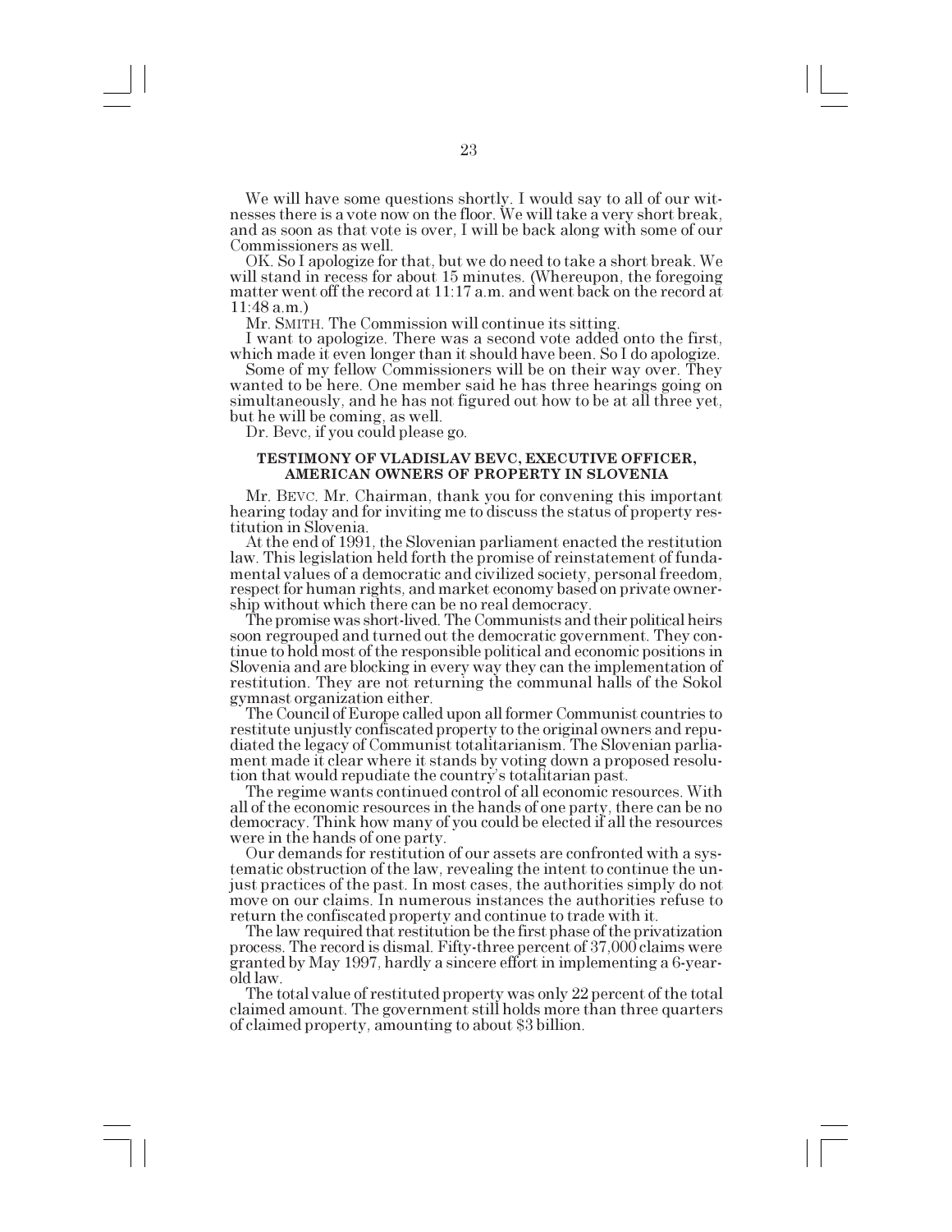We will have some questions shortly. I would say to all of our witnesses there is a vote now on the floor. We will take a very short break, and as soon as that vote is over, I will be back along with some of our Commissioners as well.

OK. So I apologize for that, but we do need to take a short break. We will stand in recess for about 15 minutes. (Whereupon, the foregoing matter went off the record at 11:17 a.m. and went back on the record at 11:48 a.m.)

Mr. SMITH. The Commission will continue its sitting.

I want to apologize. There was a second vote added onto the first, which made it even longer than it should have been. So I do apologize.

Some of my fellow Commissioners will be on their way over. They wanted to be here. One member said he has three hearings going on simultaneously, and he has not figured out how to be at all three yet, but he will be coming, as well.

Dr. Bevc, if you could please go.

### TESTIMONY OF VLADISLAV BEVC, EXECUTIVE OFFICER, AMERICAN OWNERS OF PROPERTY IN SLOVENIA

Mr. BEVC. Mr. Chairman, thank you for convening this important hearing today and for inviting me to discuss the status of property restitution in Slovenia.

At the end of 1991, the Slovenian parliament enacted the restitution law. This legislation held forth the promise of reinstatement of fundamental values of a democratic and civilized society, personal freedom, respect for human rights, and market economy based on private ownership without which there can be no real democracy.

The promise was short-lived. The Communists and their political heirs soon regrouped and turned out the democratic government. They continue to hold most of the responsible political and economic positions in Slovenia and are blocking in every way they can the implementation of restitution. They are not returning the communal halls of the Sokol gymnast organization either.

The Council of Europe called upon all former Communist countries to restitute unjustly confiscated property to the original owners and repudiated the legacy of Communist totalitarianism. The Slovenian parliament made it clear where it stands by voting down a proposed resolution that would repudiate the country's totalitarian past.

The regime wants continued control of all economic resources. With all of the economic resources in the hands of one party, there can be no democracy. Think how many of you could be elected if all the resources were in the hands of one party.

Our demands for restitution of our assets are confronted with a systematic obstruction of the law, revealing the intent to continue the unjust practices of the past. In most cases, the authorities simply do not move on our claims. In numerous instances the authorities refuse to return the confiscated property and continue to trade with it.

The law required that restitution be the first phase of the privatization process. The record is dismal. Fifty-three percent of 37,000 claims were granted by May 1997, hardly a sincere effort in implementing a 6-year-old law.

The total value of restituted property was only 22 percent of the total claimed amount. The government still holds more than three quarters of claimed property, amounting to about $3 billion.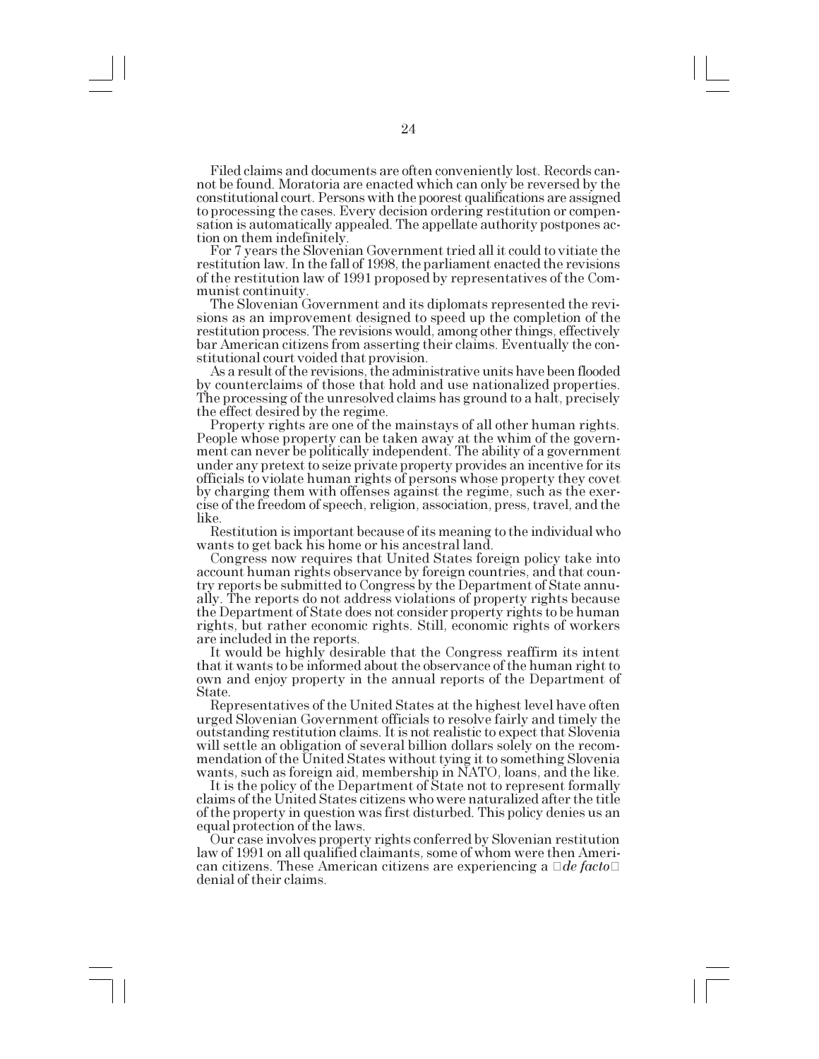Filed claims and documents are often conveniently lost. Records cannot be found. Moratoria are enacted which can only be reversed by the constitutional court. Persons with the poorest qualifications are assigned to processing the cases. Every decision ordering restitution or compensation is automatically appealed. The appellate authority postpones action on them indefinitely.

For 7 years the Slovenian Government tried all it could to vitiate the restitution law. In the fall of 1998, the parliament enacted the revisions of the restitution law of 1991 proposed by representatives of the Communist continuity.

The Slovenian Government and its diplomats represented the revisions as an improvement designed to speed up the completion of the restitution process. The revisions would, among other things, effectively bar American citizens from asserting their claims. Eventually the constitutional court voided that provision.

As a result of the revisions, the administrative units have been flooded by counterclaims of those that hold and use nationalized properties. The processing of the unresolved claims has ground to a halt, precisely the effect desired by the regime.

Property rights are one of the mainstays of all other human rights. People whose property can be taken away at the whim of the government can never be politically independent. The ability of a government under any pretext to seize private property provides an incentive for its officials to violate human rights of persons whose property they covet by charging them with offenses against the regime, such as the exercise of the freedom of speech, religion, association, press, travel, and the like.

Restitution is important because of its meaning to the individual who wants to get back his home or his ancestral land.

Congress now requires that United States foreign policy take into account human rights observance by foreign countries, and that country reports be submitted to Congress by the Department of State annually. The reports do not address violations of property rights because the Department of State does not consider property rights to be human rights, but rather economic rights. Still, economic rights of workers are included in the reports.

It would be highly desirable that the Congress reaffirm its intent that it wants to be informed about the observance of the human right to own and enjoy property in the annual reports of the Department of State.

Representatives of the United States at the highest level have often urged Slovenian Government officials to resolve fairly and timely the outstanding restitution claims. It is not realistic to expect that Slovenia will settle an obligation of several billion dollars solely on the recommendation of the United States without tying it to something Slovenia wants, such as foreign aid, membership in NATO, loans, and the like.

It is the policy of the Department of State not to represent formally claims of the United States citizens who were naturalized after the title of the property in question was first disturbed. This policy denies us an equal protection of the laws.

Our case involves property rights conferred by Slovenian restitution law of 1991 on all qualified claimants, some of whom were then American citizens. These American citizens are experiencing a "*de facto*" denial of their claims.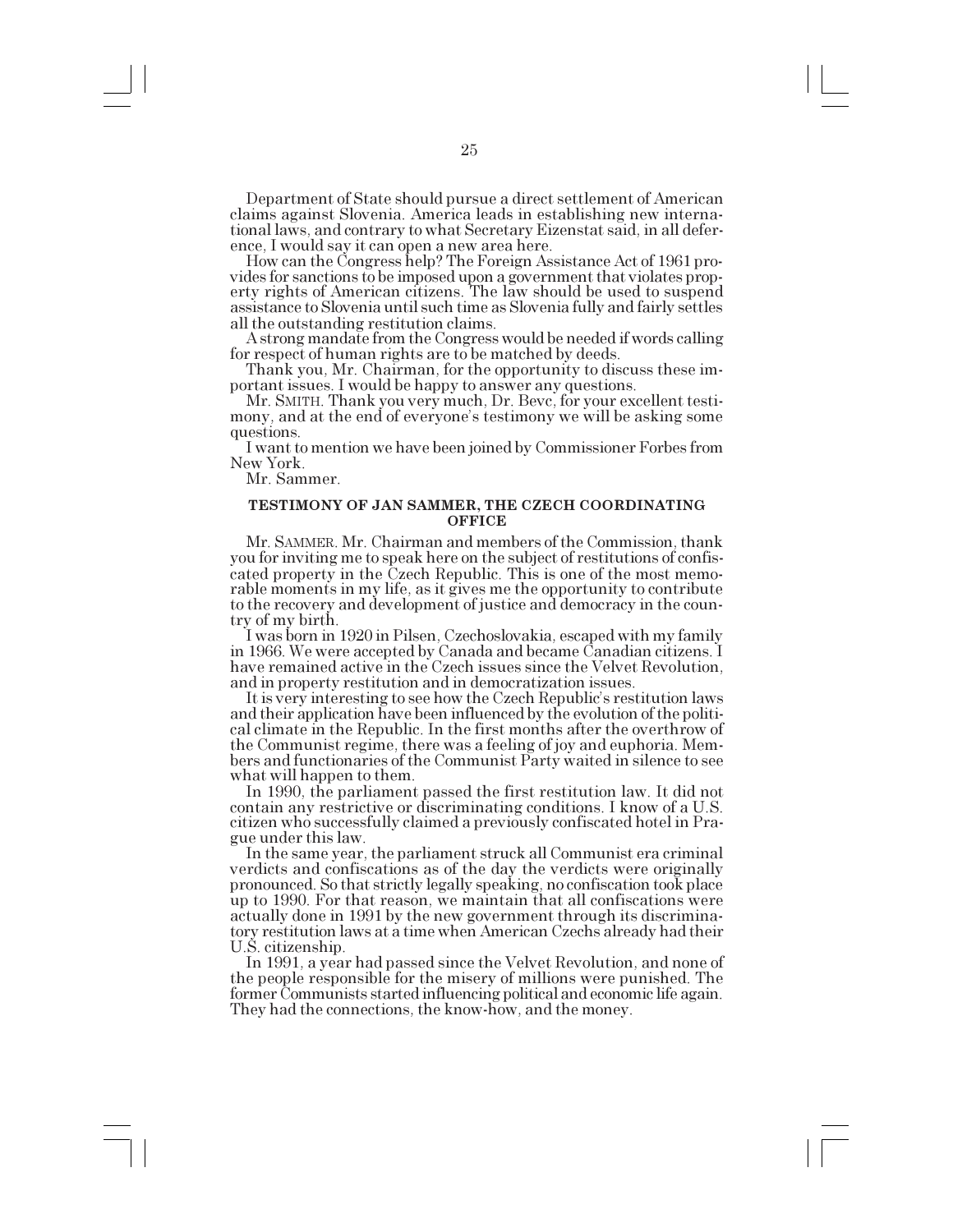Department of State should pursue a direct settlement of American claims against Slovenia. America leads in establishing new international laws, and contrary to what Secretary Eizenstat said, in all deference, I would say it can open a new area here.

How can the Congress help? The Foreign Assistance Act of 1961 provides for sanctions to be imposed upon a government that violates property rights of American citizens. The law should be used to suspend assistance to Slovenia until such time as Slovenia fully and fairly settles all the outstanding restitution claims.

A strong mandate from the Congress would be needed if words calling for respect of human rights are to be matched by deeds.

Thank you, Mr. Chairman, for the opportunity to discuss these important issues. I would be happy to answer any questions.

Mr. SMITH. Thank you very much, Dr. Bevc, for your excellent testimony, and at the end of everyone's testimony we will be asking some questions.

I want to mention we have been joined by Commissioner Forbes from New York.

Mr. Sammer.

## TESTIMONY OF JAN SAMMER, THE CZECH COORDINATING OFFICE

Mr. SAMMER. Mr. Chairman and members of the Commission, thank you for inviting me to speak here on the subject of restitutions of confiscated property in the Czech Republic. This is one of the most memorable moments in my life, as it gives me the opportunity to contribute to the recovery and development of justice and democracy in the country of my birth.

I was born in 1920 in Pilsen, Czechoslovakia, escaped with my family in 1966. We were accepted by Canada and became Canadian citizens. I have remained active in the Czech issues since the Velvet Revolution, and in property restitution and in democratization issues.

It is very interesting to see how the Czech Republic's restitution laws and their application have been influenced by the evolution of the political climate in the Republic. In the first months after the overthrow of the Communist regime, there was a feeling of joy and euphoria. Members and functionaries of the Communist Party waited in silence to see what will happen to them.

In 1990, the parliament passed the first restitution law. It did not contain any restrictive or discriminating conditions. I know of a U.S. citizen who successfully claimed a previously confiscated hotel in Prague under this law.

In the same year, the parliament struck all Communist era criminal verdicts and confiscations as of the day the verdicts were originally pronounced. So that strictly legally speaking, no confiscation took place up to 1990. For that reason, we maintain that all confiscations were actually done in 1991 by the new government through its discriminatory restitution laws at a time when American Czechs already had their U.S. citizenship.

In 1991, a year had passed since the Velvet Revolution, and none of the people responsible for the misery of millions were punished. The former Communists started influencing political and economic life again. They had the connections, the know-how, and the money.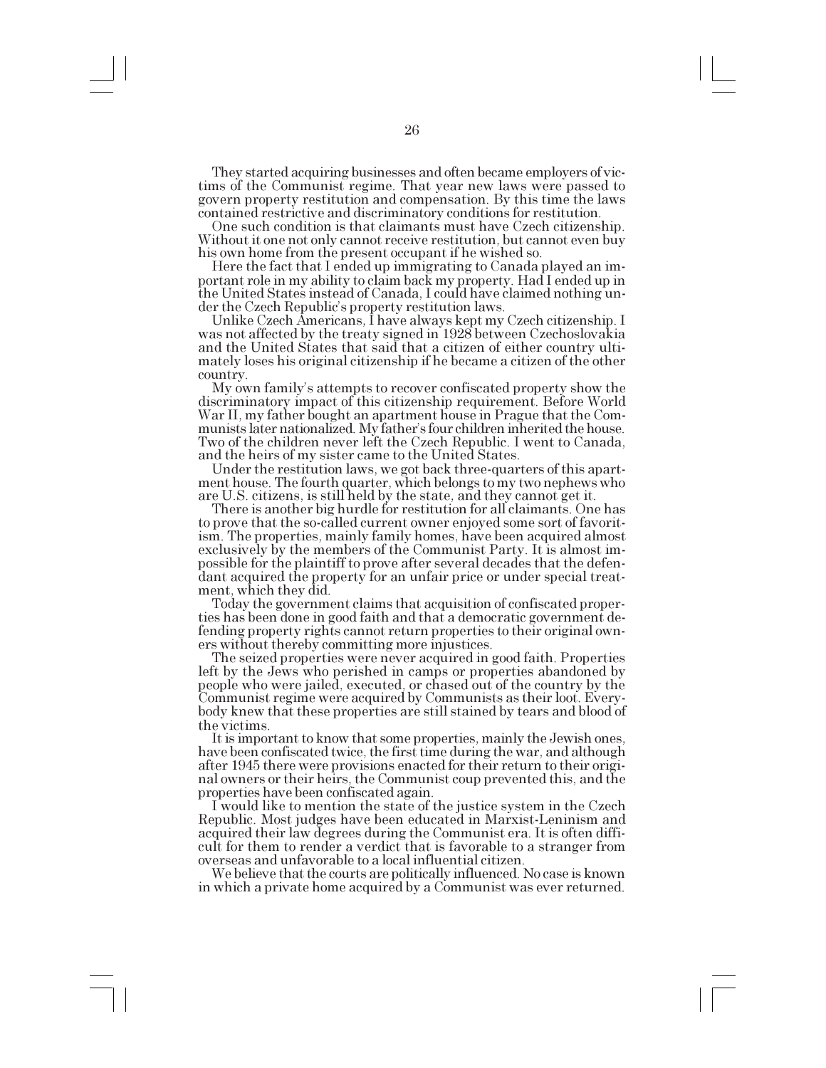They started acquiring businesses and often became employers of victims of the Communist regime. That year new laws were passed to govern property restitution and compensation. By this time the laws contained restrictive and discriminatory conditions for restitution.

One such condition is that claimants must have Czech citizenship. Without it one not only cannot receive restitution, but cannot even buy his own home from the present occupant if he wished so.

Here the fact that I ended up immigrating to Canada played an important role in my ability to claim back my property. Had I ended up in the United States instead of Canada, I could have claimed nothing under the Czech Republic's property restitution laws.

Unlike Czech Americans, I have always kept my Czech citizenship. I was not affected by the treaty signed in 1928 between Czechoslovakia and the United States that said that a citizen of either country ultimately loses his original citizenship if he became a citizen of the other country.

My own family's attempts to recover confiscated property show the discriminatory impact of this citizenship requirement. Before World War II, my father bought an apartment house in Prague that the Communists later nationalized. My father's four children inherited the house. Two of the children never left the Czech Republic. I went to Canada, and the heirs of my sister came to the United States.

Under the restitution laws, we got back three-quarters of this apartment house. The fourth quarter, which belongs to my two nephews who are U.S. citizens, is still held by the state, and they cannot get it.

There is another big hurdle for restitution for all claimants. One has to prove that the so-called current owner enjoyed some sort of favoritism. The properties, mainly family homes, have been acquired almost exclusively by the members of the Communist Party. It is almost impossible for the plaintiff to prove after several decades that the defendant acquired the property for an unfair price or under special treatment, which they did.

Today the government claims that acquisition of confiscated properties has been done in good faith and that a democratic government defending property rights cannot return properties to their original owners without thereby committing more injustices.

The seized properties were never acquired in good faith. Properties left by the Jews who perished in camps or properties abandoned by people who were jailed, executed, or chased out of the country by the Communist regime were acquired by Communists as their loot. Everybody knew that these properties are still stained by tears and blood of the victims.

It is important to know that some properties, mainly the Jewish ones, have been confiscated twice, the first time during the war, and although after 1945 there were provisions enacted for their return to their original owners or their heirs, the Communist coup prevented this, and the properties have been confiscated again.

I would like to mention the state of the justice system in the Czech Republic. Most judges have been educated in Marxist-Leninism and acquired their law degrees during the Communist era. It is often difficult for them to render a verdict that is favorable to a stranger from overseas and unfavorable to a local influential citizen.

We believe that the courts are politically influenced. No case is known in which a private home acquired by a Communist was ever returned.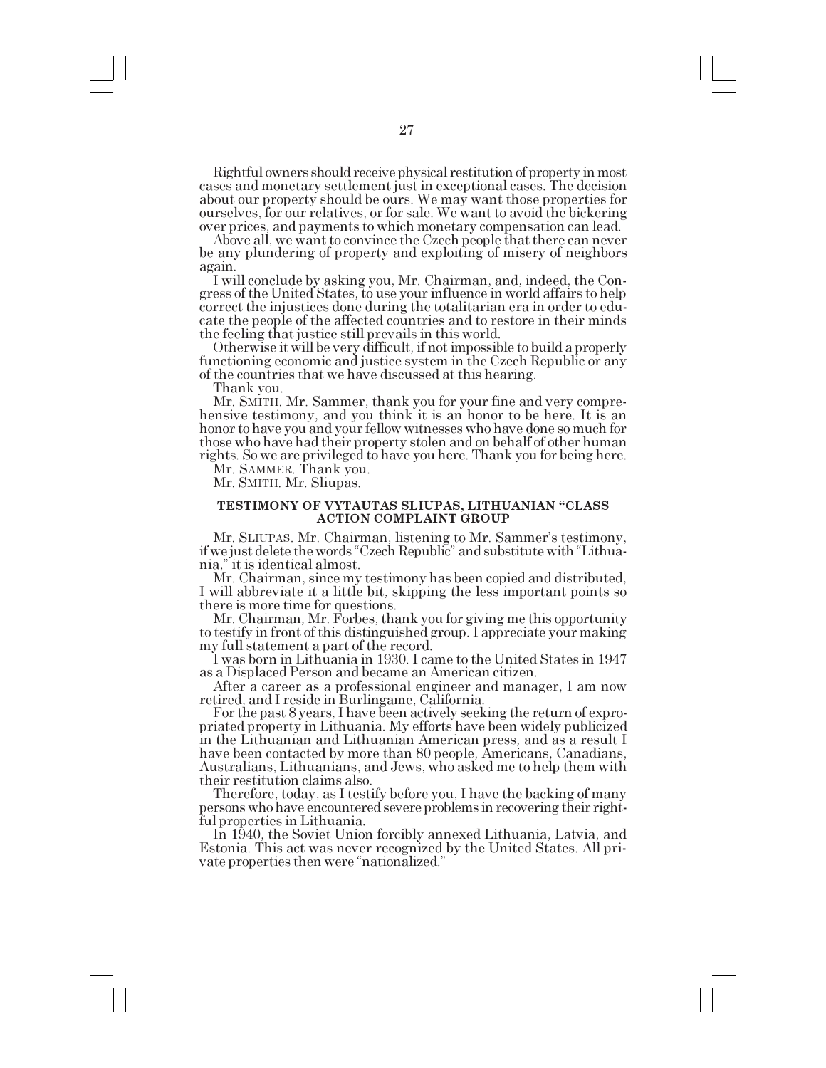Rightful owners should receive physical restitution of property in most cases and monetary settlement just in exceptional cases. The decision about our property should be ours. We may want those properties for ourselves, for our relatives, or for sale. We want to avoid the bickering over prices, and payments to which monetary compensation can lead.

Above all, we want to convince the Czech people that there can never be any plundering of property and exploiting of misery of neighbors again.

I will conclude by asking you, Mr. Chairman, and, indeed, the Congress of the United States, to use your influence in world affairs to help correct the injustices done during the totalitarian era in order to educate the people of the affected countries and to restore in their minds the feeling that justice still prevails in this world.

Otherwise it will be very difficult, if not impossible to build a properly functioning economic and justice system in the Czech Republic or any of the countries that we have discussed at this hearing.

Thank you.

Mr. SMITH. Mr. Sammer, thank you for your fine and very comprehensive testimony, and you think it is an honor to be here. It is an honor to have you and your fellow witnesses who have done so much for those who have had their property stolen and on behalf of other human rights. So we are privileged to have you here. Thank you for being here.

Mr. SAMMER. Thank you.

Mr. SMITH. Mr. Sliupas.

### TESTIMONY OF VYTAUTAS SLIUPAS, LITHUANIAN "CLASS ACTION COMPLAINT GROUP

Mr. SLIUPAS. Mr. Chairman, listening to Mr. Sammer's testimony, if we just delete the words "Czech Republic" and substitute with "Lithuania," it is identical almost.

Mr. Chairman, since my testimony has been copied and distributed, I will abbreviate it a little bit, skipping the less important points so there is more time for questions.

Mr. Chairman, Mr. Forbes, thank you for giving me this opportunity to testify in front of this distinguished group. I appreciate your making my full statement a part of the record.

I was born in Lithuania in 1930. I came to the United States in 1947 as a Displaced Person and became an American citizen.

After a career as a professional engineer and manager, I am now retired, and I reside in Burlingame, California.

For the past 8 years, I have been actively seeking the return of expropriated property in Lithuania. My efforts have been widely publicized in the Lithuanian and Lithuanian American press, and as a result I have been contacted by more than 80 people, Americans, Canadians, Australians, Lithuanians, and Jews, who asked me to help them with their restitution claims also.

Therefore, today, as I testify before you, I have the backing of many persons who have encountered severe problems in recovering their rightful properties in Lithuania.

In 1940, the Soviet Union forcibly annexed Lithuania, Latvia, and Estonia. This act was never recognized by the United States. All private properties then were "nationalized."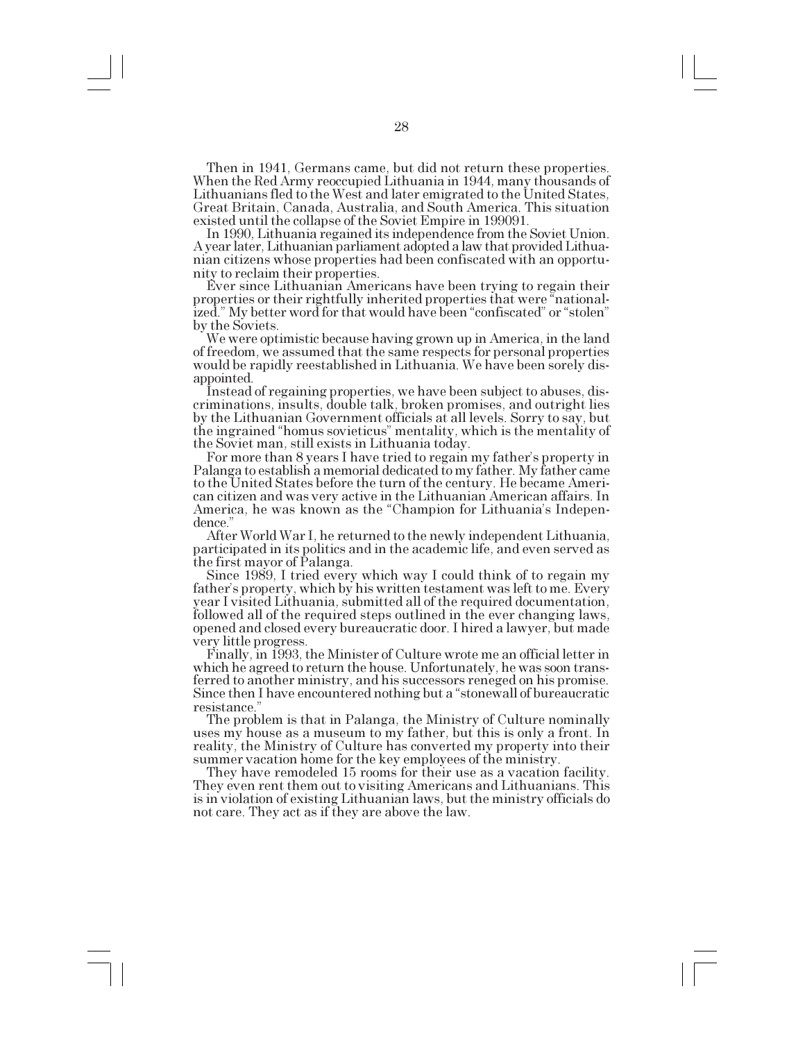Then in 1941, Germans came, but did not return these properties. When the Red Army reoccupied Lithuania in 1944, many thousands of Lithuanians fled to the West and later emigrated to the United States, Great Britain, Canada, Australia, and South America. This situation existed until the collapse of the Soviet Empire in 199091.

In 1990, Lithuania regained its independence from the Soviet Union. A year later, Lithuanian parliament adopted a law that provided Lithuanian citizens whose properties had been confiscated with an opportunity to reclaim their properties.

Ever since Lithuanian Americans have been trying to regain their properties or their rightfully inherited properties that were "nationalized." My better word for that would have been "confiscated" or "stolen" by the Soviets.

We were optimistic because having grown up in America, in the land of freedom, we assumed that the same respects for personal properties would be rapidly reestablished in Lithuania. We have been sorely disappointed.

Instead of regaining properties, we have been subject to abuses, discriminations, insults, double talk, broken promises, and outright lies by the Lithuanian Government officials at all levels. Sorry to say, but the ingrained "homus sovieticus" mentality, which is the mentality of the Soviet man, still exists in Lithuania today.

For more than 8 years I have tried to regain my father's property in Palanga to establish a memorial dedicated to my father. My father came to the United States before the turn of the century. He became American citizen and was very active in the Lithuanian American affairs. In America, he was known as the "Champion for Lithuania's Independence."

After World War I, he returned to the newly independent Lithuania, participated in its politics and in the academic life, and even served as the first mayor of Palanga.

Since 1989, I tried every which way I could think of to regain my father's property, which by his written testament was left to me. Every year I visited Lithuania, submitted all of the required documentation, followed all of the required steps outlined in the ever changing laws, opened and closed every bureaucratic door. I hired a lawyer, but made very little progress.

Finally, in 1993, the Minister of Culture wrote me an official letter in which he agreed to return the house. Unfortunately, he was soon transferred to another ministry, and his successors reneged on his promise. Since then I have encountered nothing but a "stonewall of bureaucratic resistance."

The problem is that in Palanga, the Ministry of Culture nominally uses my house as a museum to my father, but this is only a front. In reality, the Ministry of Culture has converted my property into their summer vacation home for the key employees of the ministry.

They have remodeled 15 rooms for their use as a vacation facility. They even rent them out to visiting Americans and Lithuanians. This is in violation of existing Lithuanian laws, but the ministry officials do not care. They act as if they are above the law.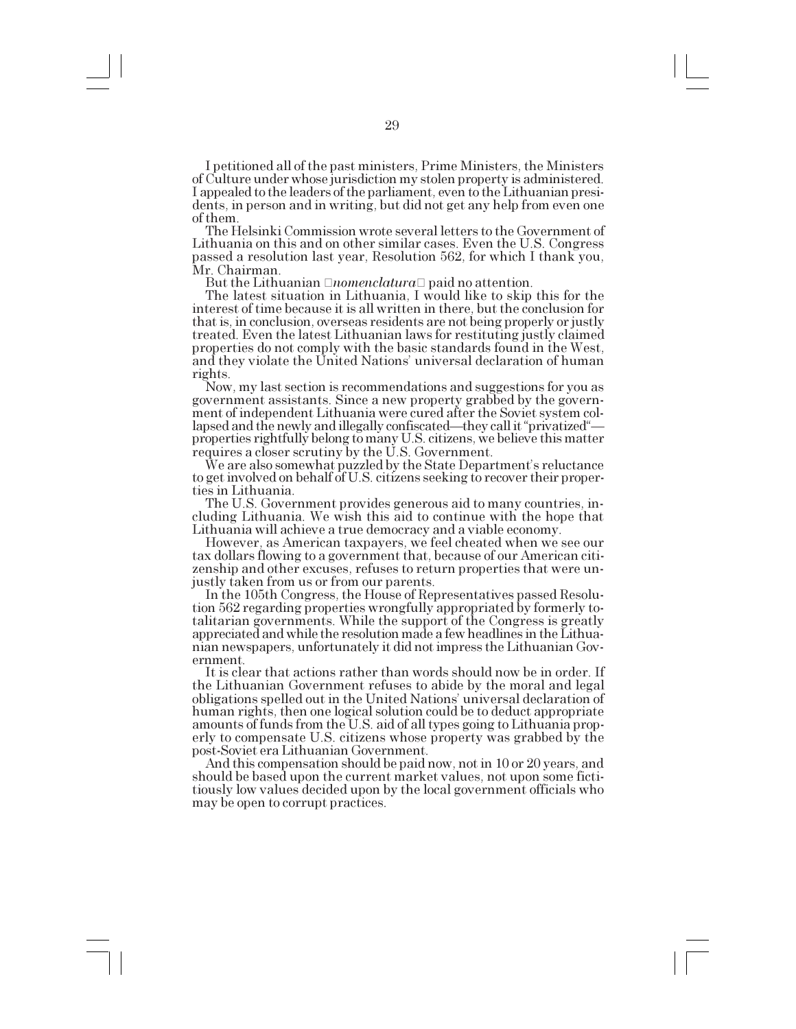I petitioned all of the past ministers, Prime Ministers, the Ministers of Culture under whose jurisdiction my stolen property is administered. I appealed to the leaders of the parliament, even to the Lithuanian presidents, in person and in writing, but did not get any help from even one of them.

The Helsinki Commission wrote several letters to the Government of Lithuania on this and on other similar cases. Even the U.S. Congress passed a resolution last year, Resolution 562, for which I thank you, Mr. Chairman.

But the Lithuanian *nomenclatura* paid no attention.

The latest situation in Lithuania, I would like to skip this for the interest of time because it is all written in there, but the conclusion for that is, in conclusion, overseas residents are not being properly or justly treated. Even the latest Lithuanian laws for restituting justly claimed properties do not comply with the basic standards found in the West, and they violate the United Nations' universal declaration of human rights.

Now, my last section is recommendations and suggestions for you as government assistants. Since a new property grabbed by the government of independent Lithuania were cured after the Soviet system collapsed and the newly and illegally confiscated—they call it "privatized"—properties rightfully belong to many U.S. citizens, we believe this matter requires a closer scrutiny by the U.S. Government.

We are also somewhat puzzled by the State Department's reluctance to get involved on behalf of U.S. citizens seeking to recover their properties in Lithuania.

The U.S. Government provides generous aid to many countries, including Lithuania. We wish this aid to continue with the hope that Lithuania will achieve a true democracy and a viable economy.

However, as American taxpayers, we feel cheated when we see our tax dollars flowing to a government that, because of our American citizenship and other excuses, refuses to return properties that were unjustly taken from us or from our parents.

In the 105th Congress, the House of Representatives passed Resolution 562 regarding properties wrongfully appropriated by formerly totalitarian governments. While the support of the Congress is greatly appreciated and while the resolution made a few headlines in the Lithuanian newspapers, unfortunately it did not impress the Lithuanian Government.

It is clear that actions rather than words should now be in order. If the Lithuanian Government refuses to abide by the moral and legal obligations spelled out in the United Nations' universal declaration of human rights, then one logical solution could be to deduct appropriate amounts of funds from the U.S. aid of all types going to Lithuania properly to compensate U.S. citizens whose property was grabbed by the post-Soviet era Lithuanian Government.

And this compensation should be paid now, not in 10 or 20 years, and should be based upon the current market values, not upon some fictitiously low values decided upon by the local government officials who may be open to corrupt practices.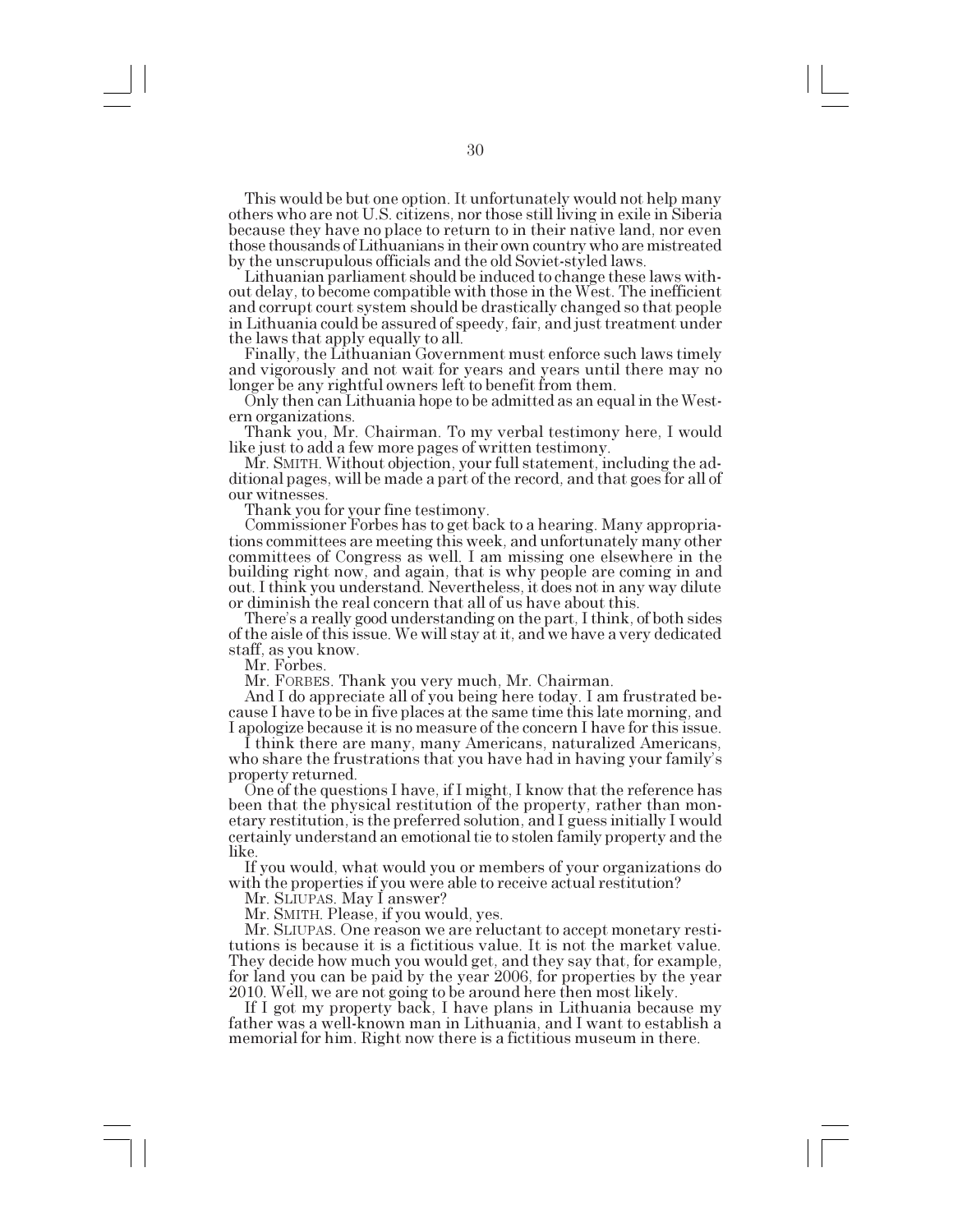This would be but one option. It unfortunately would not help many others who are not U.S. citizens, nor those still living in exile in Siberia because they have no place to return to in their native land, nor even those thousands of Lithuanians in their own country who are mistreated by the unscrupulous officials and the old Soviet-styled laws.

Lithuanian parliament should be induced to change these laws without delay, to become compatible with those in the West. The inefficient and corrupt court system should be drastically changed so that people in Lithuania could be assured of speedy, fair, and just treatment under the laws that apply equally to all.

Finally, the Lithuanian Government must enforce such laws timely and vigorously and not wait for years and years until there may no longer be any rightful owners left to benefit from them.

Only then can Lithuania hope to be admitted as an equal in the Western organizations.

Thank you, Mr. Chairman. To my verbal testimony here, I would like just to add a few more pages of written testimony.

Mr. SMITH. Without objection, your full statement, including the additional pages, will be made a part of the record, and that goes for all of our witnesses.

Thank you for your fine testimony.

Commissioner Forbes has to get back to a hearing. Many appropriations committees are meeting this week, and unfortunately many other committees of Congress as well. I am missing one elsewhere in the building right now, and again, that is why people are coming in and out. I think you understand. Nevertheless, it does not in any way dilute or diminish the real concern that all of us have about this.

There's a really good understanding on the part, I think, of both sides of the aisle of this issue. We will stay at it, and we have a very dedicated staff, as you know.

Mr. Forbes.

Mr. FORBES. Thank you very much, Mr. Chairman.

And I do appreciate all of you being here today. I am frustrated because I have to be in five places at the same time this late morning, and I apologize because it is no measure of the concern I have for this issue.

I think there are many, many Americans, naturalized Americans, who share the frustrations that you have had in having your family's property returned.

One of the questions I have, if I might, I know that the reference has been that the physical restitution of the property, rather than monetary restitution, is the preferred solution, and I guess initially I would certainly understand an emotional tie to stolen family property and the like.

If you would, what would you or members of your organizations do with the properties if you were able to receive actual restitution?

Mr. SLIUPAS. May I answer?

Mr. SMITH. Please, if you would, yes.

Mr. SLIUPAS. One reason we are reluctant to accept monetary restitutions is because it is a fictitious value. It is not the market value. They decide how much you would get, and they say that, for example, for land you can be paid by the year 2006, for properties by the year 2010. Well, we are not going to be around here then most likely.

If I got my property back, I have plans in Lithuania because my father was a well-known man in Lithuania, and I want to establish a memorial for him. Right now there is a fictitious museum in there.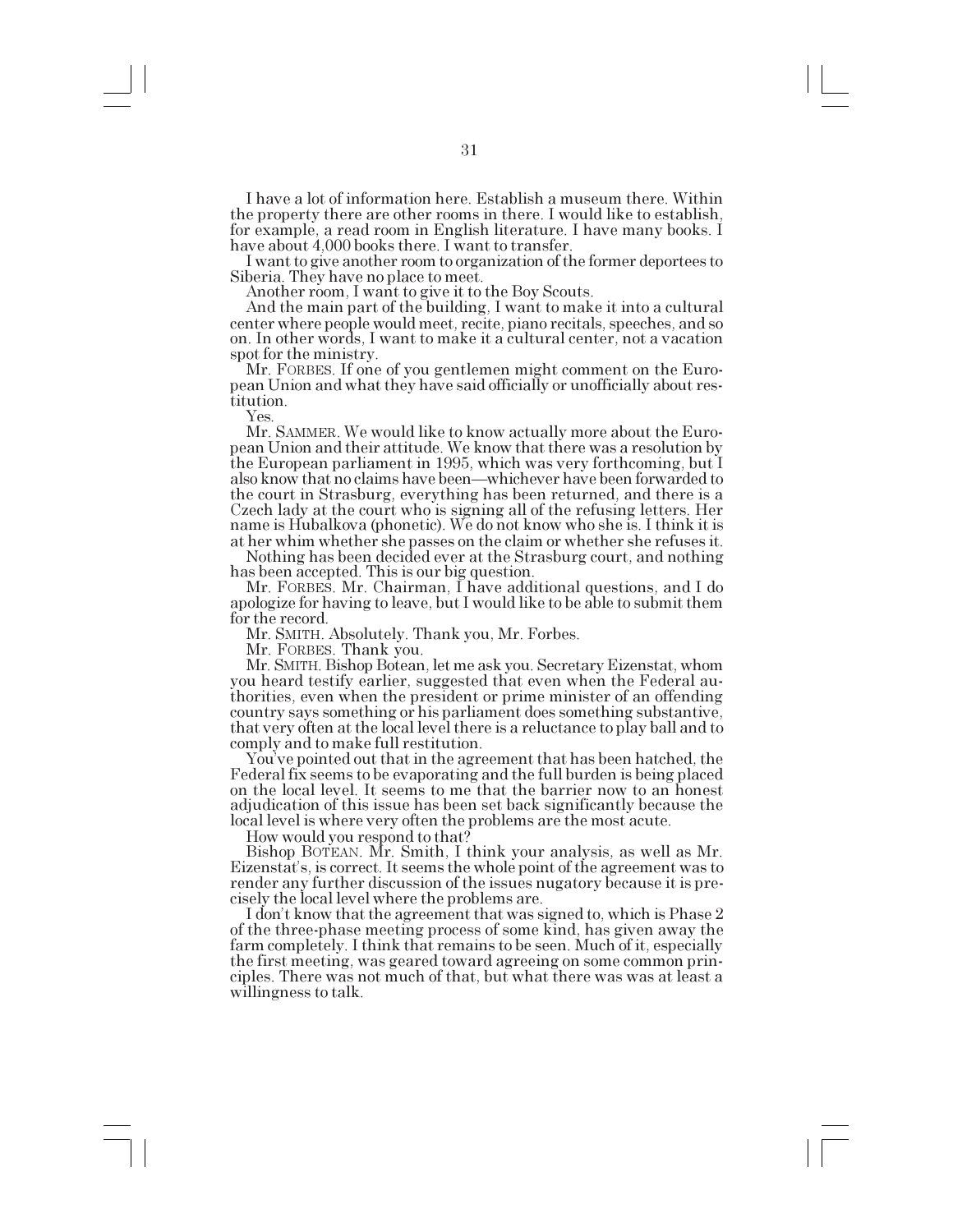I have a lot of information here. Establish a museum there. Within the property there are other rooms in there. I would like to establish, for example, a read room in English literature. I have many books. I have about 4,000 books there. I want to transfer.

I want to give another room to organization of the former deportees to Siberia. They have no place to meet.

Another room, I want to give it to the Boy Scouts.

And the main part of the building, I want to make it into a cultural center where people would meet, recite, piano recitals, speeches, and so on. In other words, I want to make it a cultural center, not a vacation spot for the ministry.

Mr. FORBES. If one of you gentlemen might comment on the European Union and what they have said officially or unofficially about restitution.

Yes.

Mr. SAMMER. We would like to know actually more about the European Union and their attitude. We know that there was a resolution by the European parliament in 1995, which was very forthcoming, but I also know that no claims have been—whichever have been forwarded to the court in Strasburg, everything has been returned, and there is a Czech lady at the court who is signing all of the refusing letters. Her name is Hubalkova (phonetic). We do not know who she is. I think it is at her whim whether she passes on the claim or whether she refuses it.

Nothing has been decided ever at the Strasburg court, and nothing has been accepted. This is our big question.

Mr. FORBES. Mr. Chairman, I have additional questions, and I do apologize for having to leave, but I would like to be able to submit them for the record.

Mr. SMITH. Absolutely. Thank you, Mr. Forbes.

Mr. FORBES. Thank you.

Mr. SMITH. Bishop Botean, let me ask you. Secretary Eizenstat, whom you heard testify earlier, suggested that even when the Federal authorities, even when the president or prime minister of an offending country says something or his parliament does something substantive, that very often at the local level there is a reluctance to play ball and to comply and to make full restitution.

You've pointed out that in the agreement that has been hatched, the Federal fix seems to be evaporating and the full burden is being placed on the local level. It seems to me that the barrier now to an honest adjudication of this issue has been set back significantly because the local level is where very often the problems are the most acute.

How would you respond to that?

Bishop BOTEAN. Mr. Smith, I think your analysis, as well as Mr. Eizenstat's, is correct. It seems the whole point of the agreement was to render any further discussion of the issues nugatory because it is precisely the local level where the problems are.

I don't know that the agreement that was signed to, which is Phase 2 of the three-phase meeting process of some kind, has given away the farm completely. I think that remains to be seen. Much of it, especially the first meeting, was geared toward agreeing on some common principles. There was not much of that, but what there was was at least a willingness to talk.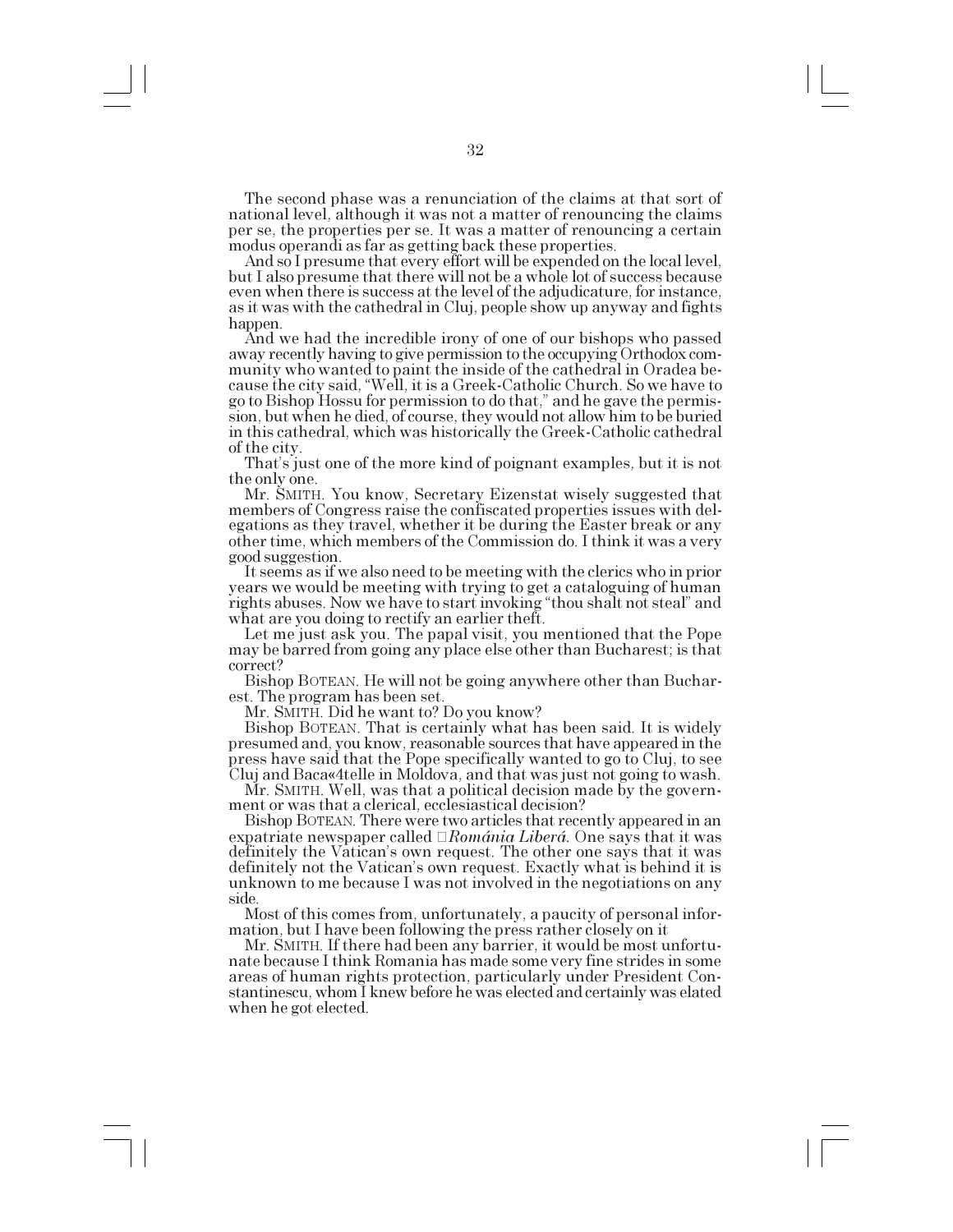The second phase was a renunciation of the claims at that sort of national level, although it was not a matter of renouncing the claims per se, the properties per se. It was a matter of renouncing a certain modus operandi as far as getting back these properties.

And so I presume that every effort will be expended on the local level, but I also presume that there will not be a whole lot of success because even when there is success at the level of the adjudicature, for instance, as it was with the cathedral in Cluj, people show up anyway and fights happen.

And we had the incredible irony of one of our bishops who passed away recently having to give permission to the occupying Orthodox community who wanted to paint the inside of the cathedral in Oradea because the city said, "Well, it is a Greek-Catholic Church. So we have to go to Bishop Hossu for permission to do that," and he gave the permission, but when he died, of course, they would not allow him to be buried in this cathedral, which was historically the Greek-Catholic cathedral of the city.

That's just one of the more kind of poignant examples, but it is not the only one.

Mr. SMITH. You know, Secretary Eizenstat wisely suggested that members of Congress raise the confiscated properties issues with delegations as they travel, whether it be during the Easter break or any other time, which members of the Commission do. I think it was a very good suggestion.

It seems as if we also need to be meeting with the clerics who in prior years we would be meeting with trying to get a cataloguing of human rights abuses. Now we have to start invoking "thou shalt not steal" and what are you doing to rectify an earlier theft.

Let me just ask you. The papal visit, you mentioned that the Pope may be barred from going any place else other than Bucharest; is that correct?

Bishop BOTEAN. He will not be going anywhere other than Bucharest. The program has been set.

Mr. SMITH. Did he want to? Do you know?

Bishop BOTEAN. That is certainly what has been said. It is widely presumed and, you know, reasonable sources that have appeared in the press have said that the Pope specifically wanted to go to Cluj, to see Cluj and Baca«4telle in Moldova, and that was just not going to wash.

Mr. SMITH. Well, was that a political decision made by the government or was that a clerical, ecclesiastical decision?

Bishop BOTEAN. There were two articles that recently appeared in an expatriate newspaper called *România Liberá*. One says that it was definitely the Vatican's own request. The other one says that it was definitely not the Vatican's own request. Exactly what is behind it is unknown to me because I was not involved in the negotiations on any side.

Most of this comes from, unfortunately, a paucity of personal information, but I have been following the press rather closely on it

Mr. SMITH. If there had been any barrier, it would be most unfortunate because I think Romania has made some very fine strides in some areas of human rights protection, particularly under President Constantinescu, whom I knew before he was elected and certainly was elated when he got elected.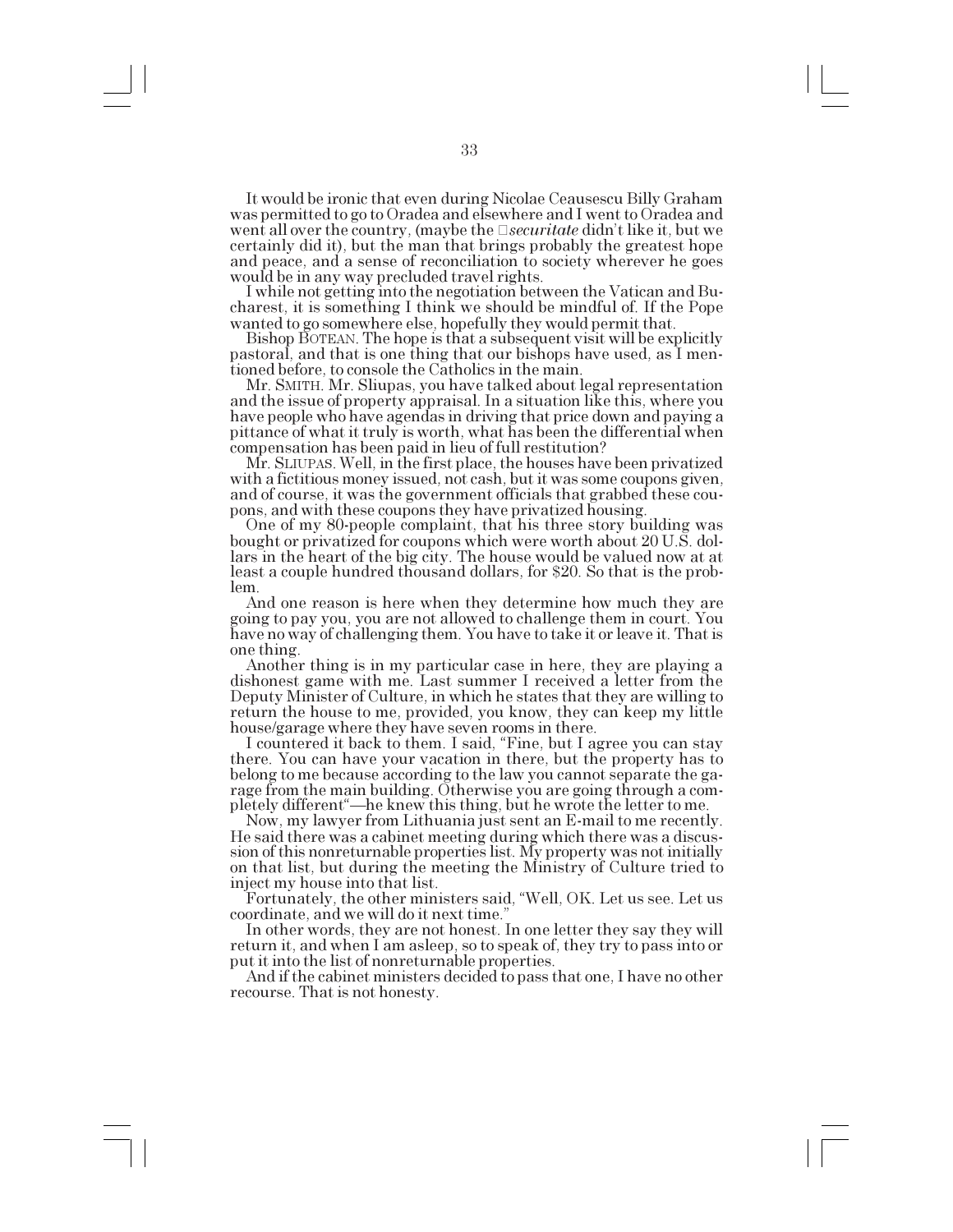It would be ironic that even during Nicolae Ceausescu Billy Graham was permitted to go to Oradea and elsewhere and I went to Oradea and went all over the country, (maybe the *securitate* didn't like it, but we certainly did it), but the man that brings probably the greatest hope and peace, and a sense of reconciliation to society wherever he goes would be in any way precluded travel rights.

I while not getting into the negotiation between the Vatican and Bucharest, it is something I think we should be mindful of. If the Pope wanted to go somewhere else, hopefully they would permit that.

Bishop BOTEAN. The hope is that a subsequent visit will be explicitly pastoral, and that is one thing that our bishops have used, as I mentioned before, to console the Catholics in the main.

Mr. SMITH. Mr. Sliupas, you have talked about legal representation and the issue of property appraisal. In a situation like this, where you have people who have agendas in driving that price down and paying a pittance of what it truly is worth, what has been the differential when compensation has been paid in lieu of full restitution?

Mr. SLIUPAS. Well, in the first place, the houses have been privatized with a fictitious money issued, not cash, but it was some coupons given, and of course, it was the government officials that grabbed these coupons, and with these coupons they have privatized housing.

One of my 80-people complaint, that his three story building was bought or privatized for coupons which were worth about 20 U.S. dollars in the heart of the big city. The house would be valued now at at least a couple hundred thousand dollars, for $20. So that is the problem.

And one reason is here when they determine how much they are going to pay you, you are not allowed to challenge them in court. You have no way of challenging them. You have to take it or leave it. That is one thing.

Another thing is in my particular case in here, they are playing a dishonest game with me. Last summer I received a letter from the Deputy Minister of Culture, in which he states that they are willing to return the house to me, provided, you know, they can keep my little house/garage where they have seven rooms in there.

I countered it back to them. I said, "Fine, but I agree you can stay there. You can have your vacation in there, but the property has to belong to me because according to the law you cannot separate the garage from the main building. Otherwise you are going through a completely different"—he knew this thing, but he wrote the letter to me.

Now, my lawyer from Lithuania just sent an E-mail to me recently. He said there was a cabinet meeting during which there was a discussion of this nonreturnable properties list. My property was not initially on that list, but during the meeting the Ministry of Culture tried to inject my house into that list.

Fortunately, the other ministers said, "Well, OK. Let us see. Let us coordinate, and we will do it next time."

In other words, they are not honest. In one letter they say they will return it, and when I am asleep, so to speak of, they try to pass into or put it into the list of nonreturnable properties.

And if the cabinet ministers decided to pass that one, I have no other recourse. That is not honesty.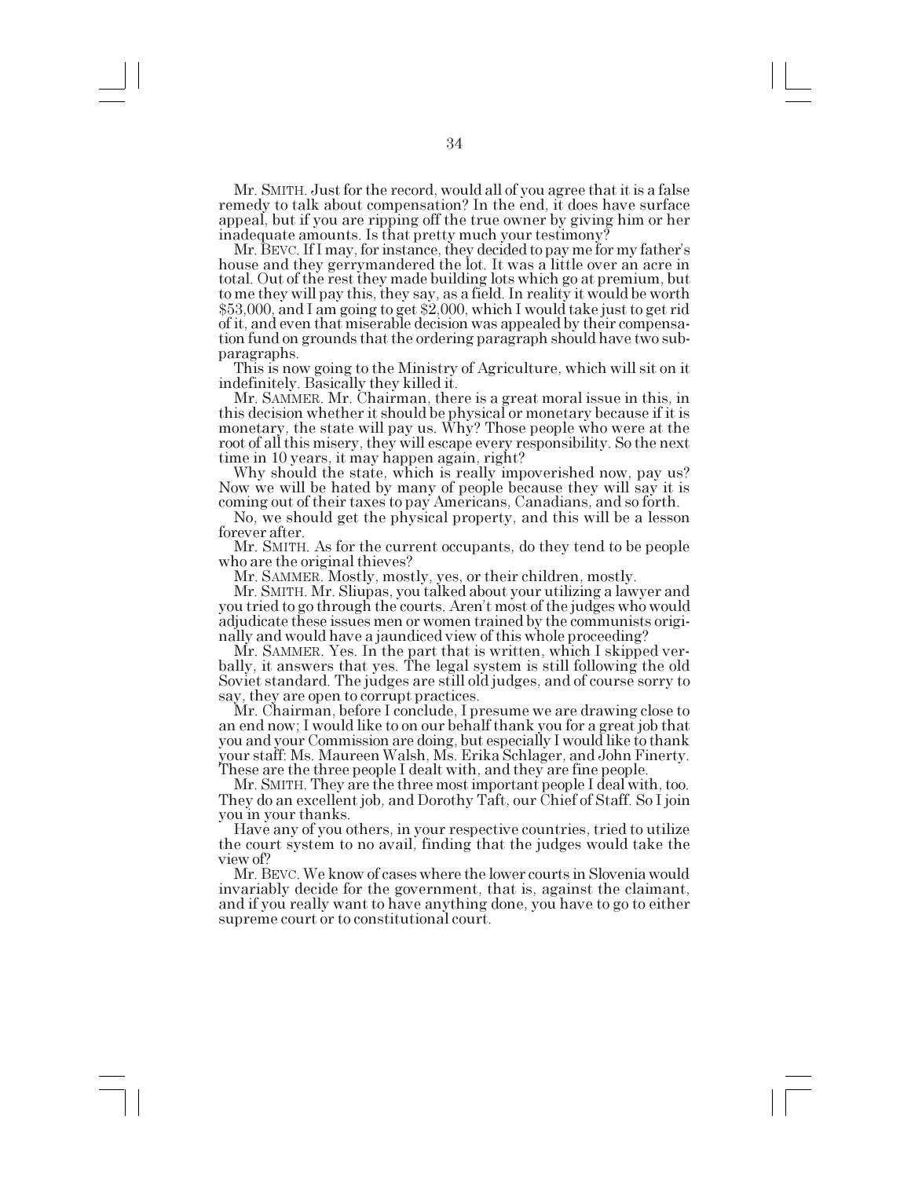Mr. SMITH. Just for the record, would all of you agree that it is a false remedy to talk about compensation? In the end, it does have surface appeal, but if you are ripping off the true owner by giving him or her inadequate amounts. Is that pretty much your testimony?

Mr. BEVC. If I may, for instance, they decided to pay me for my father's house and they gerrymandered the lot. It was a little over an acre in total. Out of the rest they made building lots which go at premium, but to me they will pay this, they say, as a field. In reality it would be worth $53,000, and I am going to get $2,000, which I would take just to get rid of it, and even that miserable decision was appealed by their compensation fund on grounds that the ordering paragraph should have two subparagraphs.

This is now going to the Ministry of Agriculture, which will sit on it indefinitely. Basically they killed it.

Mr. SAMMER. Mr. Chairman, there is a great moral issue in this, in this decision whether it should be physical or monetary because if it is monetary, the state will pay us. Why? Those people who were at the root of all this misery, they will escape every responsibility. So the next time in 10 years, it may happen again, right?

Why should the state, which is really impoverished now, pay us? Now we will be hated by many of people because they will say it is coming out of their taxes to pay Americans, Canadians, and so forth.

No, we should get the physical property, and this will be a lesson forever after.

Mr. SMITH. As for the current occupants, do they tend to be people who are the original thieves?

Mr. SAMMER. Mostly, mostly, yes, or their children, mostly.

Mr. SMITH. Mr. Sliupas, you talked about your utilizing a lawyer and you tried to go through the courts. Aren't most of the judges who would adjudicate these issues men or women trained by the communists originally and would have a jaundiced view of this whole proceeding?

Mr. SAMMER. Yes. In the part that is written, which I skipped verbally, it answers that yes. The legal system is still following the old Soviet standard. The judges are still old judges, and of course sorry to say, they are open to corrupt practices.

Mr. Chairman, before I conclude, I presume we are drawing close to an end now; I would like to on our behalf thank you for a great job that you and your Commission are doing, but especially I would like to thank your staff: Ms. Maureen Walsh, Ms. Erika Schlager, and John Finerty. These are the three people I dealt with, and they are fine people.

Mr. SMITH. They are the three most important people I deal with, too. They do an excellent job, and Dorothy Taft, our Chief of Staff. So I join you in your thanks.

Have any of you others, in your respective countries, tried to utilize the court system to no avail, finding that the judges would take the view of?

Mr. BEVC. We know of cases where the lower courts in Slovenia would invariably decide for the government, that is, against the claimant, and if you really want to have anything done, you have to go to either supreme court or to constitutional court.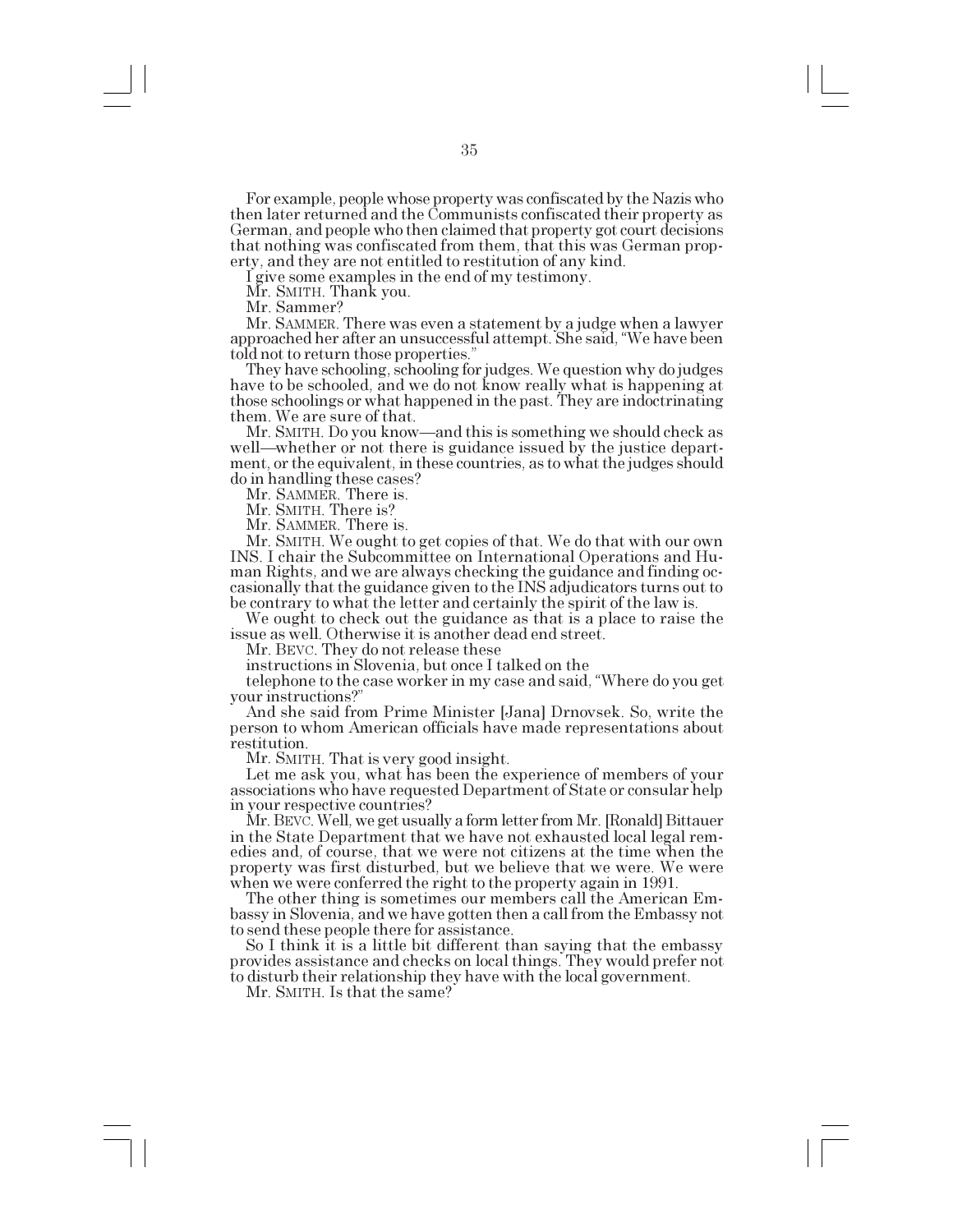For example, people whose property was confiscated by the Nazis who then later returned and the Communists confiscated their property as German, and people who then claimed that property got court decisions that nothing was confiscated from them, that this was German property, and they are not entitled to restitution of any kind.

I give some examples in the end of my testimony.

Mr. SMITH. Thank you.

Mr. Sammer?

Mr. SAMMER. There was even a statement by a judge when a lawyer approached her after an unsuccessful attempt. She said, "We have been told not to return those properties."

They have schooling, schooling for judges. We question why do judges have to be schooled, and we do not know really what is happening at those schoolings or what happened in the past. They are indoctrinating them. We are sure of that.

Mr. SMITH. Do you know—and this is something we should check as well—whether or not there is guidance issued by the justice department, or the equivalent, in these countries, as to what the judges should do in handling these cases?

Mr. SAMMER. There is.

Mr. SMITH. There is?

Mr. SAMMER. There is.

Mr. SMITH. We ought to get copies of that. We do that with our own INS. I chair the Subcommittee on International Operations and Human Rights, and we are always checking the guidance and finding occasionally that the guidance given to the INS adjudicators turns out to be contrary to what the letter and certainly the spirit of the law is.

We ought to check out the guidance as that is a place to raise the issue as well. Otherwise it is another dead end street.

Mr. BEVC. They do not release these instructions in Slovenia, but once I talked on the telephone to the case worker in my case and said, "Where do you get your instructions?"

And she said from Prime Minister [Jana] Drnovsek. So, write the person to whom American officials have made representations about restitution.

Mr. SMITH. That is very good insight.

Let me ask you, what has been the experience of members of your associations who have requested Department of State or consular help in your respective countries?

Mr. BEVC. Well, we get usually a form letter from Mr. [Ronald] Bittauer in the State Department that we have not exhausted local legal remedies and, of course, that we were not citizens at the time when the property was first disturbed, but we believe that we were. We were when we were conferred the right to the property again in 1991.

The other thing is sometimes our members call the American Embassy in Slovenia, and we have gotten then a call from the Embassy not to send these people there for assistance.

So I think it is a little bit different than saying that the embassy provides assistance and checks on local things. They would prefer not to disturb their relationship they have with the local government.

Mr. SMITH. Is that the same?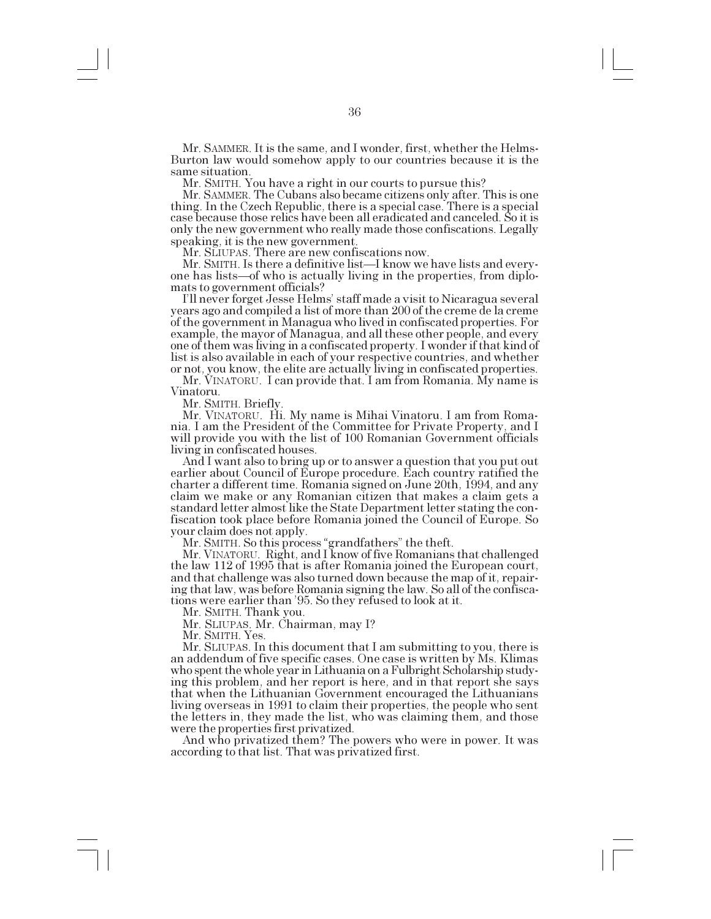Mr. SAMMER. It is the same, and I wonder, first, whether the Helms-Burton law would somehow apply to our countries because it is the same situation.

Mr. SMITH. You have a right in our courts to pursue this?

Mr. SAMMER. The Cubans also became citizens only after. This is one thing. In the Czech Republic, there is a special case. There is a special case because those relics have been all eradicated and canceled. So it is only the new government who really made those confiscations. Legally speaking, it is the new government.

Mr. SLIUPAS. There are new confiscations now.

Mr. SMITH. Is there a definitive list—I know we have lists and everyone has lists—of who is actually living in the properties, from diplomats to government officials?

I'll never forget Jesse Helms' staff made a visit to Nicaragua several years ago and compiled a list of more than 200 of the creme de la creme of the government in Managua who lived in confiscated properties. For example, the mayor of Managua, and all these other people, and every one of them was living in a confiscated property. I wonder if that kind of list is also available in each of your respective countries, and whether or not, you know, the elite are actually living in confiscated properties.

Mr. VINATORU. I can provide that. I am from Romania. My name is Vinatoru.

Mr. SMITH. Briefly.

Mr. VINATORU. Hi. My name is Mihai Vinatoru. I am from Romania. I am the President of the Committee for Private Property, and I will provide you with the list of 100 Romanian Government officials living in confiscated houses.

And I want also to bring up or to answer a question that you put out earlier about Council of Europe procedure. Each country ratified the charter a different time. Romania signed on June 20th, 1994, and any claim we make or any Romanian citizen that makes a claim gets a standard letter almost like the State Department letter stating the confiscation took place before Romania joined the Council of Europe. So your claim does not apply.

Mr. SMITH. So this process "grandfathers" the theft.

Mr. VINATORU. Right, and I know of five Romanians that challenged the law 112 of 1995 that is after Romania joined the European court, and that challenge was also turned down because the map of it, repairing that law, was before Romania signing the law. So all of the confiscations were earlier than '95. So they refused to look at it.

Mr. SMITH. Thank you.

Mr. SLIUPAS. Mr. Chairman, may I?

Mr. SMITH. Yes.

Mr. SLIUPAS. In this document that I am submitting to you, there is an addendum of five specific cases. One case is written by Ms. Klimas who spent the whole year in Lithuania on a Fulbright Scholarship studying this problem, and her report is here, and in that report she says that when the Lithuanian Government encouraged the Lithuanians living overseas in 1991 to claim their properties, the people who sent the letters in, they made the list, who was claiming them, and those were the properties first privatized.

And who privatized them? The powers who were in power. It was according to that list. That was privatized first.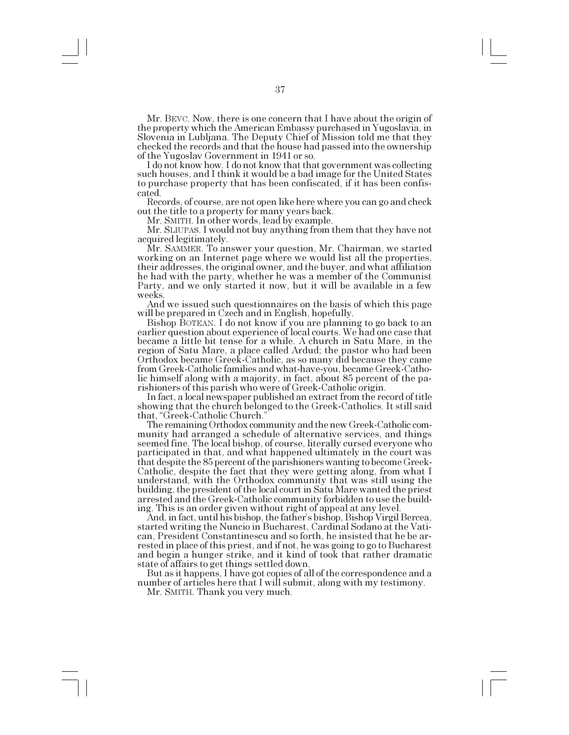Mr. BEVC. Now, there is one concern that I have about the origin of the property which the American Embassy purchased in Yugoslavia, in Slovenia in Lubljana. The Deputy Chief of Mission told me that they checked the records and that the house had passed into the ownership of the Yugoslav Government in 1941 or so.

I do not know how. I do not know that that government was collecting such houses, and I think it would be a bad image for the United States to purchase property that has been confiscated, if it has been confiscated.

Records, of course, are not open like here where you can go and check out the title to a property for many years back.

Mr. SMITH. In other words, lead by example.

Mr. SLIUPAS. I would not buy anything from them that they have not acquired legitimately.

Mr. SAMMER. To answer your question, Mr. Chairman, we started working on an Internet page where we would list all the properties, their addresses, the original owner, and the buyer, and what affiliation he had with the party, whether he was a member of the Communist Party, and we only started it now, but it will be available in a few weeks.

And we issued such questionnaires on the basis of which this page will be prepared in Czech and in English, hopefully.

Bishop BOTEAN. I do not know if you are planning to go back to an earlier question about experience of local courts. We had one case that became a little bit tense for a while. A church in Satu Mare, in the region of Satu Mare, a place called Ardud; the pastor who had been Orthodox became Greek-Catholic, as so many did because they came from Greek-Catholic families and what-have-you, became Greek-Catholic himself along with a majority, in fact, about 85 percent of the parishioners of this parish who were of Greek-Catholic origin.

In fact, a local newspaper published an extract from the record of title showing that the church belonged to the Greek-Catholics. It still said that, "Greek-Catholic Church."

The remaining Orthodox community and the new Greek-Catholic community had arranged a schedule of alternative services, and things seemed fine. The local bishop, of course, literally cursed everyone who participated in that, and what happened ultimately in the court was that despite the 85 percent of the parishioners wanting to become Greek-Catholic, despite the fact that they were getting along, from what I understand, with the Orthodox community that was still using the building, the president of the local court in Satu Mare wanted the priest arrested and the Greek-Catholic community forbidden to use the building. This is an order given without right of appeal at any level.

And, in fact, until his bishop, the father's bishop, Bishop Virgil Bercea, started writing the Nuncio in Bucharest, Cardinal Sodano at the Vatican, President Constantinescu and so forth, he insisted that he be arrested in place of this priest, and if not, he was going to go to Bucharest and begin a hunger strike, and it kind of took that rather dramatic state of affairs to get things settled down.

But as it happens, I have got copies of all of the correspondence and a number of articles here that I will submit, along with my testimony.

Mr. SMITH. Thank you very much.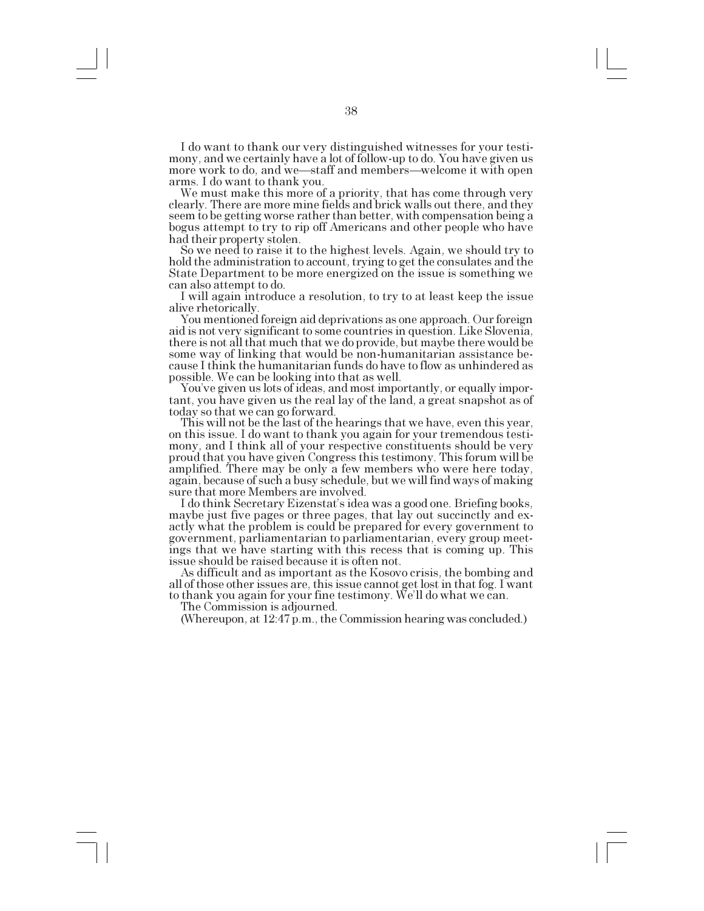I do want to thank our very distinguished witnesses for your testimony, and we certainly have a lot of follow-up to do. You have given us more work to do, and we—staff and members—welcome it with open arms. I do want to thank you.

We must make this more of a priority, that has come through very clearly. There are more mine fields and brick walls out there, and they seem to be getting worse rather than better, with compensation being a bogus attempt to try to rip off Americans and other people who have had their property stolen.

So we need to raise it to the highest levels. Again, we should try to hold the administration to account, trying to get the consulates and the State Department to be more energized on the issue is something we can also attempt to do.

I will again introduce a resolution, to try to at least keep the issue alive rhetorically.

You mentioned foreign aid deprivations as one approach. Our foreign aid is not very significant to some countries in question. Like Slovenia, there is not all that much that we do provide, but maybe there would be some way of linking that would be non-humanitarian assistance because I think the humanitarian funds do have to flow as unhindered as possible. We can be looking into that as well.

You've given us lots of ideas, and most importantly, or equally important, you have given us the real lay of the land, a great snapshot as of today so that we can go forward.

This will not be the last of the hearings that we have, even this year, on this issue. I do want to thank you again for your tremendous testimony, and I think all of your respective constituents should be very proud that you have given Congress this testimony. This forum will be amplified. There may be only a few members who were here today, again, because of such a busy schedule, but we will find ways of making sure that more Members are involved.

I do think Secretary Eizenstat's idea was a good one. Briefing books, maybe just five pages or three pages, that lay out succinctly and exactly what the problem is could be prepared for every government to government, parliamentarian to parliamentarian, every group meetings that we have starting with this recess that is coming up. This issue should be raised because it is often not.

As difficult and as important as the Kosovo crisis, the bombing and all of those other issues are, this issue cannot get lost in that fog. I want to thank you again for your fine testimony. We'll do what we can.

The Commission is adjourned.

(Whereupon, at 12:47 p.m., the Commission hearing was concluded.)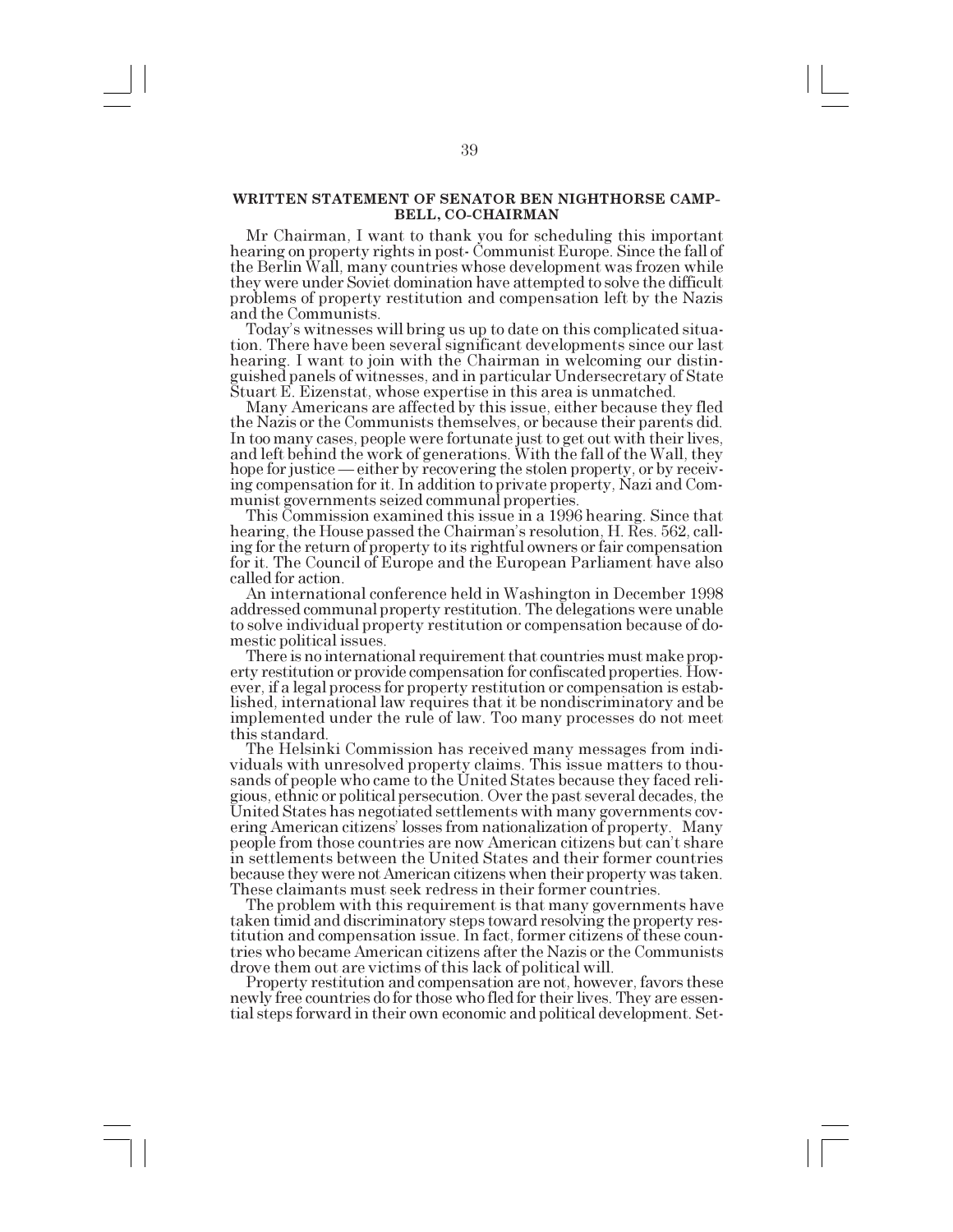## WRITTEN STATEMENT OF SENATOR BEN NIGHTHORSE CAMPBELL, CO-CHAIRMAN

Mr Chairman, I want to thank you for scheduling this important hearing on property rights in post- Communist Europe. Since the fall of the Berlin Wall, many countries whose development was frozen while they were under Soviet domination have attempted to solve the difficult problems of property restitution and compensation left by the Nazis and the Communists.

Today's witnesses will bring us up to date on this complicated situation. There have been several significant developments since our last hearing. I want to join with the Chairman in welcoming our distinguished panels of witnesses, and in particular Undersecretary of State Stuart E. Eizenstat, whose expertise in this area is unmatched.

Many Americans are affected by this issue, either because they fled the Nazis or the Communists themselves, or because their parents did. In too many cases, people were fortunate just to get out with their lives, and left behind the work of generations. With the fall of the Wall, they hope for justice — either by recovering the stolen property, or by receiving compensation for it. In addition to private property, Nazi and Communist governments seized communal properties.

This Commission examined this issue in a 1996 hearing. Since that hearing, the House passed the Chairman's resolution, H. Res. 562, calling for the return of property to its rightful owners or fair compensation for it. The Council of Europe and the European Parliament have also called for action.

An international conference held in Washington in December 1998 addressed communal property restitution. The delegations were unable to solve individual property restitution or compensation because of domestic political issues.

There is no international requirement that countries must make property restitution or provide compensation for confiscated properties. However, if a legal process for property restitution or compensation is established, international law requires that it be nondiscriminatory and be implemented under the rule of law. Too many processes do not meet this standard.

The Helsinki Commission has received many messages from individuals with unresolved property claims. This issue matters to thousands of people who came to the United States because they faced religious, ethnic or political persecution. Over the past several decades, the United States has negotiated settlements with many governments covering American citizens' losses from nationalization of property. Many people from those countries are now American citizens but can't share in settlements between the United States and their former countries because they were not American citizens when their property was taken. These claimants must seek redress in their former countries.

The problem with this requirement is that many governments have taken timid and discriminatory steps toward resolving the property restitution and compensation issue. In fact, former citizens of these countries who became American citizens after the Nazis or the Communists drove them out are victims of this lack of political will.

Property restitution and compensation are not, however, favors these newly free countries do for those who fled for their lives. They are essential steps forward in their own economic and political development. Set-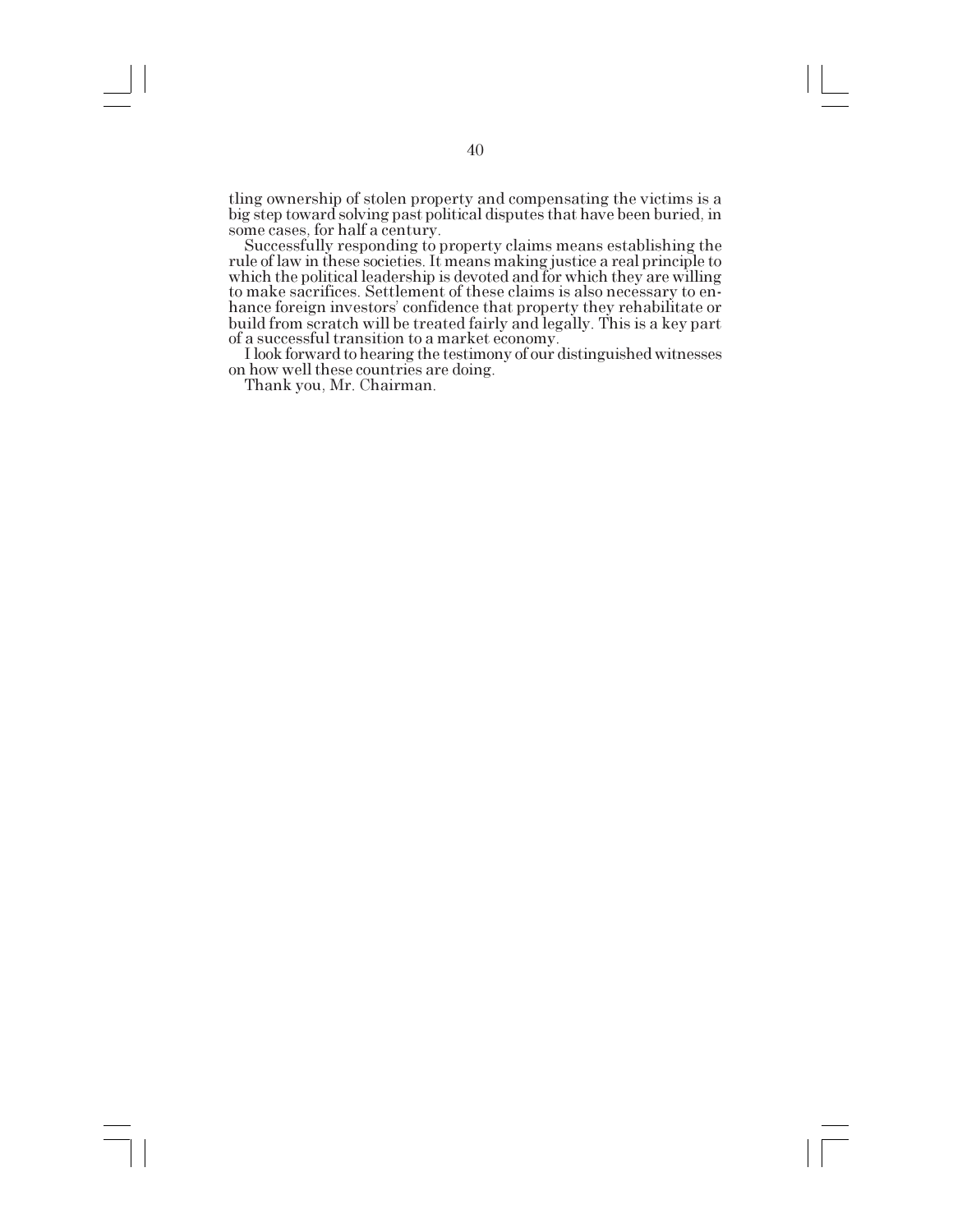tling ownership of stolen property and compensating the victims is a big step toward solving past political disputes that have been buried, in some cases, for half a century.

Successfully responding to property claims means establishing the rule of law in these societies. It means making justice a real principle to which the political leadership is devoted and for which they are willing to make sacrifices. Settlement of these claims is also necessary to enhance foreign investors' confidence that property they rehabilitate or build from scratch will be treated fairly and legally. This is a key part of a successful transition to a market economy.

I look forward to hearing the testimony of our distinguished witnesses on how well these countries are doing.

Thank you, Mr. Chairman.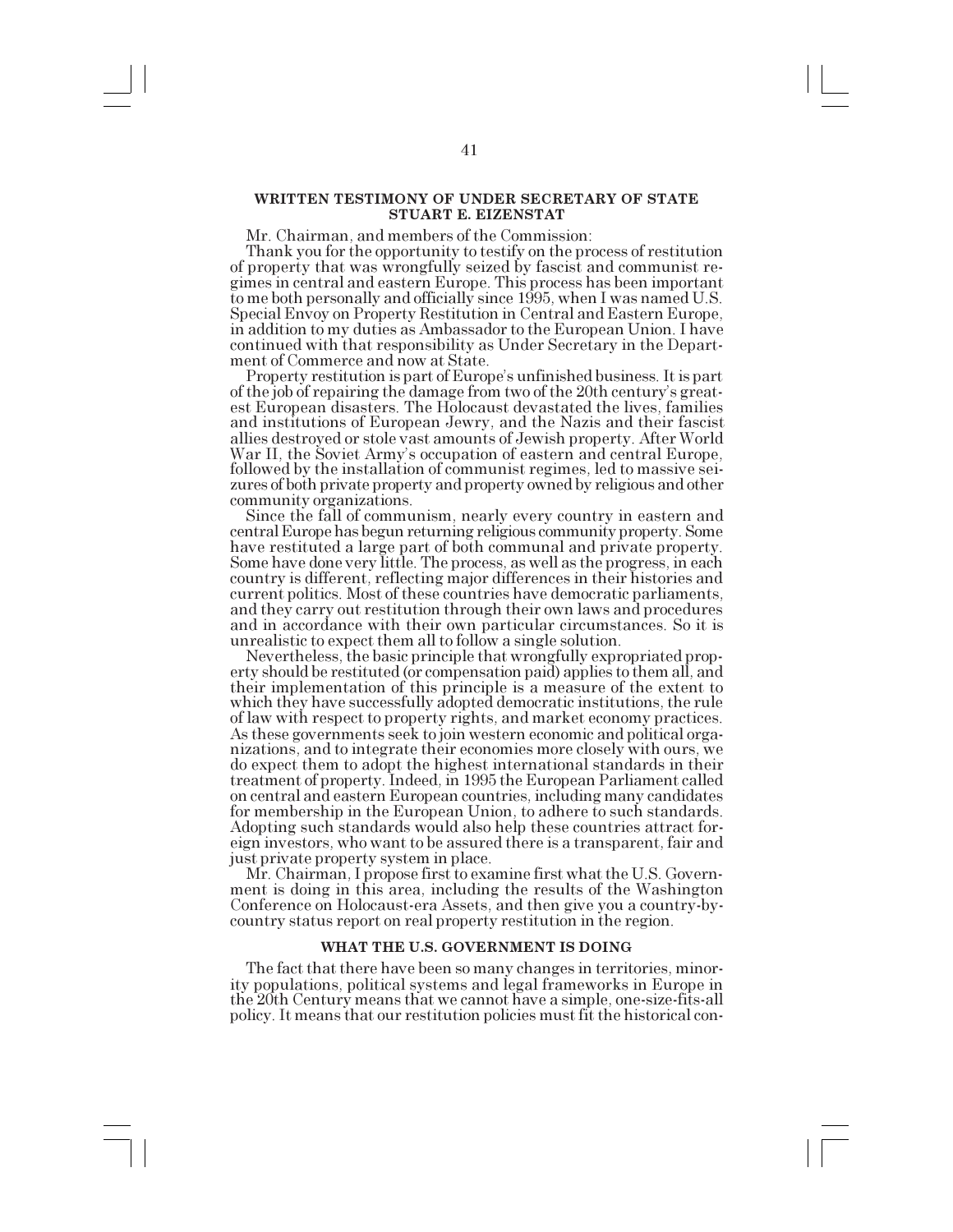## WRITTEN TESTIMONY OF UNDER SECRETARY OF STATE STUART E. EIZENSTAT

Mr. Chairman, and members of the Commission:

Thank you for the opportunity to testify on the process of restitution of property that was wrongfully seized by fascist and communist regimes in central and eastern Europe. This process has been important to me both personally and officially since 1995, when I was named U.S. Special Envoy on Property Restitution in Central and Eastern Europe, in addition to my duties as Ambassador to the European Union. I have continued with that responsibility as Under Secretary in the Department of Commerce and now at State.

Property restitution is part of Europe's unfinished business. It is part of the job of repairing the damage from two of the 20th century's greatest European disasters. The Holocaust devastated the lives, families and institutions of European Jewry, and the Nazis and their fascist allies destroyed or stole vast amounts of Jewish property. After World War II, the Soviet Army's occupation of eastern and central Europe, followed by the installation of communist regimes, led to massive seizures of both private property and property owned by religious and other community organizations.

Since the fall of communism, nearly every country in eastern and central Europe has begun returning religious community property. Some have restituted a large part of both communal and private property. Some have done very little. The process, as well as the progress, in each country is different, reflecting major differences in their histories and current politics. Most of these countries have democratic parliaments, and they carry out restitution through their own laws and procedures and in accordance with their own particular circumstances. So it is unrealistic to expect them all to follow a single solution.

Nevertheless, the basic principle that wrongfully expropriated property should be restituted (or compensation paid) applies to them all, and their implementation of this principle is a measure of the extent to which they have successfully adopted democratic institutions, the rule of law with respect to property rights, and market economy practices. As these governments seek to join western economic and political organizations, and to integrate their economies more closely with ours, we do expect them to adopt the highest international standards in their treatment of property. Indeed, in 1995 the European Parliament called on central and eastern European countries, including many candidates for membership in the European Union, to adhere to such standards. Adopting such standards would also help these countries attract foreign investors, who want to be assured there is a transparent, fair and just private property system in place.

Mr. Chairman, I propose first to examine first what the U.S. Government is doing in this area, including the results of the Washington Conference on Holocaust-era Assets, and then give you a country-by-country status report on real property restitution in the region.

### WHAT THE U.S. GOVERNMENT IS DOING

The fact that there have been so many changes in territories, minority populations, political systems and legal frameworks in Europe in the 20th Century means that we cannot have a simple, one-size-fits-all policy. It means that our restitution policies must fit the historical con-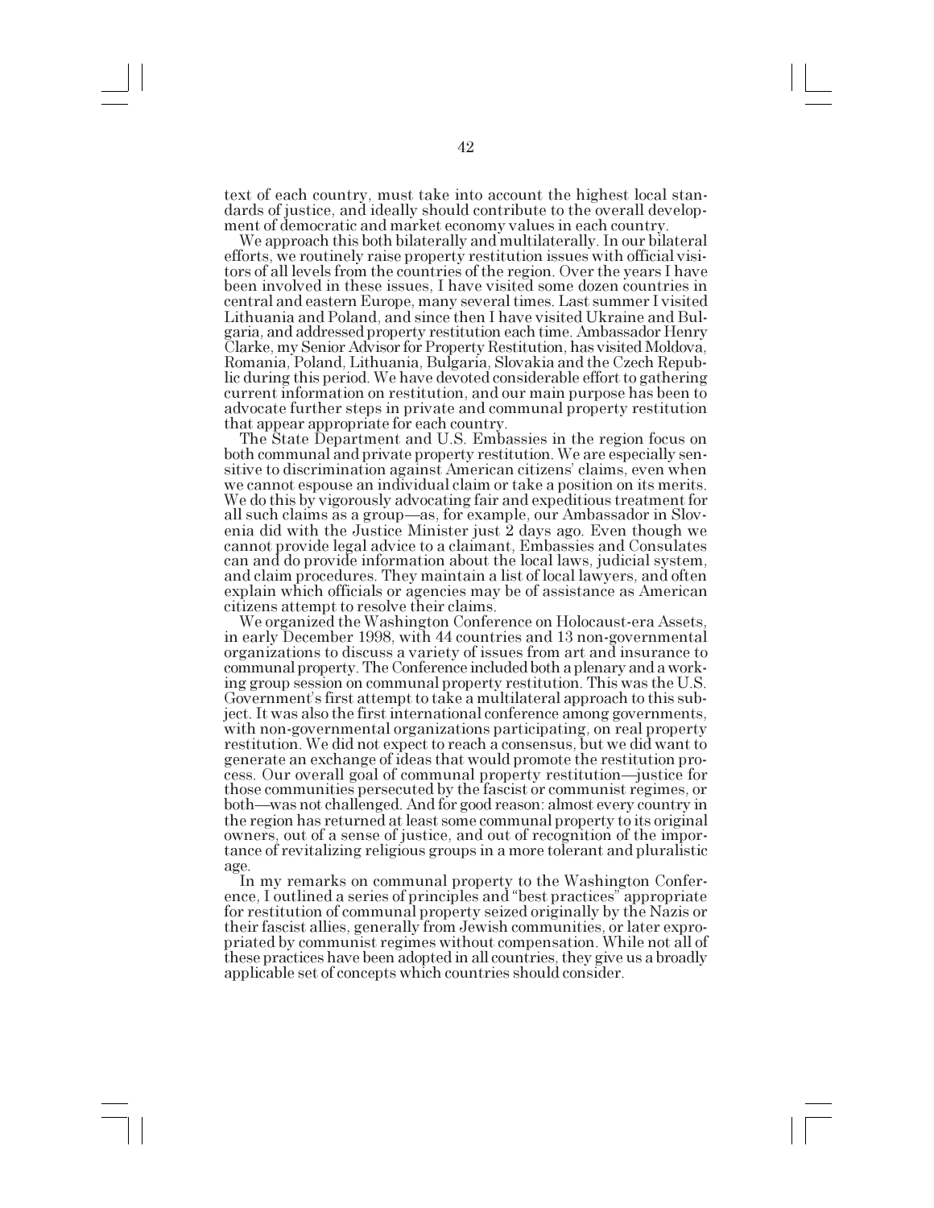text of each country, must take into account the highest local standards of justice, and ideally should contribute to the overall development of democratic and market economy values in each country.

We approach this both bilaterally and multilaterally. In our bilateral efforts, we routinely raise property restitution issues with official visitors of all levels from the countries of the region. Over the years I have been involved in these issues, I have visited some dozen countries in central and eastern Europe, many several times. Last summer I visited Lithuania and Poland, and since then I have visited Ukraine and Bulgaria, and addressed property restitution each time. Ambassador Henry Clarke, my Senior Advisor for Property Restitution, has visited Moldova, Romania, Poland, Lithuania, Bulgaria, Slovakia and the Czech Republic during this period. We have devoted considerable effort to gathering current information on restitution, and our main purpose has been to advocate further steps in private and communal property restitution that appear appropriate for each country.

The State Department and U.S. Embassies in the region focus on both communal and private property restitution. We are especially sensitive to discrimination against American citizens' claims, even when we cannot espouse an individual claim or take a position on its merits. We do this by vigorously advocating fair and expeditious treatment for all such claims as a group—as, for example, our Ambassador in Slovenia did with the Justice Minister just 2 days ago. Even though we cannot provide legal advice to a claimant, Embassies and Consulates can and do provide information about the local laws, judicial system, and claim procedures. They maintain a list of local lawyers, and often explain which officials or agencies may be of assistance as American citizens attempt to resolve their claims.

We organized the Washington Conference on Holocaust-era Assets, in early December 1998, with 44 countries and 13 non-governmental organizations to discuss a variety of issues from art and insurance to communal property. The Conference included both a plenary and a working group session on communal property restitution. This was the U.S. Government's first attempt to take a multilateral approach to this subject. It was also the first international conference among governments, with non-governmental organizations participating, on real property restitution. We did not expect to reach a consensus, but we did want to generate an exchange of ideas that would promote the restitution process. Our overall goal of communal property restitution—justice for those communities persecuted by the fascist or communist regimes, or both—was not challenged. And for good reason: almost every country in the region has returned at least some communal property to its original owners, out of a sense of justice, and out of recognition of the importance of revitalizing religious groups in a more tolerant and pluralistic age.

In my remarks on communal property to the Washington Conference, I outlined a series of principles and "best practices" appropriate for restitution of communal property seized originally by the Nazis or their fascist allies, generally from Jewish communities, or later expropriated by communist regimes without compensation. While not all of these practices have been adopted in all countries, they give us a broadly applicable set of concepts which countries should consider.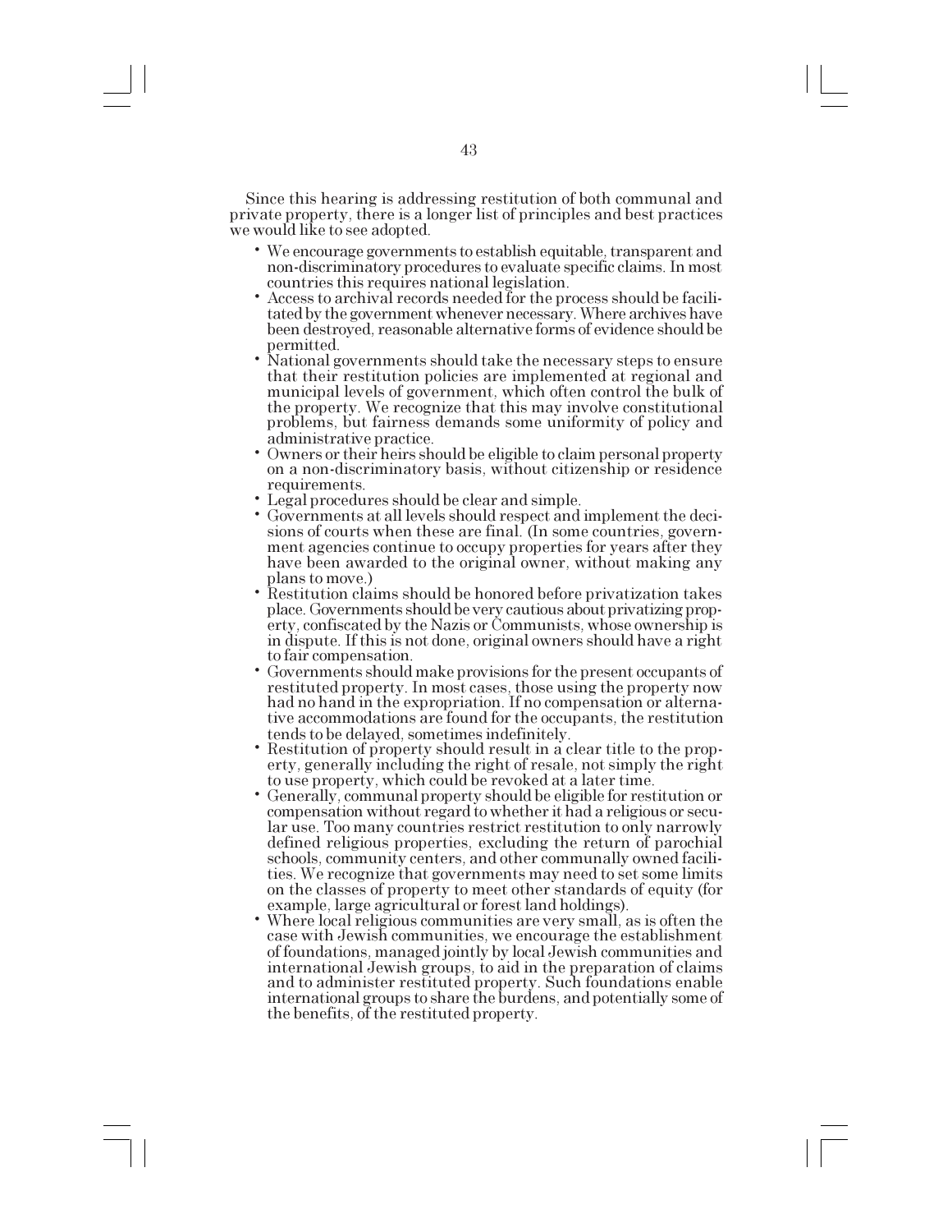Since this hearing is addressing restitution of both communal and private property, there is a longer list of principles and best practices we would like to see adopted.

- We encourage governments to establish equitable, transparent and non-discriminatory procedures to evaluate specific claims. In most countries this requires national legislation.
- Access to archival records needed for the process should be facilitated by the government whenever necessary. Where archives have been destroyed, reasonable alternative forms of evidence should be permitted.
- National governments should take the necessary steps to ensure that their restitution policies are implemented at regional and municipal levels of government, which often control the bulk of the property. We recognize that this may involve constitutional problems, but fairness demands some uniformity of policy and administrative practice.
- Owners or their heirs should be eligible to claim personal property on a non-discriminatory basis, without citizenship or residence requirements.
- Legal procedures should be clear and simple.
- Governments at all levels should respect and implement the decisions of courts when these are final. (In some countries, government agencies continue to occupy properties for years after they have been awarded to the original owner, without making any plans to move.)
- Restitution claims should be honored before privatization takes place. Governments should be very cautious about privatizing property, confiscated by the Nazis or Communists, whose ownership is in dispute. If this is not done, original owners should have a right to fair compensation.
- Governments should make provisions for the present occupants of restituted property. In most cases, those using the property now had no hand in the expropriation. If no compensation or alternative accommodations are found for the occupants, the restitution tends to be delayed, sometimes indefinitely.
- Restitution of property should result in a clear title to the property, generally including the right of resale, not simply the right to use property, which could be revoked at a later time.
- Generally, communal property should be eligible for restitution or compensation without regard to whether it had a religious or secular use. Too many countries restrict restitution to only narrowly defined religious properties, excluding the return of parochial schools, community centers, and other communally owned facilities. We recognize that governments may need to set some limits on the classes of property to meet other standards of equity (for example, large agricultural or forest land holdings).
- Where local religious communities are very small, as is often the case with Jewish communities, we encourage the establishment of foundations, managed jointly by local Jewish communities and international Jewish groups, to aid in the preparation of claims and to administer restituted property. Such foundations enable international groups to share the burdens, and potentially some of the benefits, of the restituted property.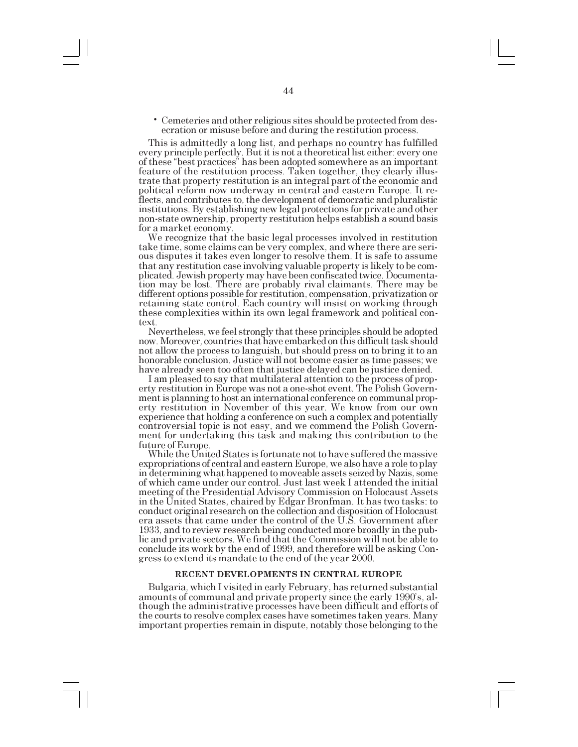- Cemeteries and other religious sites should be protected from desecration or misuse before and during the restitution process.

This is admittedly a long list, and perhaps no country has fulfilled every principle perfectly. But it is not a theoretical list either: every one of these "best practices" has been adopted somewhere as an important feature of the restitution process. Taken together, they clearly illustrate that property restitution is an integral part of the economic and political reform now underway in central and eastern Europe. It reflects, and contributes to, the development of democratic and pluralistic institutions. By establishing new legal protections for private and other non-state ownership, property restitution helps establish a sound basis for a market economy.

We recognize that the basic legal processes involved in restitution take time, some claims can be very complex, and where there are serious disputes it takes even longer to resolve them. It is safe to assume that any restitution case involving valuable property is likely to be complicated. Jewish property may have been confiscated twice. Documentation may be lost. There are probably rival claimants. There may be different options possible for restitution, compensation, privatization or retaining state control. Each country will insist on working through these complexities within its own legal framework and political context.

Nevertheless, we feel strongly that these principles should be adopted now. Moreover, countries that have embarked on this difficult task should not allow the process to languish, but should press on to bring it to an honorable conclusion. Justice will not become easier as time passes; we have already seen too often that justice delayed can be justice denied.

I am pleased to say that multilateral attention to the process of property restitution in Europe was not a one-shot event. The Polish Government is planning to host an international conference on communal property restitution in November of this year. We know from our own experience that holding a conference on such a complex and potentially controversial topic is not easy, and we commend the Polish Government for undertaking this task and making this contribution to the future of Europe.

While the United States is fortunate not to have suffered the massive expropriations of central and eastern Europe, we also have a role to play in determining what happened to moveable assets seized by Nazis, some of which came under our control. Just last week I attended the initial meeting of the Presidential Advisory Commission on Holocaust Assets in the United States, chaired by Edgar Bronfman. It has two tasks: to conduct original research on the collection and disposition of Holocaust era assets that came under the control of the U.S. Government after 1933, and to review research being conducted more broadly in the public and private sectors. We find that the Commission will not be able to conclude its work by the end of 1999, and therefore will be asking Congress to extend its mandate to the end of the year 2000.

## RECENT DEVELOPMENTS IN CENTRAL EUROPE

Bulgaria, which I visited in early February, has returned substantial amounts of communal and private property since the early 1990's, although the administrative processes have been difficult and efforts of the courts to resolve complex cases have sometimes taken years. Many important properties remain in dispute, notably those belonging to the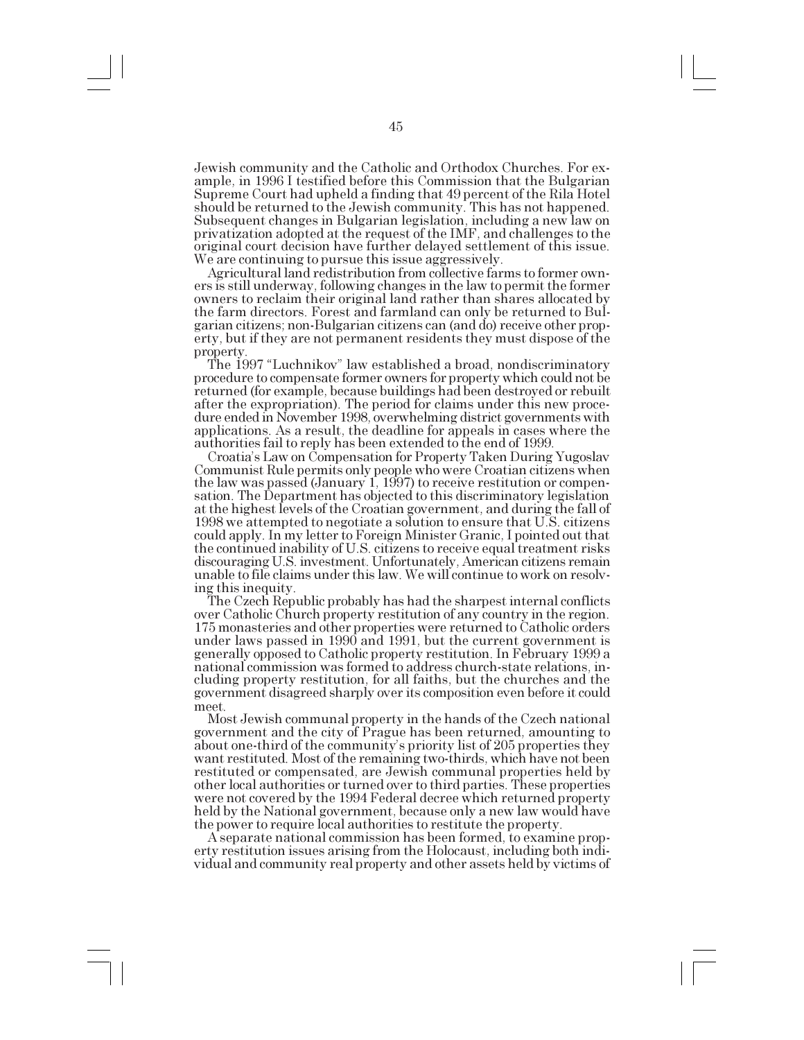Jewish community and the Catholic and Orthodox Churches. For example, in 1996 I testified before this Commission that the Bulgarian Supreme Court had upheld a finding that 49 percent of the Rila Hotel should be returned to the Jewish community. This has not happened. Subsequent changes in Bulgarian legislation, including a new law on privatization adopted at the request of the IMF, and challenges to the original court decision have further delayed settlement of this issue. We are continuing to pursue this issue aggressively.

Agricultural land redistribution from collective farms to former owners is still underway, following changes in the law to permit the former owners to reclaim their original land rather than shares allocated by the farm directors. Forest and farmland can only be returned to Bulgarian citizens; non-Bulgarian citizens can (and do) receive other property, but if they are not permanent residents they must dispose of the property.

The 1997 "Luchnikov" law established a broad, nondiscriminatory procedure to compensate former owners for property which could not be returned (for example, because buildings had been destroyed or rebuilt after the expropriation). The period for claims under this new procedure ended in November 1998, overwhelming district governments with applications. As a result, the deadline for appeals in cases where the authorities fail to reply has been extended to the end of 1999.

Croatia's Law on Compensation for Property Taken During Yugoslav Communist Rule permits only people who were Croatian citizens when the law was passed (January 1, 1997) to receive restitution or compensation. The Department has objected to this discriminatory legislation at the highest levels of the Croatian government, and during the fall of 1998 we attempted to negotiate a solution to ensure that U.S. citizens could apply. In my letter to Foreign Minister Granic, I pointed out that the continued inability of U.S. citizens to receive equal treatment risks discouraging U.S. investment. Unfortunately, American citizens remain unable to file claims under this law. We will continue to work on resolving this inequity.

The Czech Republic probably has had the sharpest internal conflicts over Catholic Church property restitution of any country in the region. 175 monasteries and other properties were returned to Catholic orders under laws passed in 1990 and 1991, but the current government is generally opposed to Catholic property restitution. In February 1999 a national commission was formed to address church-state relations, including property restitution, for all faiths, but the churches and the government disagreed sharply over its composition even before it could meet.

Most Jewish communal property in the hands of the Czech national government and the city of Prague has been returned, amounting to about one-third of the community's priority list of 205 properties they want restituted. Most of the remaining two-thirds, which have not been restituted or compensated, are Jewish communal properties held by other local authorities or turned over to third parties. These properties were not covered by the 1994 Federal decree which returned property held by the National government, because only a new law would have the power to require local authorities to restitute the property.

A separate national commission has been formed, to examine property restitution issues arising from the Holocaust, including both individual and community real property and other assets held by victims of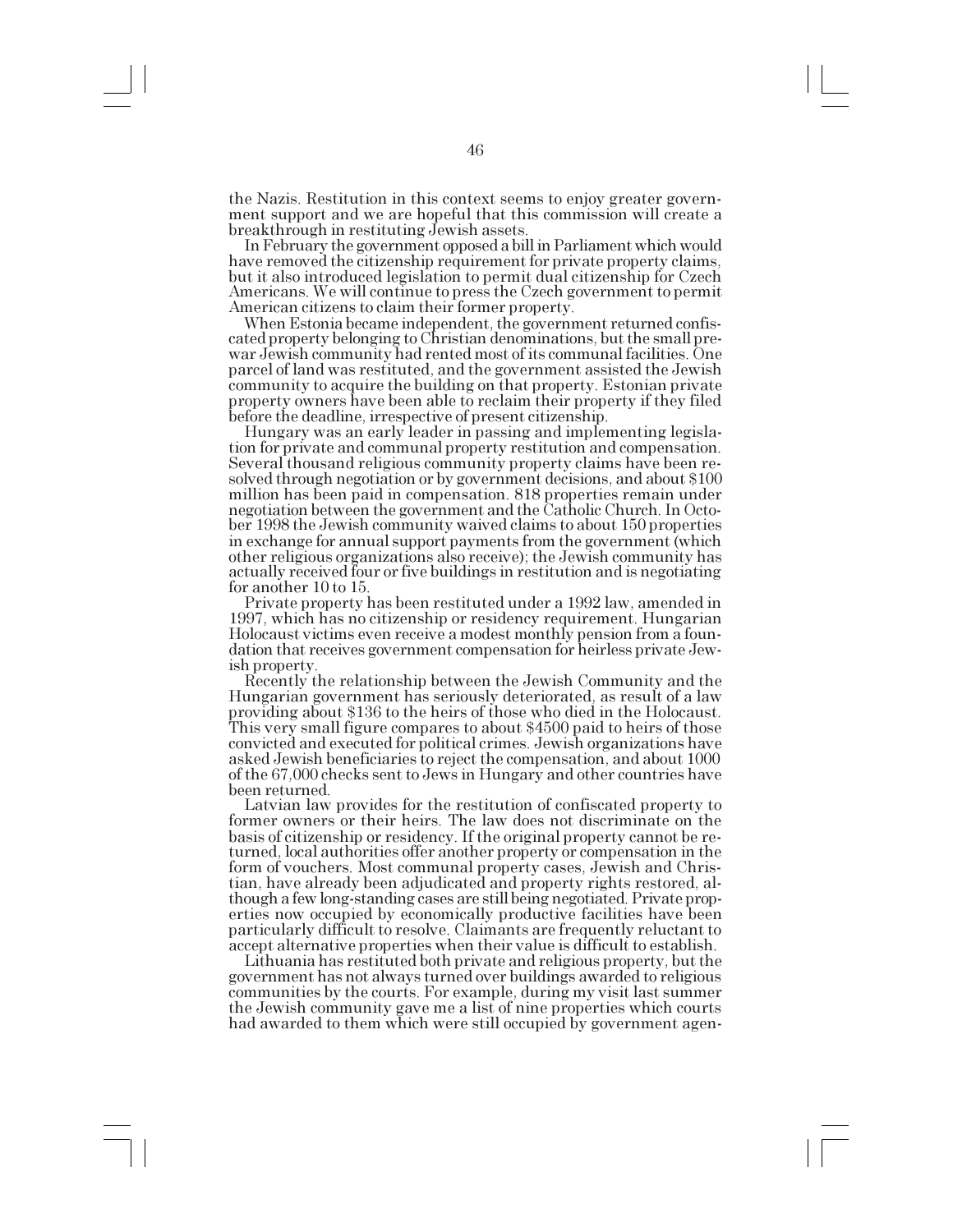the Nazis. Restitution in this context seems to enjoy greater government support and we are hopeful that this commission will create a breakthrough in restituting Jewish assets.

In February the government opposed a bill in Parliament which would have removed the citizenship requirement for private property claims, but it also introduced legislation to permit dual citizenship for Czech Americans. We will continue to press the Czech government to permit American citizens to claim their former property.

When Estonia became independent, the government returned confiscated property belonging to Christian denominations, but the small prewar Jewish community had rented most of its communal facilities. One parcel of land was restituted, and the government assisted the Jewish community to acquire the building on that property. Estonian private property owners have been able to reclaim their property if they filed before the deadline, irrespective of present citizenship.

Hungary was an early leader in passing and implementing legislation for private and communal property restitution and compensation. Several thousand religious community property claims have been resolved through negotiation or by government decisions, and about $100 million has been paid in compensation. 818 properties remain under negotiation between the government and the Catholic Church. In October 1998 the Jewish community waived claims to about 150 properties in exchange for annual support payments from the government (which other religious organizations also receive); the Jewish community has actually received four or five buildings in restitution and is negotiating for another 10 to 15.

Private property has been restituted under a 1992 law, amended in 1997, which has no citizenship or residency requirement. Hungarian Holocaust victims even receive a modest monthly pension from a foundation that receives government compensation for heirless private Jewish property.

Recently the relationship between the Jewish Community and the Hungarian government has seriously deteriorated, as result of a law providing about $136 to the heirs of those who died in the Holocaust. This very small figure compares to about $4500 paid to heirs of those convicted and executed for political crimes. Jewish organizations have asked Jewish beneficiaries to reject the compensation, and about 1000 of the 67,000 checks sent to Jews in Hungary and other countries have been returned.

Latvian law provides for the restitution of confiscated property to former owners or their heirs. The law does not discriminate on the basis of citizenship or residency. If the original property cannot be returned, local authorities offer another property or compensation in the form of vouchers. Most communal property cases, Jewish and Christian, have already been adjudicated and property rights restored, although a few long-standing cases are still being negotiated. Private properties now occupied by economically productive facilities have been particularly difficult to resolve. Claimants are frequently reluctant to accept alternative properties when their value is difficult to establish.

Lithuania has restituted both private and religious property, but the government has not always turned over buildings awarded to religious communities by the courts. For example, during my visit last summer the Jewish community gave me a list of nine properties which courts had awarded to them which were still occupied by government agen-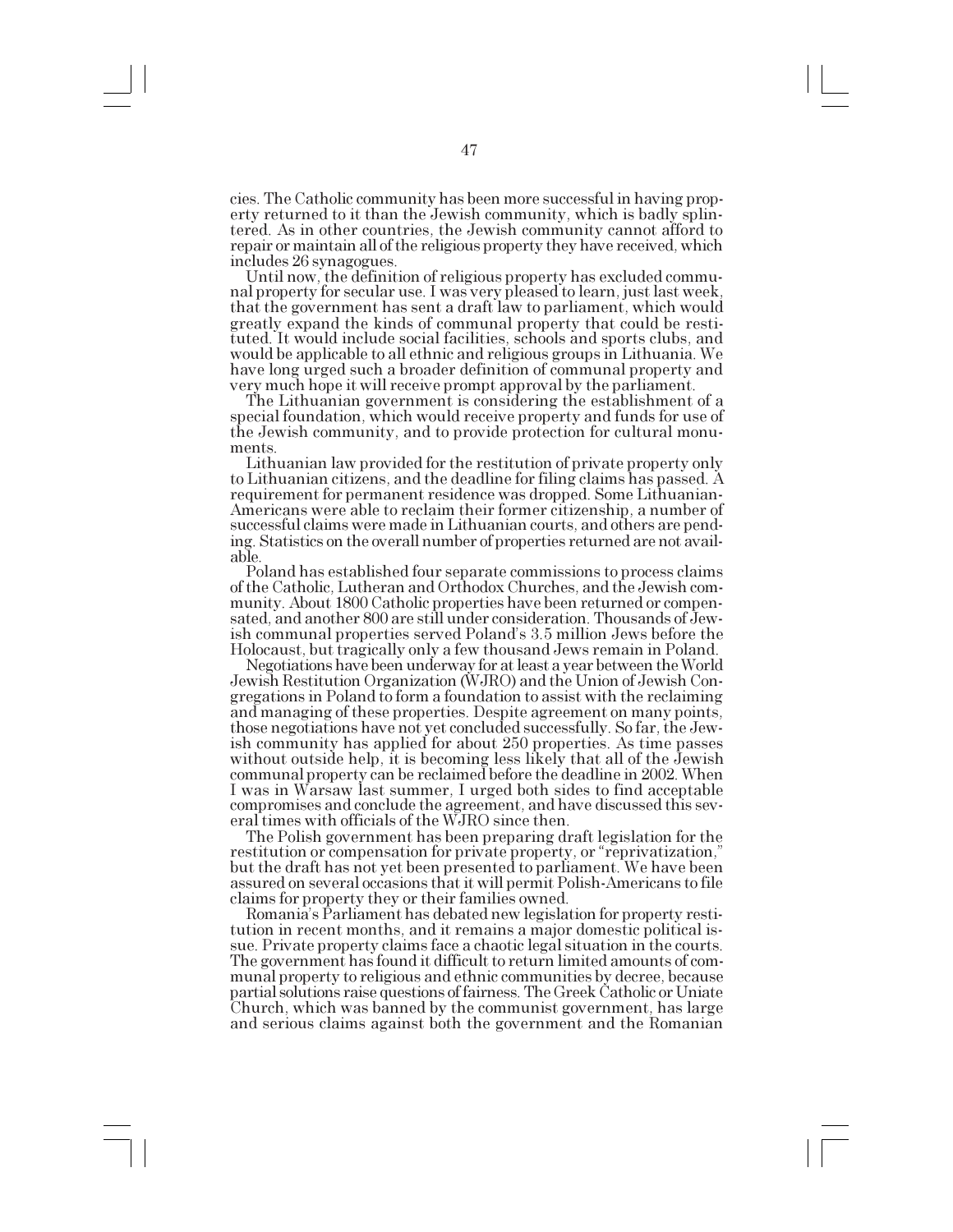cies. The Catholic community has been more successful in having property returned to it than the Jewish community, which is badly splintered. As in other countries, the Jewish community cannot afford to repair or maintain all of the religious property they have received, which includes 26 synagogues.

Until now, the definition of religious property has excluded communal property for secular use. I was very pleased to learn, just last week, that the government has sent a draft law to parliament, which would greatly expand the kinds of communal property that could be restituted. It would include social facilities, schools and sports clubs, and would be applicable to all ethnic and religious groups in Lithuania. We have long urged such a broader definition of communal property and very much hope it will receive prompt approval by the parliament.

The Lithuanian government is considering the establishment of a special foundation, which would receive property and funds for use of the Jewish community, and to provide protection for cultural monuments.

Lithuanian law provided for the restitution of private property only to Lithuanian citizens, and the deadline for filing claims has passed. A requirement for permanent residence was dropped. Some Lithuanian-Americans were able to reclaim their former citizenship, a number of successful claims were made in Lithuanian courts, and others are pending. Statistics on the overall number of properties returned are not available.

Poland has established four separate commissions to process claims of the Catholic, Lutheran and Orthodox Churches, and the Jewish community. About 1800 Catholic properties have been returned or compensated, and another 800 are still under consideration. Thousands of Jewish communal properties served Poland's 3.5 million Jews before the Holocaust, but tragically only a few thousand Jews remain in Poland.

Negotiations have been underway for at least a year between the World Jewish Restitution Organization (WJRO) and the Union of Jewish Congregations in Poland to form a foundation to assist with the reclaiming and managing of these properties. Despite agreement on many points, those negotiations have not yet concluded successfully. So far, the Jewish community has applied for about 250 properties. As time passes without outside help, it is becoming less likely that all of the Jewish communal property can be reclaimed before the deadline in 2002. When I was in Warsaw last summer, I urged both sides to find acceptable compromises and conclude the agreement, and have discussed this several times with officials of the WJRO since then.

The Polish government has been preparing draft legislation for the restitution or compensation for private property, or "reprivatization," but the draft has not yet been presented to parliament. We have been assured on several occasions that it will permit Polish-Americans to file claims for property they or their families owned.

Romania's Parliament has debated new legislation for property restitution in recent months, and it remains a major domestic political issue. Private property claims face a chaotic legal situation in the courts. The government has found it difficult to return limited amounts of communal property to religious and ethnic communities by decree, because partial solutions raise questions of fairness. The Greek Catholic or Uniate Church, which was banned by the communist government, has large and serious claims against both the government and the Romanian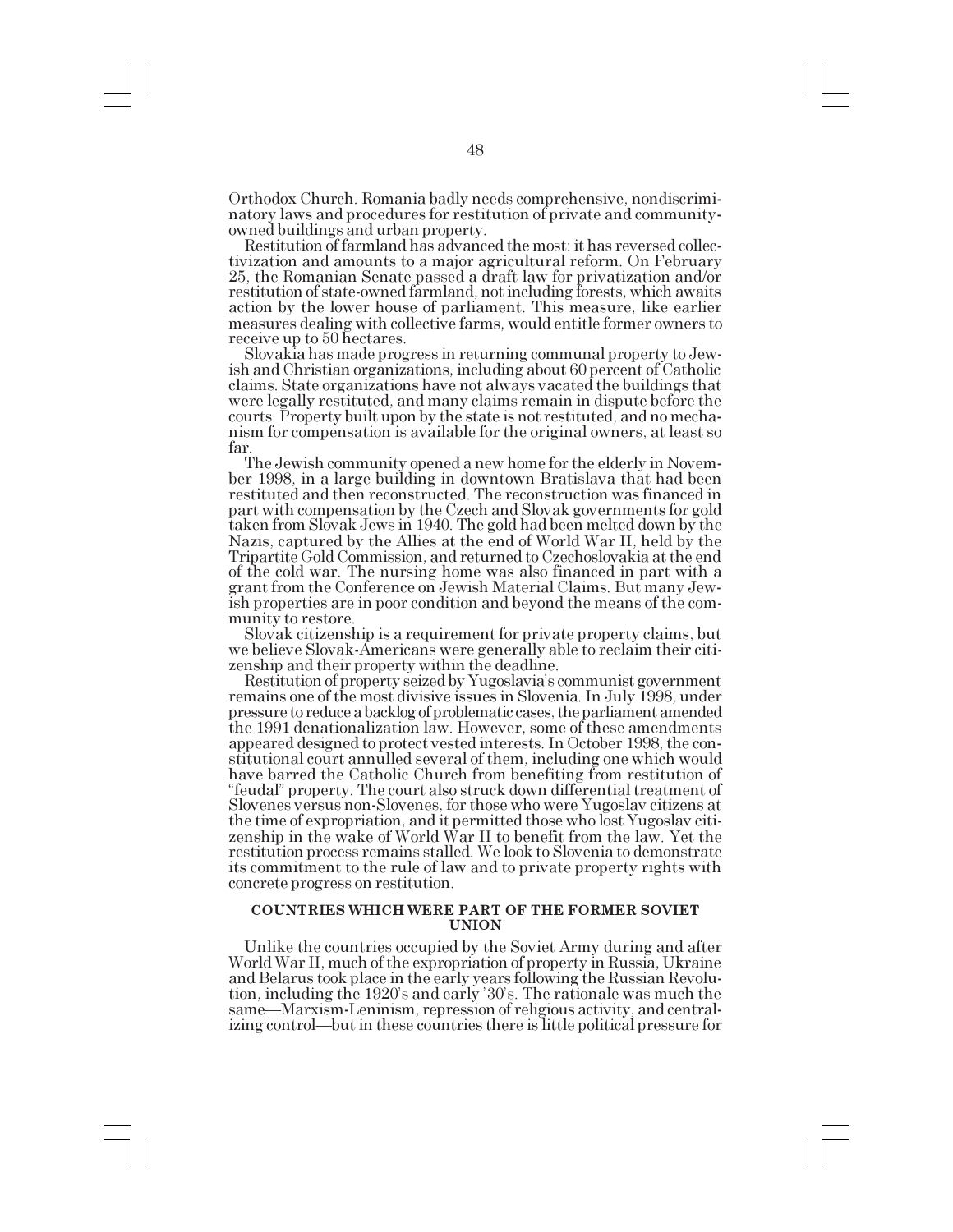Orthodox Church. Romania badly needs comprehensive, nondiscriminatory laws and procedures for restitution of private and community-owned buildings and urban property.

Restitution of farmland has advanced the most: it has reversed collectivization and amounts to a major agricultural reform. On February 25, the Romanian Senate passed a draft law for privatization and/or restitution of state-owned farmland, not including forests, which awaits action by the lower house of parliament. This measure, like earlier measures dealing with collective farms, would entitle former owners to receive up to 50 hectares.

Slovakia has made progress in returning communal property to Jewish and Christian organizations, including about 60 percent of Catholic claims. State organizations have not always vacated the buildings that were legally restituted, and many claims remain in dispute before the courts. Property built upon by the state is not restituted, and no mechanism for compensation is available for the original owners, at least so far.

The Jewish community opened a new home for the elderly in November 1998, in a large building in downtown Bratislava that had been restituted and then reconstructed. The reconstruction was financed in part with compensation by the Czech and Slovak governments for gold taken from Slovak Jews in 1940. The gold had been melted down by the Nazis, captured by the Allies at the end of World War II, held by the Tripartite Gold Commission, and returned to Czechoslovakia at the end of the cold war. The nursing home was also financed in part with a grant from the Conference on Jewish Material Claims. But many Jewish properties are in poor condition and beyond the means of the community to restore.

Slovak citizenship is a requirement for private property claims, but we believe Slovak-Americans were generally able to reclaim their citizenship and their property within the deadline.

Restitution of property seized by Yugoslavia's communist government remains one of the most divisive issues in Slovenia. In July 1998, under pressure to reduce a backlog of problematic cases, the parliament amended the 1991 denationalization law. However, some of these amendments appeared designed to protect vested interests. In October 1998, the constitutional court annulled several of them, including one which would have barred the Catholic Church from benefiting from restitution of "feudal" property. The court also struck down differential treatment of Slovenes versus non-Slovenes, for those who were Yugoslav citizens at the time of expropriation, and it permitted those who lost Yugoslav citizenship in the wake of World War II to benefit from the law. Yet the restitution process remains stalled. We look to Slovenia to demonstrate its commitment to the rule of law and to private property rights with concrete progress on restitution.

## COUNTRIES WHICH WERE PART OF THE FORMER SOVIET UNION

Unlike the countries occupied by the Soviet Army during and after World War II, much of the expropriation of property in Russia, Ukraine and Belarus took place in the early years following the Russian Revolution, including the 1920's and early '30's. The rationale was much the same—Marxism-Leninism, repression of religious activity, and centralizing control—but in these countries there is little political pressure for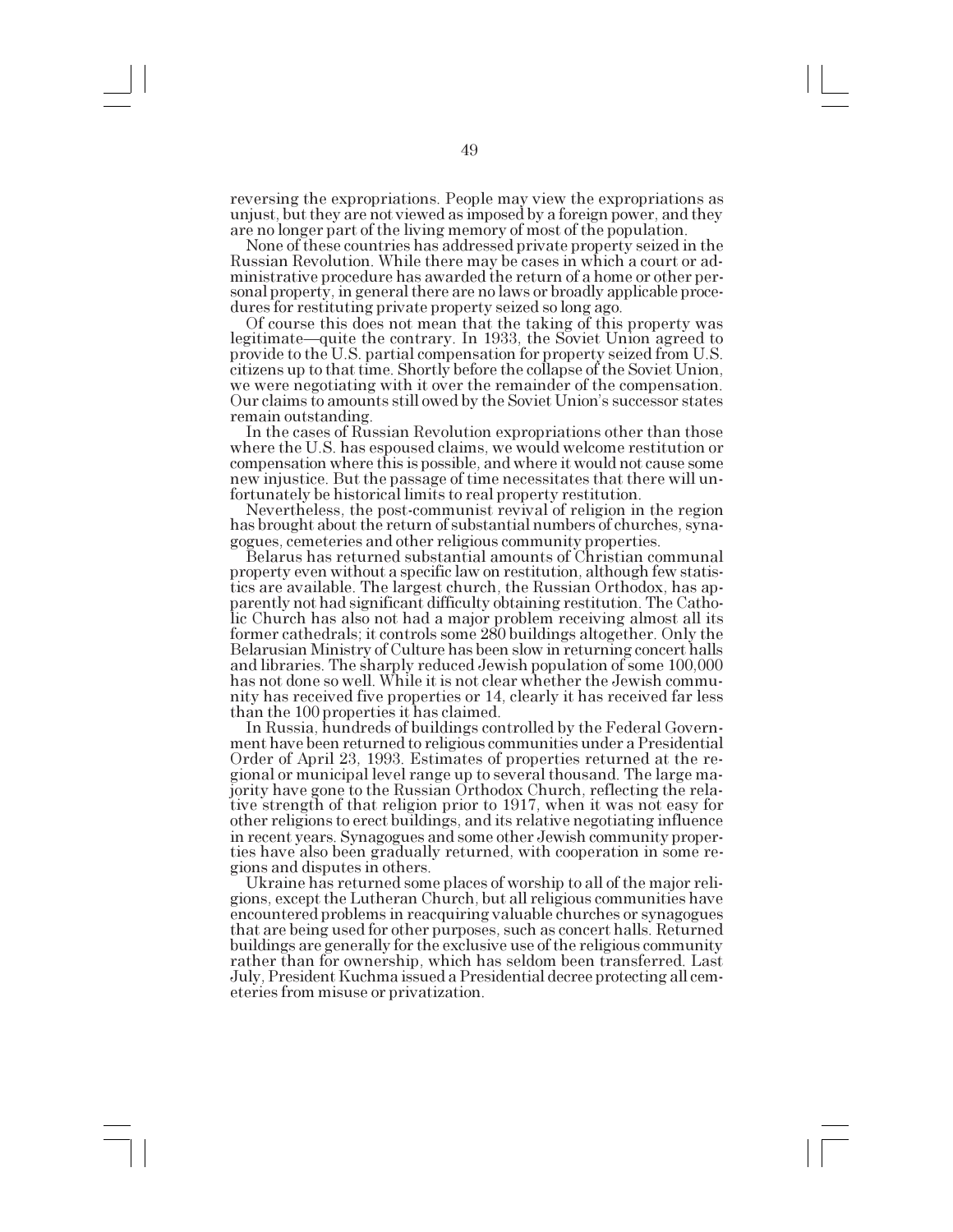reversing the expropriations. People may view the expropriations as unjust, but they are not viewed as imposed by a foreign power, and they are no longer part of the living memory of most of the population.

None of these countries has addressed private property seized in the Russian Revolution. While there may be cases in which a court or administrative procedure has awarded the return of a home or other personal property, in general there are no laws or broadly applicable procedures for restituting private property seized so long ago.

Of course this does not mean that the taking of this property was legitimate—quite the contrary. In 1933, the Soviet Union agreed to provide to the U.S. partial compensation for property seized from U.S. citizens up to that time. Shortly before the collapse of the Soviet Union, we were negotiating with it over the remainder of the compensation. Our claims to amounts still owed by the Soviet Union's successor states remain outstanding.

In the cases of Russian Revolution expropriations other than those where the U.S. has espoused claims, we would welcome restitution or compensation where this is possible, and where it would not cause some new injustice. But the passage of time necessitates that there will unfortunately be historical limits to real property restitution.

Nevertheless, the post-communist revival of religion in the region has brought about the return of substantial numbers of churches, synagogues, cemeteries and other religious community properties.

Belarus has returned substantial amounts of Christian communal property even without a specific law on restitution, although few statistics are available. The largest church, the Russian Orthodox, has apparently not had significant difficulty obtaining restitution. The Catholic Church has also not had a major problem receiving almost all its former cathedrals; it controls some 280 buildings altogether. Only the Belarusian Ministry of Culture has been slow in returning concert halls and libraries. The sharply reduced Jewish population of some 100,000 has not done so well. While it is not clear whether the Jewish community has received five properties or 14, clearly it has received far less than the 100 properties it has claimed.

In Russia, hundreds of buildings controlled by the Federal Government have been returned to religious communities under a Presidential Order of April 23, 1993. Estimates of properties returned at the regional or municipal level range up to several thousand. The large majority have gone to the Russian Orthodox Church, reflecting the relative strength of that religion prior to 1917, when it was not easy for other religions to erect buildings, and its relative negotiating influence in recent years. Synagogues and some other Jewish community properties have also been gradually returned, with cooperation in some regions and disputes in others.

Ukraine has returned some places of worship to all of the major religions, except the Lutheran Church, but all religious communities have encountered problems in reacquiring valuable churches or synagogues that are being used for other purposes, such as concert halls. Returned buildings are generally for the exclusive use of the religious community rather than for ownership, which has seldom been transferred. Last July, President Kuchma issued a Presidential decree protecting all cemeteries from misuse or privatization.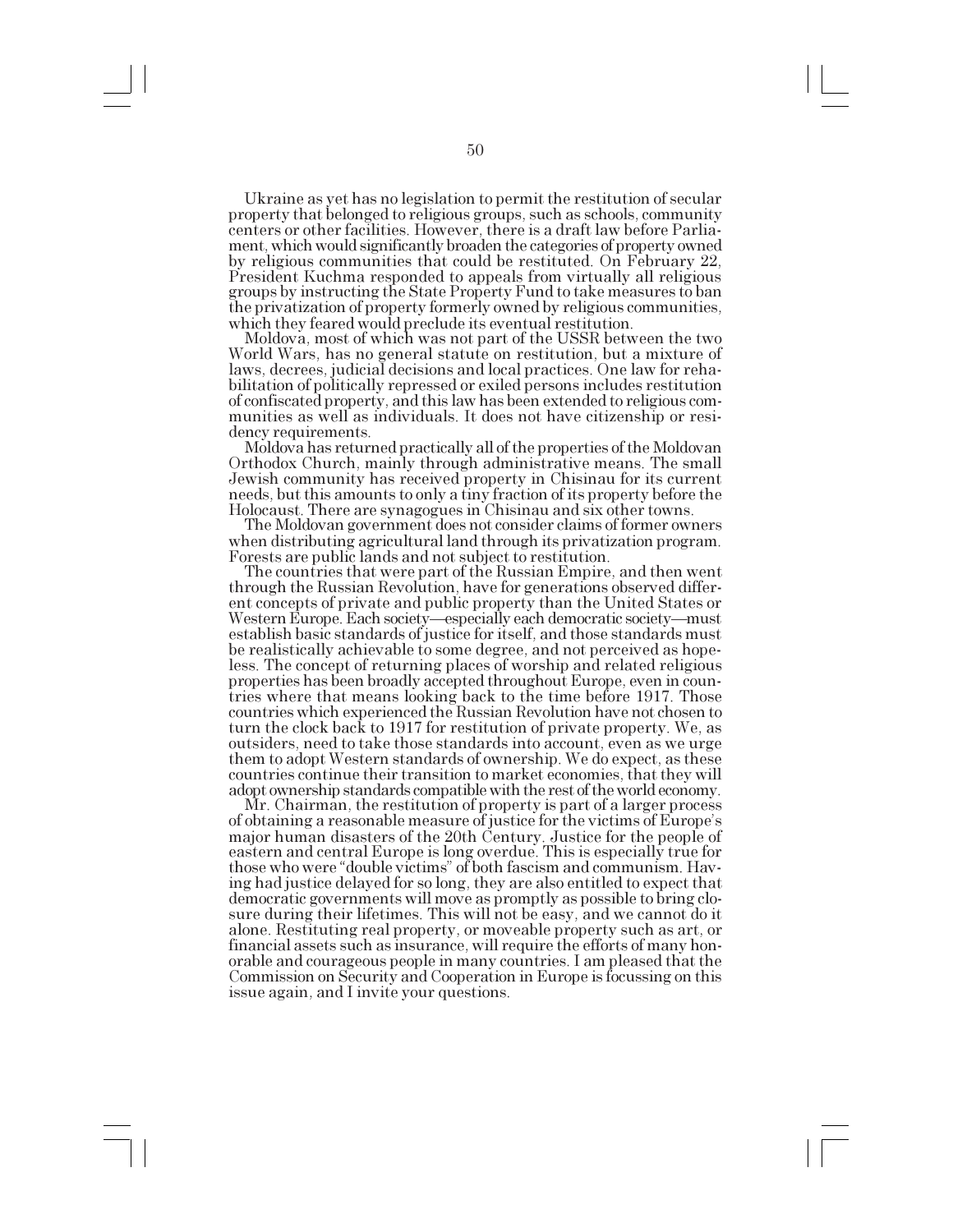Ukraine as yet has no legislation to permit the restitution of secular property that belonged to religious groups, such as schools, community centers or other facilities. However, there is a draft law before Parliament, which would significantly broaden the categories of property owned by religious communities that could be restituted. On February 22, President Kuchma responded to appeals from virtually all religious groups by instructing the State Property Fund to take measures to ban the privatization of property formerly owned by religious communities, which they feared would preclude its eventual restitution.

Moldova, most of which was not part of the USSR between the two World Wars, has no general statute on restitution, but a mixture of laws, decrees, judicial decisions and local practices. One law for rehabilitation of politically repressed or exiled persons includes restitution of confiscated property, and this law has been extended to religious communities as well as individuals. It does not have citizenship or residency requirements.

Moldova has returned practically all of the properties of the Moldovan Orthodox Church, mainly through administrative means. The small Jewish community has received property in Chisinau for its current needs, but this amounts to only a tiny fraction of its property before the Holocaust. There are synagogues in Chisinau and six other towns.

The Moldovan government does not consider claims of former owners when distributing agricultural land through its privatization program. Forests are public lands and not subject to restitution.

The countries that were part of the Russian Empire, and then went through the Russian Revolution, have for generations observed different concepts of private and public property than the United States or Western Europe. Each society—especially each democratic society—must establish basic standards of justice for itself, and those standards must be realistically achievable to some degree, and not perceived as hopeless. The concept of returning places of worship and related religious properties has been broadly accepted throughout Europe, even in countries where that means looking back to the time before 1917. Those countries which experienced the Russian Revolution have not chosen to turn the clock back to 1917 for restitution of private property. We, as outsiders, need to take those standards into account, even as we urge them to adopt Western standards of ownership. We do expect, as these countries continue their transition to market economies, that they will adopt ownership standards compatible with the rest of the world economy.

Mr. Chairman, the restitution of property is part of a larger process of obtaining a reasonable measure of justice for the victims of Europe's major human disasters of the 20th Century. Justice for the people of eastern and central Europe is long overdue. This is especially true for those who were "double victims" of both fascism and communism. Having had justice delayed for so long, they are also entitled to expect that democratic governments will move as promptly as possible to bring closure during their lifetimes. This will not be easy, and we cannot do it alone. Restituting real property, or moveable property such as art, or financial assets such as insurance, will require the efforts of many honorable and courageous people in many countries. I am pleased that the Commission on Security and Cooperation in Europe is focussing on this issue again, and I invite your questions.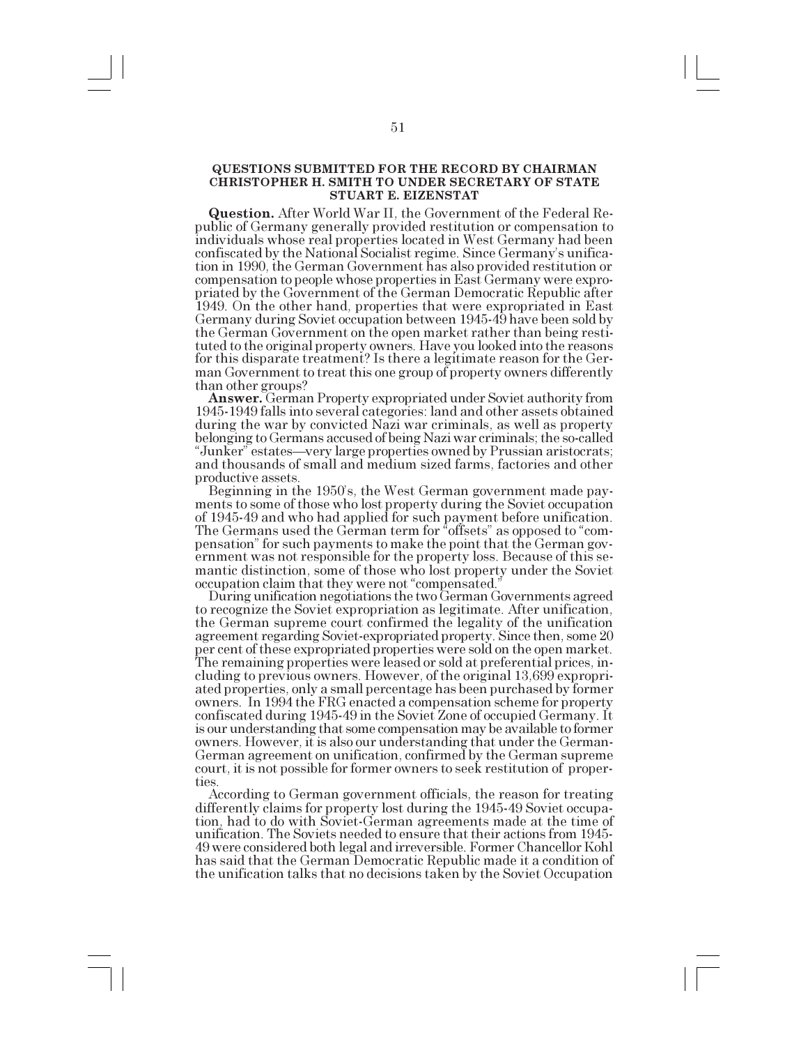**QUESTIONS SUBMITTED FOR THE RECORD BY CHAIRMAN CHRISTOPHER H. SMITH TO UNDER SECRETARY OF STATE STUART E. EIZENSTAT**

**Question.** After World War II, the Government of the Federal Republic of Germany generally provided restitution or compensation to individuals whose real properties located in West Germany had been confiscated by the National Socialist regime. Since Germany's unification in 1990, the German Government has also provided restitution or compensation to people whose properties in East Germany were expropriated by the Government of the German Democratic Republic after 1949. On the other hand, properties that were expropriated in East Germany during Soviet occupation between 1945-49 have been sold by the German Government on the open market rather than being restituted to the original property owners. Have you looked into the reasons for this disparate treatment? Is there a legitimate reason for the German Government to treat this one group of property owners differently than other groups?

**Answer.** German Property expropriated under Soviet authority from 1945-1949 falls into several categories: land and other assets obtained during the war by convicted Nazi war criminals, as well as property belonging to Germans accused of being Nazi war criminals; the so-called "Junker" estates—very large properties owned by Prussian aristocrats; and thousands of small and medium sized farms, factories and other productive assets.

Beginning in the 1950's, the West German government made payments to some of those who lost property during the Soviet occupation of 1945-49 and who had applied for such payment before unification. The Germans used the German term for "offsets" as opposed to "compensation" for such payments to make the point that the German government was not responsible for the property loss. Because of this semantic distinction, some of those who lost property under the Soviet occupation claim that they were not "compensated."

During unification negotiations the two German Governments agreed to recognize the Soviet expropriation as legitimate. After unification, the German supreme court confirmed the legality of the unification agreement regarding Soviet-expropriated property. Since then, some 20 per cent of these expropriated properties were sold on the open market. The remaining properties were leased or sold at preferential prices, including to previous owners. However, of the original 13,699 expropriated properties, only a small percentage has been purchased by former owners. In 1994 the FRG enacted a compensation scheme for property confiscated during 1945-49 in the Soviet Zone of occupied Germany. It is our understanding that some compensation may be available to former owners. However, it is also our understanding that under the German-German agreement on unification, confirmed by the German supreme court, it is not possible for former owners to seek restitution of properties.

According to German government officials, the reason for treating differently claims for property lost during the 1945-49 Soviet occupation, had to do with Soviet-German agreements made at the time of unification. The Soviets needed to ensure that their actions from 1945-49 were considered both legal and irreversible. Former Chancellor Kohl has said that the German Democratic Republic made it a condition of the unification talks that no decisions taken by the Soviet Occupation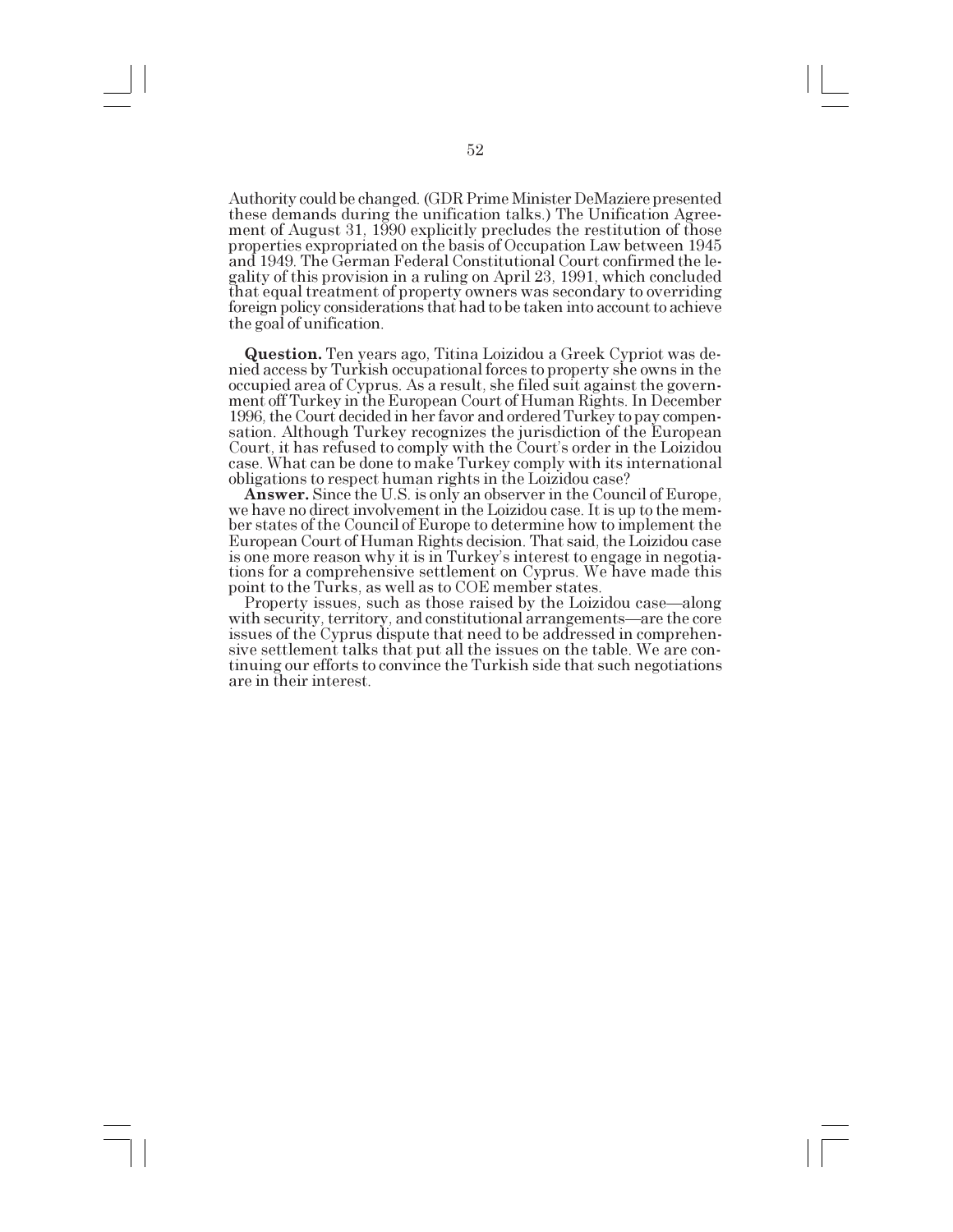Authority could be changed. (GDR Prime Minister DeMaziere presented these demands during the unification talks.) The Unification Agreement of August 31, 1990 explicitly precludes the restitution of those properties expropriated on the basis of Occupation Law between 1945 and 1949. The German Federal Constitutional Court confirmed the legality of this provision in a ruling on April 23, 1991, which concluded that equal treatment of property owners was secondary to overriding foreign policy considerations that had to be taken into account to achieve the goal of unification.

**Question.** Ten years ago, Titina Loizidou a Greek Cypriot was denied access by Turkish occupational forces to property she owns in the occupied area of Cyprus. As a result, she filed suit against the government off Turkey in the European Court of Human Rights. In December 1996, the Court decided in her favor and ordered Turkey to pay compensation. Although Turkey recognizes the jurisdiction of the European Court, it has refused to comply with the Court's order in the Loizidou case. What can be done to make Turkey comply with its international obligations to respect human rights in the Loizidou case?

**Answer.** Since the U.S. is only an observer in the Council of Europe, we have no direct involvement in the Loizidou case. It is up to the member states of the Council of Europe to determine how to implement the European Court of Human Rights decision. That said, the Loizidou case is one more reason why it is in Turkey's interest to engage in negotiations for a comprehensive settlement on Cyprus. We have made this point to the Turks, as well as to COE member states.

Property issues, such as those raised by the Loizidou case—along with security, territory, and constitutional arrangements—are the core issues of the Cyprus dispute that need to be addressed in comprehensive settlement talks that put all the issues on the table. We are continuing our efforts to convince the Turkish side that such negotiations are in their interest.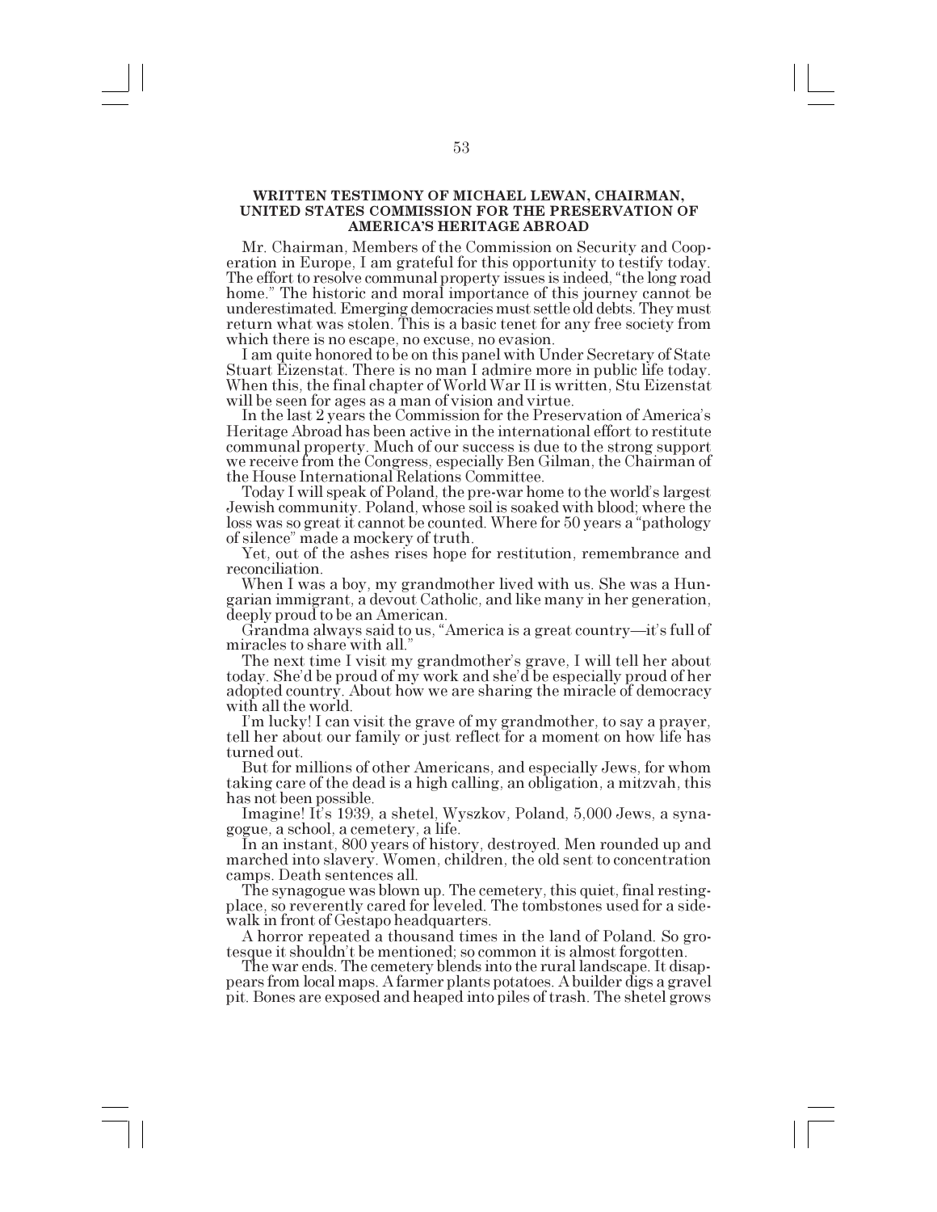### WRITTEN TESTIMONY OF MICHAEL LEWAN, CHAIRMAN, UNITED STATES COMMISSION FOR THE PRESERVATION OF AMERICA'S HERITAGE ABROAD

Mr. Chairman, Members of the Commission on Security and Cooperation in Europe, I am grateful for this opportunity to testify today. The effort to resolve communal property issues is indeed, "the long road home." The historic and moral importance of this journey cannot be underestimated. Emerging democracies must settle old debts. They must return what was stolen. This is a basic tenet for any free society from which there is no escape, no excuse, no evasion.

I am quite honored to be on this panel with Under Secretary of State Stuart Eizenstat. There is no man I admire more in public life today. When this, the final chapter of World War II is written, Stu Eizenstat will be seen for ages as a man of vision and virtue.

In the last 2 years the Commission for the Preservation of America's Heritage Abroad has been active in the international effort to restitute communal property. Much of our success is due to the strong support we receive from the Congress, especially Ben Gilman, the Chairman of the House International Relations Committee.

Today I will speak of Poland, the pre-war home to the world's largest Jewish community. Poland, whose soil is soaked with blood; where the loss was so great it cannot be counted. Where for 50 years a "pathology of silence" made a mockery of truth.

Yet, out of the ashes rises hope for restitution, remembrance and reconciliation.

When I was a boy, my grandmother lived with us. She was a Hungarian immigrant, a devout Catholic, and like many in her generation, deeply proud to be an American.

Grandma always said to us, "America is a great country—it's full of miracles to share with all."

The next time I visit my grandmother's grave, I will tell her about today. She'd be proud of my work and she'd be especially proud of her adopted country. About how we are sharing the miracle of democracy with all the world.

I'm lucky! I can visit the grave of my grandmother, to say a prayer, tell her about our family or just reflect for a moment on how life has turned out.

But for millions of other Americans, and especially Jews, for whom taking care of the dead is a high calling, an obligation, a mitzvah, this has not been possible.

Imagine! It's 1939, a shetel, Wyszkov, Poland, 5,000 Jews, a synagogue, a school, a cemetery, a life.

In an instant, 800 years of history, destroyed. Men rounded up and marched into slavery. Women, children, the old sent to concentration camps. Death sentences all.

The synagogue was blown up. The cemetery, this quiet, final resting-place, so reverently cared for leveled. The tombstones used for a sidewalk in front of Gestapo headquarters.

A horror repeated a thousand times in the land of Poland. So grotesque it shouldn't be mentioned; so common it is almost forgotten.

The war ends. The cemetery blends into the rural landscape. It disappears from local maps. A farmer plants potatoes. A builder digs a gravel pit. Bones are exposed and heaped into piles of trash. The shetel grows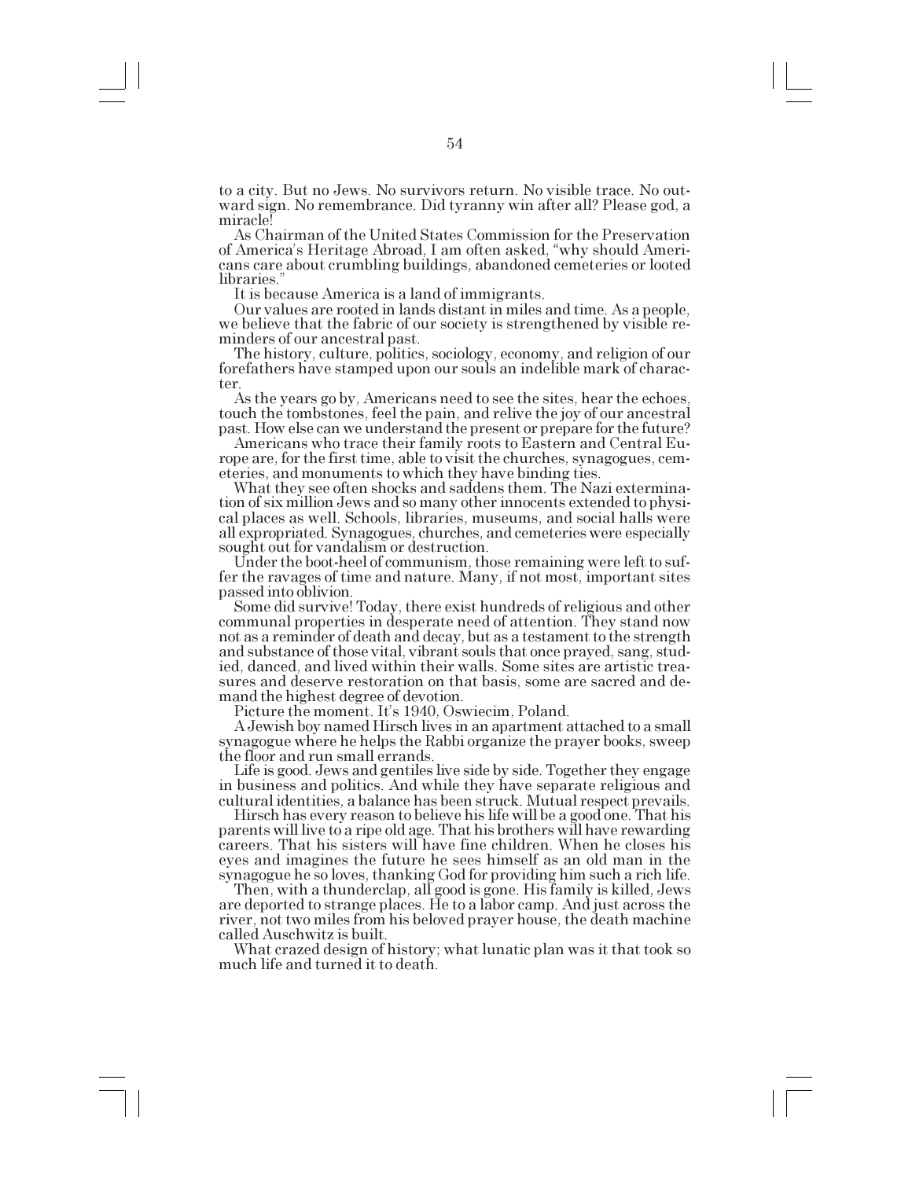to a city. But no Jews. No survivors return. No visible trace. No outward sign. No remembrance. Did tyranny win after all? Please god, a miracle!

As Chairman of the United States Commission for the Preservation of America's Heritage Abroad, I am often asked, "why should Americans care about crumbling buildings, abandoned cemeteries or looted libraries."

It is because America is a land of immigrants.

Our values are rooted in lands distant in miles and time. As a people, we believe that the fabric of our society is strengthened by visible reminders of our ancestral past.

The history, culture, politics, sociology, economy, and religion of our forefathers have stamped upon our souls an indelible mark of character.

As the years go by, Americans need to see the sites, hear the echoes, touch the tombstones, feel the pain, and relive the joy of our ancestral past. How else can we understand the present or prepare for the future?

Americans who trace their family roots to Eastern and Central Europe are, for the first time, able to visit the churches, synagogues, cemeteries, and monuments to which they have binding ties.

What they see often shocks and saddens them. The Nazi extermination of six million Jews and so many other innocents extended to physical places as well. Schools, libraries, museums, and social halls were all expropriated. Synagogues, churches, and cemeteries were especially sought out for vandalism or destruction.

Under the boot-heel of communism, those remaining were left to suffer the ravages of time and nature. Many, if not most, important sites passed into oblivion.

Some did survive! Today, there exist hundreds of religious and other communal properties in desperate need of attention. They stand now not as a reminder of death and decay, but as a testament to the strength and substance of those vital, vibrant souls that once prayed, sang, studied, danced, and lived within their walls. Some sites are artistic treasures and deserve restoration on that basis, some are sacred and demand the highest degree of devotion.

Picture the moment. It's 1940, Oswiecim, Poland.

A Jewish boy named Hirsch lives in an apartment attached to a small synagogue where he helps the Rabbi organize the prayer books, sweep the floor and run small errands.

Life is good. Jews and gentiles live side by side. Together they engage in business and politics. And while they have separate religious and cultural identities, a balance has been struck. Mutual respect prevails.

Hirsch has every reason to believe his life will be a good one. That his parents will live to a ripe old age. That his brothers will have rewarding careers. That his sisters will have fine children. When he closes his eyes and imagines the future he sees himself as an old man in the synagogue he so loves, thanking God for providing him such a rich life.

Then, with a thunderclap, all good is gone. His family is killed, Jews are deported to strange places. He to a labor camp. And just across the river, not two miles from his beloved prayer house, the death machine called Auschwitz is built.

What crazed design of history; what lunatic plan was it that took so much life and turned it to death.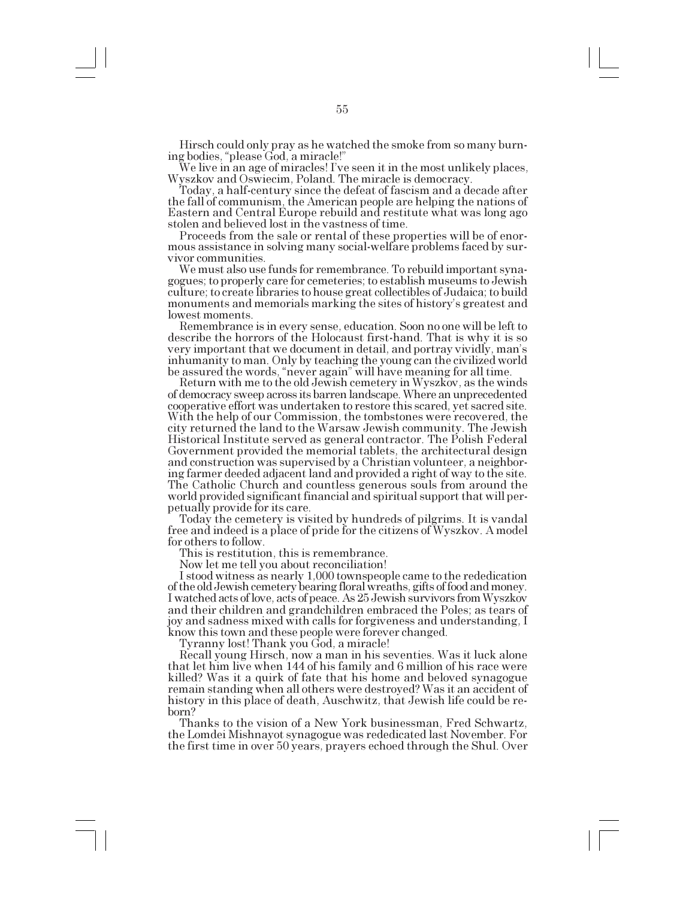Hirsch could only pray as he watched the smoke from so many burning bodies, "please God, a miracle!"

We live in an age of miracles! I've seen it in the most unlikely places, Wyszkov and Oswiecim, Poland. The miracle is democracy.

Today, a half-century since the defeat of fascism and a decade after the fall of communism, the American people are helping the nations of Eastern and Central Europe rebuild and restitute what was long ago stolen and believed lost in the vastness of time.

Proceeds from the sale or rental of these properties will be of enormous assistance in solving many social-welfare problems faced by survivor communities.

We must also use funds for remembrance. To rebuild important synagogues; to properly care for cemeteries; to establish museums to Jewish culture; to create libraries to house great collectibles of Judaica; to build monuments and memorials marking the sites of history's greatest and lowest moments.

Remembrance is in every sense, education. Soon no one will be left to describe the horrors of the Holocaust first-hand. That is why it is so very important that we document in detail, and portray vividly, man's inhumanity to man. Only by teaching the young can the civilized world be assured the words, "never again" will have meaning for all time.

Return with me to the old Jewish cemetery in Wyszkov, as the winds of democracy sweep across its barren landscape. Where an unprecedented cooperative effort was undertaken to restore this scared, yet sacred site. With the help of our Commission, the tombstones were recovered, the city returned the land to the Warsaw Jewish community. The Jewish Historical Institute served as general contractor. The Polish Federal Government provided the memorial tablets, the architectural design and construction was supervised by a Christian volunteer, a neighboring farmer deeded adjacent land and provided a right of way to the site. The Catholic Church and countless generous souls from around the world provided significant financial and spiritual support that will perpetually provide for its care.

Today the cemetery is visited by hundreds of pilgrims. It is vandal free and indeed is a place of pride for the citizens of Wyszkov. A model for others to follow.

This is restitution, this is remembrance.

Now let me tell you about reconciliation!

I stood witness as nearly 1,000 townspeople came to the rededication of the old Jewish cemetery bearing floral wreaths, gifts of food and money. I watched acts of love, acts of peace. As 25 Jewish survivors from Wyszkov and their children and grandchildren embraced the Poles; as tears of joy and sadness mixed with calls for forgiveness and understanding, I know this town and these people were forever changed.

Tyranny lost! Thank you God, a miracle!

Recall young Hirsch, now a man in his seventies. Was it luck alone that let him live when 144 of his family and 6 million of his race were killed? Was it a quirk of fate that his home and beloved synagogue remain standing when all others were destroyed? Was it an accident of history in this place of death, Auschwitz, that Jewish life could be reborn?

Thanks to the vision of a New York businessman, Fred Schwartz, the Lomdei Mishnayot synagogue was rededicated last November. For the first time in over 50 years, prayers echoed through the Shul. Over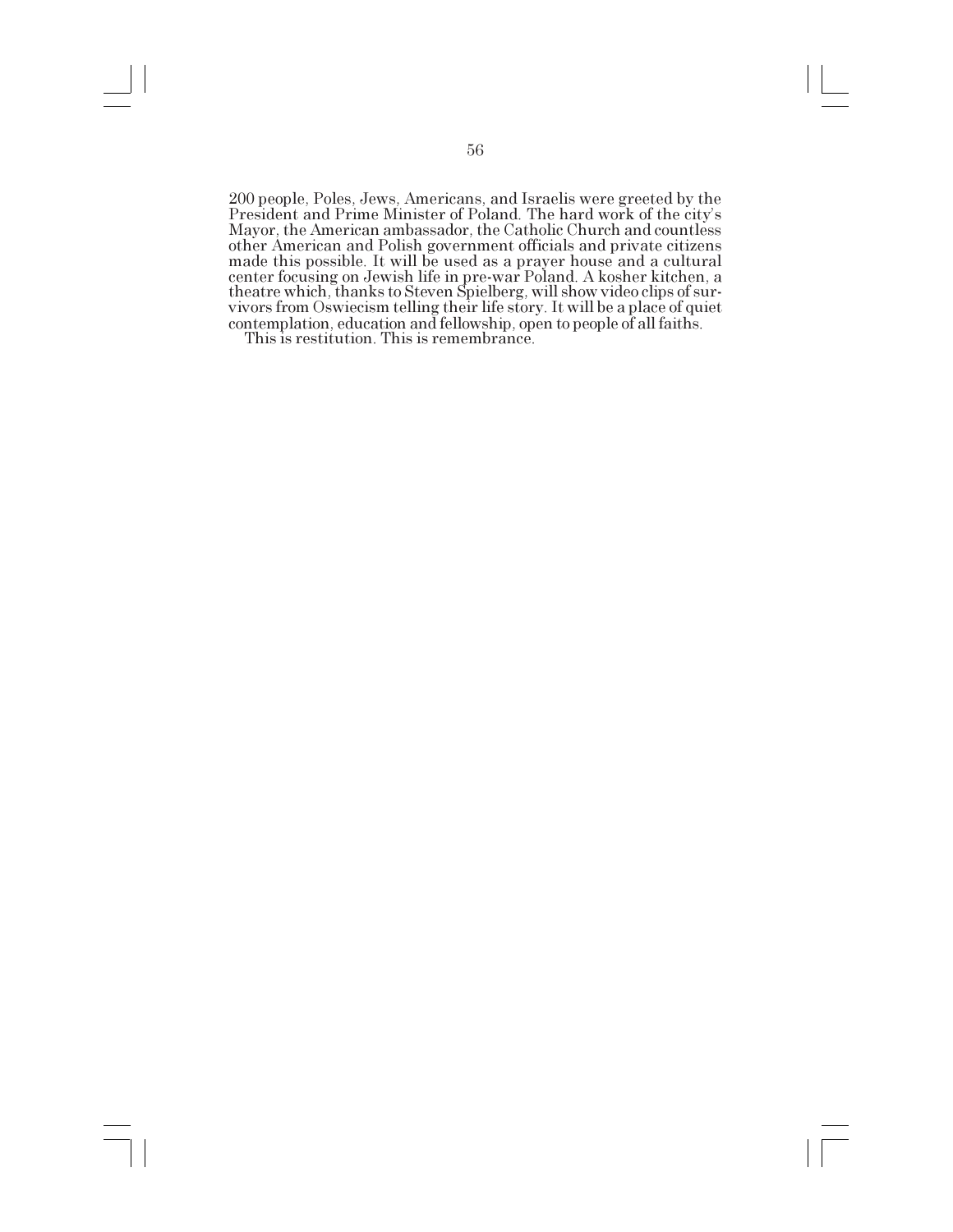200 people, Poles, Jews, Americans, and Israelis were greeted by the President and Prime Minister of Poland. The hard work of the city's Mayor, the American ambassador, the Catholic Church and countless other American and Polish government officials and private citizens made this possible. It will be used as a prayer house and a cultural center focusing on Jewish life in pre-war Poland. A kosher kitchen, a theatre which, thanks to Steven Spielberg, will show video clips of survivors from Oswiecism telling their life story. It will be a place of quiet contemplation, education and fellowship, open to people of all faiths.

This is restitution. This is remembrance.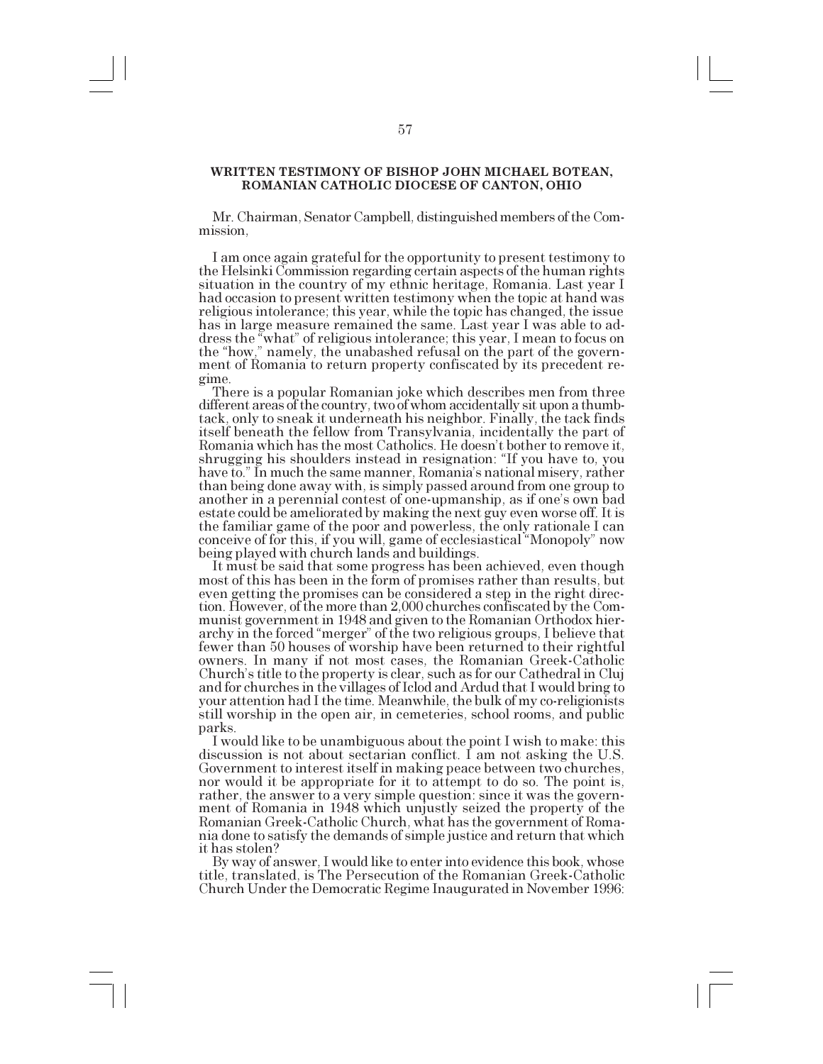**WRITTEN TESTIMONY OF BISHOP JOHN MICHAEL BOTEAN, ROMANIAN CATHOLIC DIOCESE OF CANTON, OHIO**

Mr. Chairman, Senator Campbell, distinguished members of the Commission,

I am once again grateful for the opportunity to present testimony to the Helsinki Commission regarding certain aspects of the human rights situation in the country of my ethnic heritage, Romania. Last year I had occasion to present written testimony when the topic at hand was religious intolerance; this year, while the topic has changed, the issue has in large measure remained the same. Last year I was able to address the "what" of religious intolerance; this year, I mean to focus on the "how," namely, the unabashed refusal on the part of the government of Romania to return property confiscated by its precedent regime.

There is a popular Romanian joke which describes men from three different areas of the country, two of whom accidentally sit upon a thumbtack, only to sneak it underneath his neighbor. Finally, the tack finds itself beneath the fellow from Transylvania, incidentally the part of Romania which has the most Catholics. He doesn't bother to remove it, shrugging his shoulders instead in resignation: "If you have to, you have to." In much the same manner, Romania's national misery, rather than being done away with, is simply passed around from one group to another in a perennial contest of one-upmanship, as if one's own bad estate could be ameliorated by making the next guy even worse off. It is the familiar game of the poor and powerless, the only rationale I can conceive of for this, if you will, game of ecclesiastical "Monopoly" now being played with church lands and buildings.

It must be said that some progress has been achieved, even though most of this has been in the form of promises rather than results, but even getting the promises can be considered a step in the right direction. However, of the more than 2,000 churches confiscated by the Communist government in 1948 and given to the Romanian Orthodox hierarchy in the forced "merger" of the two religious groups, I believe that fewer than 50 houses of worship have been returned to their rightful owners. In many if not most cases, the Romanian Greek-Catholic Church's title to the property is clear, such as for our Cathedral in Cluj and for churches in the villages of Iclod and Ardud that I would bring to your attention had I the time. Meanwhile, the bulk of my co-religionists still worship in the open air, in cemeteries, school rooms, and public parks.

I would like to be unambiguous about the point I wish to make: this discussion is not about sectarian conflict. I am not asking the U.S. Government to interest itself in making peace between two churches, nor would it be appropriate for it to attempt to do so. The point is, rather, the answer to a very simple question: since it was the government of Romania in 1948 which unjustly seized the property of the Romanian Greek-Catholic Church, what has the government of Romania done to satisfy the demands of simple justice and return that which it has stolen?

By way of answer, I would like to enter into evidence this book, whose title, translated, is The Persecution of the Romanian Greek-Catholic Church Under the Democratic Regime Inaugurated in November 1996: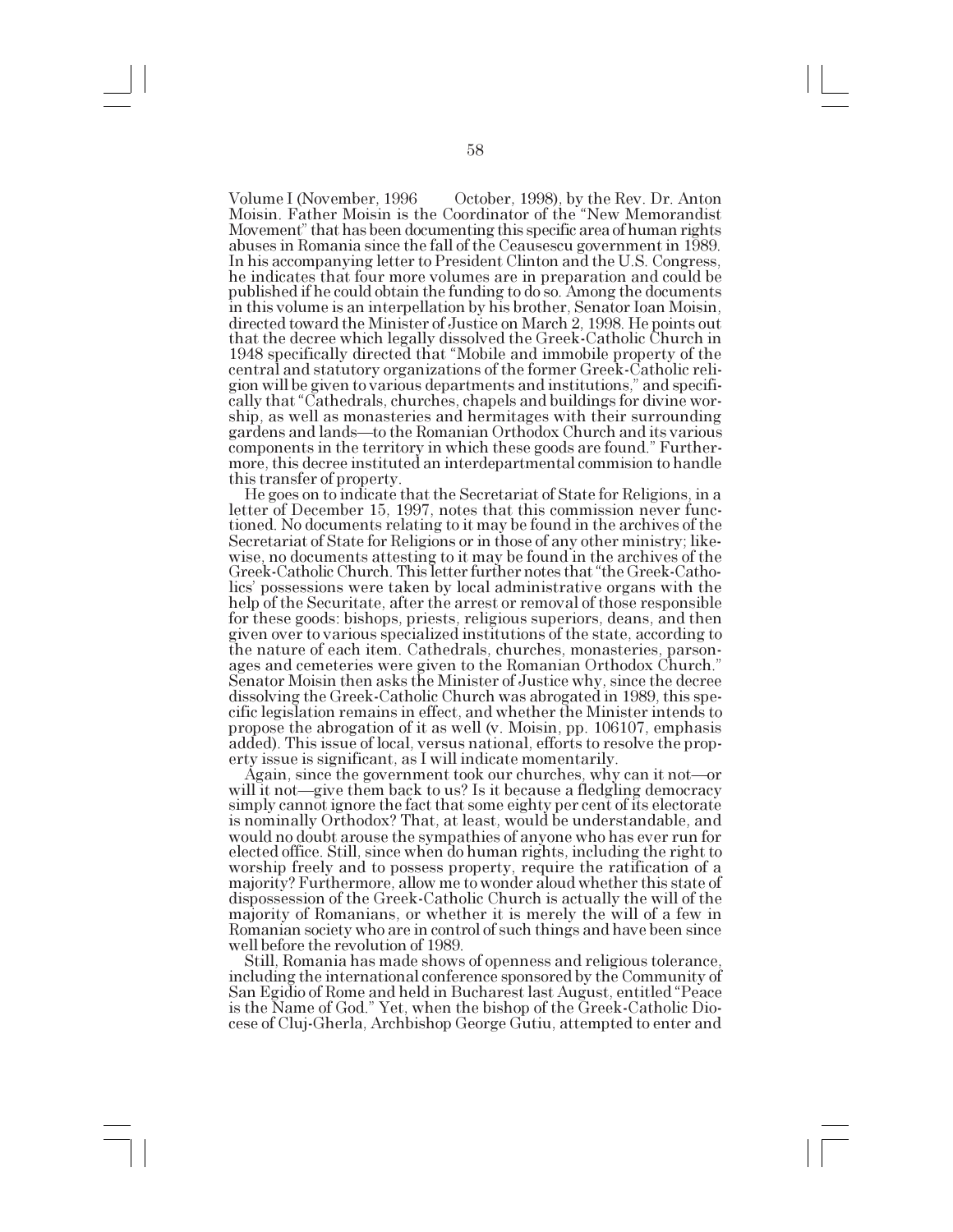Volume I (November, 1996    October, 1998), by the Rev. Dr. Anton Moisin. Father Moisin is the Coordinator of the "New Memorandist Movement" that has been documenting this specific area of human rights abuses in Romania since the fall of the Ceausescu government in 1989. In his accompanying letter to President Clinton and the U.S. Congress, he indicates that four more volumes are in preparation and could be published if he could obtain the funding to do so. Among the documents in this volume is an interpellation by his brother, Senator Ioan Moisin, directed toward the Minister of Justice on March 2, 1998. He points out that the decree which legally dissolved the Greek-Catholic Church in 1948 specifically directed that "Mobile and immobile property of the central and statutory organizations of the former Greek-Catholic religion will be given to various departments and institutions," and specifically that "Cathedrals, churches, chapels and buildings for divine worship, as well as monasteries and hermitages with their surrounding gardens and lands—to the Romanian Orthodox Church and its various components in the territory in which these goods are found." Furthermore, this decree instituted an interdepartmental commision to handle this transfer of property.

He goes on to indicate that the Secretariat of State for Religions, in a letter of December 15, 1997, notes that this commission never functioned. No documents relating to it may be found in the archives of the Secretariat of State for Religions or in those of any other ministry; likewise, no documents attesting to it may be found in the archives of the Greek-Catholic Church. This letter further notes that "the Greek-Catholics' possessions were taken by local administrative organs with the help of the Securitate, after the arrest or removal of those responsible for these goods: bishops, priests, religious superiors, deans, and then given over to various specialized institutions of the state, according to the nature of each item. Cathedrals, churches, monasteries, parsonages and cemeteries were given to the Romanian Orthodox Church." Senator Moisin then asks the Minister of Justice why, since the decree dissolving the Greek-Catholic Church was abrogated in 1989, this specific legislation remains in effect, and whether the Minister intends to propose the abrogation of it as well (v. Moisin, pp. 106107, emphasis added). This issue of local, versus national, efforts to resolve the property issue is significant, as I will indicate momentarily.

Again, since the government took our churches, why can it not—or will it not—give them back to us? Is it because a fledgling democracy simply cannot ignore the fact that some eighty per cent of its electorate is nominally Orthodox? That, at least, would be understandable, and would no doubt arouse the sympathies of anyone who has ever run for elected office. Still, since when do human rights, including the right to worship freely and to possess property, require the ratification of a majority? Furthermore, allow me to wonder aloud whether this state of dispossession of the Greek-Catholic Church is actually the will of the majority of Romanians, or whether it is merely the will of a few in Romanian society who are in control of such things and have been since well before the revolution of 1989.

Still, Romania has made shows of openness and religious tolerance, including the international conference sponsored by the Community of San Egidio of Rome and held in Bucharest last August, entitled "Peace is the Name of God." Yet, when the bishop of the Greek-Catholic Diocese of Cluj-Gherla, Archbishop George Gutiu, attempted to enter and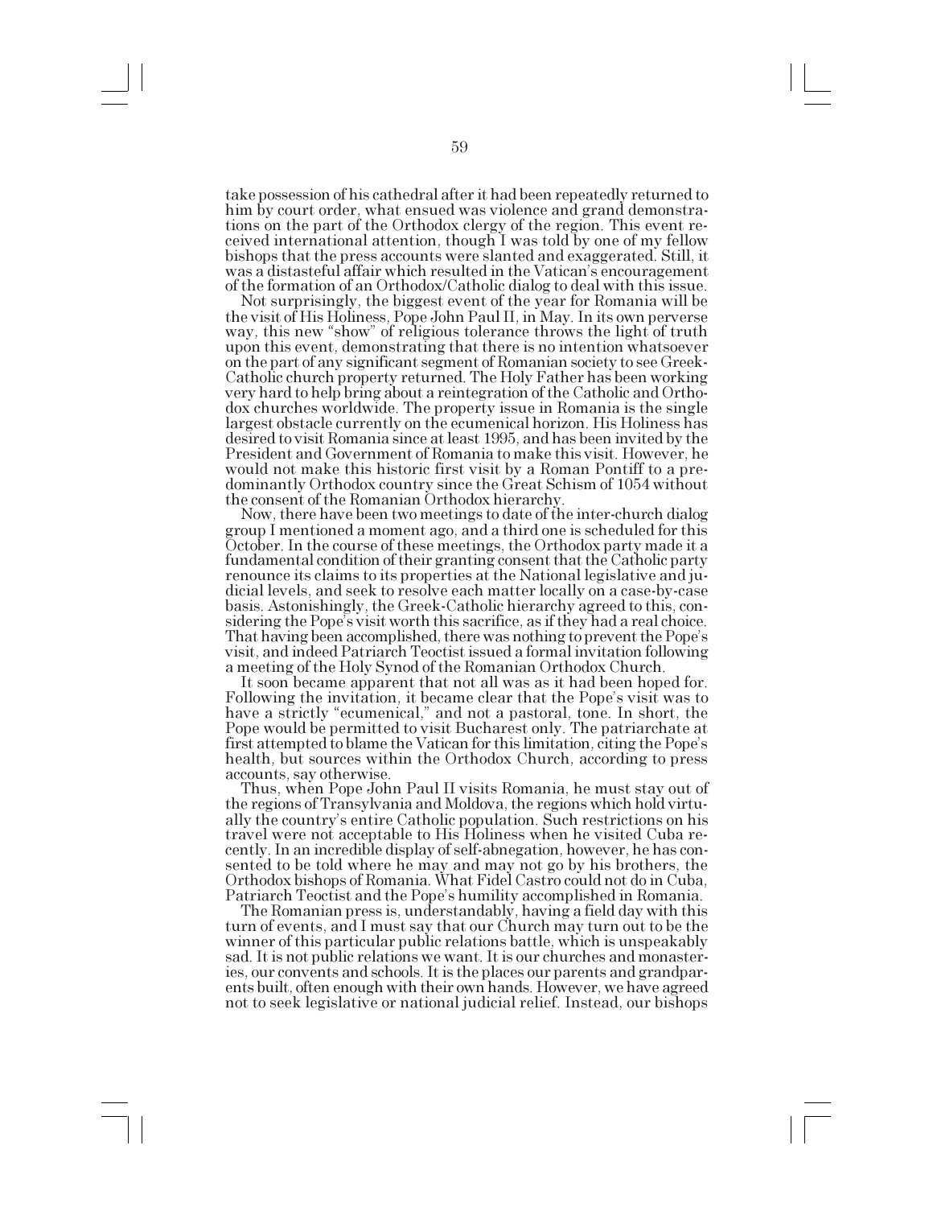take possession of his cathedral after it had been repeatedly returned to him by court order, what ensued was violence and grand demonstrations on the part of the Orthodox clergy of the region. This event received international attention, though I was told by one of my fellow bishops that the press accounts were slanted and exaggerated. Still, it was a distasteful affair which resulted in the Vatican's encouragement of the formation of an Orthodox/Catholic dialog to deal with this issue.

Not surprisingly, the biggest event of the year for Romania will be the visit of His Holiness, Pope John Paul II, in May. In its own perverse way, this new "show" of religious tolerance throws the light of truth upon this event, demonstrating that there is no intention whatsoever on the part of any significant segment of Romanian society to see Greek-Catholic church property returned. The Holy Father has been working very hard to help bring about a reintegration of the Catholic and Orthodox churches worldwide. The property issue in Romania is the single largest obstacle currently on the ecumenical horizon. His Holiness has desired to visit Romania since at least 1995, and has been invited by the President and Government of Romania to make this visit. However, he would not make this historic first visit by a Roman Pontiff to a predominantly Orthodox country since the Great Schism of 1054 without the consent of the Romanian Orthodox hierarchy.

Now, there have been two meetings to date of the inter-church dialog group I mentioned a moment ago, and a third one is scheduled for this October. In the course of these meetings, the Orthodox party made it a fundamental condition of their granting consent that the Catholic party renounce its claims to its properties at the National legislative and judicial levels, and seek to resolve each matter locally on a case-by-case basis. Astonishingly, the Greek-Catholic hierarchy agreed to this, considering the Pope's visit worth this sacrifice, as if they had a real choice. That having been accomplished, there was nothing to prevent the Pope's visit, and indeed Patriarch Teoctist issued a formal invitation following a meeting of the Holy Synod of the Romanian Orthodox Church.

It soon became apparent that not all was as it had been hoped for. Following the invitation, it became clear that the Pope's visit was to have a strictly "ecumenical," and not a pastoral, tone. In short, the Pope would be permitted to visit Bucharest only. The patriarchate at first attempted to blame the Vatican for this limitation, citing the Pope's health, but sources within the Orthodox Church, according to press accounts, say otherwise.

Thus, when Pope John Paul II visits Romania, he must stay out of the regions of Transylvania and Moldova, the regions which hold virtually the country's entire Catholic population. Such restrictions on his travel were not acceptable to His Holiness when he visited Cuba recently. In an incredible display of self-abnegation, however, he has consented to be told where he may and may not go by his brothers, the Orthodox bishops of Romania. What Fidel Castro could not do in Cuba, Patriarch Teoctist and the Pope's humility accomplished in Romania.

The Romanian press is, understandably, having a field day with this turn of events, and I must say that our Church may turn out to be the winner of this particular public relations battle, which is unspeakably sad. It is not public relations we want. It is our churches and monasteries, our convents and schools. It is the places our parents and grandparents built, often enough with their own hands. However, we have agreed not to seek legislative or national judicial relief. Instead, our bishops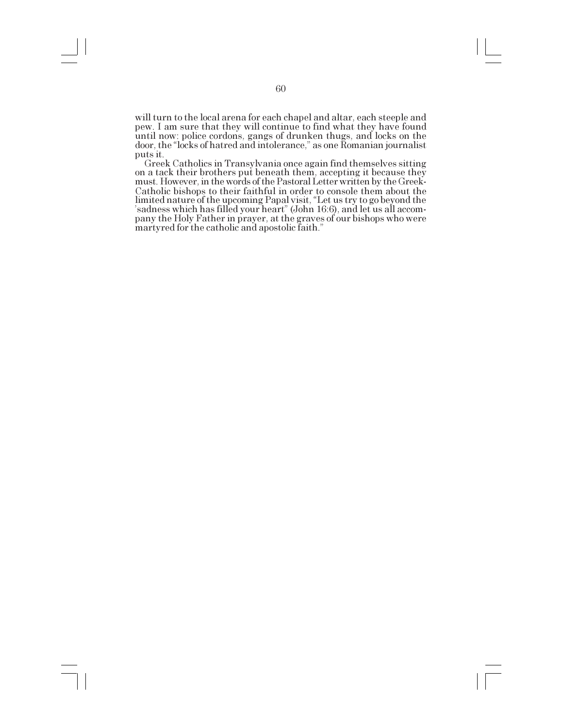will turn to the local arena for each chapel and altar, each steeple and pew. I am sure that they will continue to find what they have found until now: police cordons, gangs of drunken thugs, and locks on the door, the "locks of hatred and intolerance," as one Romanian journalist puts it.

Greek Catholics in Transylvania once again find themselves sitting on a tack their brothers put beneath them, accepting it because they must. However, in the words of the Pastoral Letter written by the Greek-Catholic bishops to their faithful in order to console them about the limited nature of the upcoming Papal visit, "Let us try to go beyond the 'sadness which has filled your heart" (John 16:6), and let us all accompany the Holy Father in prayer, at the graves of our bishops who were martyred for the catholic and apostolic faith."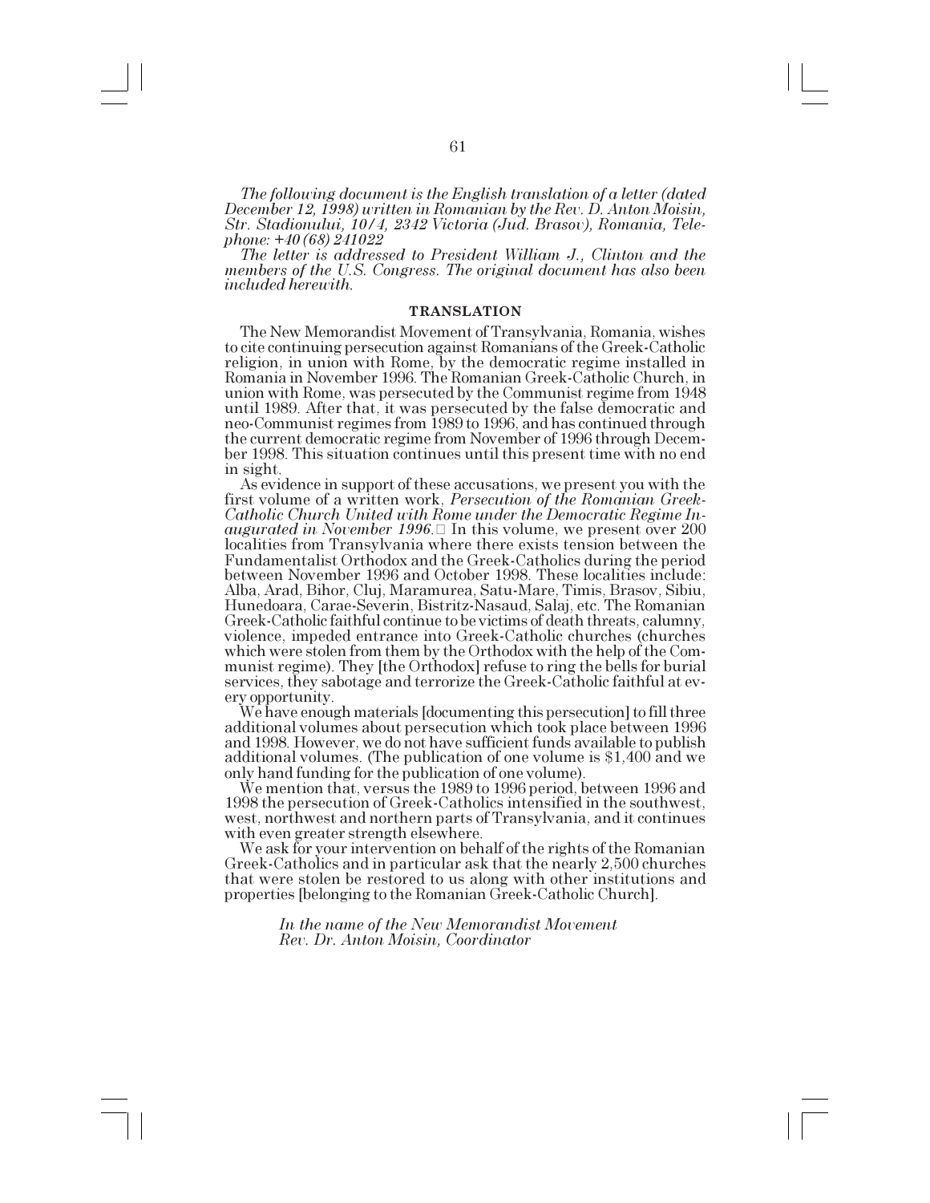*The following document is the English translation of a letter (dated December 12, 1998) written in Romanian by the Rev. D. Anton Moisin, Str. Stadionului, 10/4, 2342 Victoria (Jud. Brasov), Romania, Telephone: +40 (68) 241022*

*The letter is addressed to President William J., Clinton and the members of the U.S. Congress. The original document has also been included herewith.*

**TRANSLATION**

The New Memorandist Movement of Transylvania, Romania, wishes to cite continuing persecution against Romanians of the Greek-Catholic religion, in union with Rome, by the democratic regime installed in Romania in November 1996. The Romanian Greek-Catholic Church, in union with Rome, was persecuted by the Communist regime from 1948 until 1989. After that, it was persecuted by the false democratic and neo-Communist regimes from 1989 to 1996, and has continued through the current democratic regime from November of 1996 through December 1998. This situation continues until this present time with no end in sight.

As evidence in support of these accusations, we present you with the first volume of a written work, *Persecution of the Romanian Greek-Catholic Church United with Rome under the Democratic Regime Inaugurated in November 1996.* In this volume, we present over 200 localities from Transylvania where there exists tension between the Fundamentalist Orthodox and the Greek-Catholics during the period between November 1996 and October 1998. These localities include: Alba, Arad, Bihor, Cluj, Maramurea, Satu-Mare, Timis, Brasov, Sibiu, Hunedoara, Carae-Severin, Bistritz-Nasaud, Salaj, etc. The Romanian Greek-Catholic faithful continue to be victims of death threats, calumny, violence, impeded entrance into Greek-Catholic churches (churches which were stolen from them by the Orthodox with the help of the Communist regime). They [the Orthodox] refuse to ring the bells for burial services, they sabotage and terrorize the Greek-Catholic faithful at every opportunity.

We have enough materials [documenting this persecution] to fill three additional volumes about persecution which took place between 1996 and 1998. However, we do not have sufficient funds available to publish additional volumes. (The publication of one volume is $1,400 and we only hand funding for the publication of one volume).

We mention that, versus the 1989 to 1996 period, between 1996 and 1998 the persecution of Greek-Catholics intensified in the southwest, west, northwest and northern parts of Transylvania, and it continues with even greater strength elsewhere.

We ask for your intervention on behalf of the rights of the Romanian Greek-Catholics and in particular ask that the nearly 2,500 churches that were stolen be restored to us along with other institutions and properties [belonging to the Romanian Greek-Catholic Church].

*In the name of the New Memorandist Movement*
*Rev. Dr. Anton Moisin, Coordinator*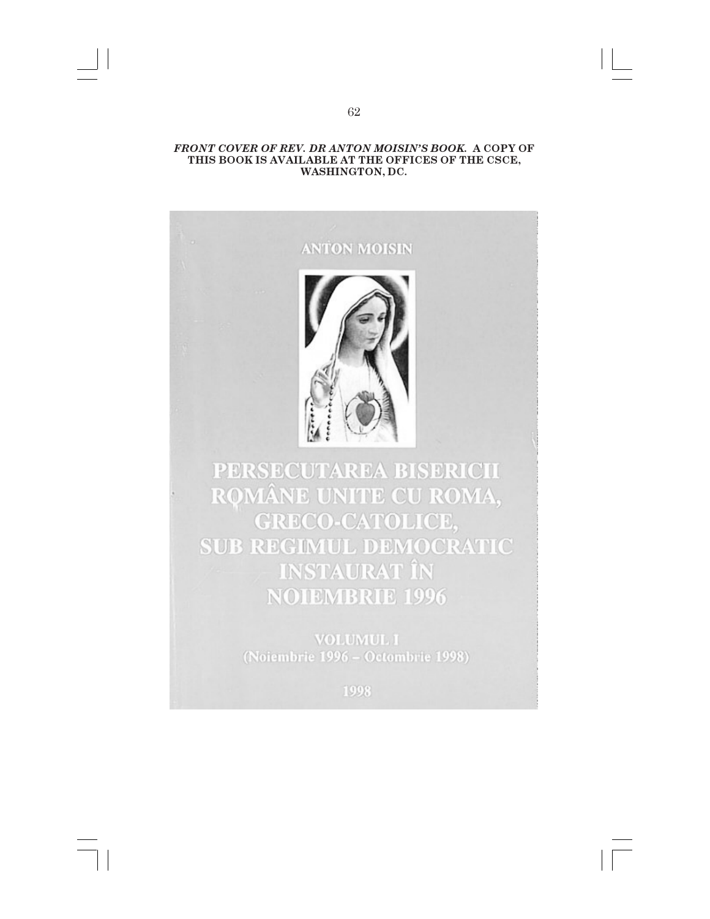***FRONT COVER OF REV. DR ANTON MOISIN'S BOOK.*** **A COPY OF THIS BOOK IS AVAILABLE AT THE OFFICES OF THE CSCE, WASHINGTON, DC.**

ANTON MOISIN

PERSECUTAREA BISERICII ROMÂNE UNITE CU ROMA, GRECO-CATOLICE, SUB REGIMUL DEMOCRATIC INSTAURAT ÎN NOIEMBRIE 1996

VOLUMUL I
(Noiembrie 1996 – Octombrie 1998)

1998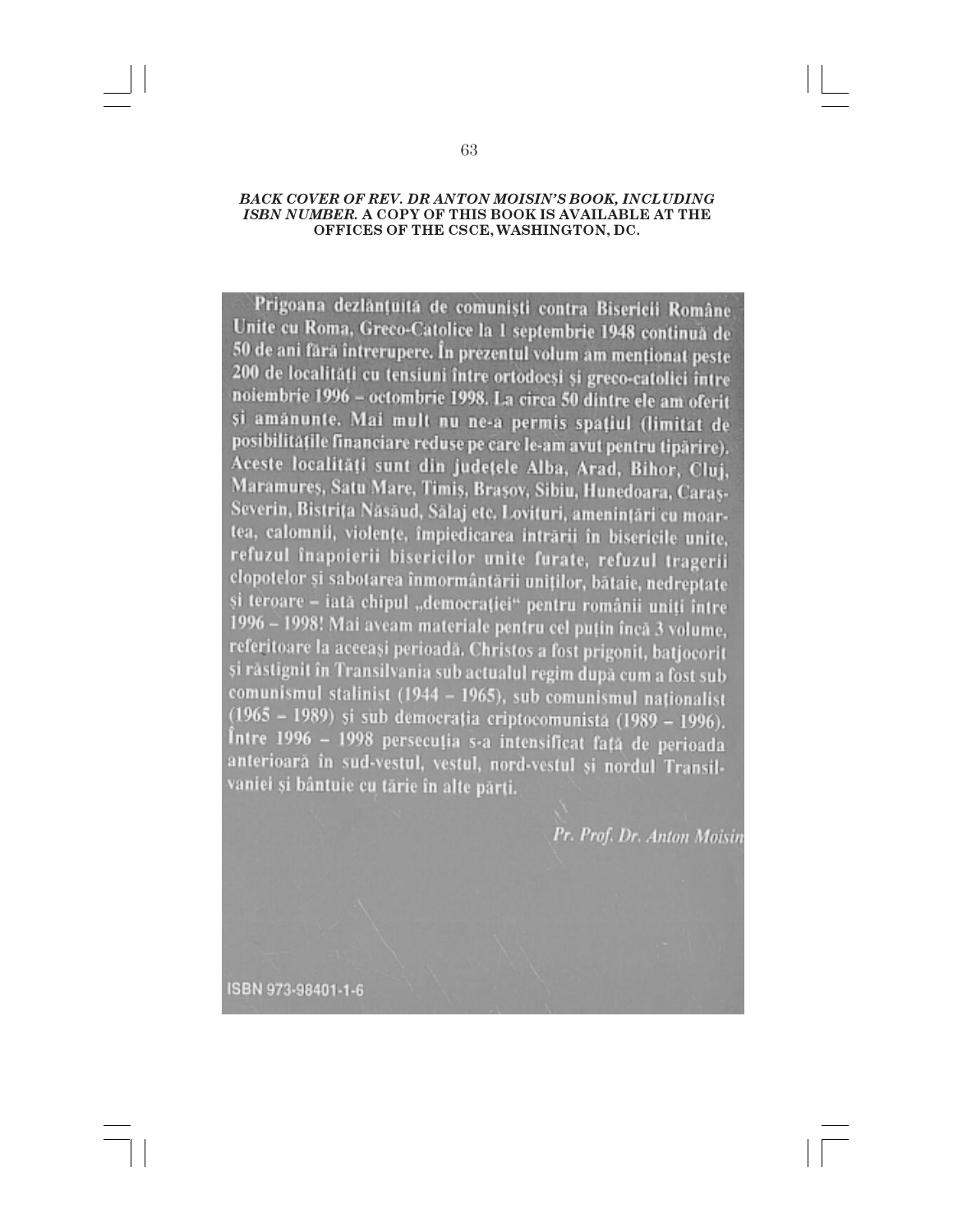***BACK COVER OF REV. DR ANTON MOISIN'S BOOK, INCLUDING ISBN NUMBER.*** **A COPY OF THIS BOOK IS AVAILABLE AT THE OFFICES OF THE CSCE, WASHINGTON, DC.**

**Prigoana dezlănţuită de comunişti contra Bisericii Române Unite cu Roma, Greco-Catolice la 1 septembrie 1948 continuă de 50 de ani fără întrerupere. În prezentul volum am menţionat peste 200 de localităţi cu tensiuni între ortodocşi şi greco-catolici între noiembrie 1996 – octombrie 1998. La circa 50 dintre ele am oferit şi amănunte. Mai mult nu ne-a permis spaţiul (limitat de posibilităţile financiare reduse pe care le-am avut pentru tipărire). Aceste localităţi sunt din judeţele Alba, Arad, Bihor, Cluj, Maramureş, Satu Mare, Timiş, Braşov, Sibiu, Hunedoara, Caraş-Severin, Bistriţa Năsăud, Sălaj etc. Lovituri, ameninţări cu moartea, calomnii, violenţe, împiedicarea intrării în bisericile unite, refuzul înapoierii bisericilor unite furate, refuzul tragerii clopotelor şi sabotarea înmormântării uniţilor, bătaie, nedreptate şi teroare – iată chipul „democraţiei" pentru românii uniţi între 1996 – 1998! Mai aveam materiale pentru cel puţin încă 3 volume, referitoare la aceeaşi perioadă. Christos a fost prigonit, batjocorit şi răstignit în Transilvania sub actualul regim după cum a fost sub comunismul stalinist (1944 – 1965), sub comunismul naţionalist (1965 – 1989) şi sub democraţia criptocomunistă (1989 – 1996). Între 1996 – 1998 persecuţia s-a intensificat faţă de perioada anterioară în sud-vestul, vestul, nord-vestul şi nordul Transilvaniei şi bântuie cu tărie în alte părţi.**

*Pr. Prof. Dr. Anton Moisin*

ISBN 973-98401-1-6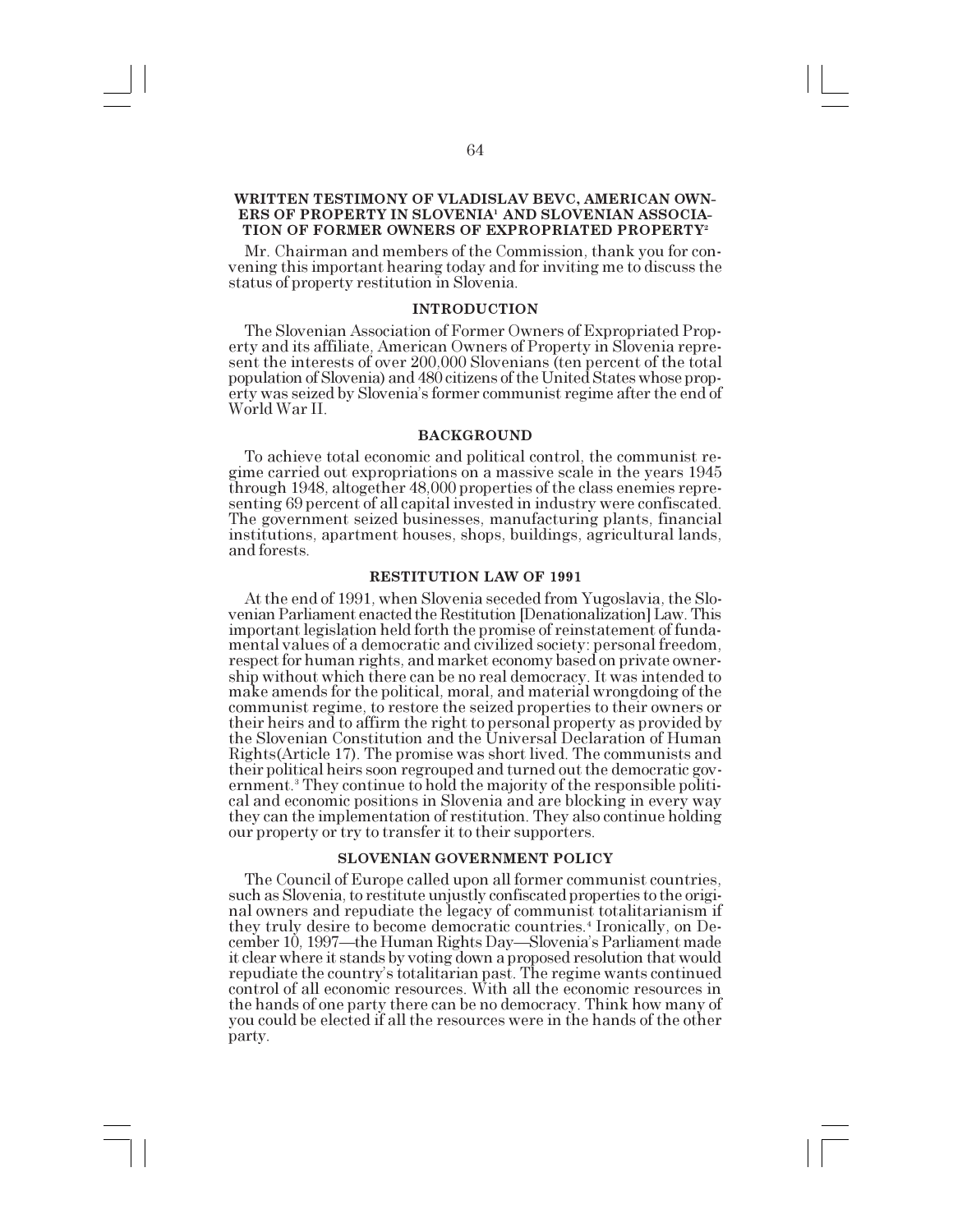## WRITTEN TESTIMONY OF VLADISLAV BEVC, AMERICAN OWNERS OF PROPERTY IN SLOVENIA[1] AND SLOVENIAN ASSOCIATION OF FORMER OWNERS OF EXPROPRIATED PROPERTY[2]

Mr. Chairman and members of the Commission, thank you for convening this important hearing today and for inviting me to discuss the status of property restitution in Slovenia.

### INTRODUCTION

The Slovenian Association of Former Owners of Expropriated Property and its affiliate, American Owners of Property in Slovenia represent the interests of over 200,000 Slovenians (ten percent of the total population of Slovenia) and 480 citizens of the United States whose property was seized by Slovenia's former communist regime after the end of World War II.

### BACKGROUND

To achieve total economic and political control, the communist regime carried out expropriations on a massive scale in the years 1945 through 1948, altogether 48,000 properties of the class enemies representing 69 percent of all capital invested in industry were confiscated. The government seized businesses, manufacturing plants, financial institutions, apartment houses, shops, buildings, agricultural lands, and forests.

### RESTITUTION LAW OF 1991

At the end of 1991, when Slovenia seceded from Yugoslavia, the Slovenian Parliament enacted the Restitution [Denationalization] Law. This important legislation held forth the promise of reinstatement of fundamental values of a democratic and civilized society: personal freedom, respect for human rights, and market economy based on private ownership without which there can be no real democracy. It was intended to make amends for the political, moral, and material wrongdoing of the communist regime, to restore the seized properties to their owners or their heirs and to affirm the right to personal property as provided by the Slovenian Constitution and the Universal Declaration of Human Rights(Article 17). The promise was short lived. The communists and their political heirs soon regrouped and turned out the democratic government.[3] They continue to hold the majority of the responsible political and economic positions in Slovenia and are blocking in every way they can the implementation of restitution. They also continue holding our property or try to transfer it to their supporters.

### SLOVENIAN GOVERNMENT POLICY

The Council of Europe called upon all former communist countries, such as Slovenia, to restitute unjustly confiscated properties to the original owners and repudiate the legacy of communist totalitarianism if they truly desire to become democratic countries.[4] Ironically, on December 10, 1997—the Human Rights Day—Slovenia's Parliament made it clear where it stands by voting down a proposed resolution that would repudiate the country's totalitarian past. The regime wants continued control of all economic resources. With all the economic resources in the hands of one party there can be no democracy. Think how many of you could be elected if all the resources were in the hands of the other party.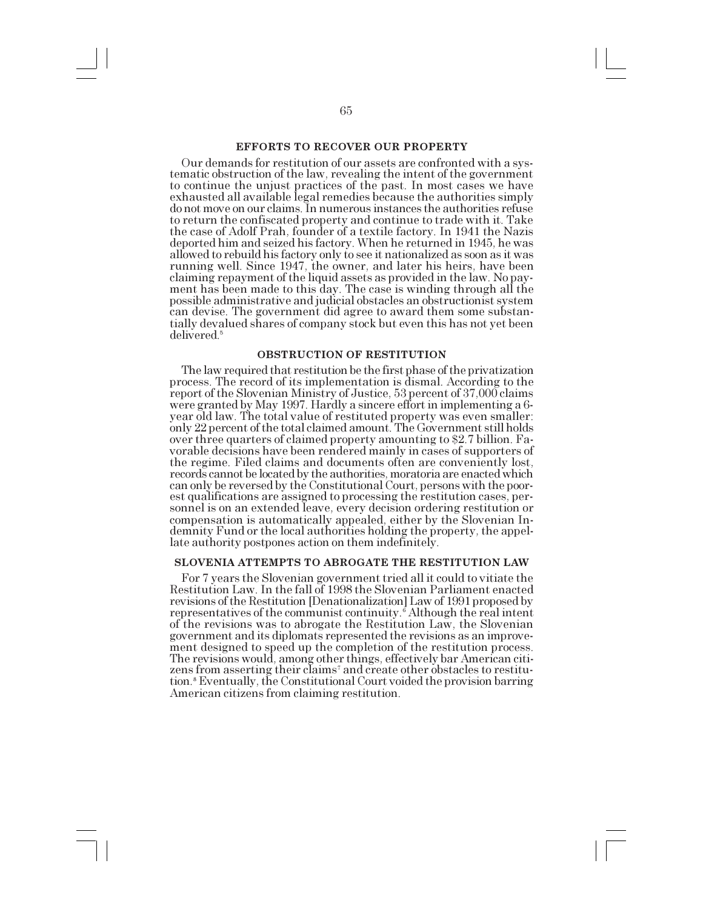## EFFORTS TO RECOVER OUR PROPERTY

Our demands for restitution of our assets are confronted with a systematic obstruction of the law, revealing the intent of the government to continue the unjust practices of the past. In most cases we have exhausted all available legal remedies because the authorities simply do not move on our claims. In numerous instances the authorities refuse to return the confiscated property and continue to trade with it. Take the case of Adolf Prah, founder of a textile factory. In 1941 the Nazis deported him and seized his factory. When he returned in 1945, he was allowed to rebuild his factory only to see it nationalized as soon as it was running well. Since 1947, the owner, and later his heirs, have been claiming repayment of the liquid assets as provided in the law. No payment has been made to this day. The case is winding through all the possible administrative and judicial obstacles an obstructionist system can devise. The government did agree to award them some substantially devalued shares of company stock but even this has not yet been delivered.[5]

## OBSTRUCTION OF RESTITUTION

The law required that restitution be the first phase of the privatization process. The record of its implementation is dismal. According to the report of the Slovenian Ministry of Justice, 53 percent of 37,000 claims were granted by May 1997. Hardly a sincere effort in implementing a 6-year old law. The total value of restituted property was even smaller: only 22 percent of the total claimed amount. The Government still holds over three quarters of claimed property amounting to $2.7 billion. Favorable decisions have been rendered mainly in cases of supporters of the regime. Filed claims and documents often are conveniently lost, records cannot be located by the authorities, moratoria are enacted which can only be reversed by the Constitutional Court, persons with the poorest qualifications are assigned to processing the restitution cases, personnel is on an extended leave, every decision ordering restitution or compensation is automatically appealed, either by the Slovenian Indemnity Fund or the local authorities holding the property, the appellate authority postpones action on them indefinitely.

## SLOVENIA ATTEMPTS TO ABROGATE THE RESTITUTION LAW

For 7 years the Slovenian government tried all it could to vitiate the Restitution Law. In the fall of 1998 the Slovenian Parliament enacted revisions of the Restitution [Denationalization] Law of 1991 proposed by representatives of the communist continuity.[6] Although the real intent of the revisions was to abrogate the Restitution Law, the Slovenian government and its diplomats represented the revisions as an improvement designed to speed up the completion of the restitution process. The revisions would, among other things, effectively bar American citizens from asserting their claims[7] and create other obstacles to restitution.[8] Eventually, the Constitutional Court voided the provision barring American citizens from claiming restitution.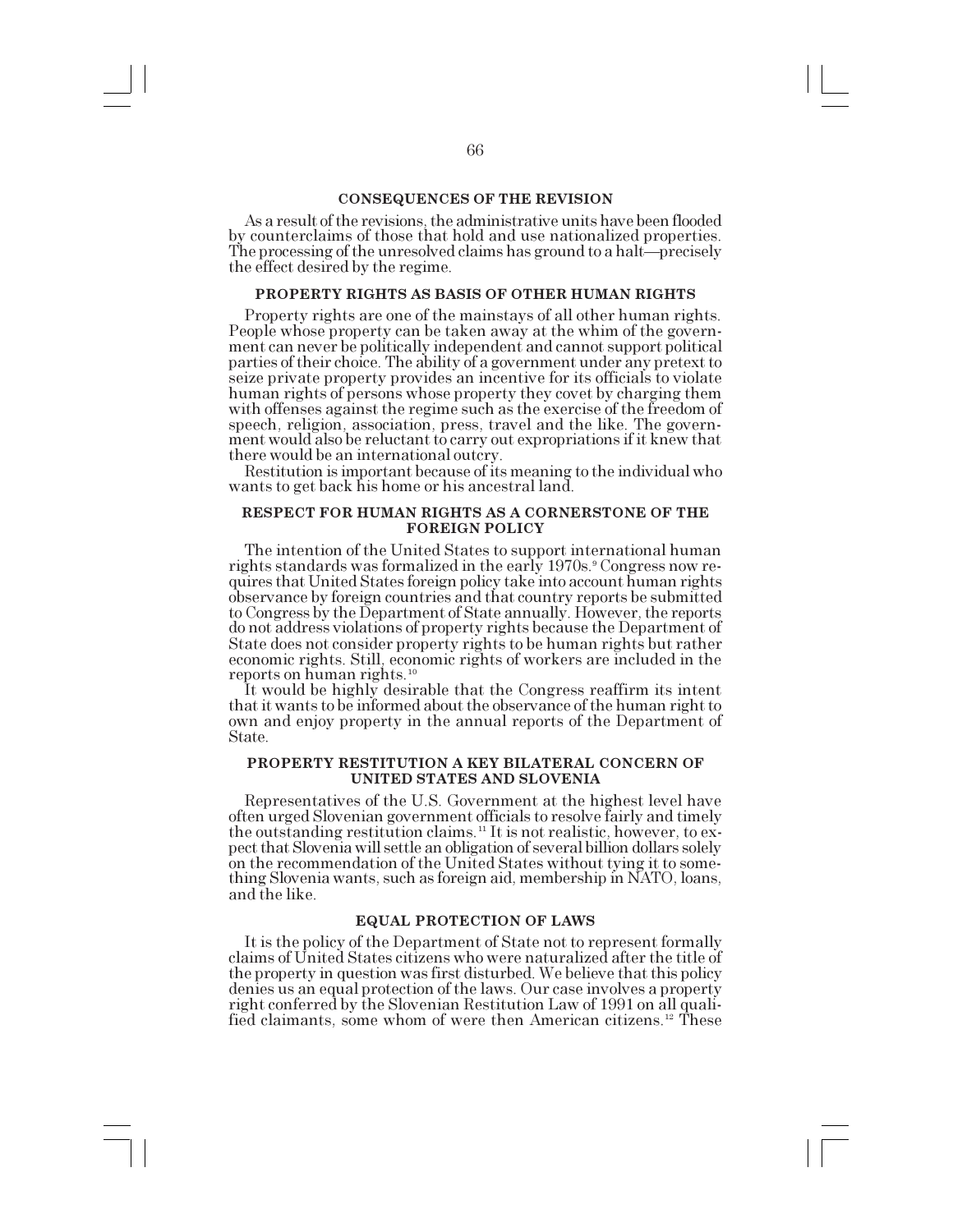## CONSEQUENCES OF THE REVISION

As a result of the revisions, the administrative units have been flooded by counterclaims of those that hold and use nationalized properties. The processing of the unresolved claims has ground to a halt—precisely the effect desired by the regime.

## PROPERTY RIGHTS AS BASIS OF OTHER HUMAN RIGHTS

Property rights are one of the mainstays of all other human rights. People whose property can be taken away at the whim of the government can never be politically independent and cannot support political parties of their choice. The ability of a government under any pretext to seize private property provides an incentive for its officials to violate human rights of persons whose property they covet by charging them with offenses against the regime such as the exercise of the freedom of speech, religion, association, press, travel and the like. The government would also be reluctant to carry out expropriations if it knew that there would be an international outcry.

Restitution is important because of its meaning to the individual who wants to get back his home or his ancestral land.

## RESPECT FOR HUMAN RIGHTS AS A CORNERSTONE OF THE FOREIGN POLICY

The intention of the United States to support international human rights standards was formalized in the early 1970s.[9] Congress now requires that United States foreign policy take into account human rights observance by foreign countries and that country reports be submitted to Congress by the Department of State annually. However, the reports do not address violations of property rights because the Department of State does not consider property rights to be human rights but rather economic rights. Still, economic rights of workers are included in the reports on human rights.[10]

It would be highly desirable that the Congress reaffirm its intent that it wants to be informed about the observance of the human right to own and enjoy property in the annual reports of the Department of State.

## PROPERTY RESTITUTION A KEY BILATERAL CONCERN OF UNITED STATES AND SLOVENIA

Representatives of the U.S. Government at the highest level have often urged Slovenian government officials to resolve fairly and timely the outstanding restitution claims.[11] It is not realistic, however, to expect that Slovenia will settle an obligation of several billion dollars solely on the recommendation of the United States without tying it to something Slovenia wants, such as foreign aid, membership in NATO, loans, and the like.

## EQUAL PROTECTION OF LAWS

It is the policy of the Department of State not to represent formally claims of United States citizens who were naturalized after the title of the property in question was first disturbed. We believe that this policy denies us an equal protection of the laws. Our case involves a property right conferred by the Slovenian Restitution Law of 1991 on all qualified claimants, some whom of were then American citizens.[12] These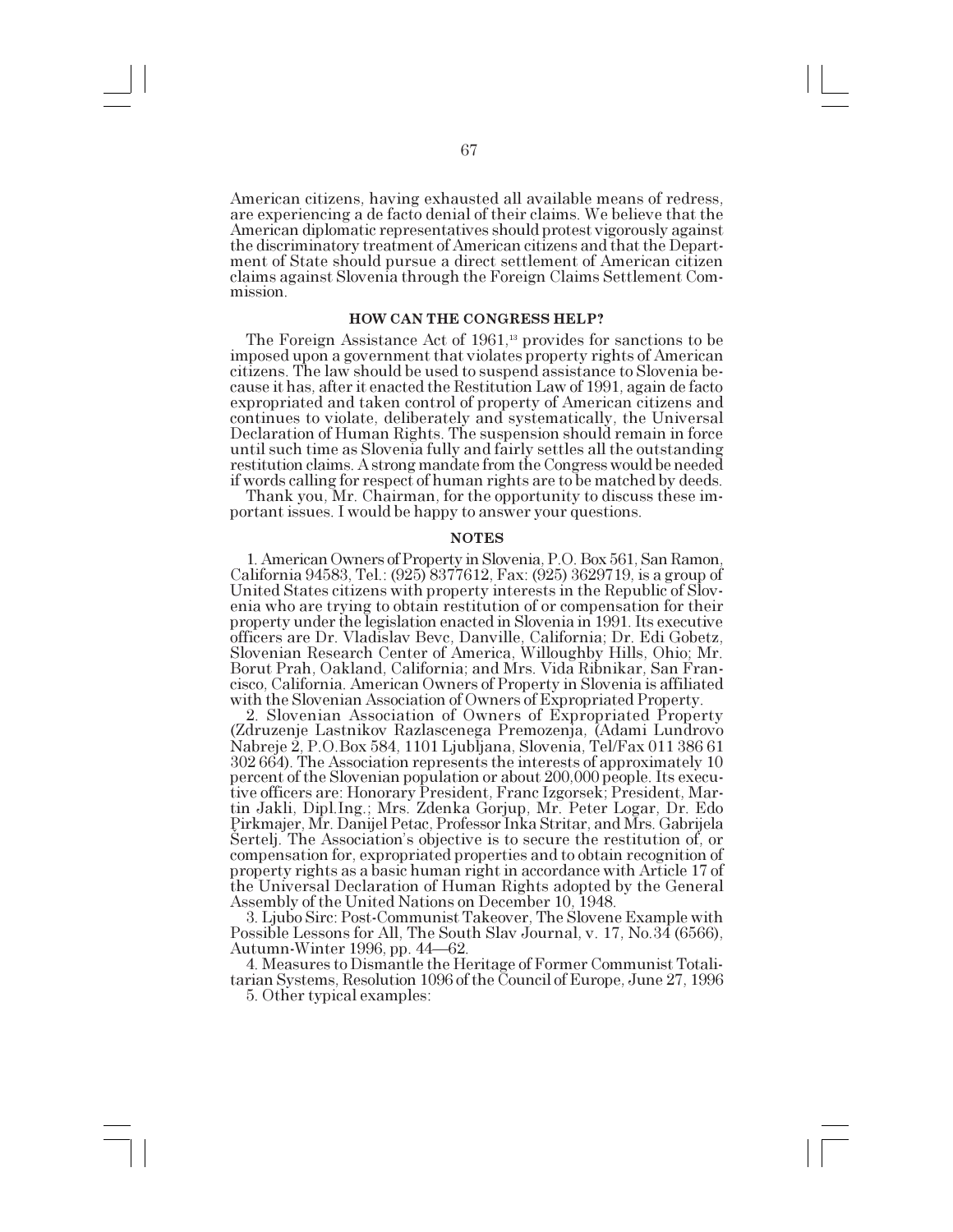American citizens, having exhausted all available means of redress, are experiencing a de facto denial of their claims. We believe that the American diplomatic representatives should protest vigorously against the discriminatory treatment of American citizens and that the Department of State should pursue a direct settlement of American citizen claims against Slovenia through the Foreign Claims Settlement Commission.

### HOW CAN THE CONGRESS HELP?

The Foreign Assistance Act of 1961,[13] provides for sanctions to be imposed upon a government that violates property rights of American citizens. The law should be used to suspend assistance to Slovenia because it has, after it enacted the Restitution Law of 1991, again de facto expropriated and taken control of property of American citizens and continues to violate, deliberately and systematically, the Universal Declaration of Human Rights. The suspension should remain in force until such time as Slovenia fully and fairly settles all the outstanding restitution claims. A strong mandate from the Congress would be needed if words calling for respect of human rights are to be matched by deeds.

Thank you, Mr. Chairman, for the opportunity to discuss these important issues. I would be happy to answer your questions.

### NOTES

1. American Owners of Property in Slovenia, P.O. Box 561, San Ramon, California 94583, Tel.: (925) 8377612, Fax: (925) 3629719, is a group of United States citizens with property interests in the Republic of Slovenia who are trying to obtain restitution of or compensation for their property under the legislation enacted in Slovenia in 1991. Its executive officers are Dr. Vladislav Bevc, Danville, California; Dr. Edi Gobetz, Slovenian Research Center of America, Willoughby Hills, Ohio; Mr. Borut Prah, Oakland, California; and Mrs. Vida Ribnikar, San Francisco, California. American Owners of Property in Slovenia is affiliated with the Slovenian Association of Owners of Expropriated Property.

2. Slovenian Association of Owners of Expropriated Property (Zdruzenje Lastnikov Razlascenega Premozenja, (Adami Lundrovo Nabreje 2, P.O.Box 584, 1101 Ljubljana, Slovenia, Tel/Fax 011 386 61 302 664). The Association represents the interests of approximately 10 percent of the Slovenian population or about 200,000 people. Its executive officers are: Honorary President, Franc Izgorsek; President, Martin Jakli, Dipl.Ing.; Mrs. Zdenka Gorjup, Mr. Peter Logar, Dr. Edo Pirkmajer, Mr. Danijel Petac, Professor Inka Stritar, and Mrs. Gabrijela Sertelj. The Association's objective is to secure the restitution of, or compensation for, expropriated properties and to obtain recognition of property rights as a basic human right in accordance with Article 17 of the Universal Declaration of Human Rights adopted by the General Assembly of the United Nations on December 10, 1948.

3. Ljubo Sirc: Post-Communist Takeover, The Slovene Example with Possible Lessons for All, The South Slav Journal, v. 17, No.34 (6566), Autumn-Winter 1996, pp. 44—62.

4. Measures to Dismantle the Heritage of Former Communist Totalitarian Systems, Resolution 1096 of the Council of Europe, June 27, 1996

5. Other typical examples: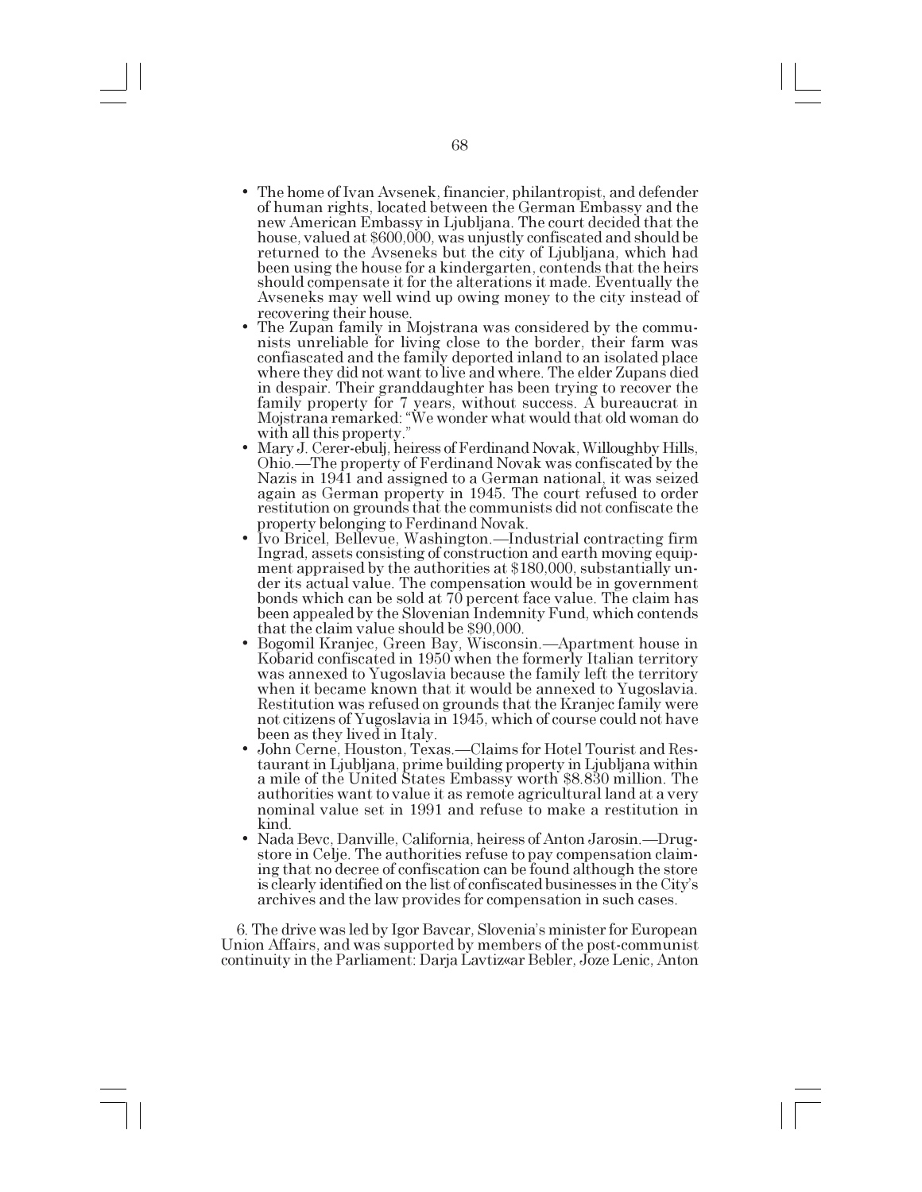- The home of Ivan Avsenek, financier, philantropist, and defender of human rights, located between the German Embassy and the new American Embassy in Ljubljana. The court decided that the house, valued at $600,000, was unjustly confiscated and should be returned to the Avseneks but the city of Ljubljana, which had been using the house for a kindergarten, contends that the heirs should compensate it for the alterations it made. Eventually the Avseneks may well wind up owing money to the city instead of recovering their house.
- The Zupan family in Mojstrana was considered by the communists unreliable for living close to the border, their farm was confiascated and the family deported inland to an isolated place where they did not want to live and where. The elder Zupans died in despair. Their granddaughter has been trying to recover the family property for 7 years, without success. A bureaucrat in Mojstrana remarked: "We wonder what would that old woman do with all this property."
- Mary J. Cerer-ebulj, heiress of Ferdinand Novak, Willoughby Hills, Ohio.—The property of Ferdinand Novak was confiscated by the Nazis in 1941 and assigned to a German national, it was seized again as German property in 1945. The court refused to order restitution on grounds that the communists did not confiscate the property belonging to Ferdinand Novak.
- Ivo Bricel, Bellevue, Washington.—Industrial contracting firm Ingrad, assets consisting of construction and earth moving equipment appraised by the authorities at $180,000, substantially under its actual value. The compensation would be in government bonds which can be sold at 70 percent face value. The claim has been appealed by the Slovenian Indemnity Fund, which contends that the claim value should be $90,000.
- Bogomil Kranjec, Green Bay, Wisconsin.—Apartment house in Kobarid confiscated in 1950 when the formerly Italian territory was annexed to Yugoslavia because the family left the territory when it became known that it would be annexed to Yugoslavia. Restitution was refused on grounds that the Kranjec family were not citizens of Yugoslavia in 1945, which of course could not have been as they lived in Italy.
- John Cerne, Houston, Texas.—Claims for Hotel Tourist and Restaurant in Ljubljana, prime building property in Ljubljana within a mile of the United States Embassy worth $8.830 million. The authorities want to value it as remote agricultural land at a very nominal value set in 1991 and refuse to make a restitution in kind.
- Nada Bevc, Danville, California, heiress of Anton Jarosin.—Drugstore in Celje. The authorities refuse to pay compensation claiming that no decree of confiscation can be found although the store is clearly identified on the list of confiscated businesses in the City's archives and the law provides for compensation in such cases.

6. The drive was led by Igor Bavcar, Slovenia's minister for European Union Affairs, and was supported by members of the post-communist continuity in the Parliament: Darja Lavtiz«ar Bebler, Joze Lenic, Anton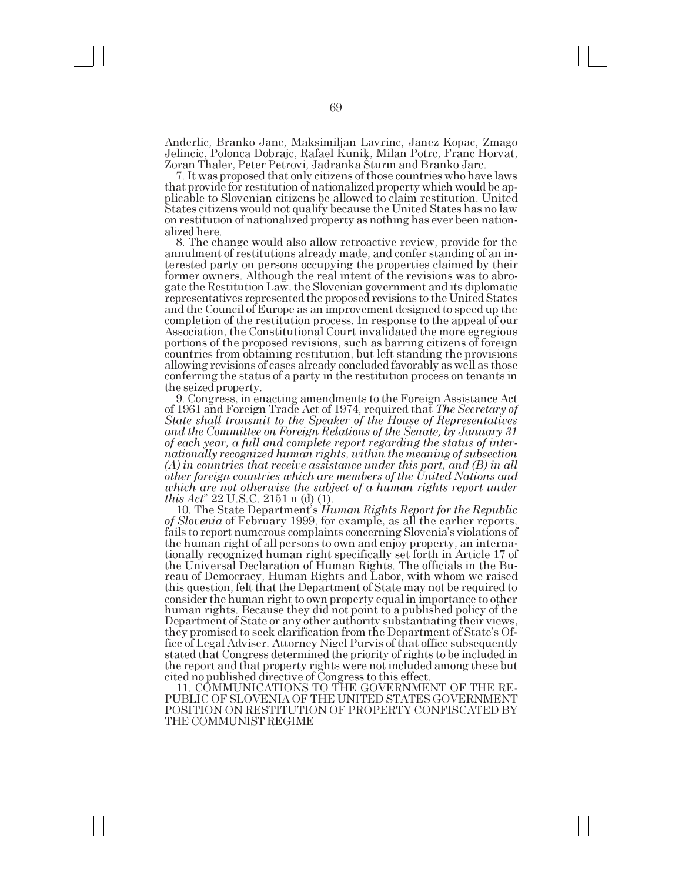Anderlic, Branko Janc, Maksimiljan Lavrinc, Janez Kopac, Zmago Jelincic, Polonca Dobrajc, Rafael Kunik, Milan Potrc, Franc Horvat, Zoran Thaler, Peter Petrovi, Jadranka Šturm and Branko Jarc.

7. It was proposed that only citizens of those countries who have laws that provide for restitution of nationalized property which would be applicable to Slovenian citizens be allowed to claim restitution. United States citizens would not qualify because the United States has no law on restitution of nationalized property as nothing has ever been nationalized here.

8. The change would also allow retroactive review, provide for the annulment of restitutions already made, and confer standing of an interested party on persons occupying the properties claimed by their former owners. Although the real intent of the revisions was to abrogate the Restitution Law, the Slovenian government and its diplomatic representatives represented the proposed revisions to the United States and the Council of Europe as an improvement designed to speed up the completion of the restitution process. In response to the appeal of our Association, the Constitutional Court invalidated the more egregious portions of the proposed revisions, such as barring citizens of foreign countries from obtaining restitution, but left standing the provisions allowing revisions of cases already concluded favorably as well as those conferring the status of a party in the restitution process on tenants in the seized property.

9. Congress, in enacting amendments to the Foreign Assistance Act of 1961 and Foreign Trade Act of 1974, required that *The Secretary of State shall transmit to the Speaker of the House of Representatives and the Committee on Foreign Relations of the Senate, by January 31 of each year, a full and complete report regarding the status of internationally recognized human rights, within the meaning of subsection (A) in countries that receive assistance under this part, and (B) in all other foreign countries which are members of the United Nations and which are not otherwise the subject of a human rights report under this Act*" 22 U.S.C. 2151 n (d) (1).

10. The State Department's *Human Rights Report for the Republic of Slovenia* of February 1999, for example, as all the earlier reports, fails to report numerous complaints concerning Slovenia's violations of the human right of all persons to own and enjoy property, an internationally recognized human right specifically set forth in Article 17 of the Universal Declaration of Human Rights. The officials in the Bureau of Democracy, Human Rights and Labor, with whom we raised this question, felt that the Department of State may not be required to consider the human right to own property equal in importance to other human rights. Because they did not point to a published policy of the Department of State or any other authority substantiating their views, they promised to seek clarification from the Department of State's Office of Legal Adviser. Attorney Nigel Purvis of that office subsequently stated that Congress determined the priority of rights to be included in the report and that property rights were not included among these but cited no published directive of Congress to this effect.

11. COMMUNICATIONS TO THE GOVERNMENT OF THE REPUBLIC OF SLOVENIA OF THE UNITED STATES GOVERNMENT POSITION ON RESTITUTION OF PROPERTY CONFISCATED BY THE COMMUNIST REGIME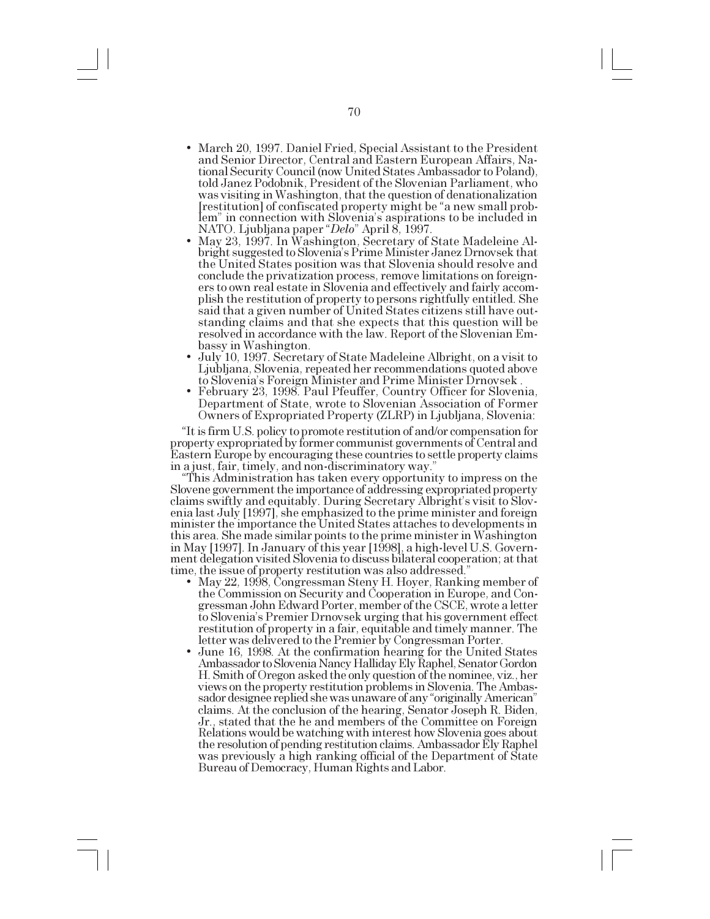- March 20, 1997. Daniel Fried, Special Assistant to the President and Senior Director, Central and Eastern European Affairs, National Security Council (now United States Ambassador to Poland), told Janez Podobnik, President of the Slovenian Parliament, who was visiting in Washington, that the question of denationalization [restitution] of confiscated property might be "a new small problem" in connection with Slovenia's aspirations to be included in NATO. Ljubljana paper "*Delo*" April 8, 1997.
- May 23, 1997. In Washington, Secretary of State Madeleine Albright suggested to Slovenia's Prime Minister Janez Drnovsek that the United States position was that Slovenia should resolve and conclude the privatization process, remove limitations on foreigners to own real estate in Slovenia and effectively and fairly accomplish the restitution of property to persons rightfully entitled. She said that a given number of United States citizens still have outstanding claims and that she expects that this question will be resolved in accordance with the law. Report of the Slovenian Embassy in Washington.
- July 10, 1997. Secretary of State Madeleine Albright, on a visit to Ljubljana, Slovenia, repeated her recommendations quoted above to Slovenia's Foreign Minister and Prime Minister Drnovsek .
- February 23, 1998. Paul Pfeuffer, Country Officer for Slovenia, Department of State, wrote to Slovenian Association of Former Owners of Expropriated Property (ZLRP) in Ljubljana, Slovenia:

"It is firm U.S. policy to promote restitution of and/or compensation for property expropriated by former communist governments of Central and Eastern Europe by encouraging these countries to settle property claims in a just, fair, timely, and non-discriminatory way."

"This Administration has taken every opportunity to impress on the Slovene government the importance of addressing expropriated property claims swiftly and equitably. During Secretary Albright's visit to Slovenia last July [1997], she emphasized to the prime minister and foreign minister the importance the United States attaches to developments in this area. She made similar points to the prime minister in Washington in May [1997]. In January of this year [1998], a high-level U.S. Government delegation visited Slovenia to discuss bilateral cooperation; at that time, the issue of property restitution was also addressed."

- May 22, 1998, Congressman Steny H. Hoyer, Ranking member of the Commission on Security and Cooperation in Europe, and Congressman John Edward Porter, member of the CSCE, wrote a letter to Slovenia's Premier Drnovsek urging that his government effect restitution of property in a fair, equitable and timely manner. The letter was delivered to the Premier by Congressman Porter.
- June 16, 1998. At the confirmation hearing for the United States Ambassador to Slovenia Nancy Halliday Ely Raphel, Senator Gordon H. Smith of Oregon asked the only question of the nominee, viz., her views on the property restitution problems in Slovenia. The Ambassador designee replied she was unaware of any "originally American" claims. At the conclusion of the hearing, Senator Joseph R. Biden, Jr., stated that the he and members of the Committee on Foreign Relations would be watching with interest how Slovenia goes about the resolution of pending restitution claims. Ambassador Ely Raphel was previously a high ranking official of the Department of State Bureau of Democracy, Human Rights and Labor.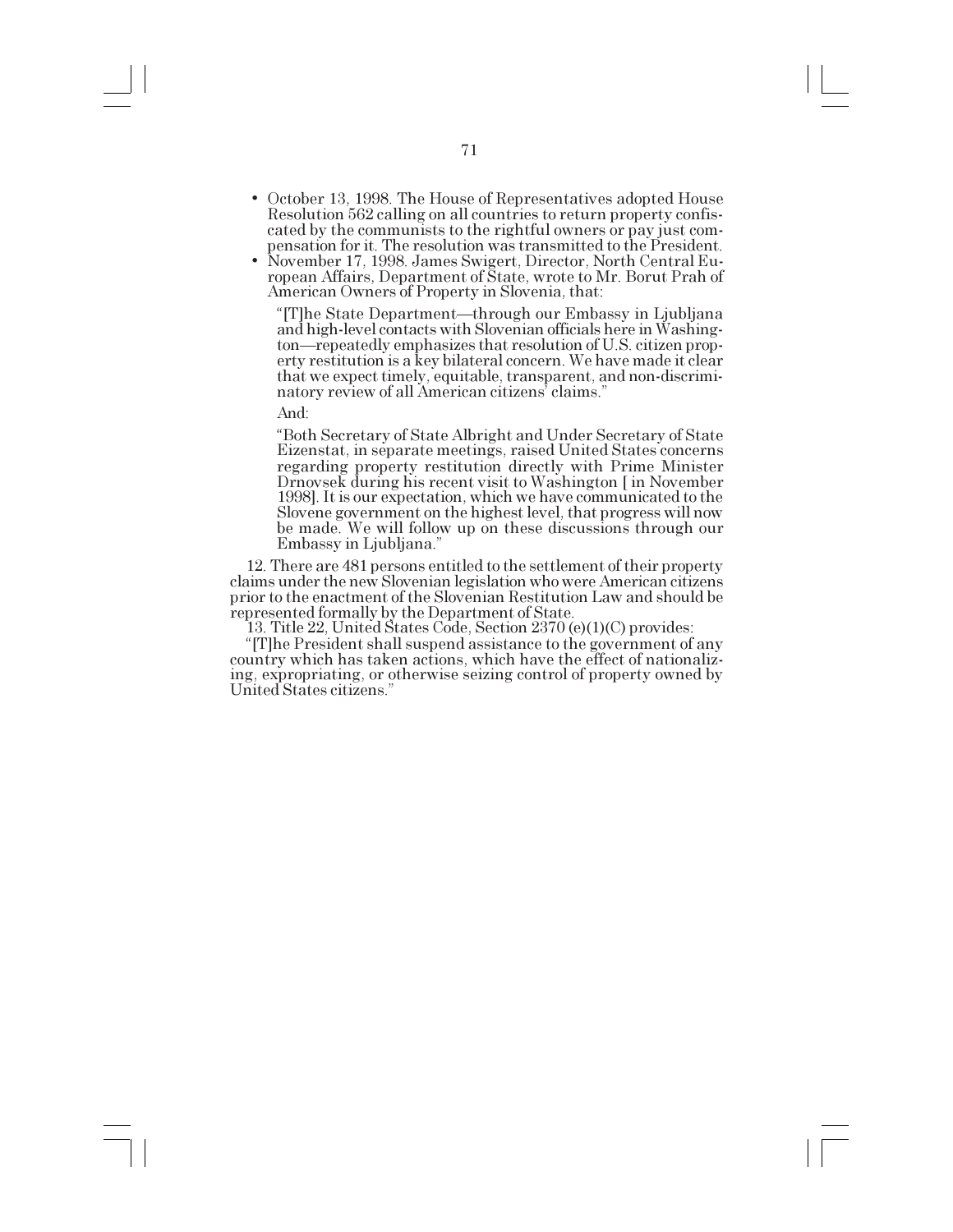- October 13, 1998. The House of Representatives adopted House Resolution 562 calling on all countries to return property confiscated by the communists to the rightful owners or pay just compensation for it. The resolution was transmitted to the President.
- November 17, 1998. James Swigert, Director, North Central European Affairs, Department of State, wrote to Mr. Borut Prah of American Owners of Property in Slovenia, that:

  "[T]he State Department—through our Embassy in Ljubljana and high-level contacts with Slovenian officials here in Washington—repeatedly emphasizes that resolution of U.S. citizen property restitution is a key bilateral concern. We have made it clear that we expect timely, equitable, transparent, and non-discriminatory review of all American citizens' claims."

  And:

  "Both Secretary of State Albright and Under Secretary of State Eizenstat, in separate meetings, raised United States concerns regarding property restitution directly with Prime Minister Drnovsek during his recent visit to Washington [ in November 1998]. It is our expectation, which we have communicated to the Slovene government on the highest level, that progress will now be made. We will follow up on these discussions through our Embassy in Ljubljana."

12. There are 481 persons entitled to the settlement of their property claims under the new Slovenian legislation who were American citizens prior to the enactment of the Slovenian Restitution Law and should be represented formally by the Department of State.

13. Title 22, United States Code, Section 2370 (e)(1)(C) provides:

"[T]he President shall suspend assistance to the government of any country which has taken actions, which have the effect of nationalizing, expropriating, or otherwise seizing control of property owned by United States citizens."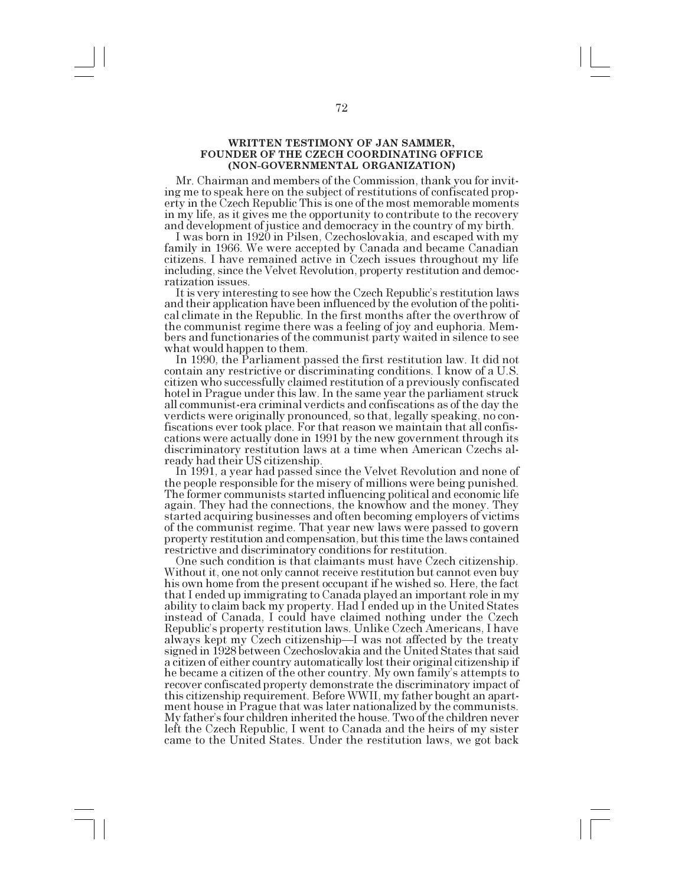## WRITTEN TESTIMONY OF JAN SAMMER, FOUNDER OF THE CZECH COORDINATING OFFICE (NON-GOVERNMENTAL ORGANIZATION)

Mr. Chairman and members of the Commission, thank you for inviting me to speak here on the subject of restitutions of confiscated property in the Czech Republic This is one of the most memorable moments in my life, as it gives me the opportunity to contribute to the recovery and development of justice and democracy in the country of my birth.

I was born in 1920 in Pilsen, Czechoslovakia, and escaped with my family in 1966. We were accepted by Canada and became Canadian citizens. I have remained active in Czech issues throughout my life including, since the Velvet Revolution, property restitution and democratization issues.

It is very interesting to see how the Czech Republic's restitution laws and their application have been influenced by the evolution of the political climate in the Republic. In the first months after the overthrow of the communist regime there was a feeling of joy and euphoria. Members and functionaries of the communist party waited in silence to see what would happen to them.

In 1990, the Parliament passed the first restitution law. It did not contain any restrictive or discriminating conditions. I know of a U.S. citizen who successfully claimed restitution of a previously confiscated hotel in Prague under this law. In the same year the parliament struck all communist-era criminal verdicts and confiscations as of the day the verdicts were originally pronounced, so that, legally speaking, no confiscations ever took place. For that reason we maintain that all confiscations were actually done in 1991 by the new government through its discriminatory restitution laws at a time when American Czechs already had their US citizenship.

In 1991, a year had passed since the Velvet Revolution and none of the people responsible for the misery of millions were being punished. The former communists started influencing political and economic life again. They had the connections, the knowhow and the money. They started acquiring businesses and often becoming employers of victims of the communist regime. That year new laws were passed to govern property restitution and compensation, but this time the laws contained restrictive and discriminatory conditions for restitution.

One such condition is that claimants must have Czech citizenship. Without it, one not only cannot receive restitution but cannot even buy his own home from the present occupant if he wished so. Here, the fact that I ended up immigrating to Canada played an important role in my ability to claim back my property. Had I ended up in the United States instead of Canada, I could have claimed nothing under the Czech Republic's property restitution laws. Unlike Czech Americans, I have always kept my Czech citizenship—I was not affected by the treaty signed in 1928 between Czechoslovakia and the United States that said a citizen of either country automatically lost their original citizenship if he became a citizen of the other country. My own family's attempts to recover confiscated property demonstrate the discriminatory impact of this citizenship requirement. Before WWII, my father bought an apartment house in Prague that was later nationalized by the communists. My father's four children inherited the house. Two of the children never left the Czech Republic, I went to Canada and the heirs of my sister came to the United States. Under the restitution laws, we got back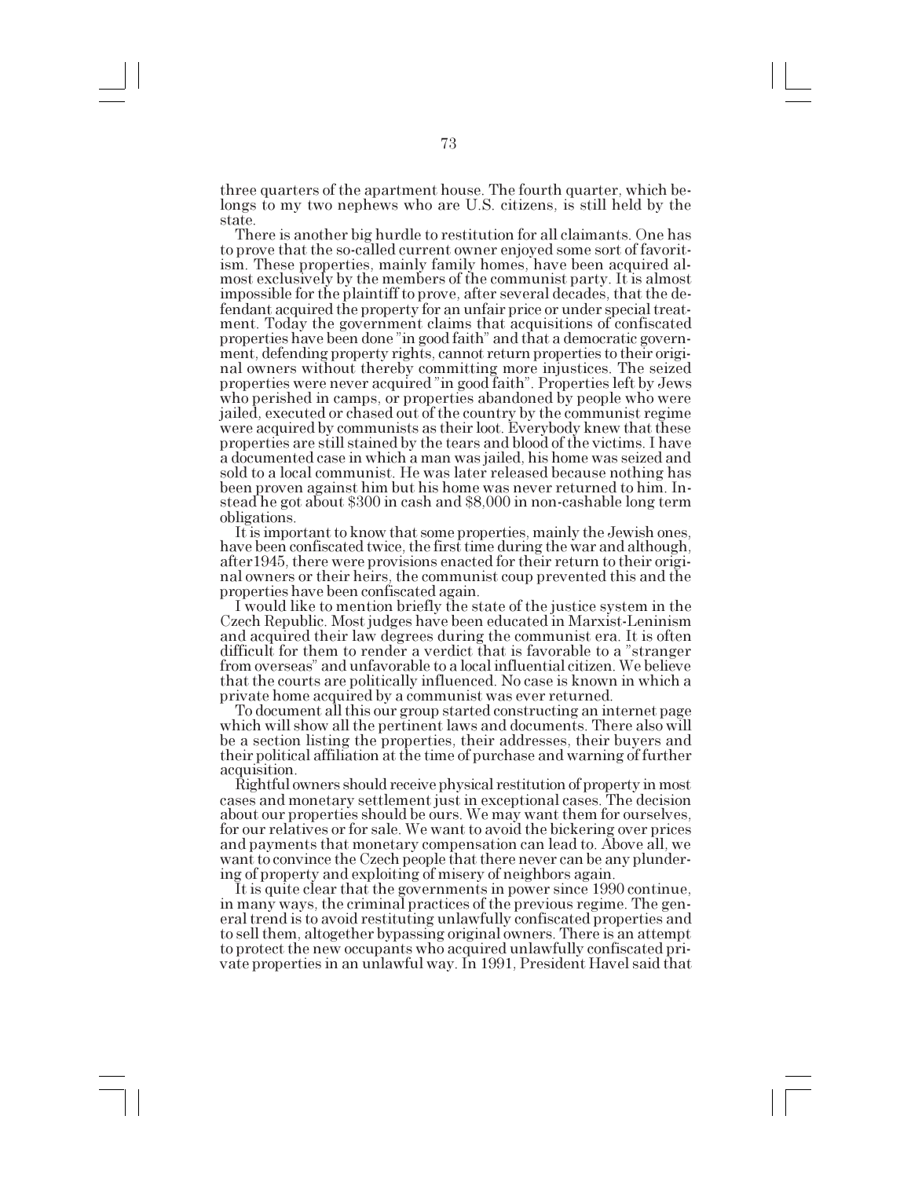three quarters of the apartment house. The fourth quarter, which belongs to my two nephews who are U.S. citizens, is still held by the state.

There is another big hurdle to restitution for all claimants. One has to prove that the so-called current owner enjoyed some sort of favoritism. These properties, mainly family homes, have been acquired almost exclusively by the members of the communist party. It is almost impossible for the plaintiff to prove, after several decades, that the defendant acquired the property for an unfair price or under special treatment. Today the government claims that acquisitions of confiscated properties have been done "in good faith" and that a democratic government, defending property rights, cannot return properties to their original owners without thereby committing more injustices. The seized properties were never acquired "in good faith". Properties left by Jews who perished in camps, or properties abandoned by people who were jailed, executed or chased out of the country by the communist regime were acquired by communists as their loot. Everybody knew that these properties are still stained by the tears and blood of the victims. I have a documented case in which a man was jailed, his home was seized and sold to a local communist. He was later released because nothing has been proven against him but his home was never returned to him. Instead he got about $300 in cash and $8,000 in non-cashable long term obligations.

It is important to know that some properties, mainly the Jewish ones, have been confiscated twice, the first time during the war and although, after1945, there were provisions enacted for their return to their original owners or their heirs, the communist coup prevented this and the properties have been confiscated again.

I would like to mention briefly the state of the justice system in the Czech Republic. Most judges have been educated in Marxist-Leninism and acquired their law degrees during the communist era. It is often difficult for them to render a verdict that is favorable to a "stranger from overseas" and unfavorable to a local influential citizen. We believe that the courts are politically influenced. No case is known in which a private home acquired by a communist was ever returned.

To document all this our group started constructing an internet page which will show all the pertinent laws and documents. There also will be a section listing the properties, their addresses, their buyers and their political affiliation at the time of purchase and warning of further acquisition.

Rightful owners should receive physical restitution of property in most cases and monetary settlement just in exceptional cases. The decision about our properties should be ours. We may want them for ourselves, for our relatives or for sale. We want to avoid the bickering over prices and payments that monetary compensation can lead to. Above all, we want to convince the Czech people that there never can be any plundering of property and exploiting of misery of neighbors again.

It is quite clear that the governments in power since 1990 continue, in many ways, the criminal practices of the previous regime. The general trend is to avoid restituting unlawfully confiscated properties and to sell them, altogether bypassing original owners. There is an attempt to protect the new occupants who acquired unlawfully confiscated private properties in an unlawful way. In 1991, President Havel said that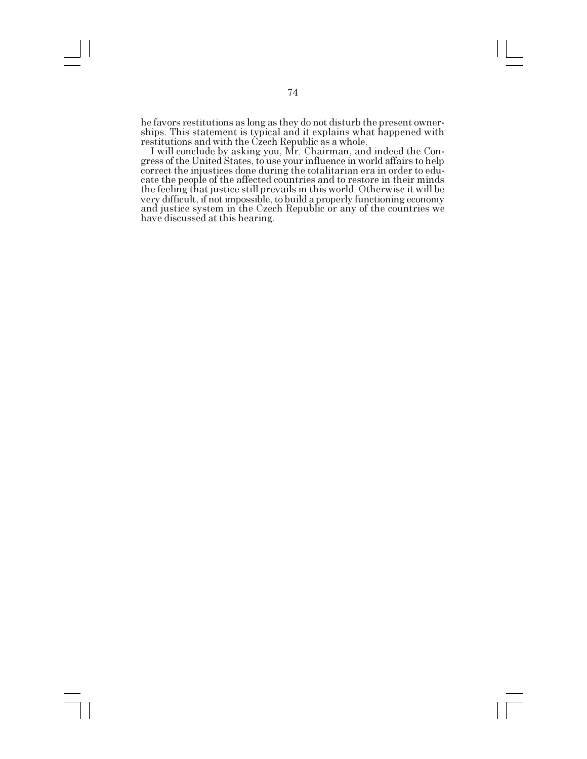he favors restitutions as long as they do not disturb the present ownerships. This statement is typical and it explains what happened with restitutions and with the Czech Republic as a whole.

I will conclude by asking you, Mr. Chairman, and indeed the Congress of the United States, to use your influence in world affairs to help correct the injustices done during the totalitarian era in order to educate the people of the affected countries and to restore in their minds the feeling that justice still prevails in this world. Otherwise it will be very difficult, if not impossible, to build a properly functioning economy and justice system in the Czech Republic or any of the countries we have discussed at this hearing.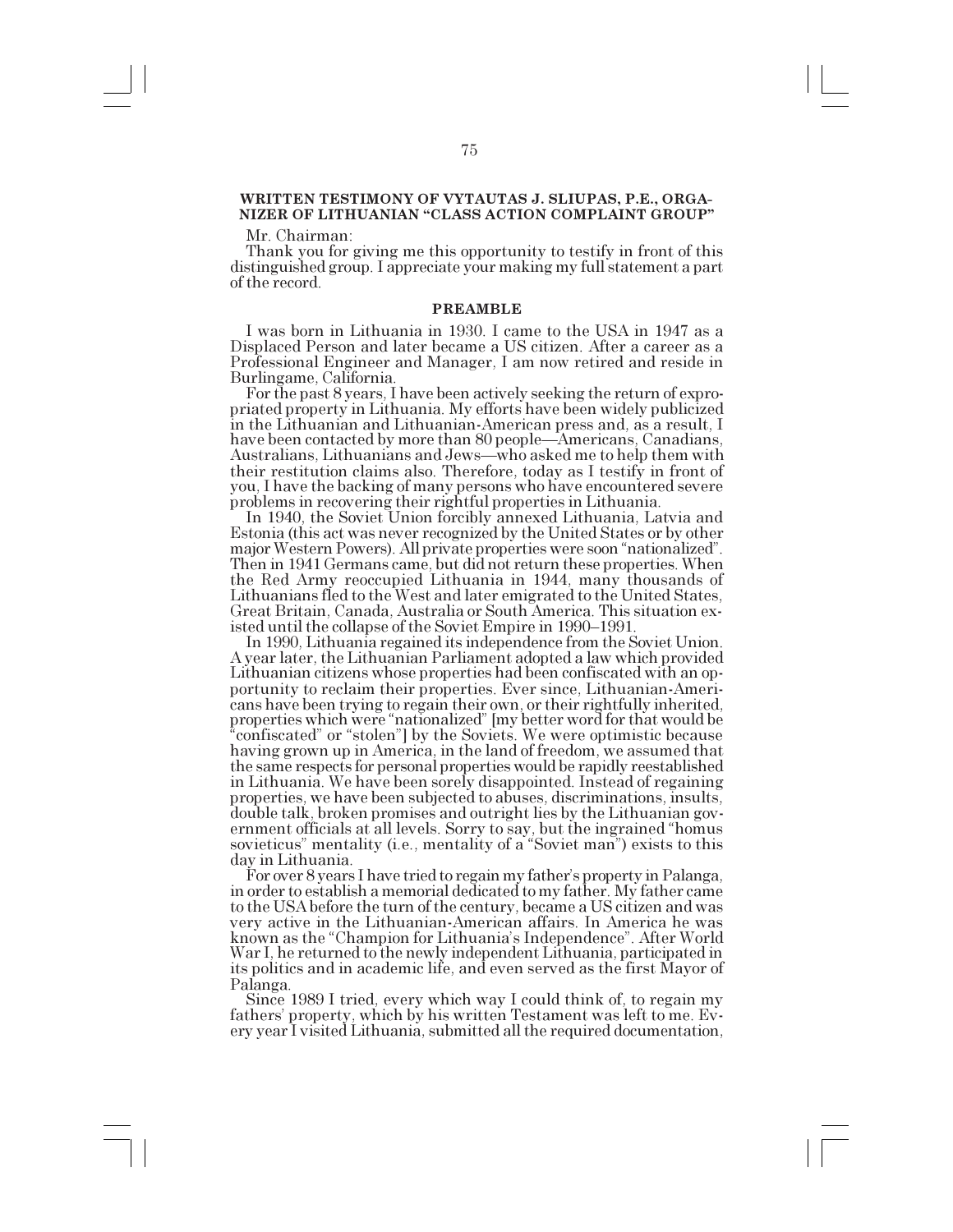**WRITTEN TESTIMONY OF VYTAUTAS J. SLIUPAS, P.E., ORGANIZER OF LITHUANIAN "CLASS ACTION COMPLAINT GROUP"**

Mr. Chairman:

Thank you for giving me this opportunity to testify in front of this distinguished group. I appreciate your making my full statement a part of the record.

**PREAMBLE**

I was born in Lithuania in 1930. I came to the USA in 1947 as a Displaced Person and later became a US citizen. After a career as a Professional Engineer and Manager, I am now retired and reside in Burlingame, California.

For the past 8 years, I have been actively seeking the return of expropriated property in Lithuania. My efforts have been widely publicized in the Lithuanian and Lithuanian-American press and, as a result, I have been contacted by more than 80 people—Americans, Canadians, Australians, Lithuanians and Jews—who asked me to help them with their restitution claims also. Therefore, today as I testify in front of you, I have the backing of many persons who have encountered severe problems in recovering their rightful properties in Lithuania.

In 1940, the Soviet Union forcibly annexed Lithuania, Latvia and Estonia (this act was never recognized by the United States or by other major Western Powers). All private properties were soon "nationalized". Then in 1941 Germans came, but did not return these properties. When the Red Army reoccupied Lithuania in 1944, many thousands of Lithuanians fled to the West and later emigrated to the United States, Great Britain, Canada, Australia or South America. This situation existed until the collapse of the Soviet Empire in 1990–1991.

In 1990, Lithuania regained its independence from the Soviet Union. A year later, the Lithuanian Parliament adopted a law which provided Lithuanian citizens whose properties had been confiscated with an opportunity to reclaim their properties. Ever since, Lithuanian-Americans have been trying to regain their own, or their rightfully inherited, properties which were "nationalized" [my better word for that would be "confiscated" or "stolen"] by the Soviets. We were optimistic because having grown up in America, in the land of freedom, we assumed that the same respects for personal properties would be rapidly reestablished in Lithuania. We have been sorely disappointed. Instead of regaining properties, we have been subjected to abuses, discriminations, insults, double talk, broken promises and outright lies by the Lithuanian government officials at all levels. Sorry to say, but the ingrained "homus sovieticus" mentality (i.e., mentality of a "Soviet man") exists to this day in Lithuania.

For over 8 years I have tried to regain my father's property in Palanga, in order to establish a memorial dedicated to my father. My father came to the USA before the turn of the century, became a US citizen and was very active in the Lithuanian-American affairs. In America he was known as the "Champion for Lithuania's Independence". After World War I, he returned to the newly independent Lithuania, participated in its politics and in academic life, and even served as the first Mayor of Palanga.

Since 1989 I tried, every which way I could think of, to regain my fathers' property, which by his written Testament was left to me. Every year I visited Lithuania, submitted all the required documentation,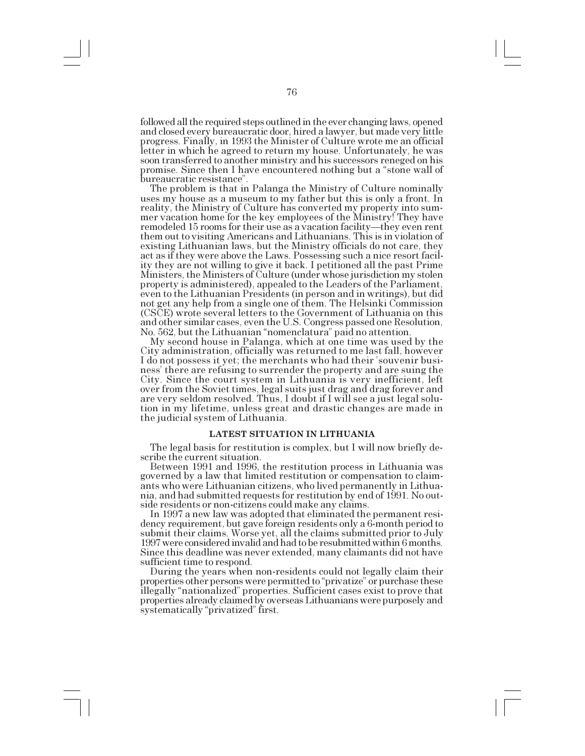followed all the required steps outlined in the ever changing laws, opened and closed every bureaucratic door, hired a lawyer, but made very little progress. Finally, in 1993 the Minister of Culture wrote me an official letter in which he agreed to return my house. Unfortunately, he was soon transferred to another ministry and his successors reneged on his promise. Since then I have encountered nothing but a "stone wall of bureaucratic resistance".

The problem is that in Palanga the Ministry of Culture nominally uses my house as a museum to my father but this is only a front. In reality, the Ministry of Culture has converted my property into summer vacation home for the key employees of the Ministry! They have remodeled 15 rooms for their use as a vacation facility—they even rent them out to visiting Americans and Lithuanians. This is in violation of existing Lithuanian laws, but the Ministry officials do not care, they act as if they were above the Laws. Possessing such a nice resort facility they are not willing to give it back. I petitioned all the past Prime Ministers, the Ministers of Culture (under whose jurisdiction my stolen property is administered), appealed to the Leaders of the Parliament, even to the Lithuanian Presidents (in person and in writings), but did not get any help from a single one of them. The Helsinki Commission (CSCE) wrote several letters to the Government of Lithuania on this and other similar cases, even the U.S. Congress passed one Resolution, No. 562, but the Lithuanian "nomenclatura" paid no attention.

My second house in Palanga, which at one time was used by the City administration, officially was returned to me last fall, however I do not possess it yet; the merchants who had their 'souvenir business' there are refusing to surrender the property and are suing the City. Since the court system in Lithuania is very inefficient, left over from the Soviet times, legal suits just drag and drag forever and are very seldom resolved. Thus, I doubt if I will see a just legal solution in my lifetime, unless great and drastic changes are made in the judicial system of Lithuania.

**LATEST SITUATION IN LITHUANIA**

The legal basis for restitution is complex, but I will now briefly describe the current situation.

Between 1991 and 1996, the restitution process in Lithuania was governed by a law that limited restitution or compensation to claimants who were Lithuanian citizens, who lived permanently in Lithuania, and had submitted requests for restitution by end of 1991. No outside residents or non-citizens could make any claims.

In 1997 a new law was adopted that eliminated the permanent residency requirement, but gave foreign residents only a 6-month period to submit their claims. Worse yet, all the claims submitted prior to July 1997 were considered invalid and had to be resubmitted within 6 months. Since this deadline was never extended, many claimants did not have sufficient time to respond.

During the years when non-residents could not legally claim their properties other persons were permitted to "privatize" or purchase these illegally "nationalized" properties. Sufficient cases exist to prove that properties already claimed by overseas Lithuanians were purposely and systematically "privatized" first.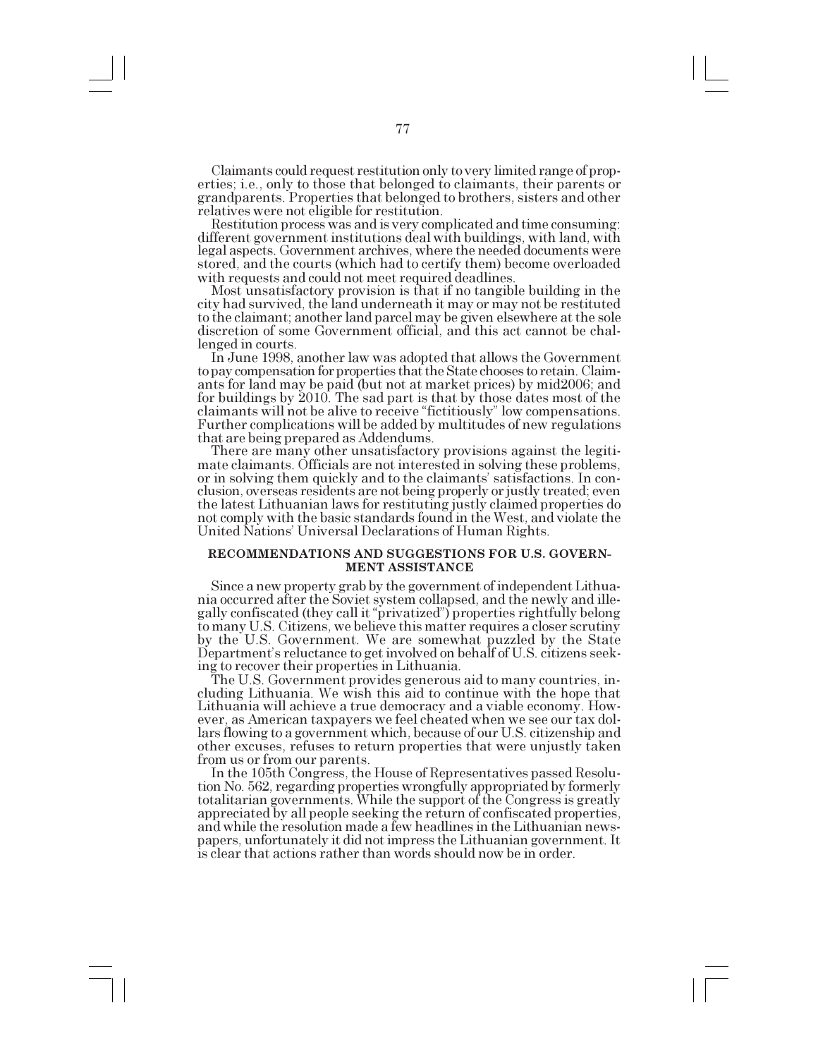Claimants could request restitution only to very limited range of properties; i.e., only to those that belonged to claimants, their parents or grandparents. Properties that belonged to brothers, sisters and other relatives were not eligible for restitution.

Restitution process was and is very complicated and time consuming: different government institutions deal with buildings, with land, with legal aspects. Government archives, where the needed documents were stored, and the courts (which had to certify them) become overloaded with requests and could not meet required deadlines.

Most unsatisfactory provision is that if no tangible building in the city had survived, the land underneath it may or may not be restituted to the claimant; another land parcel may be given elsewhere at the sole discretion of some Government official, and this act cannot be challenged in courts.

In June 1998, another law was adopted that allows the Government to pay compensation for properties that the State chooses to retain. Claimants for land may be paid (but not at market prices) by mid2006; and for buildings by 2010. The sad part is that by those dates most of the claimants will not be alive to receive "fictitiously" low compensations. Further complications will be added by multitudes of new regulations that are being prepared as Addendums.

There are many other unsatisfactory provisions against the legitimate claimants. Officials are not interested in solving these problems, or in solving them quickly and to the claimants' satisfactions. In conclusion, overseas residents are not being properly or justly treated; even the latest Lithuanian laws for restituting justly claimed properties do not comply with the basic standards found in the West, and violate the United Nations' Universal Declarations of Human Rights.

**RECOMMENDATIONS AND SUGGESTIONS FOR U.S. GOVERNMENT ASSISTANCE**

Since a new property grab by the government of independent Lithuania occurred after the Soviet system collapsed, and the newly and illegally confiscated (they call it "privatized") properties rightfully belong to many U.S. Citizens, we believe this matter requires a closer scrutiny by the U.S. Government. We are somewhat puzzled by the State Department's reluctance to get involved on behalf of U.S. citizens seeking to recover their properties in Lithuania.

The U.S. Government provides generous aid to many countries, including Lithuania. We wish this aid to continue with the hope that Lithuania will achieve a true democracy and a viable economy. However, as American taxpayers we feel cheated when we see our tax dollars flowing to a government which, because of our U.S. citizenship and other excuses, refuses to return properties that were unjustly taken from us or from our parents.

In the 105th Congress, the House of Representatives passed Resolution No. 562, regarding properties wrongfully appropriated by formerly totalitarian governments. While the support of the Congress is greatly appreciated by all people seeking the return of confiscated properties, and while the resolution made a few headlines in the Lithuanian newspapers, unfortunately it did not impress the Lithuanian government. It is clear that actions rather than words should now be in order.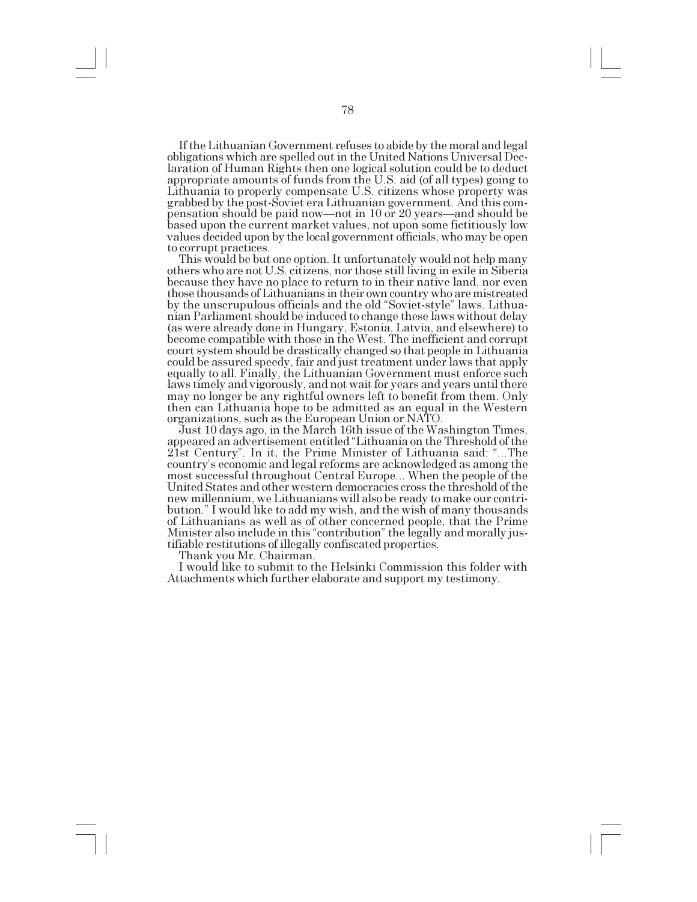If the Lithuanian Government refuses to abide by the moral and legal obligations which are spelled out in the United Nations Universal Declaration of Human Rights then one logical solution could be to deduct appropriate amounts of funds from the U.S. aid (of all types) going to Lithuania to properly compensate U.S. citizens whose property was grabbed by the post-Soviet era Lithuanian government. And this compensation should be paid now—not in 10 or 20 years—and should be based upon the current market values, not upon some fictitiously low values decided upon by the local government officials, who may be open to corrupt practices.

This would be but one option. It unfortunately would not help many others who are not U.S. citizens, nor those still living in exile in Siberia because they have no place to return to in their native land, nor even those thousands of Lithuanians in their own country who are mistreated by the unscrupulous officials and the old "Soviet-style" laws. Lithuanian Parliament should be induced to change these laws without delay (as were already done in Hungary, Estonia, Latvia, and elsewhere) to become compatible with those in the West. The inefficient and corrupt court system should be drastically changed so that people in Lithuania could be assured speedy, fair and just treatment under laws that apply equally to all. Finally, the Lithuanian Government must enforce such laws timely and vigorously, and not wait for years and years until there may no longer be any rightful owners left to benefit from them. Only then can Lithuania hope to be admitted as an equal in the Western organizations, such as the European Union or NATO.

Just 10 days ago, in the March 16th issue of the Washington Times, appeared an advertisement entitled "Lithuania on the Threshold of the 21st Century". In it, the Prime Minister of Lithuania said: "...The country's economic and legal reforms are acknowledged as among the most successful throughout Central Europe... When the people of the United States and other western democracies cross the threshold of the new millennium, we Lithuanians will also be ready to make our contribution." I would like to add my wish, and the wish of many thousands of Lithuanians as well as of other concerned people, that the Prime Minister also include in this "contribution" the legally and morally justifiable restitutions of illegally confiscated properties.

Thank you Mr. Chairman.

I would like to submit to the Helsinki Commission this folder with Attachments which further elaborate and support my testimony.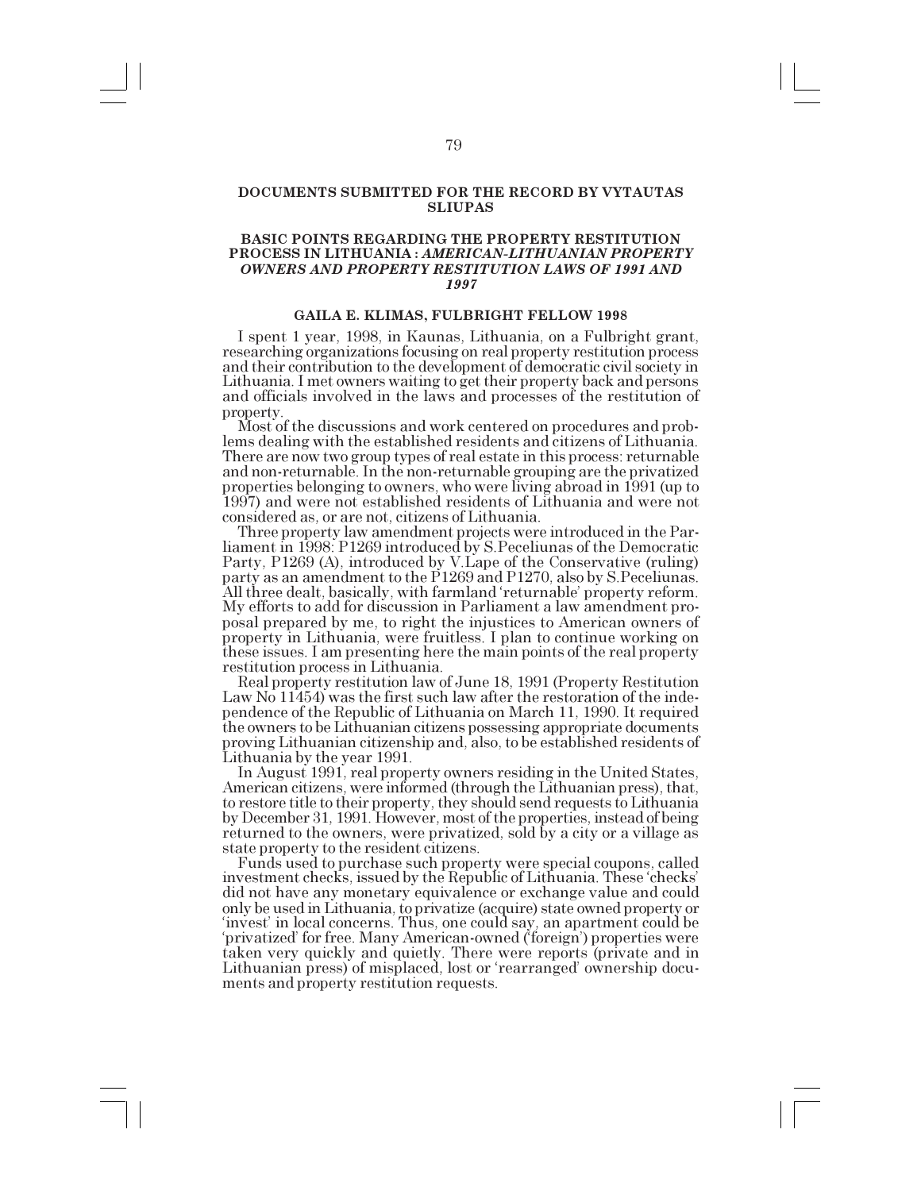## DOCUMENTS SUBMITTED FOR THE RECORD BY VYTAUTAS SLIUPAS

### BASIC POINTS REGARDING THE PROPERTY RESTITUTION PROCESS IN LITHUANIA : *AMERICAN-LITHUANIAN PROPERTY OWNERS AND PROPERTY RESTITUTION LAWS OF 1991 AND 1997*

#### GAILA E. KLIMAS, FULBRIGHT FELLOW 1998

I spent 1 year, 1998, in Kaunas, Lithuania, on a Fulbright grant, researching organizations focusing on real property restitution process and their contribution to the development of democratic civil society in Lithuania. I met owners waiting to get their property back and persons and officials involved in the laws and processes of the restitution of property.

Most of the discussions and work centered on procedures and problems dealing with the established residents and citizens of Lithuania. There are now two group types of real estate in this process: returnable and non-returnable. In the non-returnable grouping are the privatized properties belonging to owners, who were living abroad in 1991 (up to 1997) and were not established residents of Lithuania and were not considered as, or are not, citizens of Lithuania.

Three property law amendment projects were introduced in the Parliament in 1998: P1269 introduced by S.Peceliunas of the Democratic Party, P1269 (A), introduced by V.Lape of the Conservative (ruling) party as an amendment to the P1269 and P1270, also by S.Peceliunas. All three dealt, basically, with farmland 'returnable' property reform. My efforts to add for discussion in Parliament a law amendment proposal prepared by me, to right the injustices to American owners of property in Lithuania, were fruitless. I plan to continue working on these issues. I am presenting here the main points of the real property restitution process in Lithuania.

Real property restitution law of June 18, 1991 (Property Restitution Law No 11454) was the first such law after the restoration of the independence of the Republic of Lithuania on March 11, 1990. It required the owners to be Lithuanian citizens possessing appropriate documents proving Lithuanian citizenship and, also, to be established residents of Lithuania by the year 1991.

In August 1991, real property owners residing in the United States, American citizens, were informed (through the Lithuanian press), that, to restore title to their property, they should send requests to Lithuania by December 31, 1991. However, most of the properties, instead of being returned to the owners, were privatized, sold by a city or a village as state property to the resident citizens.

Funds used to purchase such property were special coupons, called investment checks, issued by the Republic of Lithuania. These 'checks' did not have any monetary equivalence or exchange value and could only be used in Lithuania, to privatize (acquire) state owned property or 'invest' in local concerns. Thus, one could say, an apartment could be 'privatized' for free. Many American-owned ('foreign') properties were taken very quickly and quietly. There were reports (private and in Lithuanian press) of misplaced, lost or 'rearranged' ownership documents and property restitution requests.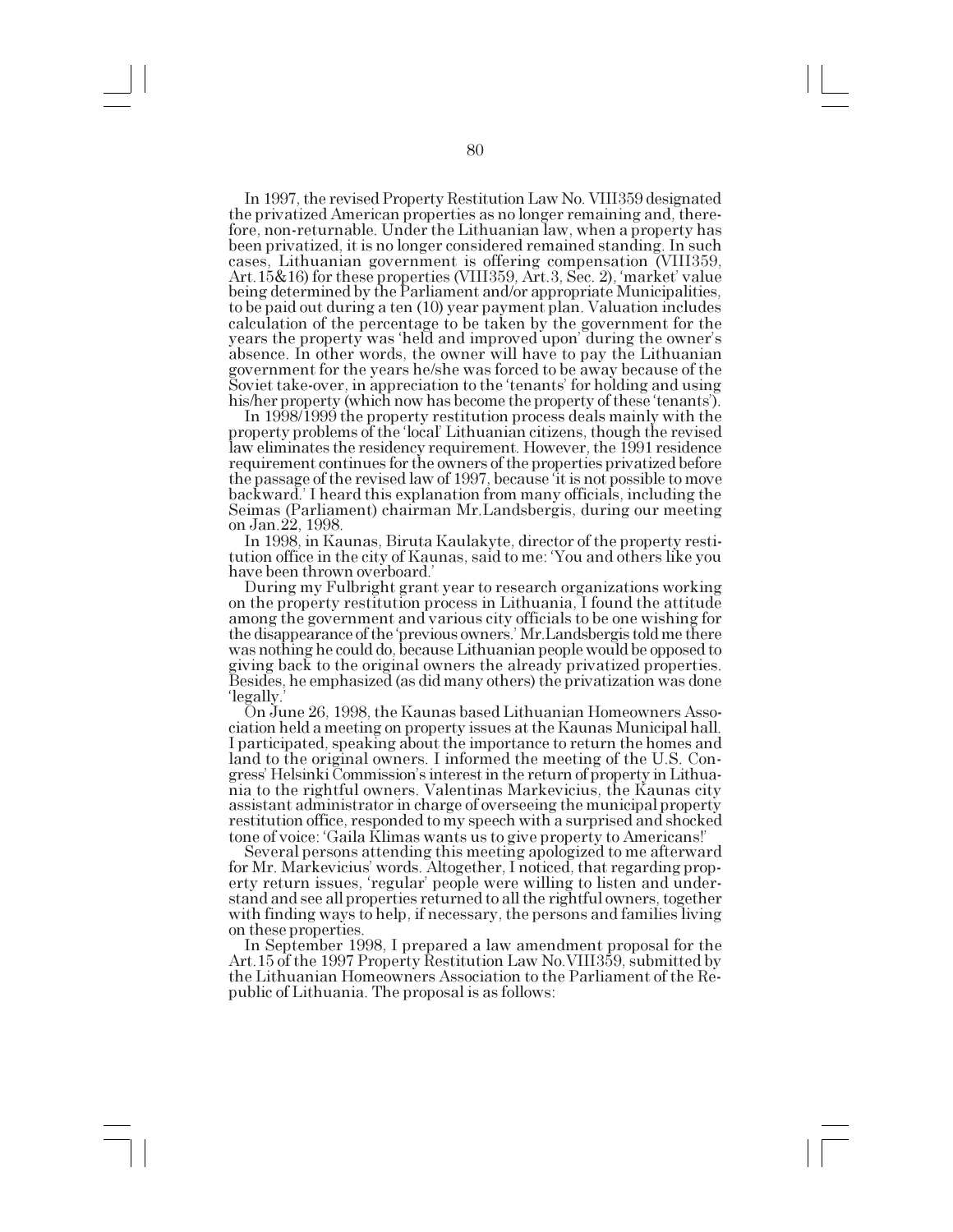In 1997, the revised Property Restitution Law No. VIII359 designated the privatized American properties as no longer remaining and, therefore, non-returnable. Under the Lithuanian law, when a property has been privatized, it is no longer considered remained standing. In such cases, Lithuanian government is offering compensation (VIII359, Art.15&16) for these properties (VIII359, Art.3, Sec. 2), 'market' value being determined by the Parliament and/or appropriate Municipalities, to be paid out during a ten (10) year payment plan. Valuation includes calculation of the percentage to be taken by the government for the years the property was 'held and improved upon' during the owner's absence. In other words, the owner will have to pay the Lithuanian government for the years he/she was forced to be away because of the Soviet take-over, in appreciation to the 'tenants' for holding and using his/her property (which now has become the property of these 'tenants').

In 1998/1999 the property restitution process deals mainly with the property problems of the 'local' Lithuanian citizens, though the revised law eliminates the residency requirement. However, the 1991 residence requirement continues for the owners of the properties privatized before the passage of the revised law of 1997, because 'it is not possible to move backward.' I heard this explanation from many officials, including the Seimas (Parliament) chairman Mr.Landsbergis, during our meeting on Jan.22, 1998.

In 1998, in Kaunas, Biruta Kaulakyte, director of the property restitution office in the city of Kaunas, said to me: 'You and others like you have been thrown overboard.'

During my Fulbright grant year to research organizations working on the property restitution process in Lithuania, I found the attitude among the government and various city officials to be one wishing for the disappearance of the 'previous owners.' Mr.Landsbergis told me there was nothing he could do, because Lithuanian people would be opposed to giving back to the original owners the already privatized properties. Besides, he emphasized (as did many others) the privatization was done 'legally.'

On June 26, 1998, the Kaunas based Lithuanian Homeowners Association held a meeting on property issues at the Kaunas Municipal hall. I participated, speaking about the importance to return the homes and land to the original owners. I informed the meeting of the U.S. Congress' Helsinki Commission's interest in the return of property in Lithuania to the rightful owners. Valentinas Markevicius, the Kaunas city assistant administrator in charge of overseeing the municipal property restitution office, responded to my speech with a surprised and shocked tone of voice: 'Gaila Klimas wants us to give property to Americans!'

Several persons attending this meeting apologized to me afterward for Mr. Markevicius' words. Altogether, I noticed, that regarding property return issues, 'regular' people were willing to listen and understand and see all properties returned to all the rightful owners, together with finding ways to help, if necessary, the persons and families living on these properties.

In September 1998, I prepared a law amendment proposal for the Art.15 of the 1997 Property Restitution Law No.VIII359, submitted by the Lithuanian Homeowners Association to the Parliament of the Republic of Lithuania. The proposal is as follows: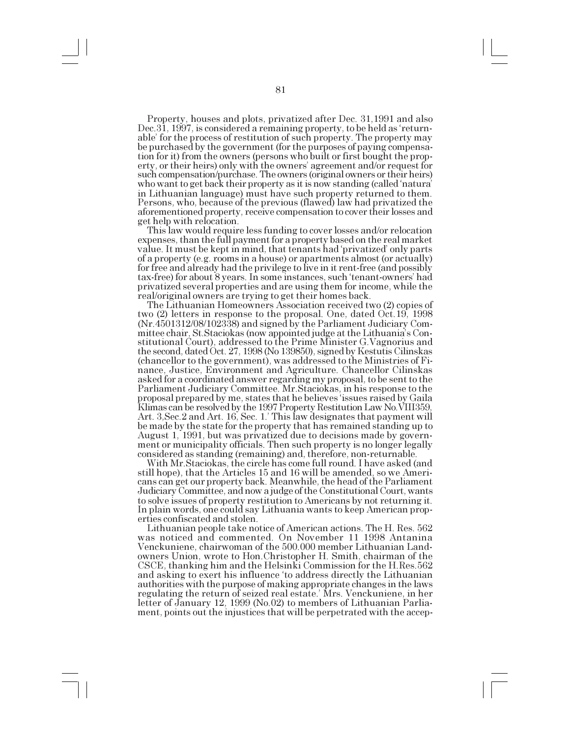Property, houses and plots, privatized after Dec. 31,1991 and also Dec.31, 1997, is considered a remaining property, to be held as 'returnable' for the process of restitution of such property. The property may be purchased by the government (for the purposes of paying compensation for it) from the owners (persons who built or first bought the property, or their heirs) only with the owners' agreement and/or request for such compensation/purchase. The owners (original owners or their heirs) who want to get back their property as it is now standing (called 'natura' in Lithuanian language) must have such property returned to them. Persons, who, because of the previous (flawed) law had privatized the aforementioned property, receive compensation to cover their losses and get help with relocation.

This law would require less funding to cover losses and/or relocation expenses, than the full payment for a property based on the real market value. It must be kept in mind, that tenants had 'privatized' only parts of a property (e.g. rooms in a house) or apartments almost (or actually) for free and already had the privilege to live in it rent-free (and possibly tax-free) for about 8 years. In some instances, such 'tenant-owners' had privatized several properties and are using them for income, while the real/original owners are trying to get their homes back.

The Lithuanian Homeowners Association received two (2) copies of two (2) letters in response to the proposal. One, dated Oct.19, 1998 (Nr.4501312/08/102338) and signed by the Parliament Judiciary Committee chair, St.Staciokas (now appointed judge at the Lithuania's Constitutional Court), addressed to the Prime Minister G.Vagnorius and the second, dated Oct. 27, 1998 (No 139850), signed by Kestutis Cilinskas (chancellor to the government), was addressed to the Ministries of Finance, Justice, Environment and Agriculture. Chancellor Cilinskas asked for a coordinated answer regarding my proposal, to be sent to the Parliament Judiciary Committee. Mr.Staciokas, in his response to the proposal prepared by me, states that he believes 'issues raised by Gaila Klimas can be resolved by the 1997 Property Restitution Law No.VIII359, Art. 3,Sec.2 and Art. 16, Sec. 1.' This law designates that payment will be made by the state for the property that has remained standing up to August 1, 1991, but was privatized due to decisions made by government or municipality officials. Then such property is no longer legally considered as standing (remaining) and, therefore, non-returnable.

With Mr.Staciokas, the circle has come full round. I have asked (and still hope), that the Articles 15 and 16 will be amended, so we Americans can get our property back. Meanwhile, the head of the Parliament Judiciary Committee, and now a judge of the Constitutional Court, wants to solve issues of property restitution to Americans by not returning it. In plain words, one could say Lithuania wants to keep American properties confiscated and stolen.

Lithuanian people take notice of American actions. The H. Res. 562 was noticed and commented. On November 11 1998 Antanina Venckuniene, chairwoman of the 500.000 member Lithuanian Landowners Union, wrote to Hon.Christopher H. Smith, chairman of the CSCE, thanking him and the Helsinki Commission for the H.Res.562 and asking to exert his influence 'to address directly the Lithuanian authorities with the purpose of making appropriate changes in the laws regulating the return of seized real estate.' Mrs. Venckuniene, in her letter of January 12, 1999 (No.02) to members of Lithuanian Parliament, points out the injustices that will be perpetrated with the accep-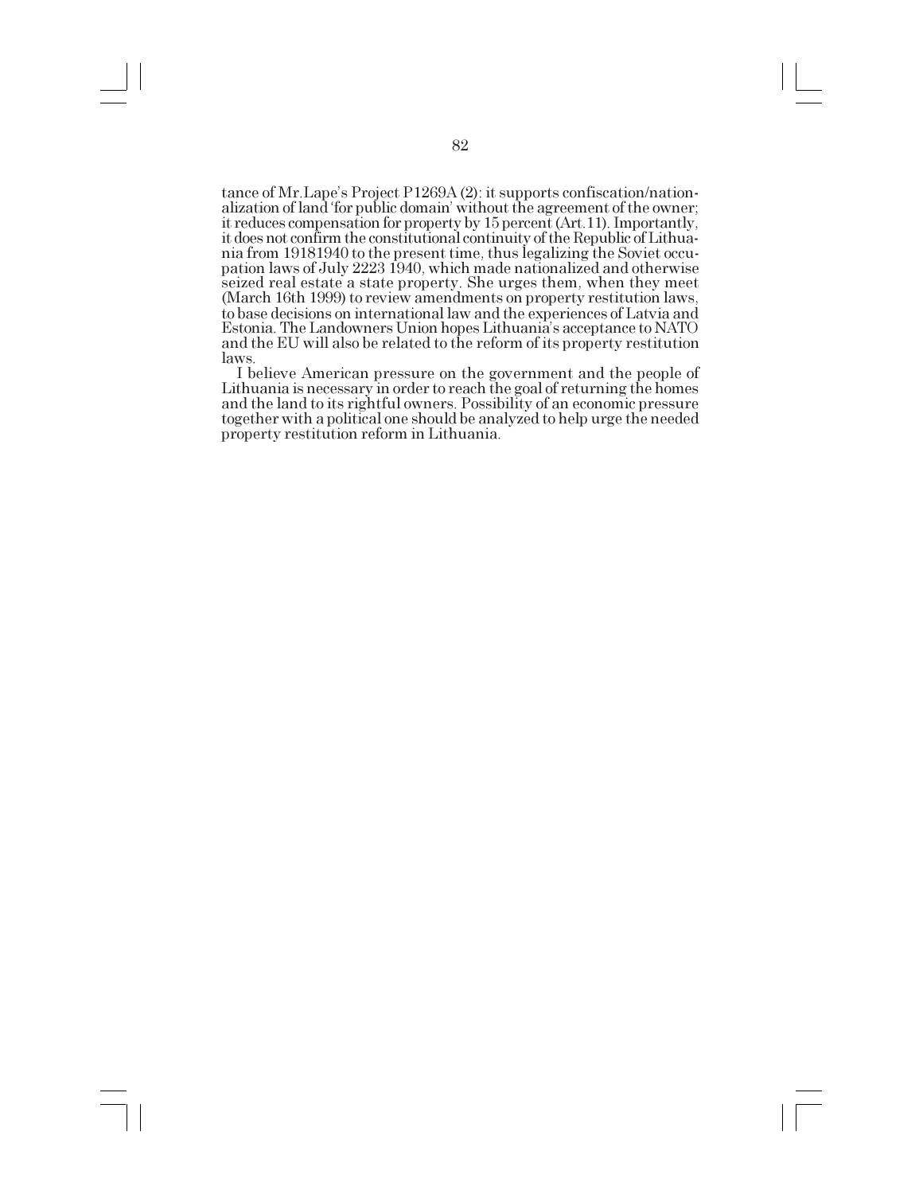tance of Mr.Lape's Project P1269A (2): it supports confiscation/nationalization of land 'for public domain' without the agreement of the owner; it reduces compensation for property by 15 percent (Art.11). Importantly, it does not confirm the constitutional continuity of the Republic of Lithuania from 19181940 to the present time, thus legalizing the Soviet occupation laws of July 2223 1940, which made nationalized and otherwise seized real estate a state property. She urges them, when they meet (March 16th 1999) to review amendments on property restitution laws, to base decisions on international law and the experiences of Latvia and Estonia. The Landowners Union hopes Lithuania's acceptance to NATO and the EU will also be related to the reform of its property restitution laws.

I believe American pressure on the government and the people of Lithuania is necessary in order to reach the goal of returning the homes and the land to its rightful owners. Possibility of an economic pressure together with a political one should be analyzed to help urge the needed property restitution reform in Lithuania.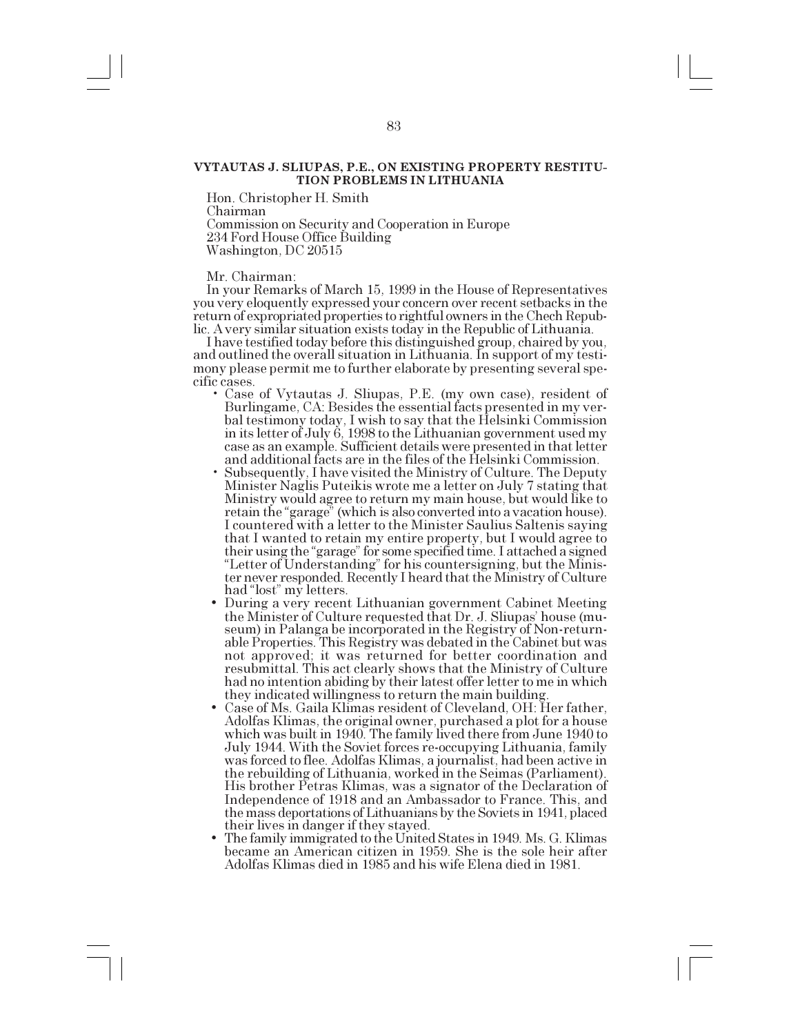**VYTAUTAS J. SLIUPAS, P.E., ON EXISTING PROPERTY RESTITUTION PROBLEMS IN LITHUANIA**

Hon. Christopher H. Smith
Chairman
Commission on Security and Cooperation in Europe
234 Ford House Office Building
Washington, DC 20515

Mr. Chairman:

In your Remarks of March 15, 1999 in the House of Representatives you very eloquently expressed your concern over recent setbacks in the return of expropriated properties to rightful owners in the Chech Republic. A very similar situation exists today in the Republic of Lithuania.

I have testified today before this distinguished group, chaired by you, and outlined the overall situation in Lithuania. In support of my testimony please permit me to further elaborate by presenting several specific cases.

- Case of Vytautas J. Sliupas, P.E. (my own case), resident of Burlingame, CA: Besides the essential facts presented in my verbal testimony today, I wish to say that the Helsinki Commission in its letter of July 6, 1998 to the Lithuanian government used my case as an example. Sufficient details were presented in that letter and additional facts are in the files of the Helsinki Commission.
- Subsequently, I have visited the Ministry of Culture. The Deputy Minister Naglis Puteikis wrote me a letter on July 7 stating that Ministry would agree to return my main house, but would like to retain the "garage" (which is also converted into a vacation house). I countered with a letter to the Minister Saulius Saltenis saying that I wanted to retain my entire property, but I would agree to their using the "garage" for some specified time. I attached a signed "Letter of Understanding" for his countersigning, but the Minister never responded. Recently I heard that the Ministry of Culture had "lost" my letters.
- During a very recent Lithuanian government Cabinet Meeting the Minister of Culture requested that Dr. J. Sliupas' house (museum) in Palanga be incorporated in the Registry of Non-returnable Properties. This Registry was debated in the Cabinet but was not approved; it was returned for better coordination and resubmittal. This act clearly shows that the Ministry of Culture had no intention abiding by their latest offer letter to me in which they indicated willingness to return the main building.
- Case of Ms. Gaila Klimas resident of Cleveland, OH: Her father, Adolfas Klimas, the original owner, purchased a plot for a house which was built in 1940. The family lived there from June 1940 to July 1944. With the Soviet forces re-occupying Lithuania, family was forced to flee. Adolfas Klimas, a journalist, had been active in the rebuilding of Lithuania, worked in the Seimas (Parliament). His brother Petras Klimas, was a signator of the Declaration of Independence of 1918 and an Ambassador to France. This, and the mass deportations of Lithuanians by the Soviets in 1941, placed their lives in danger if they stayed.
- The family immigrated to the United States in 1949. Ms. G. Klimas became an American citizen in 1959. She is the sole heir after Adolfas Klimas died in 1985 and his wife Elena died in 1981.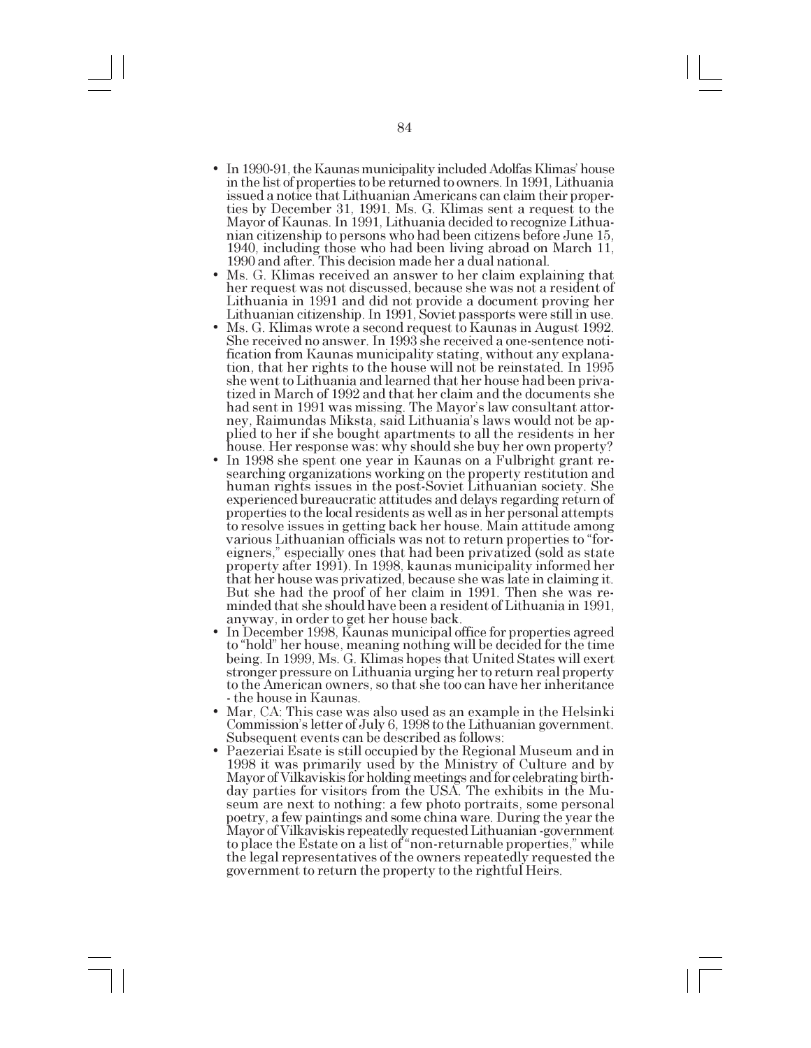- In 1990-91, the Kaunas municipality included Adolfas Klimas' house in the list of properties to be returned to owners. In 1991, Lithuania issued a notice that Lithuanian Americans can claim their properties by December 31, 1991. Ms. G. Klimas sent a request to the Mayor of Kaunas. In 1991, Lithuania decided to recognize Lithuanian citizenship to persons who had been citizens before June 15, 1940, including those who had been living abroad on March 11, 1990 and after. This decision made her a dual national.
- Ms. G. Klimas received an answer to her claim explaining that her request was not discussed, because she was not a resident of Lithuania in 1991 and did not provide a document proving her Lithuanian citizenship. In 1991, Soviet passports were still in use.
- Ms. G. Klimas wrote a second request to Kaunas in August 1992. She received no answer. In 1993 she received a one-sentence notification from Kaunas municipality stating, without any explanation, that her rights to the house will not be reinstated. In 1995 she went to Lithuania and learned that her house had been privatized in March of 1992 and that her claim and the documents she had sent in 1991 was missing. The Mayor's law consultant attorney, Raimundas Miksta, said Lithuania's laws would not be applied to her if she bought apartments to all the residents in her house. Her response was: why should she buy her own property?
- In 1998 she spent one year in Kaunas on a Fulbright grant researching organizations working on the property restitution and human rights issues in the post-Soviet Lithuanian society. She experienced bureaucratic attitudes and delays regarding return of properties to the local residents as well as in her personal attempts to resolve issues in getting back her house. Main attitude among various Lithuanian officials was not to return properties to "foreigners," especially ones that had been privatized (sold as state property after 1991). In 1998, kaunas municipality informed her that her house was privatized, because she was late in claiming it. But she had the proof of her claim in 1991. Then she was reminded that she should have been a resident of Lithuania in 1991, anyway, in order to get her house back.
- In December 1998, Kaunas municipal office for properties agreed to "hold" her house, meaning nothing will be decided for the time being. In 1999, Ms. G. Klimas hopes that United States will exert stronger pressure on Lithuania urging her to return real property to the American owners, so that she too can have her inheritance - the house in Kaunas.
- Mar, CA: This case was also used as an example in the Helsinki Commission's letter of July 6, 1998 to the Lithuanian government. Subsequent events can be described as follows:
- Paezeriai Esate is still occupied by the Regional Museum and in 1998 it was primarily used by the Ministry of Culture and by Mayor of Vilkaviskis for holding meetings and for celebrating birthday parties for visitors from the USA. The exhibits in the Museum are next to nothing: a few photo portraits, some personal poetry, a few paintings and some china ware. During the year the Mayor of Vilkaviskis repeatedly requested Lithuanian -government to place the Estate on a list of "non-returnable properties," while the legal representatives of the owners repeatedly requested the government to return the property to the rightful Heirs.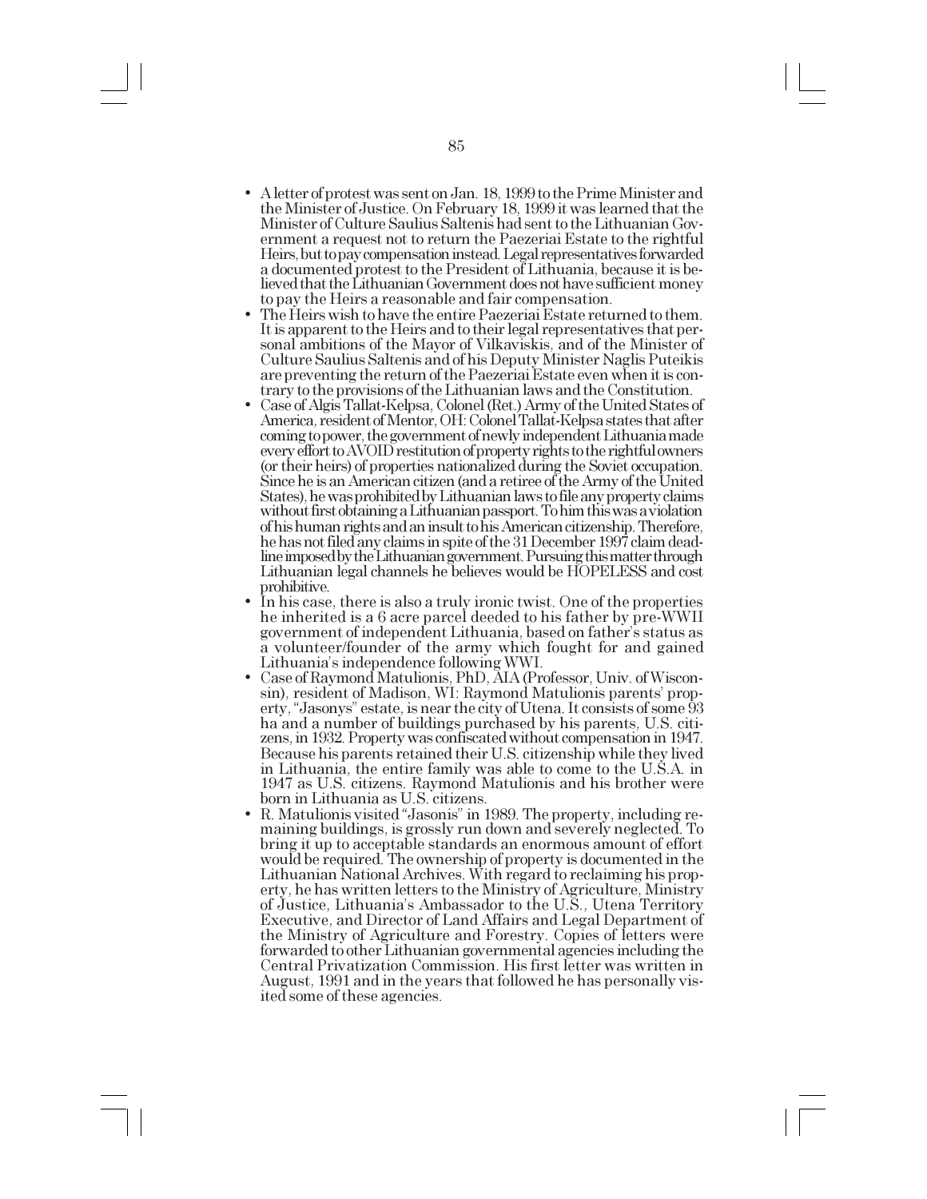- A letter of protest was sent on Jan. 18, 1999 to the Prime Minister and the Minister of Justice. On February 18, 1999 it was learned that the Minister of Culture Saulius Saltenis had sent to the Lithuanian Government a request not to return the Paezeriai Estate to the rightful Heirs, but to pay compensation instead. Legal representatives forwarded a documented protest to the President of Lithuania, because it is believed that the Lithuanian Government does not have sufficient money to pay the Heirs a reasonable and fair compensation.
- The Heirs wish to have the entire Paezeriai Estate returned to them. It is apparent to the Heirs and to their legal representatives that personal ambitions of the Mayor of Vilkaviskis, and of the Minister of Culture Saulius Saltenis and of his Deputy Minister Naglis Puteikis are preventing the return of the Paezeriai Estate even when it is contrary to the provisions of the Lithuanian laws and the Constitution.
- Case of Algis Tallat-Kelpsa, Colonel (Ret.) Army of the United States of America, resident of Mentor, OH: Colonel Tallat-Kelpsa states that after coming to power, the government of newly independent Lithuania made every effort to AVOID restitution of property rights to the rightful owners (or their heirs) of properties nationalized during the Soviet occupation. Since he is an American citizen (and a retiree of the Army of the United States), he was prohibited by Lithuanian laws to file any property claims without first obtaining a Lithuanian passport. To him this was a violation of his human rights and an insult to his American citizenship. Therefore, he has not filed any claims in spite of the 31 December 1997 claim deadline imposed by the Lithuanian government. Pursuing this matter through Lithuanian legal channels he believes would be HOPELESS and cost prohibitive.
- In his case, there is also a truly ironic twist. One of the properties he inherited is a 6 acre parcel deeded to his father by pre-WWII government of independent Lithuania, based on father's status as a volunteer/founder of the army which fought for and gained Lithuania's independence following WWI.
- Case of Raymond Matulionis, PhD, AIA (Professor, Univ. of Wisconsin), resident of Madison, WI: Raymond Matulionis parents' property, "Jasonys" estate, is near the city of Utena. It consists of some 93 ha and a number of buildings purchased by his parents, U.S. citizens, in 1932. Property was confiscated without compensation in 1947. Because his parents retained their U.S. citizenship while they lived in Lithuania, the entire family was able to come to the U.S.A. in 1947 as U.S. citizens. Raymond Matulionis and his brother were born in Lithuania as U.S. citizens.
- R. Matulionis visited "Jasonis" in 1989. The property, including remaining buildings, is grossly run down and severely neglected. To bring it up to acceptable standards an enormous amount of effort would be required. The ownership of property is documented in the Lithuanian National Archives. With regard to reclaiming his property, he has written letters to the Ministry of Agriculture, Ministry of Justice, Lithuania's Ambassador to the U.S., Utena Territory Executive, and Director of Land Affairs and Legal Department of the Ministry of Agriculture and Forestry. Copies of letters were forwarded to other Lithuanian governmental agencies including the Central Privatization Commission. His first letter was written in August, 1991 and in the years that followed he has personally visited some of these agencies.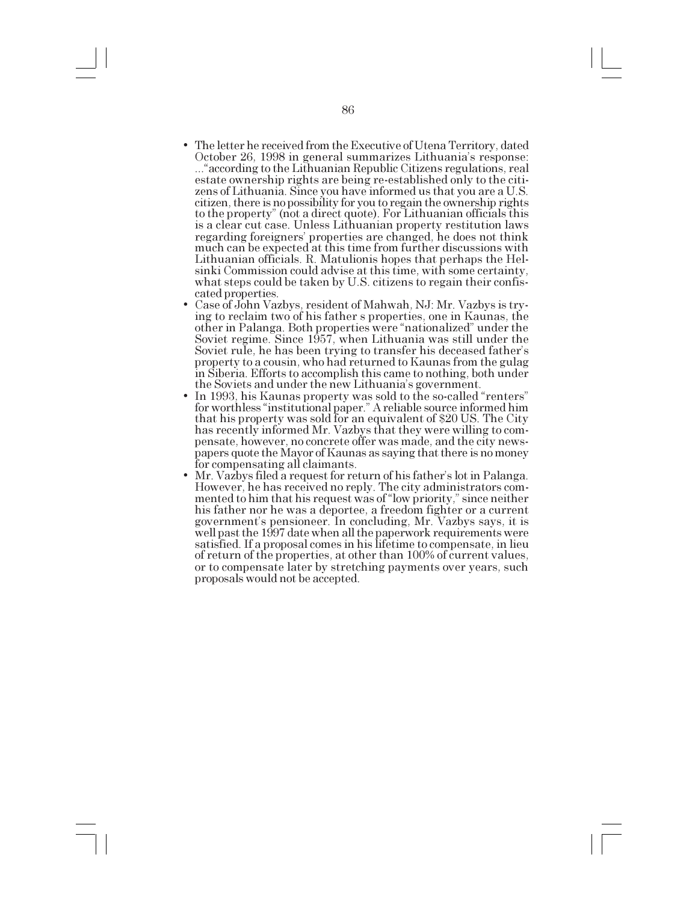- The letter he received from the Executive of Utena Territory, dated October 26, 1998 in general summarizes Lithuania's response: ..."according to the Lithuanian Republic Citizens regulations, real estate ownership rights are being re-established only to the citizens of Lithuania. Since you have informed us that you are a U.S. citizen, there is no possibility for you to regain the ownership rights to the property" (not a direct quote). For Lithuanian officials this is a clear cut case. Unless Lithuanian property restitution laws regarding foreigners' properties are changed, he does not think much can be expected at this time from further discussions with Lithuanian officials. R. Matulionis hopes that perhaps the Helsinki Commission could advise at this time, with some certainty, what steps could be taken by U.S. citizens to regain their confiscated properties.
- Case of John Vazbys, resident of Mahwah, NJ: Mr. Vazbys is trying to reclaim two of his father s properties, one in Kaunas, the other in Palanga. Both properties were "nationalized" under the Soviet regime. Since 1957, when Lithuania was still under the Soviet rule, he has been trying to transfer his deceased father's property to a cousin, who had returned to Kaunas from the gulag in Siberia. Efforts to accomplish this came to nothing, both under the Soviets and under the new Lithuania's government.
- In 1993, his Kaunas property was sold to the so-called "renters" for worthless "institutional paper." A reliable source informed him that his property was sold for an equivalent of $20 US. The City has recently informed Mr. Vazbys that they were willing to compensate, however, no concrete offer was made, and the city newspapers quote the Mayor of Kaunas as saying that there is no money for compensating all claimants.
- Mr. Vazbys filed a request for return of his father's lot in Palanga. However, he has received no reply. The city administrators commented to him that his request was of "low priority," since neither his father nor he was a deportee, a freedom fighter or a current government's pensioneer. In concluding, Mr. Vazbys says, it is well past the 1997 date when all the paperwork requirements were satisfied. If a proposal comes in his lifetime to compensate, in lieu of return of the properties, at other than 100% of current values, or to compensate later by stretching payments over years, such proposals would not be accepted.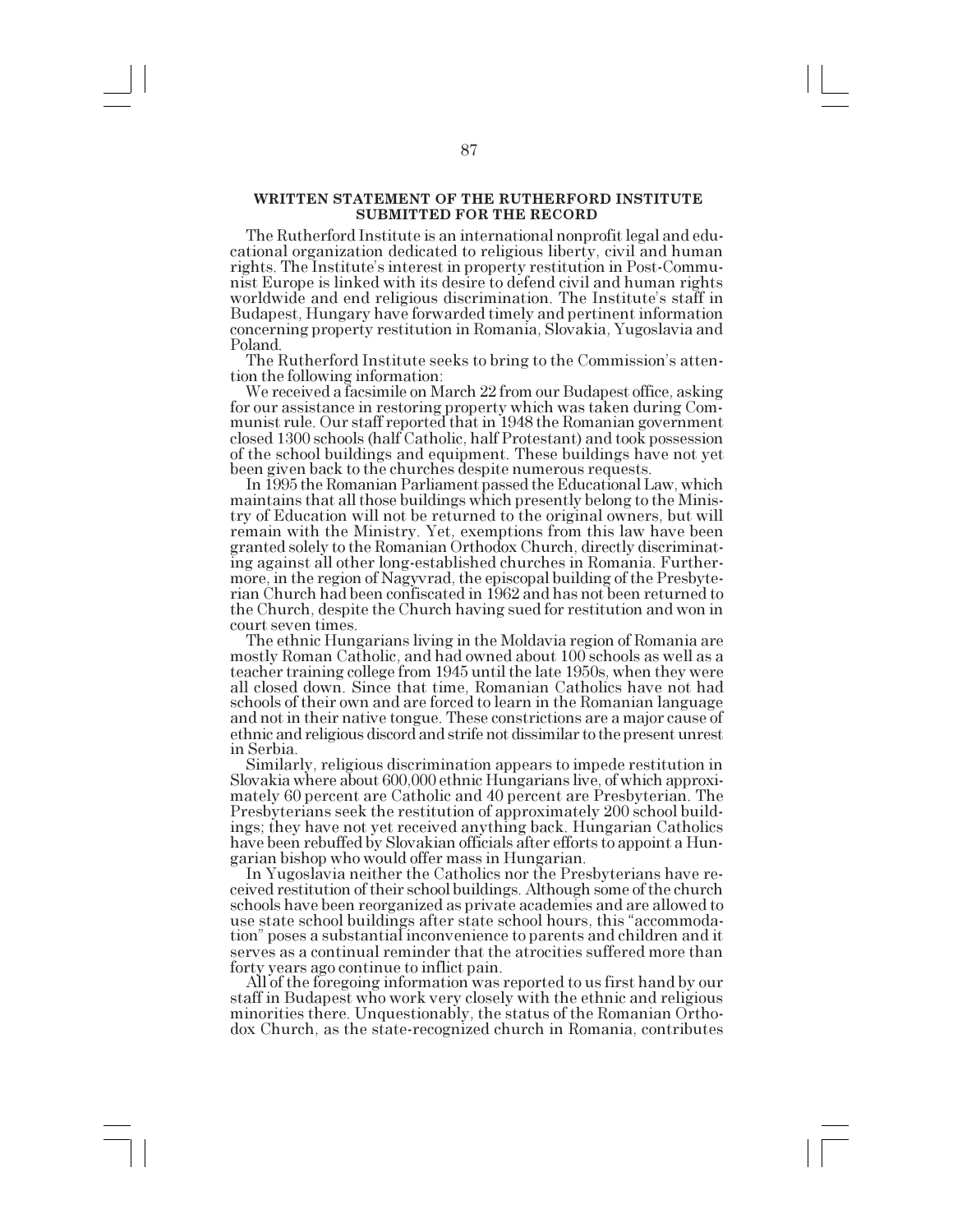#### WRITTEN STATEMENT OF THE RUTHERFORD INSTITUTE SUBMITTED FOR THE RECORD

The Rutherford Institute is an international nonprofit legal and educational organization dedicated to religious liberty, civil and human rights. The Institute's interest in property restitution in Post-Communist Europe is linked with its desire to defend civil and human rights worldwide and end religious discrimination. The Institute's staff in Budapest, Hungary have forwarded timely and pertinent information concerning property restitution in Romania, Slovakia, Yugoslavia and Poland.

The Rutherford Institute seeks to bring to the Commission's attention the following information:

We received a facsimile on March 22 from our Budapest office, asking for our assistance in restoring property which was taken during Communist rule. Our staff reported that in 1948 the Romanian government closed 1300 schools (half Catholic, half Protestant) and took possession of the school buildings and equipment. These buildings have not yet been given back to the churches despite numerous requests.

In 1995 the Romanian Parliament passed the Educational Law, which maintains that all those buildings which presently belong to the Ministry of Education will not be returned to the original owners, but will remain with the Ministry. Yet, exemptions from this law have been granted solely to the Romanian Orthodox Church, directly discriminating against all other long-established churches in Romania. Furthermore, in the region of Nagyvrad, the episcopal building of the Presbyterian Church had been confiscated in 1962 and has not been returned to the Church, despite the Church having sued for restitution and won in court seven times.

The ethnic Hungarians living in the Moldavia region of Romania are mostly Roman Catholic, and had owned about 100 schools as well as a teacher training college from 1945 until the late 1950s, when they were all closed down. Since that time, Romanian Catholics have not had schools of their own and are forced to learn in the Romanian language and not in their native tongue. These constrictions are a major cause of ethnic and religious discord and strife not dissimilar to the present unrest in Serbia.

Similarly, religious discrimination appears to impede restitution in Slovakia where about 600,000 ethnic Hungarians live, of which approximately 60 percent are Catholic and 40 percent are Presbyterian. The Presbyterians seek the restitution of approximately 200 school buildings; they have not yet received anything back. Hungarian Catholics have been rebuffed by Slovakian officials after efforts to appoint a Hungarian bishop who would offer mass in Hungarian.

In Yugoslavia neither the Catholics nor the Presbyterians have received restitution of their school buildings. Although some of the church schools have been reorganized as private academies and are allowed to use state school buildings after state school hours, this "accommodation" poses a substantial inconvenience to parents and children and it serves as a continual reminder that the atrocities suffered more than forty years ago continue to inflict pain.

All of the foregoing information was reported to us first hand by our staff in Budapest who work very closely with the ethnic and religious minorities there. Unquestionably, the status of the Romanian Orthodox Church, as the state-recognized church in Romania, contributes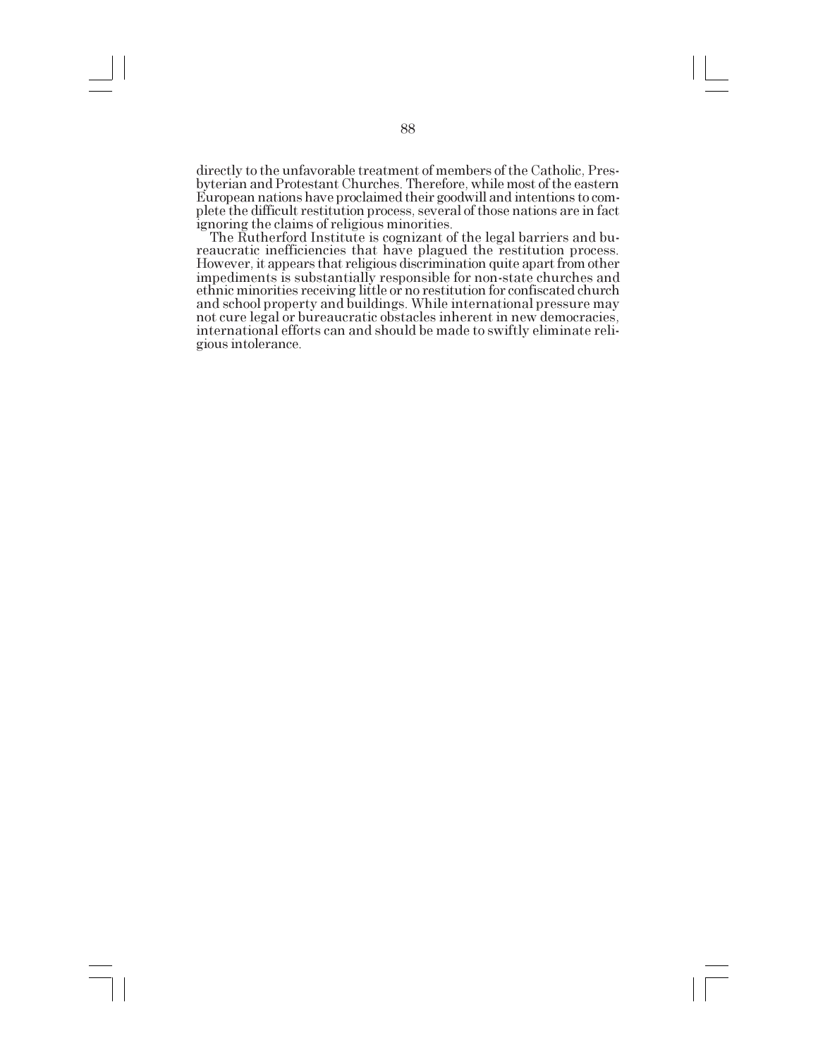directly to the unfavorable treatment of members of the Catholic, Presbyterian and Protestant Churches. Therefore, while most of the eastern European nations have proclaimed their goodwill and intentions to complete the difficult restitution process, several of those nations are in fact ignoring the claims of religious minorities.

The Rutherford Institute is cognizant of the legal barriers and bureaucratic inefficiencies that have plagued the restitution process. However, it appears that religious discrimination quite apart from other impediments is substantially responsible for non-state churches and ethnic minorities receiving little or no restitution for confiscated church and school property and buildings. While international pressure may not cure legal or bureaucratic obstacles inherent in new democracies, international efforts can and should be made to swiftly eliminate religious intolerance.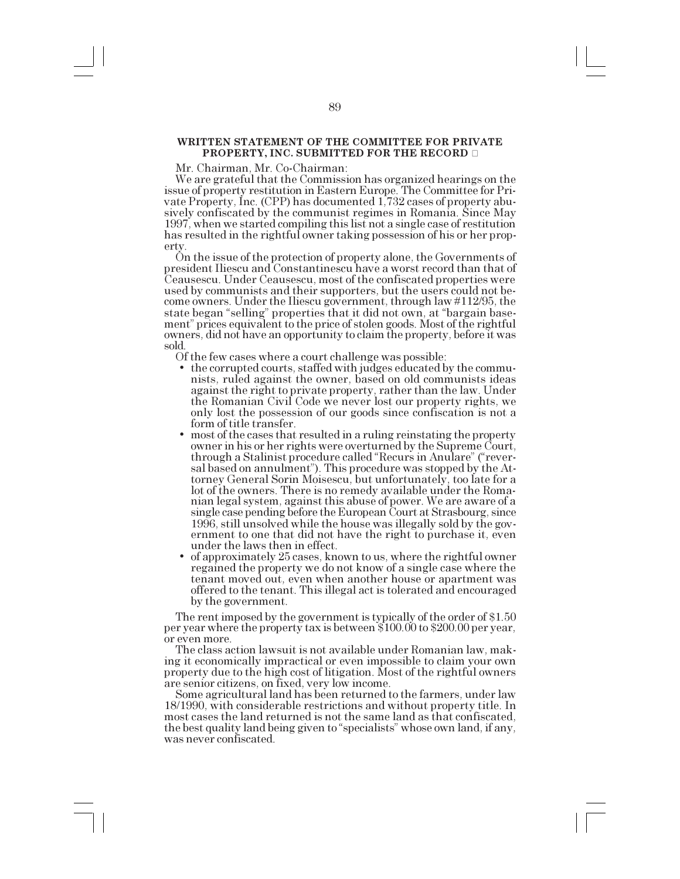**WRITTEN STATEMENT OF THE COMMITTEE FOR PRIVATE PROPERTY, INC. SUBMITTED FOR THE RECORD**

Mr. Chairman, Mr. Co-Chairman:

We are grateful that the Commission has organized hearings on the issue of property restitution in Eastern Europe. The Committee for Private Property, Inc. (CPP) has documented 1,732 cases of property abusively confiscated by the communist regimes in Romania. Since May 1997, when we started compiling this list not a single case of restitution has resulted in the rightful owner taking possession of his or her property.

On the issue of the protection of property alone, the Governments of president Iliescu and Constantinescu have a worst record than that of Ceausescu. Under Ceausescu, most of the confiscated properties were used by communists and their supporters, but the users could not become owners. Under the Iliescu government, through law #112/95, the state began "selling" properties that it did not own, at "bargain basement" prices equivalent to the price of stolen goods. Most of the rightful owners, did not have an opportunity to claim the property, before it was sold.

Of the few cases where a court challenge was possible:

- the corrupted courts, staffed with judges educated by the communists, ruled against the owner, based on old communists ideas against the right to private property, rather than the law. Under the Romanian Civil Code we never lost our property rights, we only lost the possession of our goods since confiscation is not a form of title transfer.
- most of the cases that resulted in a ruling reinstating the property owner in his or her rights were overturned by the Supreme Court, through a Stalinist procedure called "Recurs in Anulare" ("reversal based on annulment"). This procedure was stopped by the Attorney General Sorin Moisescu, but unfortunately, too late for a lot of the owners. There is no remedy available under the Romanian legal system, against this abuse of power. We are aware of a single case pending before the European Court at Strasbourg, since 1996, still unsolved while the house was illegally sold by the government to one that did not have the right to purchase it, even under the laws then in effect.
- of approximately 25 cases, known to us, where the rightful owner regained the property we do not know of a single case where the tenant moved out, even when another house or apartment was offered to the tenant. This illegal act is tolerated and encouraged by the government.

The rent imposed by the government is typically of the order of $1.50 per year where the property tax is between $100.00 to $200.00 per year, or even more.

The class action lawsuit is not available under Romanian law, making it economically impractical or even impossible to claim your own property due to the high cost of litigation. Most of the rightful owners are senior citizens, on fixed, very low income.

Some agricultural land has been returned to the farmers, under law 18/1990, with considerable restrictions and without property title. In most cases the land returned is not the same land as that confiscated, the best quality land being given to "specialists" whose own land, if any, was never confiscated.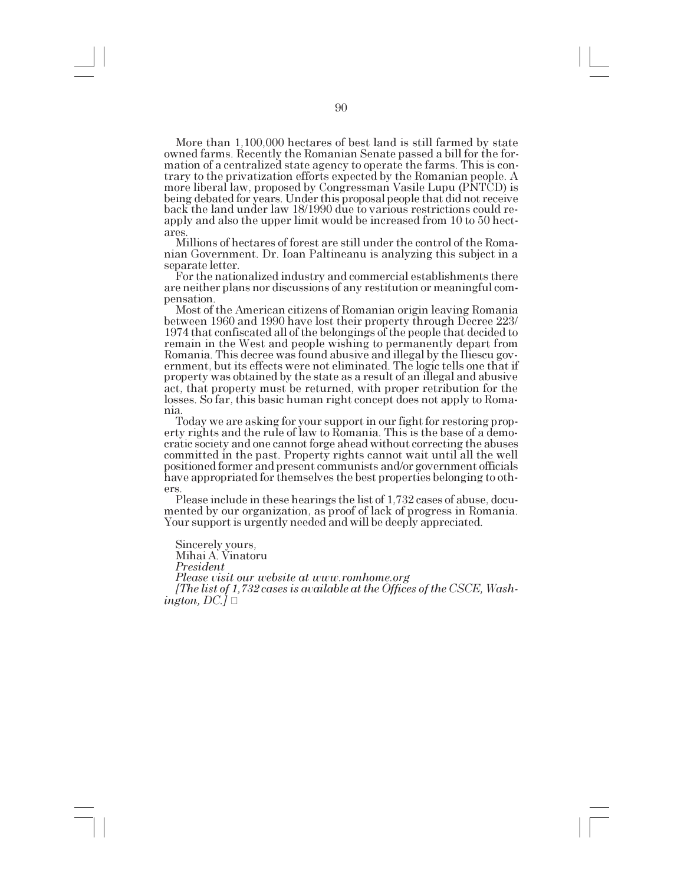More than 1,100,000 hectares of best land is still farmed by state owned farms. Recently the Romanian Senate passed a bill for the formation of a centralized state agency to operate the farms. This is contrary to the privatization efforts expected by the Romanian people. A more liberal law, proposed by Congressman Vasile Lupu (PNTCD) is being debated for years. Under this proposal people that did not receive back the land under law 18/1990 due to various restrictions could reapply and also the upper limit would be increased from 10 to 50 hectares.

Millions of hectares of forest are still under the control of the Romanian Government. Dr. Ioan Paltineanu is analyzing this subject in a separate letter.

For the nationalized industry and commercial establishments there are neither plans nor discussions of any restitution or meaningful compensation.

Most of the American citizens of Romanian origin leaving Romania between 1960 and 1990 have lost their property through Decree 223/1974 that confiscated all of the belongings of the people that decided to remain in the West and people wishing to permanently depart from Romania. This decree was found abusive and illegal by the Iliescu government, but its effects were not eliminated. The logic tells one that if property was obtained by the state as a result of an illegal and abusive act, that property must be returned, with proper retribution for the losses. So far, this basic human right concept does not apply to Romania.

Today we are asking for your support in our fight for restoring property rights and the rule of law to Romania. This is the base of a democratic society and one cannot forge ahead without correcting the abuses committed in the past. Property rights cannot wait until all the well positioned former and present communists and/or government officials have appropriated for themselves the best properties belonging to others.

Please include in these hearings the list of 1,732 cases of abuse, documented by our organization, as proof of lack of progress in Romania. Your support is urgently needed and will be deeply appreciated.

Sincerely yours,
Mihai A. Vinatoru
*President*
*Please visit our website at www.romhome.org*

*[The list of 1,732 cases is available at the Offices of the CSCE, Washington, DC.]*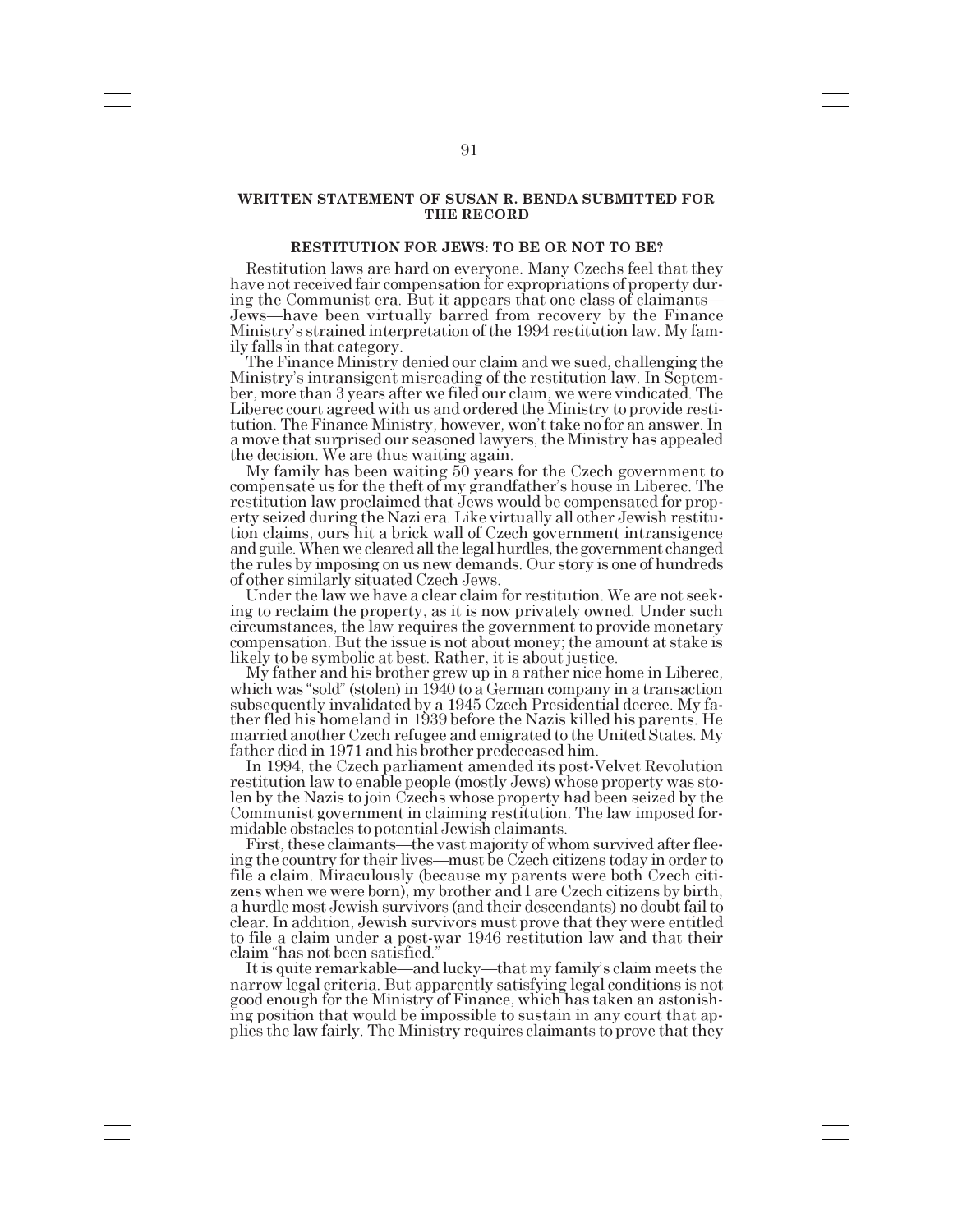## WRITTEN STATEMENT OF SUSAN R. BENDA SUBMITTED FOR THE RECORD

### RESTITUTION FOR JEWS: TO BE OR NOT TO BE?

Restitution laws are hard on everyone. Many Czechs feel that they have not received fair compensation for expropriations of property during the Communist era. But it appears that one class of claimants—Jews—have been virtually barred from recovery by the Finance Ministry's strained interpretation of the 1994 restitution law. My family falls in that category.

The Finance Ministry denied our claim and we sued, challenging the Ministry's intransigent misreading of the restitution law. In September, more than 3 years after we filed our claim, we were vindicated. The Liberec court agreed with us and ordered the Ministry to provide restitution. The Finance Ministry, however, won't take no for an answer. In a move that surprised our seasoned lawyers, the Ministry has appealed the decision. We are thus waiting again.

My family has been waiting 50 years for the Czech government to compensate us for the theft of my grandfather's house in Liberec. The restitution law proclaimed that Jews would be compensated for property seized during the Nazi era. Like virtually all other Jewish restitution claims, ours hit a brick wall of Czech government intransigence and guile. When we cleared all the legal hurdles, the government changed the rules by imposing on us new demands. Our story is one of hundreds of other similarly situated Czech Jews.

Under the law we have a clear claim for restitution. We are not seeking to reclaim the property, as it is now privately owned. Under such circumstances, the law requires the government to provide monetary compensation. But the issue is not about money; the amount at stake is likely to be symbolic at best. Rather, it is about justice.

My father and his brother grew up in a rather nice home in Liberec, which was "sold" (stolen) in 1940 to a German company in a transaction subsequently invalidated by a 1945 Czech Presidential decree. My father fled his homeland in 1939 before the Nazis killed his parents. He married another Czech refugee and emigrated to the United States. My father died in 1971 and his brother predeceased him.

In 1994, the Czech parliament amended its post-Velvet Revolution restitution law to enable people (mostly Jews) whose property was stolen by the Nazis to join Czechs whose property had been seized by the Communist government in claiming restitution. The law imposed formidable obstacles to potential Jewish claimants.

First, these claimants—the vast majority of whom survived after fleeing the country for their lives—must be Czech citizens today in order to file a claim. Miraculously (because my parents were both Czech citizens when we were born), my brother and I are Czech citizens by birth, a hurdle most Jewish survivors (and their descendants) no doubt fail to clear. In addition, Jewish survivors must prove that they were entitled to file a claim under a post-war 1946 restitution law and that their claim "has not been satisfied."

It is quite remarkable—and lucky—that my family's claim meets the narrow legal criteria. But apparently satisfying legal conditions is not good enough for the Ministry of Finance, which has taken an astonishing position that would be impossible to sustain in any court that applies the law fairly. The Ministry requires claimants to prove that they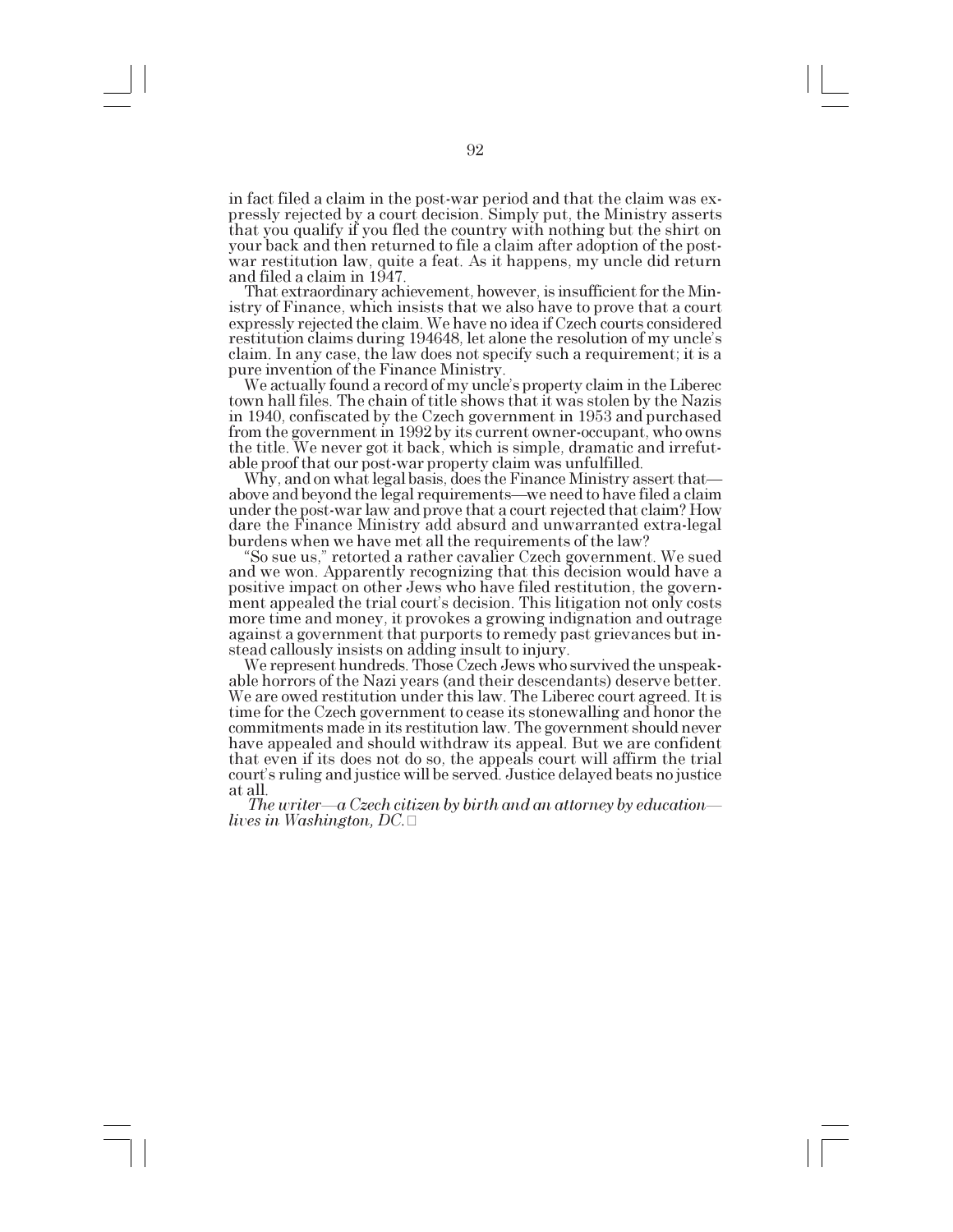in fact filed a claim in the post-war period and that the claim was expressly rejected by a court decision. Simply put, the Ministry asserts that you qualify if you fled the country with nothing but the shirt on your back and then returned to file a claim after adoption of the post-war restitution law, quite a feat. As it happens, my uncle did return and filed a claim in 1947.

That extraordinary achievement, however, is insufficient for the Ministry of Finance, which insists that we also have to prove that a court expressly rejected the claim. We have no idea if Czech courts considered restitution claims during 194648, let alone the resolution of my uncle's claim. In any case, the law does not specify such a requirement; it is a pure invention of the Finance Ministry.

We actually found a record of my uncle's property claim in the Liberec town hall files. The chain of title shows that it was stolen by the Nazis in 1940, confiscated by the Czech government in 1953 and purchased from the government in 1992 by its current owner-occupant, who owns the title. We never got it back, which is simple, dramatic and irrefutable proof that our post-war property claim was unfulfilled.

Why, and on what legal basis, does the Finance Ministry assert that—above and beyond the legal requirements—we need to have filed a claim under the post-war law and prove that a court rejected that claim? How dare the Finance Ministry add absurd and unwarranted extra-legal burdens when we have met all the requirements of the law?

"So sue us," retorted a rather cavalier Czech government. We sued and we won. Apparently recognizing that this decision would have a positive impact on other Jews who have filed restitution, the government appealed the trial court's decision. This litigation not only costs more time and money, it provokes a growing indignation and outrage against a government that purports to remedy past grievances but instead callously insists on adding insult to injury.

We represent hundreds. Those Czech Jews who survived the unspeakable horrors of the Nazi years (and their descendants) deserve better. We are owed restitution under this law. The Liberec court agreed. It is time for the Czech government to cease its stonewalling and honor the commitments made in its restitution law. The government should never have appealed and should withdraw its appeal. But we are confident that even if its does not do so, the appeals court will affirm the trial court's ruling and justice will be served. Justice delayed beats no justice at all.

*The writer—a Czech citizen by birth and an attorney by education—lives in Washington, DC.*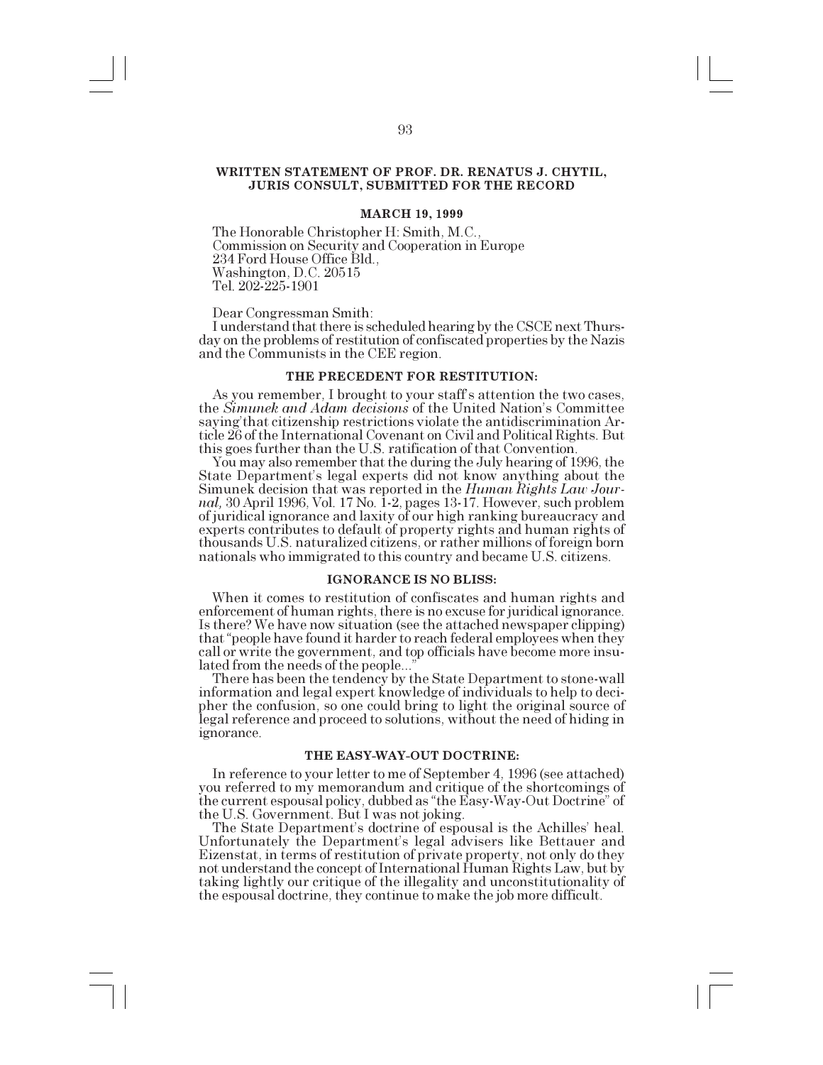## WRITTEN STATEMENT OF PROF. DR. RENATUS J. CHYTIL, JURIS CONSULT, SUBMITTED FOR THE RECORD

**MARCH 19, 1999**

The Honorable Christopher H: Smith, M.C.,
Commission on Security and Cooperation in Europe
234 Ford House Office Bld.,
Washington, D.C. 20515
Tel. 202-225-1901

Dear Congressman Smith:

I understand that there is scheduled hearing by the CSCE next Thursday on the problems of restitution of confiscated properties by the Nazis and the Communists in the CEE region.

### THE PRECEDENT FOR RESTITUTION:

As you remember, I brought to your staff's attention the two cases, the *Simunek and Adam decisions* of the United Nation's Committee saying that citizenship restrictions violate the antidiscrimination Article 26 of the International Covenant on Civil and Political Rights. But this goes further than the U.S. ratification of that Convention.

You may also remember that the during the July hearing of 1996, the State Department's legal experts did not know anything about the Simunek decision that was reported in the *Human Rights Law Journal,* 30 April 1996, Vol. 17 No. 1-2, pages 13-17. However, such problem of juridical ignorance and laxity of our high ranking bureaucracy and experts contributes to default of property rights and human rights of thousands U.S. naturalized citizens, or rather millions of foreign born nationals who immigrated to this country and became U.S. citizens.

### IGNORANCE IS NO BLISS:

When it comes to restitution of confiscates and human rights and enforcement of human rights, there is no excuse for juridical ignorance. Is there? We have now situation (see the attached newspaper clipping) that "people have found it harder to reach federal employees when they call or write the government, and top officials have become more insulated from the needs of the people..."

There has been the tendency by the State Department to stone-wall information and legal expert knowledge of individuals to help to decipher the confusion, so one could bring to light the original source of legal reference and proceed to solutions, without the need of hiding in ignorance.

### THE EASY-WAY-OUT DOCTRINE:

In reference to your letter to me of September 4, 1996 (see attached) you referred to my memorandum and critique of the shortcomings of the current espousal policy, dubbed as "the Easy-Way-Out Doctrine" of the U.S. Government. But I was not joking.

The State Department's doctrine of espousal is the Achilles' heal. Unfortunately the Department's legal advisers like Bettauer and Eizenstat, in terms of restitution of private property, not only do they not understand the concept of International Human Rights Law, but by taking lightly our critique of the illegality and unconstitutionality of the espousal doctrine, they continue to make the job more difficult.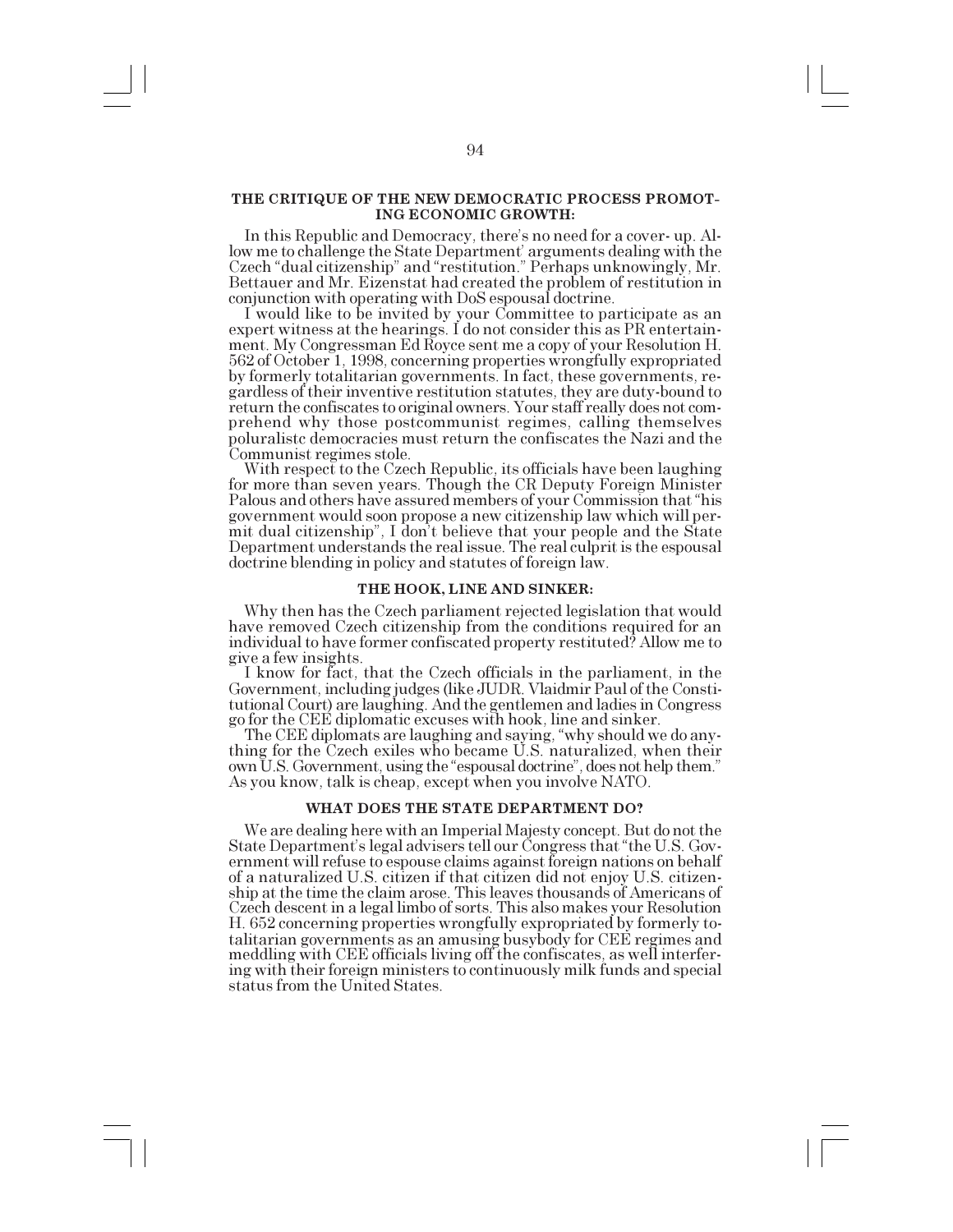## THE CRITIQUE OF THE NEW DEMOCRATIC PROCESS PROMOTING ECONOMIC GROWTH:

In this Republic and Democracy, there's no need for a cover- up. Allow me to challenge the State Department' arguments dealing with the Czech "dual citizenship" and "restitution." Perhaps unknowingly, Mr. Bettauer and Mr. Eizenstat had created the problem of restitution in conjunction with operating with DoS espousal doctrine.

I would like to be invited by your Committee to participate as an expert witness at the hearings. I do not consider this as PR entertainment. My Congressman Ed Royce sent me a copy of your Resolution H. 562 of October 1, 1998, concerning properties wrongfully expropriated by formerly totalitarian governments. In fact, these governments, regardless of their inventive restitution statutes, they are duty-bound to return the confiscates to original owners. Your staff really does not comprehend why those postcommunist regimes, calling themselves poluralistc democracies must return the confiscates the Nazi and the Communist regimes stole.

With respect to the Czech Republic, its officials have been laughing for more than seven years. Though the CR Deputy Foreign Minister Palous and others have assured members of your Commission that "his government would soon propose a new citizenship law which will permit dual citizenship", I don't believe that your people and the State Department understands the real issue. The real culprit is the espousal doctrine blending in policy and statutes of foreign law.

## THE HOOK, LINE AND SINKER:

Why then has the Czech parliament rejected legislation that would have removed Czech citizenship from the conditions required for an individual to have former confiscated property restituted? Allow me to give a few insights.

I know for fact, that the Czech officials in the parliament, in the Government, including judges (like JUDR. Vlaidmir Paul of the Constitutional Court) are laughing. And the gentlemen and ladies in Congress go for the CEE diplomatic excuses with hook, line and sinker.

The CEE diplomats are laughing and saying, "why should we do anything for the Czech exiles who became U.S. naturalized, when their own U.S. Government, using the "espousal doctrine", does not help them." As you know, talk is cheap, except when you involve NATO.

## WHAT DOES THE STATE DEPARTMENT DO?

We are dealing here with an Imperial Majesty concept. But do not the State Department's legal advisers tell our Congress that "the U.S. Government will refuse to espouse claims against foreign nations on behalf of a naturalized U.S. citizen if that citizen did not enjoy U.S. citizenship at the time the claim arose. This leaves thousands of Americans of Czech descent in a legal limbo of sorts. This also makes your Resolution H. 652 concerning properties wrongfully expropriated by formerly totalitarian governments as an amusing busybody for CEE regimes and meddling with CEE officials living off the confiscates, as well interfering with their foreign ministers to continuously milk funds and special status from the United States.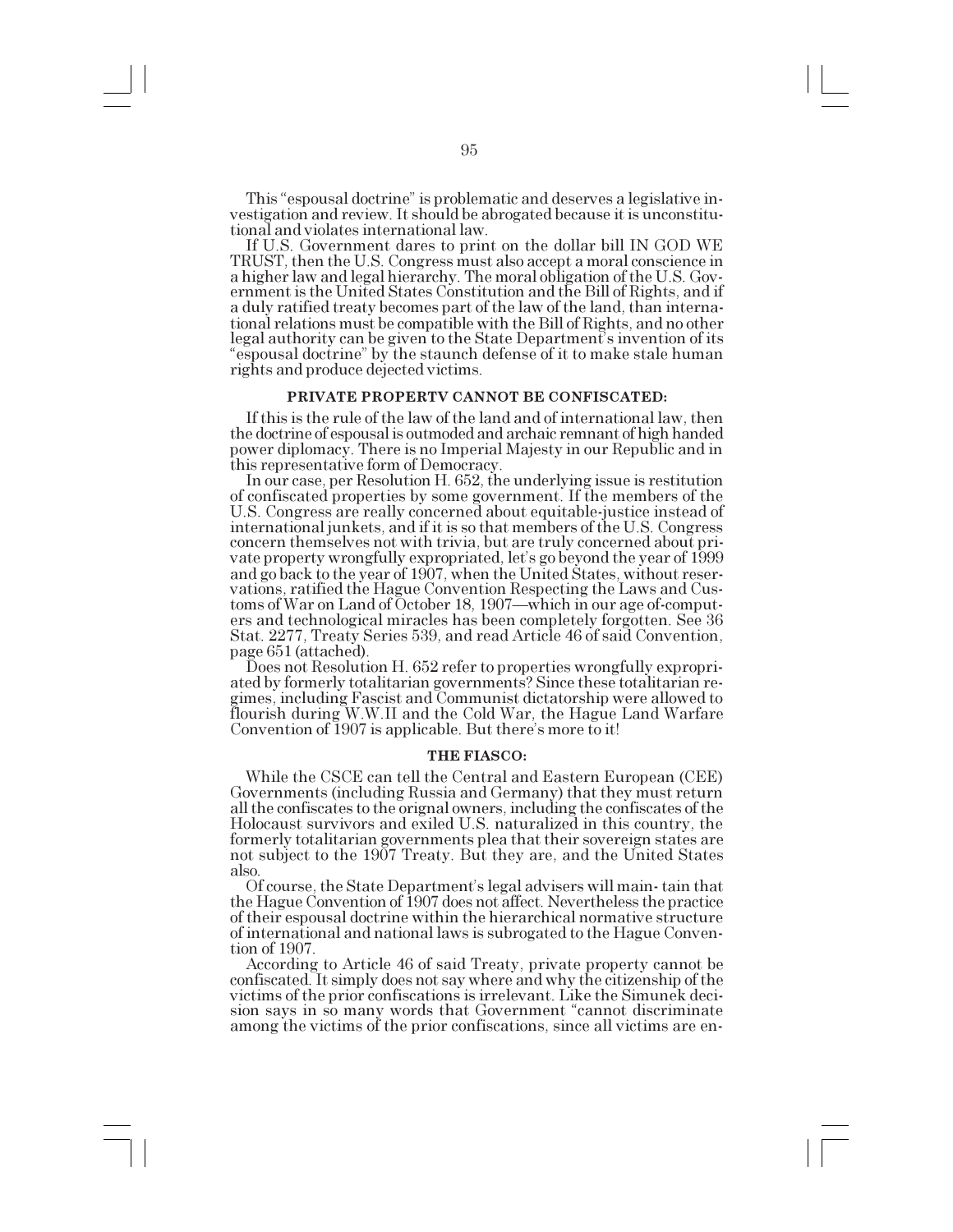This "espousal doctrine" is problematic and deserves a legislative investigation and review. It should be abrogated because it is unconstitutional and violates international law.

If U.S. Government dares to print on the dollar bill IN GOD WE TRUST, then the U.S. Congress must also accept a moral conscience in a higher law and legal hierarchy. The moral obligation of the U.S. Government is the United States Constitution and the Bill of Rights, and if a duly ratified treaty becomes part of the law of the land, than international relations must be compatible with the Bill of Rights, and no other legal authority can be given to the State Department's invention of its "espousal doctrine" by the staunch defense of it to make stale human rights and produce dejected victims.

**PRIVATE PROPERTV CANNOT BE CONFISCATED:**

If this is the rule of the law of the land and of international law, then the doctrine of espousal is outmoded and archaic remnant of high handed power diplomacy. There is no Imperial Majesty in our Republic and in this representative form of Democracy.

In our case, per Resolution H. 652, the underlying issue is restitution of confiscated properties by some government. If the members of the U.S. Congress are really concerned about equitable-justice instead of international junkets, and if it is so that members of the U.S. Congress concern themselves not with trivia, but are truly concerned about private property wrongfully expropriated, let's go beyond the year of 1999 and go back to the year of 1907, when the United States, without reservations, ratified the Hague Convention Respecting the Laws and Customs of War on Land of October 18, 1907—which in our age of-computers and technological miracles has been completely forgotten. See 36 Stat. 2277, Treaty Series 539, and read Article 46 of said Convention, page 651 (attached).

Does not Resolution H. 652 refer to properties wrongfully expropriated by formerly totalitarian governments? Since these totalitarian regimes, including Fascist and Communist dictatorship were allowed to flourish during W.W.II and the Cold War, the Hague Land Warfare Convention of 1907 is applicable. But there's more to it!

**THE FIASCO:**

While the CSCE can tell the Central and Eastern European (CEE) Governments (including Russia and Germany) that they must return all the confiscates to the orignal owners, including the confiscates of the Holocaust survivors and exiled U.S. naturalized in this country, the formerly totalitarian governments plea that their sovereign states are not subject to the 1907 Treaty. But they are, and the United States also.

Of course, the State Department's legal advisers will main- tain that the Hague Convention of 1907 does not affect. Nevertheless the practice of their espousal doctrine within the hierarchical normative structure of international and national laws is subrogated to the Hague Convention of 1907.

According to Article 46 of said Treaty, private property cannot be confiscated. It simply does not say where and why the citizenship of the victims of the prior confiscations is irrelevant. Like the Simunek decision says in so many words that Government "cannot discriminate among the victims of the prior confiscations, since all victims are en-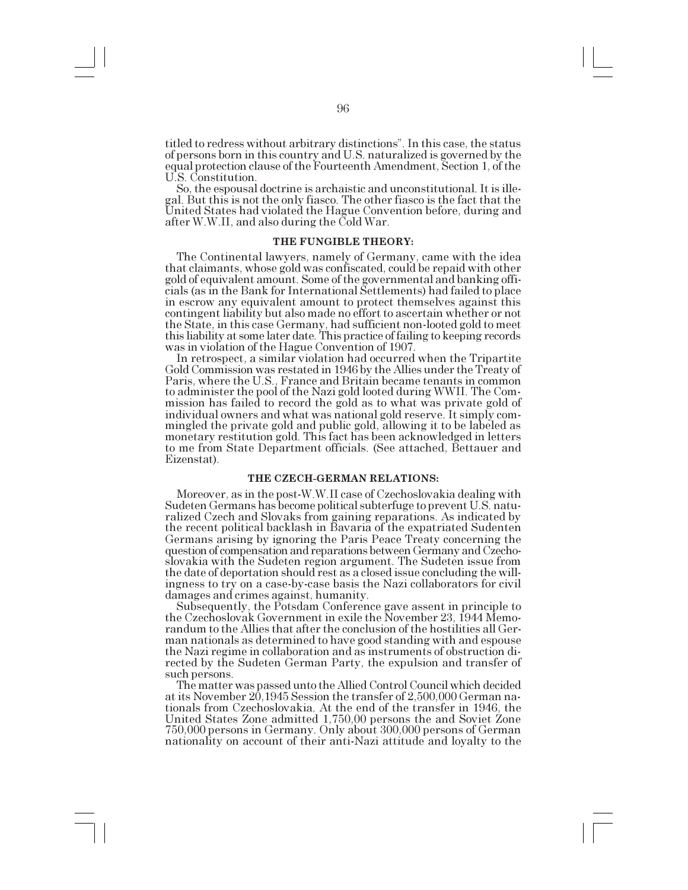titled to redress without arbitrary distinctions". In this case, the status of persons born in this country and U.S. naturalized is governed by the equal protection clause of the Fourteenth Amendment, Section 1, of the U.S. Constitution.

So, the espousal doctrine is archaistic and unconstitutional. It is illegal. But this is not the only fiasco. The other fiasco is the fact that the United States had violated the Hague Convention before, during and after W.W.II, and also during the Cold War.

#### THE FUNGIBLE THEORY:

The Continental lawyers, namely of Germany, came with the idea that claimants, whose gold was confiscated, could be repaid with other gold of equivalent amount. Some of the governmental and banking officials (as in the Bank for International Settlements) had failed to place in escrow any equivalent amount to protect themselves against this contingent liability but also made no effort to ascertain whether or not the State, in this case Germany, had sufficient non-looted gold to meet this liability at some later date. This practice of failing to keeping records was in violation of the Hague Convention of 1907.

In retrospect, a similar violation had occurred when the Tripartite Gold Commission was restated in 1946 by the Allies under the Treaty of Paris, where the U.S., France and Britain became tenants in common to administer the pool of the Nazi gold looted during WWII. The Commission has failed to record the gold as to what was private gold of individual owners and what was national gold reserve. It simply commingled the private gold and public gold, allowing it to be labeled as monetary restitution gold. This fact has been acknowledged in letters to me from State Department officials. (See attached, Bettauer and Eizenstat).

#### THE CZECH-GERMAN RELATIONS:

Moreover, as in the post-W.W.II case of Czechoslovakia dealing with Sudeten Germans has become political subterfuge to prevent U.S. naturalized Czech and Slovaks from gaining reparations. As indicated by the recent political backlash in Bavaria of the expatriated Sudenten Germans arising by ignoring the Paris Peace Treaty concerning the question of compensation and reparations between Germany and Czechoslovakia with the Sudeten region argument. The Sudeten issue from the date of deportation should rest as a closed issue concluding the willingness to try on a case-by-case basis the Nazi collaborators for civil damages and crimes against, humanity.

Subsequently, the Potsdam Conference gave assent in principle to the Czechoslovak Government in exile the November 23, 1944 Memorandum to the Allies that after the conclusion of the hostilities all German nationals as determined to have good standing with and espouse the Nazi regime in collaboration and as instruments of obstruction directed by the Sudeten German Party, the expulsion and transfer of such persons.

The matter was passed unto the Allied Control Council which decided at its November 20,1945 Session the transfer of 2,500,000 German nationals from Czechoslovakia. At the end of the transfer in 1946, the United States Zone admitted 1,750,00 persons the and Soviet Zone 750,000 persons in Germany. Only about 300,000 persons of German nationality on account of their anti-Nazi attitude and loyalty to the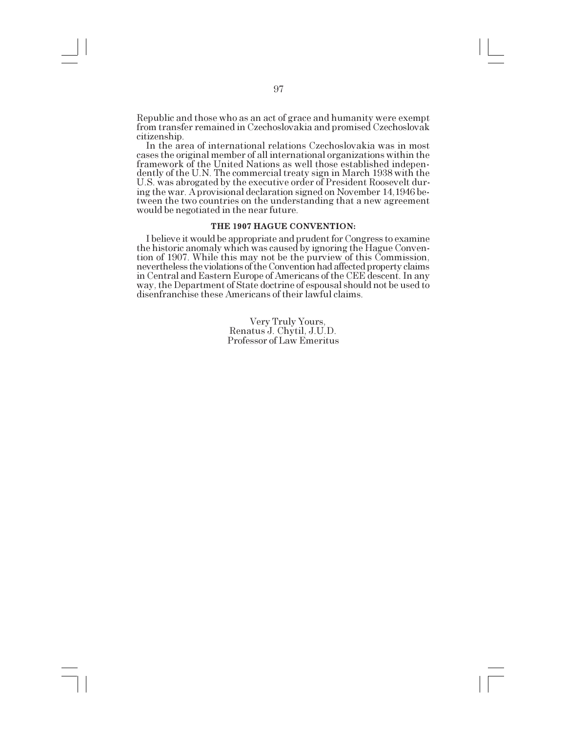Republic and those who as an act of grace and humanity were exempt from transfer remained in Czechoslovakia and promised Czechoslovak citizenship.

In the area of international relations Czechoslovakia was in most cases the original member of all international organizations within the framework of the United Nations as well those established independently of the U.N. The commercial treaty sign in March 1938 with the U.S. was abrogated by the executive order of President Roosevelt during the war. A provisional declaration signed on November 14, 1946 between the two countries on the understanding that a new agreement would be negotiated in the near future.

**THE 1907 HAGUE CONVENTION:**

I believe it would be appropriate and prudent for Congress to examine the historic anomaly which was caused by ignoring the Hague Convention of 1907. While this may not be the purview of this Commission, nevertheless the violations of the Convention had affected property claims in Central and Eastern Europe of Americans of the CEE descent. In any way, the Department of State doctrine of espousal should not be used to disenfranchise these Americans of their lawful claims.

Very Truly Yours,
Renatus J. Chytil, J.U.D.
Professor of Law Emeritus